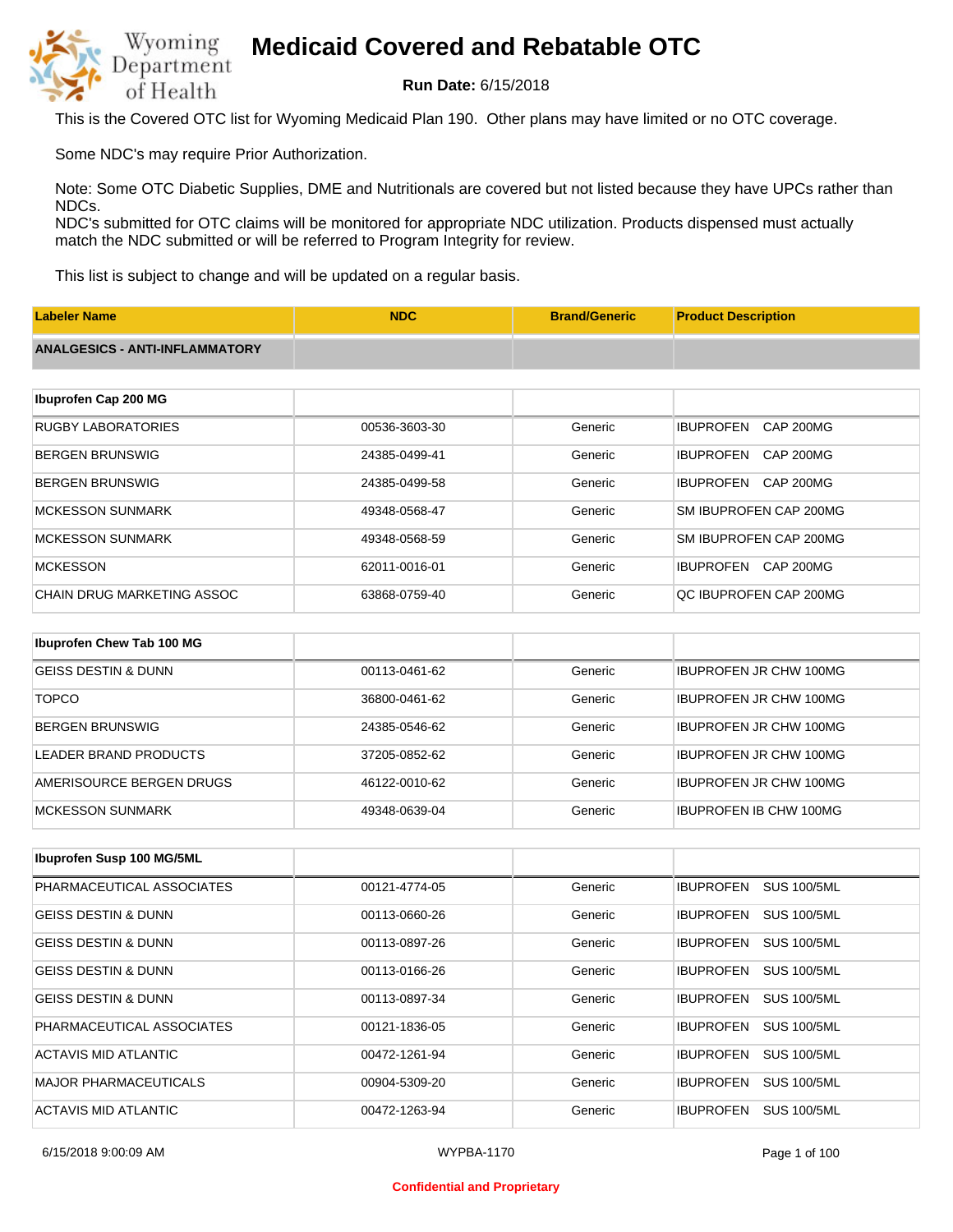# Medicaid Covered and Rebatable OTC

**Run Date:** 6/15/2018

This is the Covered OTC list for Wyoming Medicaid Plan 190. Other plans may have limited or no OTC coverage.

Some NDC's may require Prior Authorization.

Note: Some OTC Diabetic Supplies, DME and Nutritionals are covered but not listed because they have UPCs rather than NDCs.
NDC's submitted for OTC claims will be monitored for appropriate NDC utilization. Products dispensed must actually match the NDC submitted or will be referred to Program Integrity for review.

This list is subject to change and will be updated on a regular basis.

| Labeler Name | NDC | Brand/Generic | Product Description |
|---|---|---|---|
| **ANALGESICS - ANTI-INFLAMMATORY** | | | |
| **Ibuprofen Cap 200 MG** | | | |
| RUGBY LABORATORIES | 00536-3603-30 | Generic | IBUPROFEN CAP 200MG |
| BERGEN BRUNSWIG | 24385-0499-41 | Generic | IBUPROFEN CAP 200MG |
| BERGEN BRUNSWIG | 24385-0499-58 | Generic | IBUPROFEN CAP 200MG |
| MCKESSON SUNMARK | 49348-0568-47 | Generic | SM IBUPROFEN CAP 200MG |
| MCKESSON SUNMARK | 49348-0568-59 | Generic | SM IBUPROFEN CAP 200MG |
| MCKESSON | 62011-0016-01 | Generic | IBUPROFEN CAP 200MG |
| CHAIN DRUG MARKETING ASSOC | 63868-0759-40 | Generic | QC IBUPROFEN CAP 200MG |
| **Ibuprofen Chew Tab 100 MG** | | | |
| GEISS DESTIN & DUNN | 00113-0461-62 | Generic | IBUPROFEN JR CHW 100MG |
| TOPCO | 36800-0461-62 | Generic | IBUPROFEN JR CHW 100MG |
| BERGEN BRUNSWIG | 24385-0546-62 | Generic | IBUPROFEN JR CHW 100MG |
| LEADER BRAND PRODUCTS | 37205-0852-62 | Generic | IBUPROFEN JR CHW 100MG |
| AMERISOURCE BERGEN DRUGS | 46122-0010-62 | Generic | IBUPROFEN JR CHW 100MG |
| MCKESSON SUNMARK | 49348-0639-04 | Generic | IBUPROFEN IB CHW 100MG |
| **Ibuprofen Susp 100 MG/5ML** | | | |
| PHARMACEUTICAL ASSOCIATES | 00121-4774-05 | Generic | IBUPROFEN SUS 100/5ML |
| GEISS DESTIN & DUNN | 00113-0660-26 | Generic | IBUPROFEN SUS 100/5ML |
| GEISS DESTIN & DUNN | 00113-0897-26 | Generic | IBUPROFEN SUS 100/5ML |
| GEISS DESTIN & DUNN | 00113-0166-26 | Generic | IBUPROFEN SUS 100/5ML |
| GEISS DESTIN & DUNN | 00113-0897-34 | Generic | IBUPROFEN SUS 100/5ML |
| PHARMACEUTICAL ASSOCIATES | 00121-1836-05 | Generic | IBUPROFEN SUS 100/5ML |
| ACTAVIS MID ATLANTIC | 00472-1261-94 | Generic | IBUPROFEN SUS 100/5ML |
| MAJOR PHARMACEUTICALS | 00904-5309-20 | Generic | IBUPROFEN SUS 100/5ML |
| ACTAVIS MID ATLANTIC | 00472-1263-94 | Generic | IBUPROFEN SUS 100/5ML |

Confidential and Proprietary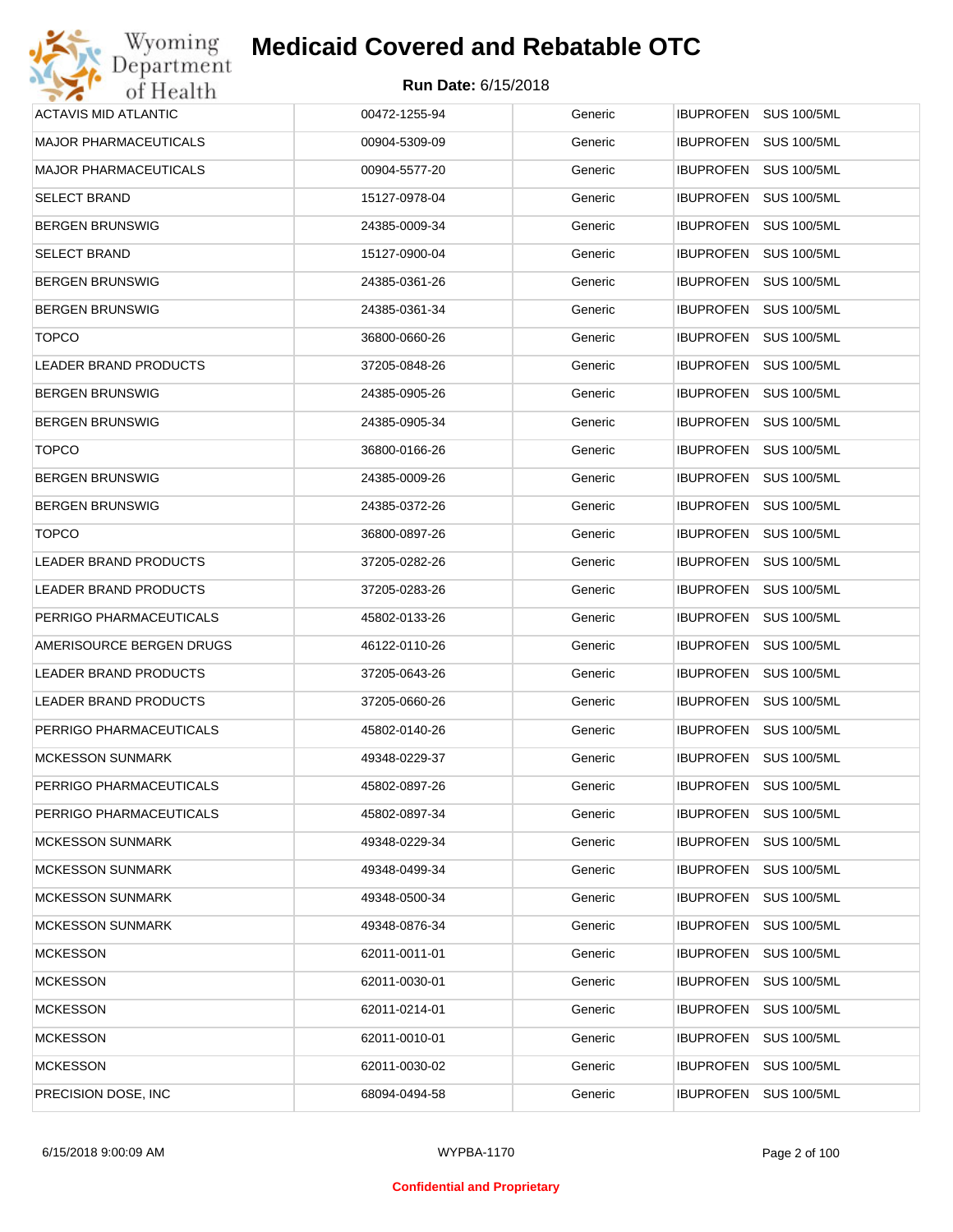# Medicaid Covered and Rebatable OTC

**Run Date:** 6/15/2018

| | | | |
|---|---|---|---|
| ACTAVIS MID ATLANTIC | 00472-1255-94 | Generic | IBUPROFEN SUS 100/5ML |
| MAJOR PHARMACEUTICALS | 00904-5309-09 | Generic | IBUPROFEN SUS 100/5ML |
| MAJOR PHARMACEUTICALS | 00904-5577-20 | Generic | IBUPROFEN SUS 100/5ML |
| SELECT BRAND | 15127-0978-04 | Generic | IBUPROFEN SUS 100/5ML |
| BERGEN BRUNSWIG | 24385-0009-34 | Generic | IBUPROFEN SUS 100/5ML |
| SELECT BRAND | 15127-0900-04 | Generic | IBUPROFEN SUS 100/5ML |
| BERGEN BRUNSWIG | 24385-0361-26 | Generic | IBUPROFEN SUS 100/5ML |
| BERGEN BRUNSWIG | 24385-0361-34 | Generic | IBUPROFEN SUS 100/5ML |
| TOPCO | 36800-0660-26 | Generic | IBUPROFEN SUS 100/5ML |
| LEADER BRAND PRODUCTS | 37205-0848-26 | Generic | IBUPROFEN SUS 100/5ML |
| BERGEN BRUNSWIG | 24385-0905-26 | Generic | IBUPROFEN SUS 100/5ML |
| BERGEN BRUNSWIG | 24385-0905-34 | Generic | IBUPROFEN SUS 100/5ML |
| TOPCO | 36800-0166-26 | Generic | IBUPROFEN SUS 100/5ML |
| BERGEN BRUNSWIG | 24385-0009-26 | Generic | IBUPROFEN SUS 100/5ML |
| BERGEN BRUNSWIG | 24385-0372-26 | Generic | IBUPROFEN SUS 100/5ML |
| TOPCO | 36800-0897-26 | Generic | IBUPROFEN SUS 100/5ML |
| LEADER BRAND PRODUCTS | 37205-0282-26 | Generic | IBUPROFEN SUS 100/5ML |
| LEADER BRAND PRODUCTS | 37205-0283-26 | Generic | IBUPROFEN SUS 100/5ML |
| PERRIGO PHARMACEUTICALS | 45802-0133-26 | Generic | IBUPROFEN SUS 100/5ML |
| AMERISOURCE BERGEN DRUGS | 46122-0110-26 | Generic | IBUPROFEN SUS 100/5ML |
| LEADER BRAND PRODUCTS | 37205-0643-26 | Generic | IBUPROFEN SUS 100/5ML |
| LEADER BRAND PRODUCTS | 37205-0660-26 | Generic | IBUPROFEN SUS 100/5ML |
| PERRIGO PHARMACEUTICALS | 45802-0140-26 | Generic | IBUPROFEN SUS 100/5ML |
| MCKESSON SUNMARK | 49348-0229-37 | Generic | IBUPROFEN SUS 100/5ML |
| PERRIGO PHARMACEUTICALS | 45802-0897-26 | Generic | IBUPROFEN SUS 100/5ML |
| PERRIGO PHARMACEUTICALS | 45802-0897-34 | Generic | IBUPROFEN SUS 100/5ML |
| MCKESSON SUNMARK | 49348-0229-34 | Generic | IBUPROFEN SUS 100/5ML |
| MCKESSON SUNMARK | 49348-0499-34 | Generic | IBUPROFEN SUS 100/5ML |
| MCKESSON SUNMARK | 49348-0500-34 | Generic | IBUPROFEN SUS 100/5ML |
| MCKESSON SUNMARK | 49348-0876-34 | Generic | IBUPROFEN SUS 100/5ML |
| MCKESSON | 62011-0011-01 | Generic | IBUPROFEN SUS 100/5ML |
| MCKESSON | 62011-0030-01 | Generic | IBUPROFEN SUS 100/5ML |
| MCKESSON | 62011-0214-01 | Generic | IBUPROFEN SUS 100/5ML |
| MCKESSON | 62011-0010-01 | Generic | IBUPROFEN SUS 100/5ML |
| MCKESSON | 62011-0030-02 | Generic | IBUPROFEN SUS 100/5ML |
| PRECISION DOSE, INC | 68094-0494-58 | Generic | IBUPROFEN SUS 100/5ML |

6/15/2018 9:00:09 AM WYPBA-1170

**Confidential and Proprietary**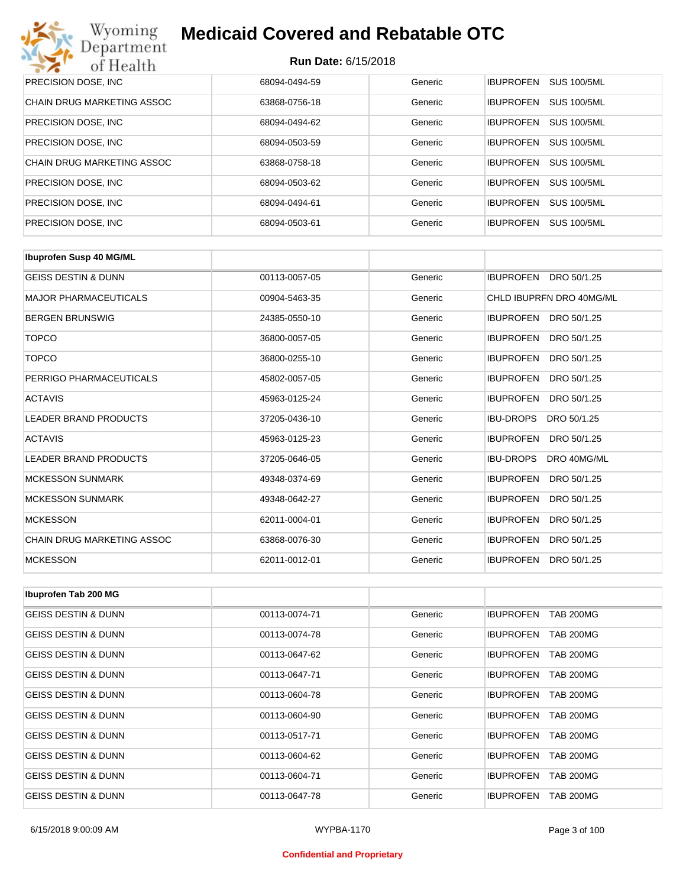| | | | |
|---|---|---|---|
| PRECISION DOSE, INC | 68094-0494-59 | Generic | IBUPROFEN SUS 100/5ML |
| CHAIN DRUG MARKETING ASSOC | 63868-0756-18 | Generic | IBUPROFEN SUS 100/5ML |
| PRECISION DOSE, INC | 68094-0494-62 | Generic | IBUPROFEN SUS 100/5ML |
| PRECISION DOSE, INC | 68094-0503-59 | Generic | IBUPROFEN SUS 100/5ML |
| CHAIN DRUG MARKETING ASSOC | 63868-0758-18 | Generic | IBUPROFEN SUS 100/5ML |
| PRECISION DOSE, INC | 68094-0503-62 | Generic | IBUPROFEN SUS 100/5ML |
| PRECISION DOSE, INC | 68094-0494-61 | Generic | IBUPROFEN SUS 100/5ML |
| PRECISION DOSE, INC | 68094-0503-61 | Generic | IBUPROFEN SUS 100/5ML |

| **Ibuprofen Susp 40 MG/ML** | | | |
|---|---|---|---|
| GEISS DESTIN & DUNN | 00113-0057-05 | Generic | IBUPROFEN DRO 50/1.25 |
| MAJOR PHARMACEUTICALS | 00904-5463-35 | Generic | CHLD IBUPRFN DRO 40MG/ML |
| BERGEN BRUNSWIG | 24385-0550-10 | Generic | IBUPROFEN DRO 50/1.25 |
| TOPCO | 36800-0057-05 | Generic | IBUPROFEN DRO 50/1.25 |
| TOPCO | 36800-0255-10 | Generic | IBUPROFEN DRO 50/1.25 |
| PERRIGO PHARMACEUTICALS | 45802-0057-05 | Generic | IBUPROFEN DRO 50/1.25 |
| ACTAVIS | 45963-0125-24 | Generic | IBUPROFEN DRO 50/1.25 |
| LEADER BRAND PRODUCTS | 37205-0436-10 | Generic | IBU-DROPS DRO 50/1.25 |
| ACTAVIS | 45963-0125-23 | Generic | IBUPROFEN DRO 50/1.25 |
| LEADER BRAND PRODUCTS | 37205-0646-05 | Generic | IBU-DROPS DRO 40MG/ML |
| MCKESSON SUNMARK | 49348-0374-69 | Generic | IBUPROFEN DRO 50/1.25 |
| MCKESSON SUNMARK | 49348-0642-27 | Generic | IBUPROFEN DRO 50/1.25 |
| MCKESSON | 62011-0004-01 | Generic | IBUPROFEN DRO 50/1.25 |
| CHAIN DRUG MARKETING ASSOC | 63868-0076-30 | Generic | IBUPROFEN DRO 50/1.25 |
| MCKESSON | 62011-0012-01 | Generic | IBUPROFEN DRO 50/1.25 |

| **Ibuprofen Tab 200 MG** | | | |
|---|---|---|---|
| GEISS DESTIN & DUNN | 00113-0074-71 | Generic | IBUPROFEN TAB 200MG |
| GEISS DESTIN & DUNN | 00113-0074-78 | Generic | IBUPROFEN TAB 200MG |
| GEISS DESTIN & DUNN | 00113-0647-62 | Generic | IBUPROFEN TAB 200MG |
| GEISS DESTIN & DUNN | 00113-0647-71 | Generic | IBUPROFEN TAB 200MG |
| GEISS DESTIN & DUNN | 00113-0604-78 | Generic | IBUPROFEN TAB 200MG |
| GEISS DESTIN & DUNN | 00113-0604-90 | Generic | IBUPROFEN TAB 200MG |
| GEISS DESTIN & DUNN | 00113-0517-71 | Generic | IBUPROFEN TAB 200MG |
| GEISS DESTIN & DUNN | 00113-0604-62 | Generic | IBUPROFEN TAB 200MG |
| GEISS DESTIN & DUNN | 00113-0604-71 | Generic | IBUPROFEN TAB 200MG |
| GEISS DESTIN & DUNN | 00113-0647-78 | Generic | IBUPROFEN TAB 200MG |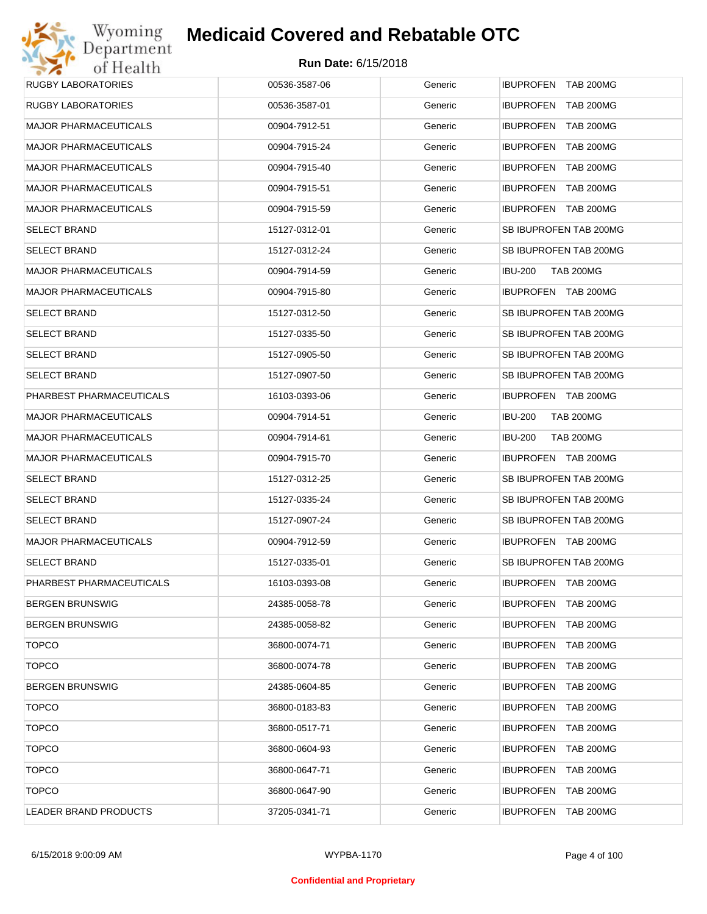# Medicaid Covered and Rebatable OTC

**Run Date:** 6/15/2018

| | | | |
|---|---|---|---|
| RUGBY LABORATORIES | 00536-3587-06 | Generic | IBUPROFEN TAB 200MG |
| RUGBY LABORATORIES | 00536-3587-01 | Generic | IBUPROFEN TAB 200MG |
| MAJOR PHARMACEUTICALS | 00904-7912-51 | Generic | IBUPROFEN TAB 200MG |
| MAJOR PHARMACEUTICALS | 00904-7915-24 | Generic | IBUPROFEN TAB 200MG |
| MAJOR PHARMACEUTICALS | 00904-7915-40 | Generic | IBUPROFEN TAB 200MG |
| MAJOR PHARMACEUTICALS | 00904-7915-51 | Generic | IBUPROFEN TAB 200MG |
| MAJOR PHARMACEUTICALS | 00904-7915-59 | Generic | IBUPROFEN TAB 200MG |
| SELECT BRAND | 15127-0312-01 | Generic | SB IBUPROFEN TAB 200MG |
| SELECT BRAND | 15127-0312-24 | Generic | SB IBUPROFEN TAB 200MG |
| MAJOR PHARMACEUTICALS | 00904-7914-59 | Generic | IBU-200 TAB 200MG |
| MAJOR PHARMACEUTICALS | 00904-7915-80 | Generic | IBUPROFEN TAB 200MG |
| SELECT BRAND | 15127-0312-50 | Generic | SB IBUPROFEN TAB 200MG |
| SELECT BRAND | 15127-0335-50 | Generic | SB IBUPROFEN TAB 200MG |
| SELECT BRAND | 15127-0905-50 | Generic | SB IBUPROFEN TAB 200MG |
| SELECT BRAND | 15127-0907-50 | Generic | SB IBUPROFEN TAB 200MG |
| PHARBEST PHARMACEUTICALS | 16103-0393-06 | Generic | IBUPROFEN TAB 200MG |
| MAJOR PHARMACEUTICALS | 00904-7914-51 | Generic | IBU-200 TAB 200MG |
| MAJOR PHARMACEUTICALS | 00904-7914-61 | Generic | IBU-200 TAB 200MG |
| MAJOR PHARMACEUTICALS | 00904-7915-70 | Generic | IBUPROFEN TAB 200MG |
| SELECT BRAND | 15127-0312-25 | Generic | SB IBUPROFEN TAB 200MG |
| SELECT BRAND | 15127-0335-24 | Generic | SB IBUPROFEN TAB 200MG |
| SELECT BRAND | 15127-0907-24 | Generic | SB IBUPROFEN TAB 200MG |
| MAJOR PHARMACEUTICALS | 00904-7912-59 | Generic | IBUPROFEN TAB 200MG |
| SELECT BRAND | 15127-0335-01 | Generic | SB IBUPROFEN TAB 200MG |
| PHARBEST PHARMACEUTICALS | 16103-0393-08 | Generic | IBUPROFEN TAB 200MG |
| BERGEN BRUNSWIG | 24385-0058-78 | Generic | IBUPROFEN TAB 200MG |
| BERGEN BRUNSWIG | 24385-0058-82 | Generic | IBUPROFEN TAB 200MG |
| TOPCO | 36800-0074-71 | Generic | IBUPROFEN TAB 200MG |
| TOPCO | 36800-0074-78 | Generic | IBUPROFEN TAB 200MG |
| BERGEN BRUNSWIG | 24385-0604-85 | Generic | IBUPROFEN TAB 200MG |
| TOPCO | 36800-0183-83 | Generic | IBUPROFEN TAB 200MG |
| TOPCO | 36800-0517-71 | Generic | IBUPROFEN TAB 200MG |
| TOPCO | 36800-0604-93 | Generic | IBUPROFEN TAB 200MG |
| TOPCO | 36800-0647-71 | Generic | IBUPROFEN TAB 200MG |
| TOPCO | 36800-0647-90 | Generic | IBUPROFEN TAB 200MG |
| LEADER BRAND PRODUCTS | 37205-0341-71 | Generic | IBUPROFEN TAB 200MG |

Confidential and Proprietary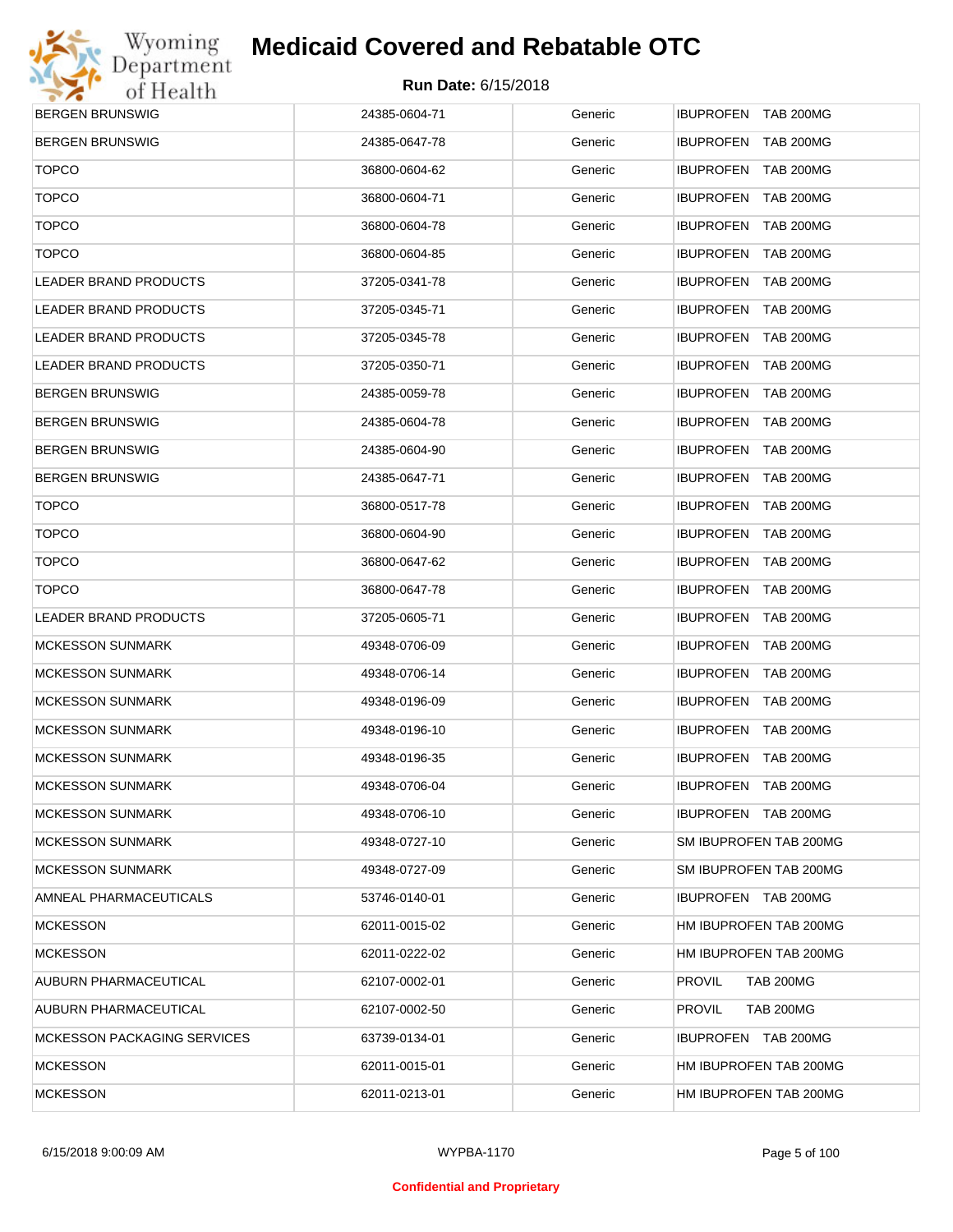# Medicaid Covered and Rebatable OTC

**Run Date:** 6/15/2018

| | | | |
|---|---|---|---|
| BERGEN BRUNSWIG | 24385-0604-71 | Generic | IBUPROFEN TAB 200MG |
| BERGEN BRUNSWIG | 24385-0647-78 | Generic | IBUPROFEN TAB 200MG |
| TOPCO | 36800-0604-62 | Generic | IBUPROFEN TAB 200MG |
| TOPCO | 36800-0604-71 | Generic | IBUPROFEN TAB 200MG |
| TOPCO | 36800-0604-78 | Generic | IBUPROFEN TAB 200MG |
| TOPCO | 36800-0604-85 | Generic | IBUPROFEN TAB 200MG |
| LEADER BRAND PRODUCTS | 37205-0341-78 | Generic | IBUPROFEN TAB 200MG |
| LEADER BRAND PRODUCTS | 37205-0345-71 | Generic | IBUPROFEN TAB 200MG |
| LEADER BRAND PRODUCTS | 37205-0345-78 | Generic | IBUPROFEN TAB 200MG |
| LEADER BRAND PRODUCTS | 37205-0350-71 | Generic | IBUPROFEN TAB 200MG |
| BERGEN BRUNSWIG | 24385-0059-78 | Generic | IBUPROFEN TAB 200MG |
| BERGEN BRUNSWIG | 24385-0604-78 | Generic | IBUPROFEN TAB 200MG |
| BERGEN BRUNSWIG | 24385-0604-90 | Generic | IBUPROFEN TAB 200MG |
| BERGEN BRUNSWIG | 24385-0647-71 | Generic | IBUPROFEN TAB 200MG |
| TOPCO | 36800-0517-78 | Generic | IBUPROFEN TAB 200MG |
| TOPCO | 36800-0604-90 | Generic | IBUPROFEN TAB 200MG |
| TOPCO | 36800-0647-62 | Generic | IBUPROFEN TAB 200MG |
| TOPCO | 36800-0647-78 | Generic | IBUPROFEN TAB 200MG |
| LEADER BRAND PRODUCTS | 37205-0605-71 | Generic | IBUPROFEN TAB 200MG |
| MCKESSON SUNMARK | 49348-0706-09 | Generic | IBUPROFEN TAB 200MG |
| MCKESSON SUNMARK | 49348-0706-14 | Generic | IBUPROFEN TAB 200MG |
| MCKESSON SUNMARK | 49348-0196-09 | Generic | IBUPROFEN TAB 200MG |
| MCKESSON SUNMARK | 49348-0196-10 | Generic | IBUPROFEN TAB 200MG |
| MCKESSON SUNMARK | 49348-0196-35 | Generic | IBUPROFEN TAB 200MG |
| MCKESSON SUNMARK | 49348-0706-04 | Generic | IBUPROFEN TAB 200MG |
| MCKESSON SUNMARK | 49348-0706-10 | Generic | IBUPROFEN TAB 200MG |
| MCKESSON SUNMARK | 49348-0727-10 | Generic | SM IBUPROFEN TAB 200MG |
| MCKESSON SUNMARK | 49348-0727-09 | Generic | SM IBUPROFEN TAB 200MG |
| AMNEAL PHARMACEUTICALS | 53746-0140-01 | Generic | IBUPROFEN TAB 200MG |
| MCKESSON | 62011-0015-02 | Generic | HM IBUPROFEN TAB 200MG |
| MCKESSON | 62011-0222-02 | Generic | HM IBUPROFEN TAB 200MG |
| AUBURN PHARMACEUTICAL | 62107-0002-01 | Generic | PROVIL TAB 200MG |
| AUBURN PHARMACEUTICAL | 62107-0002-50 | Generic | PROVIL TAB 200MG |
| MCKESSON PACKAGING SERVICES | 63739-0134-01 | Generic | IBUPROFEN TAB 200MG |
| MCKESSON | 62011-0015-01 | Generic | HM IBUPROFEN TAB 200MG |
| MCKESSON | 62011-0213-01 | Generic | HM IBUPROFEN TAB 200MG |

Confidential and Proprietary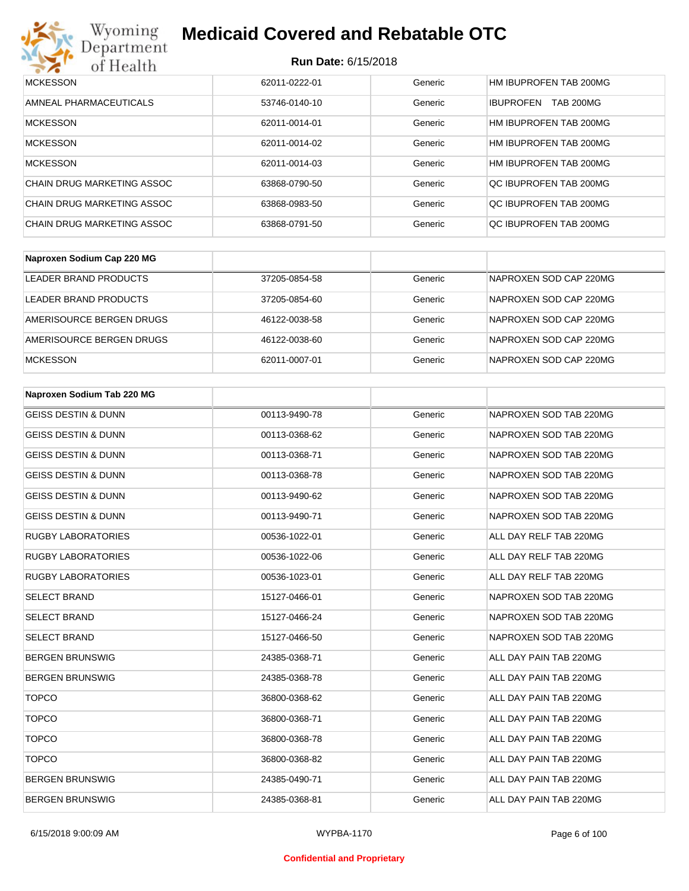| | | | |
|---|---|---|---|
| MCKESSON | 62011-0222-01 | Generic | HM IBUPROFEN TAB 200MG |
| AMNEAL PHARMACEUTICALS | 53746-0140-10 | Generic | IBUPROFEN TAB 200MG |
| MCKESSON | 62011-0014-01 | Generic | HM IBUPROFEN TAB 200MG |
| MCKESSON | 62011-0014-02 | Generic | HM IBUPROFEN TAB 200MG |
| MCKESSON | 62011-0014-03 | Generic | HM IBUPROFEN TAB 200MG |
| CHAIN DRUG MARKETING ASSOC | 63868-0790-50 | Generic | QC IBUPROFEN TAB 200MG |
| CHAIN DRUG MARKETING ASSOC | 63868-0983-50 | Generic | QC IBUPROFEN TAB 200MG |
| CHAIN DRUG MARKETING ASSOC | 63868-0791-50 | Generic | QC IBUPROFEN TAB 200MG |

| **Naproxen Sodium Cap 220 MG** | | | |
|---|---|---|---|
| LEADER BRAND PRODUCTS | 37205-0854-58 | Generic | NAPROXEN SOD CAP 220MG |
| LEADER BRAND PRODUCTS | 37205-0854-60 | Generic | NAPROXEN SOD CAP 220MG |
| AMERISOURCE BERGEN DRUGS | 46122-0038-58 | Generic | NAPROXEN SOD CAP 220MG |
| AMERISOURCE BERGEN DRUGS | 46122-0038-60 | Generic | NAPROXEN SOD CAP 220MG |
| MCKESSON | 62011-0007-01 | Generic | NAPROXEN SOD CAP 220MG |

| **Naproxen Sodium Tab 220 MG** | | | |
|---|---|---|---|
| GEISS DESTIN & DUNN | 00113-9490-78 | Generic | NAPROXEN SOD TAB 220MG |
| GEISS DESTIN & DUNN | 00113-0368-62 | Generic | NAPROXEN SOD TAB 220MG |
| GEISS DESTIN & DUNN | 00113-0368-71 | Generic | NAPROXEN SOD TAB 220MG |
| GEISS DESTIN & DUNN | 00113-0368-78 | Generic | NAPROXEN SOD TAB 220MG |
| GEISS DESTIN & DUNN | 00113-9490-62 | Generic | NAPROXEN SOD TAB 220MG |
| GEISS DESTIN & DUNN | 00113-9490-71 | Generic | NAPROXEN SOD TAB 220MG |
| RUGBY LABORATORIES | 00536-1022-01 | Generic | ALL DAY RELF TAB 220MG |
| RUGBY LABORATORIES | 00536-1022-06 | Generic | ALL DAY RELF TAB 220MG |
| RUGBY LABORATORIES | 00536-1023-01 | Generic | ALL DAY RELF TAB 220MG |
| SELECT BRAND | 15127-0466-01 | Generic | NAPROXEN SOD TAB 220MG |
| SELECT BRAND | 15127-0466-24 | Generic | NAPROXEN SOD TAB 220MG |
| SELECT BRAND | 15127-0466-50 | Generic | NAPROXEN SOD TAB 220MG |
| BERGEN BRUNSWIG | 24385-0368-71 | Generic | ALL DAY PAIN TAB 220MG |
| BERGEN BRUNSWIG | 24385-0368-78 | Generic | ALL DAY PAIN TAB 220MG |
| TOPCO | 36800-0368-62 | Generic | ALL DAY PAIN TAB 220MG |
| TOPCO | 36800-0368-71 | Generic | ALL DAY PAIN TAB 220MG |
| TOPCO | 36800-0368-78 | Generic | ALL DAY PAIN TAB 220MG |
| TOPCO | 36800-0368-82 | Generic | ALL DAY PAIN TAB 220MG |
| BERGEN BRUNSWIG | 24385-0490-71 | Generic | ALL DAY PAIN TAB 220MG |
| BERGEN BRUNSWIG | 24385-0368-81 | Generic | ALL DAY PAIN TAB 220MG |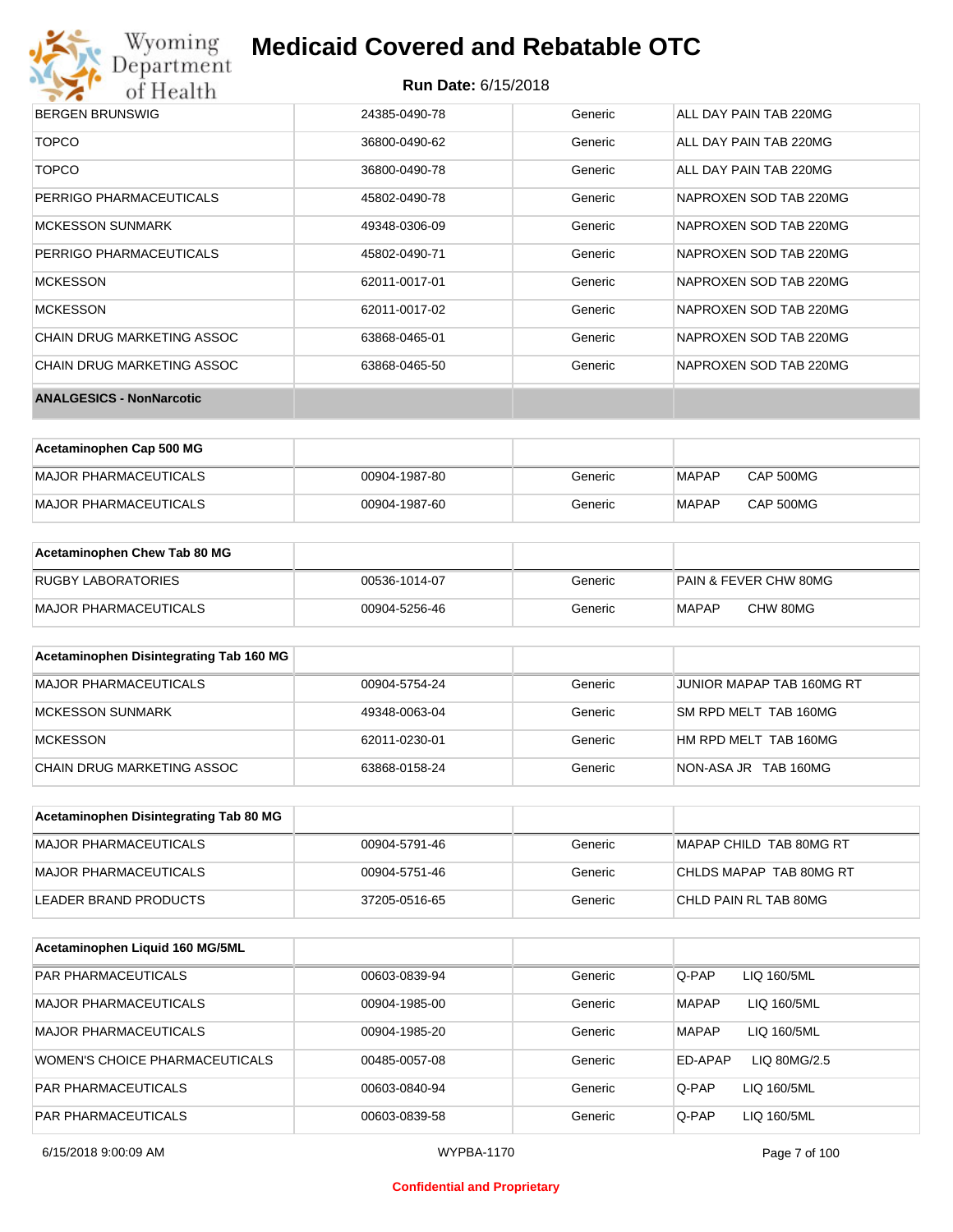| | | | |
|---|---|---|---|
| BERGEN BRUNSWIG | 24385-0490-78 | Generic | ALL DAY PAIN TAB 220MG |
| TOPCO | 36800-0490-62 | Generic | ALL DAY PAIN TAB 220MG |
| TOPCO | 36800-0490-78 | Generic | ALL DAY PAIN TAB 220MG |
| PERRIGO PHARMACEUTICALS | 45802-0490-78 | Generic | NAPROXEN SOD TAB 220MG |
| MCKESSON SUNMARK | 49348-0306-09 | Generic | NAPROXEN SOD TAB 220MG |
| PERRIGO PHARMACEUTICALS | 45802-0490-71 | Generic | NAPROXEN SOD TAB 220MG |
| MCKESSON | 62011-0017-01 | Generic | NAPROXEN SOD TAB 220MG |
| MCKESSON | 62011-0017-02 | Generic | NAPROXEN SOD TAB 220MG |
| CHAIN DRUG MARKETING ASSOC | 63868-0465-01 | Generic | NAPROXEN SOD TAB 220MG |
| CHAIN DRUG MARKETING ASSOC | 63868-0465-50 | Generic | NAPROXEN SOD TAB 220MG |

**ANALGESICS - NonNarcotic**

| Acetaminophen Cap 500 MG | | | |
|---|---|---|---|
| MAJOR PHARMACEUTICALS | 00904-1987-80 | Generic | MAPAP CAP 500MG |
| MAJOR PHARMACEUTICALS | 00904-1987-60 | Generic | MAPAP CAP 500MG |

| Acetaminophen Chew Tab 80 MG | | | |
|---|---|---|---|
| RUGBY LABORATORIES | 00536-1014-07 | Generic | PAIN & FEVER CHW 80MG |
| MAJOR PHARMACEUTICALS | 00904-5256-46 | Generic | MAPAP CHW 80MG |

| Acetaminophen Disintegrating Tab 160 MG | | | |
|---|---|---|---|
| MAJOR PHARMACEUTICALS | 00904-5754-24 | Generic | JUNIOR MAPAP TAB 160MG RT |
| MCKESSON SUNMARK | 49348-0063-04 | Generic | SM RPD MELT TAB 160MG |
| MCKESSON | 62011-0230-01 | Generic | HM RPD MELT TAB 160MG |
| CHAIN DRUG MARKETING ASSOC | 63868-0158-24 | Generic | NON-ASA JR TAB 160MG |

| Acetaminophen Disintegrating Tab 80 MG | | | |
|---|---|---|---|
| MAJOR PHARMACEUTICALS | 00904-5791-46 | Generic | MAPAP CHILD TAB 80MG RT |
| MAJOR PHARMACEUTICALS | 00904-5751-46 | Generic | CHLDS MAPAP TAB 80MG RT |
| LEADER BRAND PRODUCTS | 37205-0516-65 | Generic | CHLD PAIN RL TAB 80MG |

| Acetaminophen Liquid 160 MG/5ML | | | |
|---|---|---|---|
| PAR PHARMACEUTICALS | 00603-0839-94 | Generic | Q-PAP LIQ 160/5ML |
| MAJOR PHARMACEUTICALS | 00904-1985-00 | Generic | MAPAP LIQ 160/5ML |
| MAJOR PHARMACEUTICALS | 00904-1985-20 | Generic | MAPAP LIQ 160/5ML |
| WOMEN'S CHOICE PHARMACEUTICALS | 00485-0057-08 | Generic | ED-APAP LIQ 80MG/2.5 |
| PAR PHARMACEUTICALS | 00603-0840-94 | Generic | Q-PAP LIQ 160/5ML |
| PAR PHARMACEUTICALS | 00603-0839-58 | Generic | Q-PAP LIQ 160/5ML |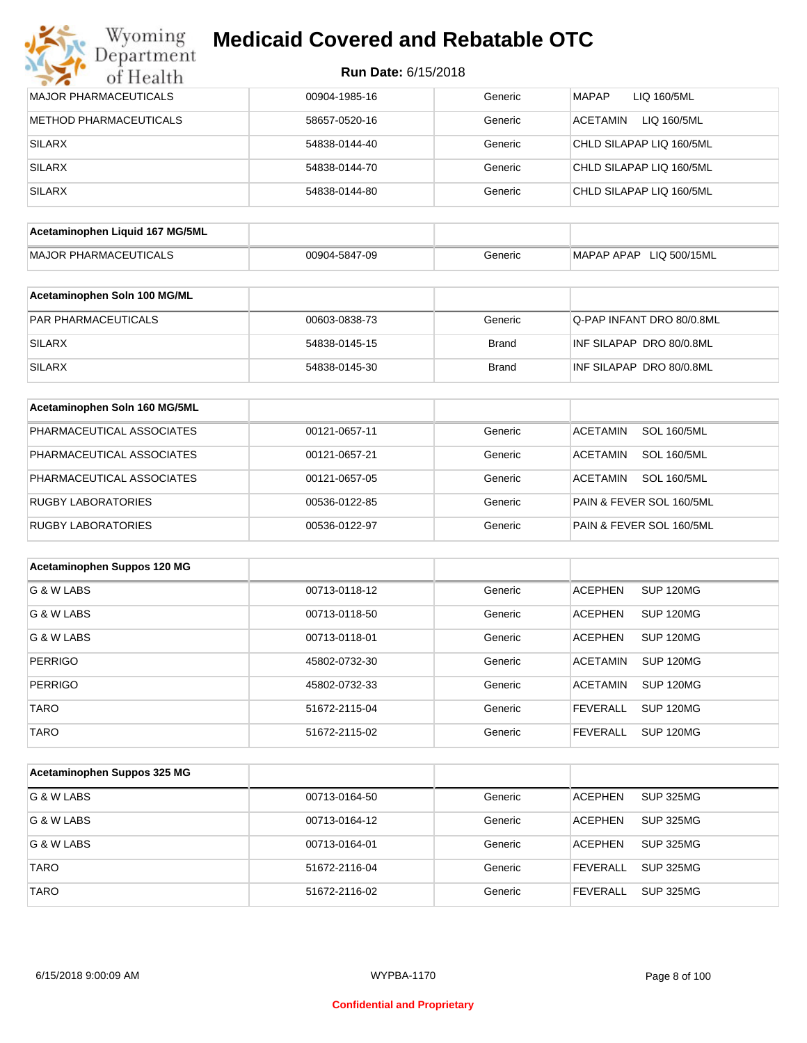| | | | |
|---|---|---|---|
| MAJOR PHARMACEUTICALS | 00904-1985-16 | Generic | MAPAP LIQ 160/5ML |
| METHOD PHARMACEUTICALS | 58657-0520-16 | Generic | ACETAMIN LIQ 160/5ML |
| SILARX | 54838-0144-40 | Generic | CHLD SILAPAP LIQ 160/5ML |
| SILARX | 54838-0144-70 | Generic | CHLD SILAPAP LIQ 160/5ML |
| SILARX | 54838-0144-80 | Generic | CHLD SILAPAP LIQ 160/5ML |

| **Acetaminophen Liquid 167 MG/5ML** | | | |
|---|---|---|---|
| MAJOR PHARMACEUTICALS | 00904-5847-09 | Generic | MAPAP APAP LIQ 500/15ML |

| **Acetaminophen Soln 100 MG/ML** | | | |
|---|---|---|---|
| PAR PHARMACEUTICALS | 00603-0838-73 | Generic | Q-PAP INFANT DRO 80/0.8ML |
| SILARX | 54838-0145-15 | Brand | INF SILAPAP DRO 80/0.8ML |
| SILARX | 54838-0145-30 | Brand | INF SILAPAP DRO 80/0.8ML |

| **Acetaminophen Soln 160 MG/5ML** | | | |
|---|---|---|---|
| PHARMACEUTICAL ASSOCIATES | 00121-0657-11 | Generic | ACETAMIN SOL 160/5ML |
| PHARMACEUTICAL ASSOCIATES | 00121-0657-21 | Generic | ACETAMIN SOL 160/5ML |
| PHARMACEUTICAL ASSOCIATES | 00121-0657-05 | Generic | ACETAMIN SOL 160/5ML |
| RUGBY LABORATORIES | 00536-0122-85 | Generic | PAIN & FEVER SOL 160/5ML |
| RUGBY LABORATORIES | 00536-0122-97 | Generic | PAIN & FEVER SOL 160/5ML |

| **Acetaminophen Suppos 120 MG** | | | |
|---|---|---|---|
| G & W LABS | 00713-0118-12 | Generic | ACEPHEN SUP 120MG |
| G & W LABS | 00713-0118-50 | Generic | ACEPHEN SUP 120MG |
| G & W LABS | 00713-0118-01 | Generic | ACEPHEN SUP 120MG |
| PERRIGO | 45802-0732-30 | Generic | ACETAMIN SUP 120MG |
| PERRIGO | 45802-0732-33 | Generic | ACETAMIN SUP 120MG |
| TARO | 51672-2115-04 | Generic | FEVERALL SUP 120MG |
| TARO | 51672-2115-02 | Generic | FEVERALL SUP 120MG |

| **Acetaminophen Suppos 325 MG** | | | |
|---|---|---|---|
| G & W LABS | 00713-0164-50 | Generic | ACEPHEN SUP 325MG |
| G & W LABS | 00713-0164-12 | Generic | ACEPHEN SUP 325MG |
| G & W LABS | 00713-0164-01 | Generic | ACEPHEN SUP 325MG |
| TARO | 51672-2116-04 | Generic | FEVERALL SUP 325MG |
| TARO | 51672-2116-02 | Generic | FEVERALL SUP 325MG |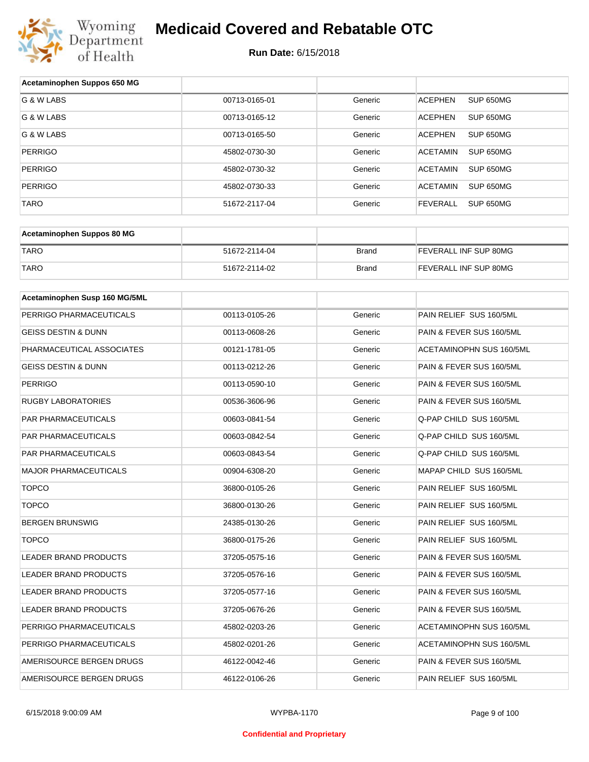# Medicaid Covered and Rebatable OTC

**Run Date:** 6/15/2018

| Acetaminophen Suppos 650 MG | | | |
|---|---|---|---|
| G & W LABS | 00713-0165-01 | Generic | ACEPHEN SUP 650MG |
| G & W LABS | 00713-0165-12 | Generic | ACEPHEN SUP 650MG |
| G & W LABS | 00713-0165-50 | Generic | ACEPHEN SUP 650MG |
| PERRIGO | 45802-0730-30 | Generic | ACETAMIN SUP 650MG |
| PERRIGO | 45802-0730-32 | Generic | ACETAMIN SUP 650MG |
| PERRIGO | 45802-0730-33 | Generic | ACETAMIN SUP 650MG |
| TARO | 51672-2117-04 | Generic | FEVERALL SUP 650MG |

| Acetaminophen Suppos 80 MG | | | |
|---|---|---|---|
| TARO | 51672-2114-04 | Brand | FEVERALL INF SUP 80MG |
| TARO | 51672-2114-02 | Brand | FEVERALL INF SUP 80MG |

| Acetaminophen Susp 160 MG/5ML | | | |
|---|---|---|---|
| PERRIGO PHARMACEUTICALS | 00113-0105-26 | Generic | PAIN RELIEF SUS 160/5ML |
| GEISS DESTIN & DUNN | 00113-0608-26 | Generic | PAIN & FEVER SUS 160/5ML |
| PHARMACEUTICAL ASSOCIATES | 00121-1781-05 | Generic | ACETAMINOPHN SUS 160/5ML |
| GEISS DESTIN & DUNN | 00113-0212-26 | Generic | PAIN & FEVER SUS 160/5ML |
| PERRIGO | 00113-0590-10 | Generic | PAIN & FEVER SUS 160/5ML |
| RUGBY LABORATORIES | 00536-3606-96 | Generic | PAIN & FEVER SUS 160/5ML |
| PAR PHARMACEUTICALS | 00603-0841-54 | Generic | Q-PAP CHILD SUS 160/5ML |
| PAR PHARMACEUTICALS | 00603-0842-54 | Generic | Q-PAP CHILD SUS 160/5ML |
| PAR PHARMACEUTICALS | 00603-0843-54 | Generic | Q-PAP CHILD SUS 160/5ML |
| MAJOR PHARMACEUTICALS | 00904-6308-20 | Generic | MAPAP CHILD SUS 160/5ML |
| TOPCO | 36800-0105-26 | Generic | PAIN RELIEF SUS 160/5ML |
| TOPCO | 36800-0130-26 | Generic | PAIN RELIEF SUS 160/5ML |
| BERGEN BRUNSWIG | 24385-0130-26 | Generic | PAIN RELIEF SUS 160/5ML |
| TOPCO | 36800-0175-26 | Generic | PAIN RELIEF SUS 160/5ML |
| LEADER BRAND PRODUCTS | 37205-0575-16 | Generic | PAIN & FEVER SUS 160/5ML |
| LEADER BRAND PRODUCTS | 37205-0576-16 | Generic | PAIN & FEVER SUS 160/5ML |
| LEADER BRAND PRODUCTS | 37205-0577-16 | Generic | PAIN & FEVER SUS 160/5ML |
| LEADER BRAND PRODUCTS | 37205-0676-26 | Generic | PAIN & FEVER SUS 160/5ML |
| PERRIGO PHARMACEUTICALS | 45802-0203-26 | Generic | ACETAMINOPHN SUS 160/5ML |
| PERRIGO PHARMACEUTICALS | 45802-0201-26 | Generic | ACETAMINOPHN SUS 160/5ML |
| AMERISOURCE BERGEN DRUGS | 46122-0042-46 | Generic | PAIN & FEVER SUS 160/5ML |
| AMERISOURCE BERGEN DRUGS | 46122-0106-26 | Generic | PAIN RELIEF SUS 160/5ML |

Confidential and Proprietary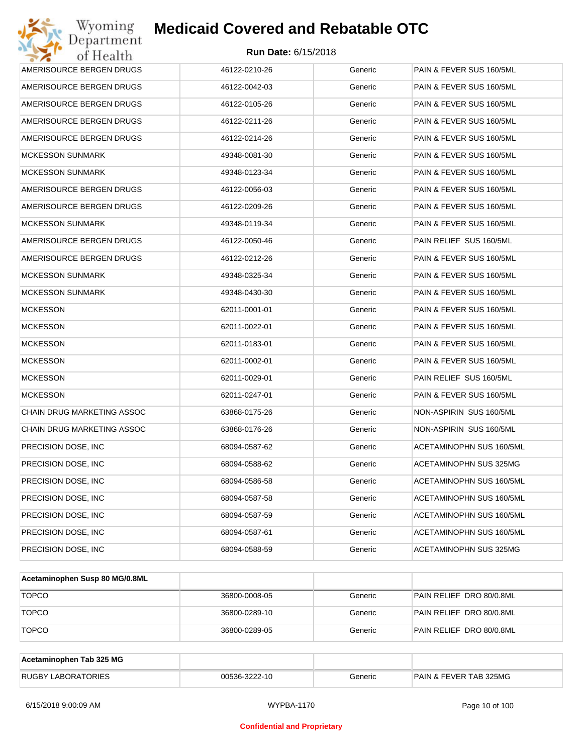| | | | |
|---|---|---|---|
| AMERISOURCE BERGEN DRUGS | 46122-0210-26 | Generic | PAIN & FEVER SUS 160/5ML |
| AMERISOURCE BERGEN DRUGS | 46122-0042-03 | Generic | PAIN & FEVER SUS 160/5ML |
| AMERISOURCE BERGEN DRUGS | 46122-0105-26 | Generic | PAIN & FEVER SUS 160/5ML |
| AMERISOURCE BERGEN DRUGS | 46122-0211-26 | Generic | PAIN & FEVER SUS 160/5ML |
| AMERISOURCE BERGEN DRUGS | 46122-0214-26 | Generic | PAIN & FEVER SUS 160/5ML |
| MCKESSON SUNMARK | 49348-0081-30 | Generic | PAIN & FEVER SUS 160/5ML |
| MCKESSON SUNMARK | 49348-0123-34 | Generic | PAIN & FEVER SUS 160/5ML |
| AMERISOURCE BERGEN DRUGS | 46122-0056-03 | Generic | PAIN & FEVER SUS 160/5ML |
| AMERISOURCE BERGEN DRUGS | 46122-0209-26 | Generic | PAIN & FEVER SUS 160/5ML |
| MCKESSON SUNMARK | 49348-0119-34 | Generic | PAIN & FEVER SUS 160/5ML |
| AMERISOURCE BERGEN DRUGS | 46122-0050-46 | Generic | PAIN RELIEF SUS 160/5ML |
| AMERISOURCE BERGEN DRUGS | 46122-0212-26 | Generic | PAIN & FEVER SUS 160/5ML |
| MCKESSON SUNMARK | 49348-0325-34 | Generic | PAIN & FEVER SUS 160/5ML |
| MCKESSON SUNMARK | 49348-0430-30 | Generic | PAIN & FEVER SUS 160/5ML |
| MCKESSON | 62011-0001-01 | Generic | PAIN & FEVER SUS 160/5ML |
| MCKESSON | 62011-0022-01 | Generic | PAIN & FEVER SUS 160/5ML |
| MCKESSON | 62011-0183-01 | Generic | PAIN & FEVER SUS 160/5ML |
| MCKESSON | 62011-0002-01 | Generic | PAIN & FEVER SUS 160/5ML |
| MCKESSON | 62011-0029-01 | Generic | PAIN RELIEF SUS 160/5ML |
| MCKESSON | 62011-0247-01 | Generic | PAIN & FEVER SUS 160/5ML |
| CHAIN DRUG MARKETING ASSOC | 63868-0175-26 | Generic | NON-ASPIRIN SUS 160/5ML |
| CHAIN DRUG MARKETING ASSOC | 63868-0176-26 | Generic | NON-ASPIRIN SUS 160/5ML |
| PRECISION DOSE, INC | 68094-0587-62 | Generic | ACETAMINOPHN SUS 160/5ML |
| PRECISION DOSE, INC | 68094-0588-62 | Generic | ACETAMINOPHN SUS 325MG |
| PRECISION DOSE, INC | 68094-0586-58 | Generic | ACETAMINOPHN SUS 160/5ML |
| PRECISION DOSE, INC | 68094-0587-58 | Generic | ACETAMINOPHN SUS 160/5ML |
| PRECISION DOSE, INC | 68094-0587-59 | Generic | ACETAMINOPHN SUS 160/5ML |
| PRECISION DOSE, INC | 68094-0587-61 | Generic | ACETAMINOPHN SUS 160/5ML |
| PRECISION DOSE, INC | 68094-0588-59 | Generic | ACETAMINOPHN SUS 325MG |

| **Acetaminophen Susp 80 MG/0.8ML** | | | |
|---|---|---|---|
| TOPCO | 36800-0008-05 | Generic | PAIN RELIEF DRO 80/0.8ML |
| TOPCO | 36800-0289-10 | Generic | PAIN RELIEF DRO 80/0.8ML |
| TOPCO | 36800-0289-05 | Generic | PAIN RELIEF DRO 80/0.8ML |

| **Acetaminophen Tab 325 MG** | | | |
|---|---|---|---|
| RUGBY LABORATORIES | 00536-3222-10 | Generic | PAIN & FEVER TAB 325MG |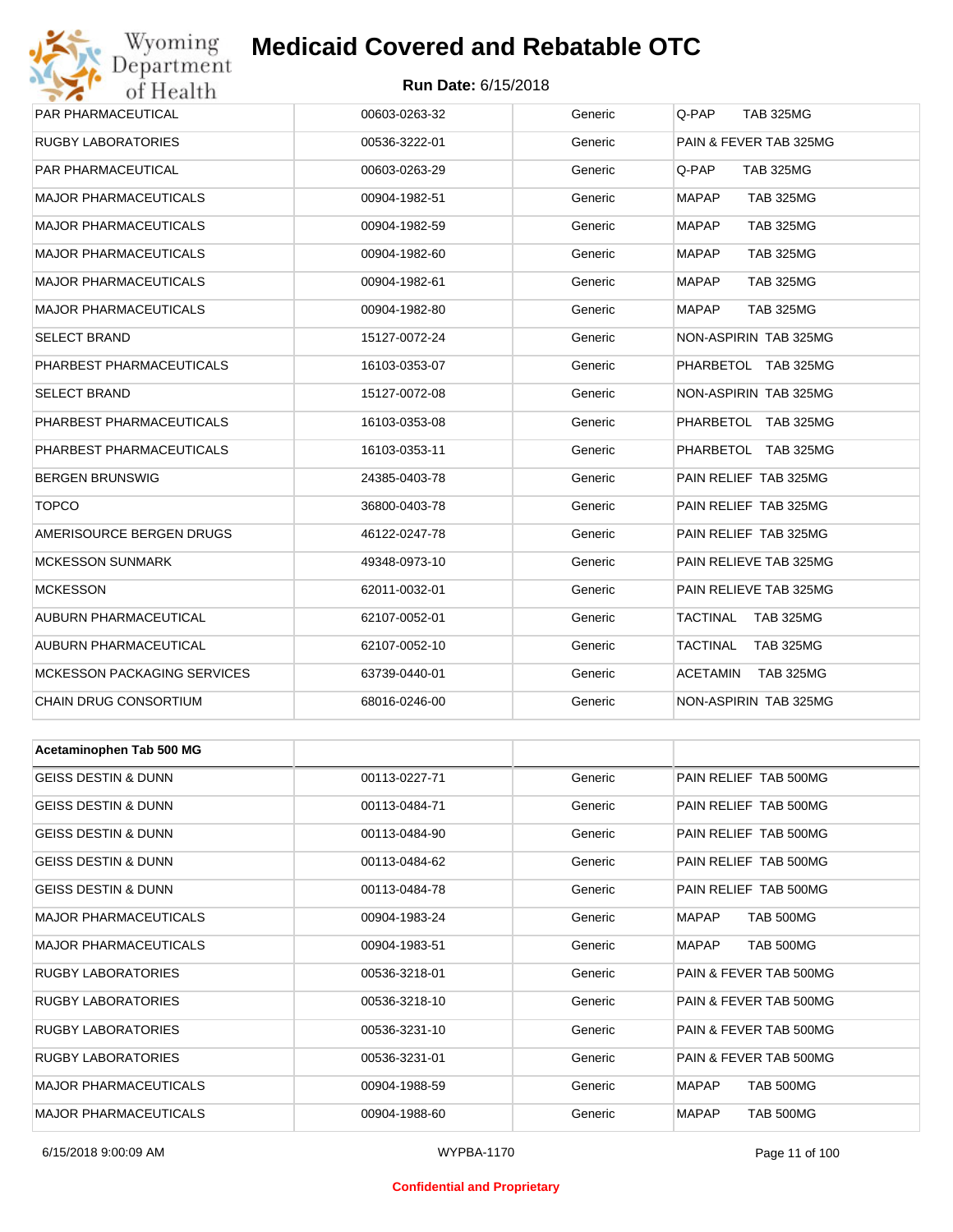| | | | |
|---|---|---|---|
| PAR PHARMACEUTICAL | 00603-0263-32 | Generic | Q-PAP TAB 325MG |
| RUGBY LABORATORIES | 00536-3222-01 | Generic | PAIN & FEVER TAB 325MG |
| PAR PHARMACEUTICAL | 00603-0263-29 | Generic | Q-PAP TAB 325MG |
| MAJOR PHARMACEUTICALS | 00904-1982-51 | Generic | MAPAP TAB 325MG |
| MAJOR PHARMACEUTICALS | 00904-1982-59 | Generic | MAPAP TAB 325MG |
| MAJOR PHARMACEUTICALS | 00904-1982-60 | Generic | MAPAP TAB 325MG |
| MAJOR PHARMACEUTICALS | 00904-1982-61 | Generic | MAPAP TAB 325MG |
| MAJOR PHARMACEUTICALS | 00904-1982-80 | Generic | MAPAP TAB 325MG |
| SELECT BRAND | 15127-0072-24 | Generic | NON-ASPIRIN TAB 325MG |
| PHARBEST PHARMACEUTICALS | 16103-0353-07 | Generic | PHARBETOL TAB 325MG |
| SELECT BRAND | 15127-0072-08 | Generic | NON-ASPIRIN TAB 325MG |
| PHARBEST PHARMACEUTICALS | 16103-0353-08 | Generic | PHARBETOL TAB 325MG |
| PHARBEST PHARMACEUTICALS | 16103-0353-11 | Generic | PHARBETOL TAB 325MG |
| BERGEN BRUNSWIG | 24385-0403-78 | Generic | PAIN RELIEF TAB 325MG |
| TOPCO | 36800-0403-78 | Generic | PAIN RELIEF TAB 325MG |
| AMERISOURCE BERGEN DRUGS | 46122-0247-78 | Generic | PAIN RELIEF TAB 325MG |
| MCKESSON SUNMARK | 49348-0973-10 | Generic | PAIN RELIEVE TAB 325MG |
| MCKESSON | 62011-0032-01 | Generic | PAIN RELIEVE TAB 325MG |
| AUBURN PHARMACEUTICAL | 62107-0052-01 | Generic | TACTINAL TAB 325MG |
| AUBURN PHARMACEUTICAL | 62107-0052-10 | Generic | TACTINAL TAB 325MG |
| MCKESSON PACKAGING SERVICES | 63739-0440-01 | Generic | ACETAMIN TAB 325MG |
| CHAIN DRUG CONSORTIUM | 68016-0246-00 | Generic | NON-ASPIRIN TAB 325MG |

| **Acetaminophen Tab 500 MG** | | | |
|---|---|---|---|
| GEISS DESTIN & DUNN | 00113-0227-71 | Generic | PAIN RELIEF TAB 500MG |
| GEISS DESTIN & DUNN | 00113-0484-71 | Generic | PAIN RELIEF TAB 500MG |
| GEISS DESTIN & DUNN | 00113-0484-90 | Generic | PAIN RELIEF TAB 500MG |
| GEISS DESTIN & DUNN | 00113-0484-62 | Generic | PAIN RELIEF TAB 500MG |
| GEISS DESTIN & DUNN | 00113-0484-78 | Generic | PAIN RELIEF TAB 500MG |
| MAJOR PHARMACEUTICALS | 00904-1983-24 | Generic | MAPAP TAB 500MG |
| MAJOR PHARMACEUTICALS | 00904-1983-51 | Generic | MAPAP TAB 500MG |
| RUGBY LABORATORIES | 00536-3218-01 | Generic | PAIN & FEVER TAB 500MG |
| RUGBY LABORATORIES | 00536-3218-10 | Generic | PAIN & FEVER TAB 500MG |
| RUGBY LABORATORIES | 00536-3231-10 | Generic | PAIN & FEVER TAB 500MG |
| RUGBY LABORATORIES | 00536-3231-01 | Generic | PAIN & FEVER TAB 500MG |
| MAJOR PHARMACEUTICALS | 00904-1988-59 | Generic | MAPAP TAB 500MG |
| MAJOR PHARMACEUTICALS | 00904-1988-60 | Generic | MAPAP TAB 500MG |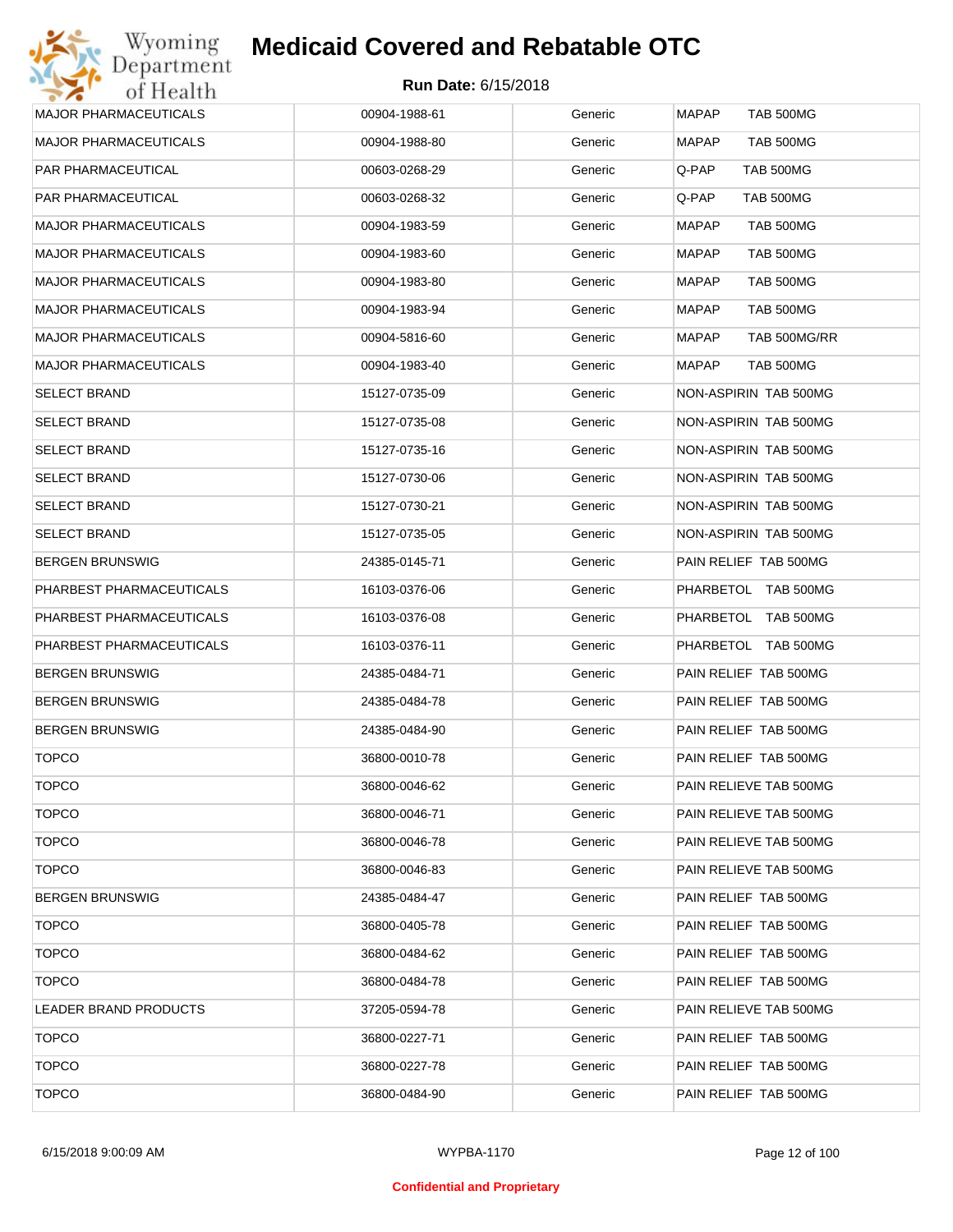| | | | |
|---|---|---|---|
| MAJOR PHARMACEUTICALS | 00904-1988-61 | Generic | MAPAP TAB 500MG |
| MAJOR PHARMACEUTICALS | 00904-1988-80 | Generic | MAPAP TAB 500MG |
| PAR PHARMACEUTICAL | 00603-0268-29 | Generic | Q-PAP TAB 500MG |
| PAR PHARMACEUTICAL | 00603-0268-32 | Generic | Q-PAP TAB 500MG |
| MAJOR PHARMACEUTICALS | 00904-1983-59 | Generic | MAPAP TAB 500MG |
| MAJOR PHARMACEUTICALS | 00904-1983-60 | Generic | MAPAP TAB 500MG |
| MAJOR PHARMACEUTICALS | 00904-1983-80 | Generic | MAPAP TAB 500MG |
| MAJOR PHARMACEUTICALS | 00904-1983-94 | Generic | MAPAP TAB 500MG |
| MAJOR PHARMACEUTICALS | 00904-5816-60 | Generic | MAPAP TAB 500MG/RR |
| MAJOR PHARMACEUTICALS | 00904-1983-40 | Generic | MAPAP TAB 500MG |
| SELECT BRAND | 15127-0735-09 | Generic | NON-ASPIRIN TAB 500MG |
| SELECT BRAND | 15127-0735-08 | Generic | NON-ASPIRIN TAB 500MG |
| SELECT BRAND | 15127-0735-16 | Generic | NON-ASPIRIN TAB 500MG |
| SELECT BRAND | 15127-0730-06 | Generic | NON-ASPIRIN TAB 500MG |
| SELECT BRAND | 15127-0730-21 | Generic | NON-ASPIRIN TAB 500MG |
| SELECT BRAND | 15127-0735-05 | Generic | NON-ASPIRIN TAB 500MG |
| BERGEN BRUNSWIG | 24385-0145-71 | Generic | PAIN RELIEF TAB 500MG |
| PHARBEST PHARMACEUTICALS | 16103-0376-06 | Generic | PHARBETOL TAB 500MG |
| PHARBEST PHARMACEUTICALS | 16103-0376-08 | Generic | PHARBETOL TAB 500MG |
| PHARBEST PHARMACEUTICALS | 16103-0376-11 | Generic | PHARBETOL TAB 500MG |
| BERGEN BRUNSWIG | 24385-0484-71 | Generic | PAIN RELIEF TAB 500MG |
| BERGEN BRUNSWIG | 24385-0484-78 | Generic | PAIN RELIEF TAB 500MG |
| BERGEN BRUNSWIG | 24385-0484-90 | Generic | PAIN RELIEF TAB 500MG |
| TOPCO | 36800-0010-78 | Generic | PAIN RELIEF TAB 500MG |
| TOPCO | 36800-0046-62 | Generic | PAIN RELIEVE TAB 500MG |
| TOPCO | 36800-0046-71 | Generic | PAIN RELIEVE TAB 500MG |
| TOPCO | 36800-0046-78 | Generic | PAIN RELIEVE TAB 500MG |
| TOPCO | 36800-0046-83 | Generic | PAIN RELIEVE TAB 500MG |
| BERGEN BRUNSWIG | 24385-0484-47 | Generic | PAIN RELIEF TAB 500MG |
| TOPCO | 36800-0405-78 | Generic | PAIN RELIEF TAB 500MG |
| TOPCO | 36800-0484-62 | Generic | PAIN RELIEF TAB 500MG |
| TOPCO | 36800-0484-78 | Generic | PAIN RELIEF TAB 500MG |
| LEADER BRAND PRODUCTS | 37205-0594-78 | Generic | PAIN RELIEVE TAB 500MG |
| TOPCO | 36800-0227-71 | Generic | PAIN RELIEF TAB 500MG |
| TOPCO | 36800-0227-78 | Generic | PAIN RELIEF TAB 500MG |
| TOPCO | 36800-0484-90 | Generic | PAIN RELIEF TAB 500MG |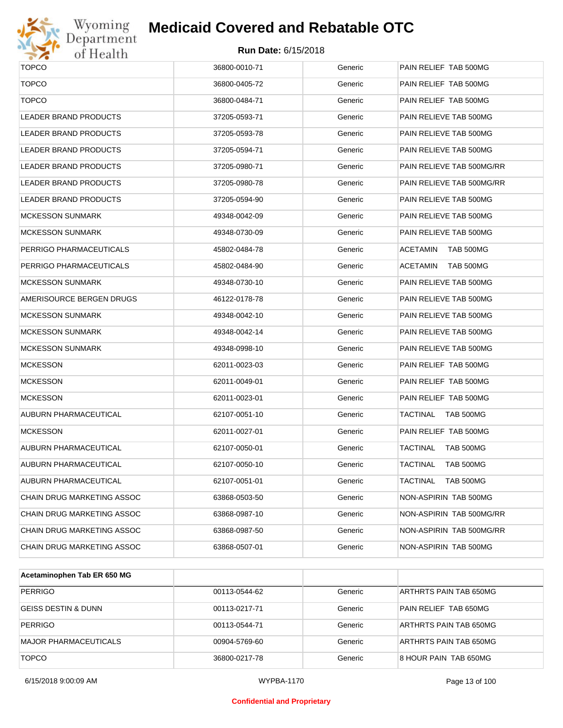| | | | |
|---|---|---|---|
| TOPCO | 36800-0010-71 | Generic | PAIN RELIEF TAB 500MG |
| TOPCO | 36800-0405-72 | Generic | PAIN RELIEF TAB 500MG |
| TOPCO | 36800-0484-71 | Generic | PAIN RELIEF TAB 500MG |
| LEADER BRAND PRODUCTS | 37205-0593-71 | Generic | PAIN RELIEVE TAB 500MG |
| LEADER BRAND PRODUCTS | 37205-0593-78 | Generic | PAIN RELIEVE TAB 500MG |
| LEADER BRAND PRODUCTS | 37205-0594-71 | Generic | PAIN RELIEVE TAB 500MG |
| LEADER BRAND PRODUCTS | 37205-0980-71 | Generic | PAIN RELIEVE TAB 500MG/RR |
| LEADER BRAND PRODUCTS | 37205-0980-78 | Generic | PAIN RELIEVE TAB 500MG/RR |
| LEADER BRAND PRODUCTS | 37205-0594-90 | Generic | PAIN RELIEVE TAB 500MG |
| MCKESSON SUNMARK | 49348-0042-09 | Generic | PAIN RELIEVE TAB 500MG |
| MCKESSON SUNMARK | 49348-0730-09 | Generic | PAIN RELIEVE TAB 500MG |
| PERRIGO PHARMACEUTICALS | 45802-0484-78 | Generic | ACETAMIN TAB 500MG |
| PERRIGO PHARMACEUTICALS | 45802-0484-90 | Generic | ACETAMIN TAB 500MG |
| MCKESSON SUNMARK | 49348-0730-10 | Generic | PAIN RELIEVE TAB 500MG |
| AMERISOURCE BERGEN DRUGS | 46122-0178-78 | Generic | PAIN RELIEVE TAB 500MG |
| MCKESSON SUNMARK | 49348-0042-10 | Generic | PAIN RELIEVE TAB 500MG |
| MCKESSON SUNMARK | 49348-0042-14 | Generic | PAIN RELIEVE TAB 500MG |
| MCKESSON SUNMARK | 49348-0998-10 | Generic | PAIN RELIEVE TAB 500MG |
| MCKESSON | 62011-0023-03 | Generic | PAIN RELIEF TAB 500MG |
| MCKESSON | 62011-0049-01 | Generic | PAIN RELIEF TAB 500MG |
| MCKESSON | 62011-0023-01 | Generic | PAIN RELIEF TAB 500MG |
| AUBURN PHARMACEUTICAL | 62107-0051-10 | Generic | TACTINAL TAB 500MG |
| MCKESSON | 62011-0027-01 | Generic | PAIN RELIEF TAB 500MG |
| AUBURN PHARMACEUTICAL | 62107-0050-01 | Generic | TACTINAL TAB 500MG |
| AUBURN PHARMACEUTICAL | 62107-0050-10 | Generic | TACTINAL TAB 500MG |
| AUBURN PHARMACEUTICAL | 62107-0051-01 | Generic | TACTINAL TAB 500MG |
| CHAIN DRUG MARKETING ASSOC | 63868-0503-50 | Generic | NON-ASPIRIN TAB 500MG |
| CHAIN DRUG MARKETING ASSOC | 63868-0987-10 | Generic | NON-ASPIRIN TAB 500MG/RR |
| CHAIN DRUG MARKETING ASSOC | 63868-0987-50 | Generic | NON-ASPIRIN TAB 500MG/RR |
| CHAIN DRUG MARKETING ASSOC | 63868-0507-01 | Generic | NON-ASPIRIN TAB 500MG |

| **Acetaminophen Tab ER 650 MG** | | | |
|---|---|---|---|
| PERRIGO | 00113-0544-62 | Generic | ARTHRTS PAIN TAB 650MG |
| GEISS DESTIN & DUNN | 00113-0217-71 | Generic | PAIN RELIEF TAB 650MG |
| PERRIGO | 00113-0544-71 | Generic | ARTHRTS PAIN TAB 650MG |
| MAJOR PHARMACEUTICALS | 00904-5769-60 | Generic | ARTHRTS PAIN TAB 650MG |
| TOPCO | 36800-0217-78 | Generic | 8 HOUR PAIN TAB 650MG |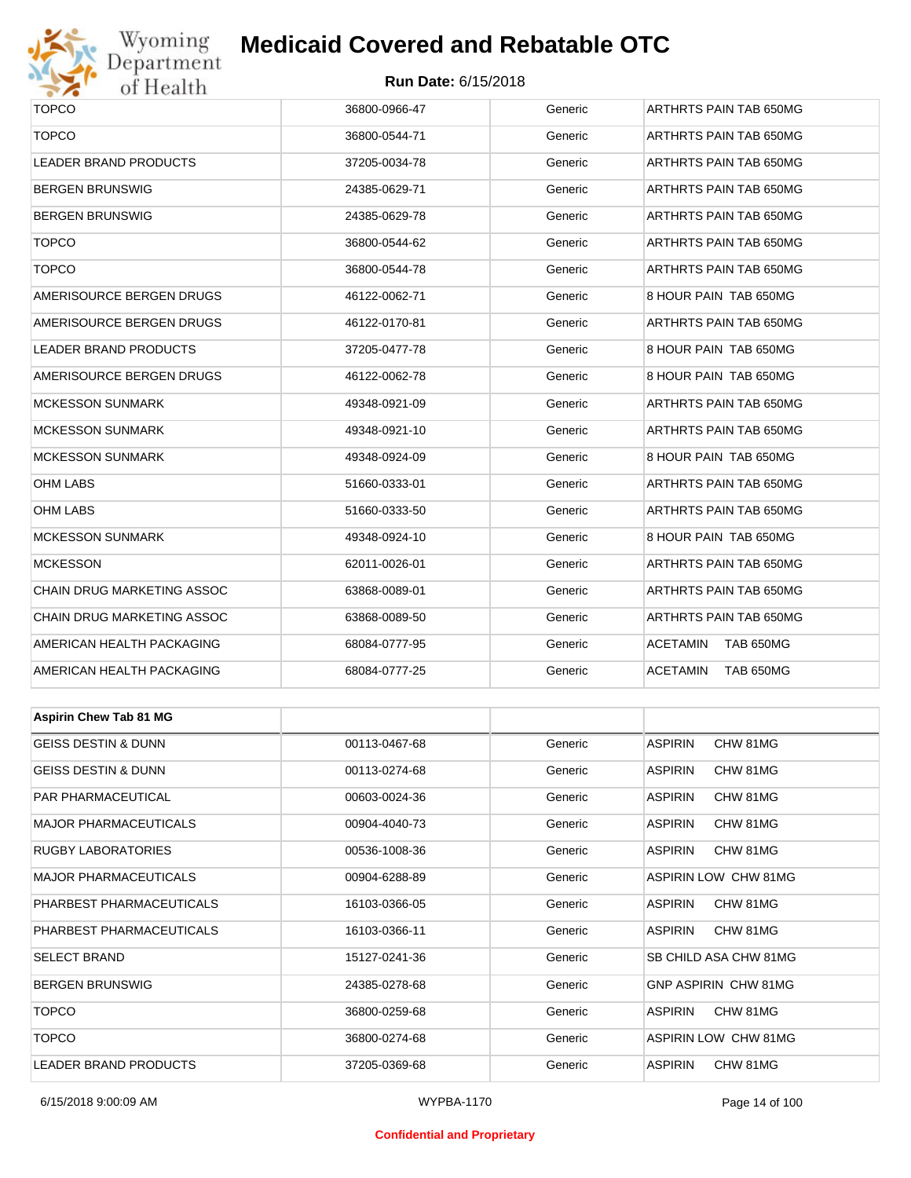# Medicaid Covered and Rebatable OTC

**Run Date:** 6/15/2018

| | | | |
|---|---|---|---|
| TOPCO | 36800-0966-47 | Generic | ARTHRTS PAIN TAB 650MG |
| TOPCO | 36800-0544-71 | Generic | ARTHRTS PAIN TAB 650MG |
| LEADER BRAND PRODUCTS | 37205-0034-78 | Generic | ARTHRTS PAIN TAB 650MG |
| BERGEN BRUNSWIG | 24385-0629-71 | Generic | ARTHRTS PAIN TAB 650MG |
| BERGEN BRUNSWIG | 24385-0629-78 | Generic | ARTHRTS PAIN TAB 650MG |
| TOPCO | 36800-0544-62 | Generic | ARTHRTS PAIN TAB 650MG |
| TOPCO | 36800-0544-78 | Generic | ARTHRTS PAIN TAB 650MG |
| AMERISOURCE BERGEN DRUGS | 46122-0062-71 | Generic | 8 HOUR PAIN TAB 650MG |
| AMERISOURCE BERGEN DRUGS | 46122-0170-81 | Generic | ARTHRTS PAIN TAB 650MG |
| LEADER BRAND PRODUCTS | 37205-0477-78 | Generic | 8 HOUR PAIN TAB 650MG |
| AMERISOURCE BERGEN DRUGS | 46122-0062-78 | Generic | 8 HOUR PAIN TAB 650MG |
| MCKESSON SUNMARK | 49348-0921-09 | Generic | ARTHRTS PAIN TAB 650MG |
| MCKESSON SUNMARK | 49348-0921-10 | Generic | ARTHRTS PAIN TAB 650MG |
| MCKESSON SUNMARK | 49348-0924-09 | Generic | 8 HOUR PAIN TAB 650MG |
| OHM LABS | 51660-0333-01 | Generic | ARTHRTS PAIN TAB 650MG |
| OHM LABS | 51660-0333-50 | Generic | ARTHRTS PAIN TAB 650MG |
| MCKESSON SUNMARK | 49348-0924-10 | Generic | 8 HOUR PAIN TAB 650MG |
| MCKESSON | 62011-0026-01 | Generic | ARTHRTS PAIN TAB 650MG |
| CHAIN DRUG MARKETING ASSOC | 63868-0089-01 | Generic | ARTHRTS PAIN TAB 650MG |
| CHAIN DRUG MARKETING ASSOC | 63868-0089-50 | Generic | ARTHRTS PAIN TAB 650MG |
| AMERICAN HEALTH PACKAGING | 68084-0777-95 | Generic | ACETAMIN TAB 650MG |
| AMERICAN HEALTH PACKAGING | 68084-0777-25 | Generic | ACETAMIN TAB 650MG |

| **Aspirin Chew Tab 81 MG** | | | |
|---|---|---|---|
| GEISS DESTIN & DUNN | 00113-0467-68 | Generic | ASPIRIN CHW 81MG |
| GEISS DESTIN & DUNN | 00113-0274-68 | Generic | ASPIRIN CHW 81MG |
| PAR PHARMACEUTICAL | 00603-0024-36 | Generic | ASPIRIN CHW 81MG |
| MAJOR PHARMACEUTICALS | 00904-4040-73 | Generic | ASPIRIN CHW 81MG |
| RUGBY LABORATORIES | 00536-1008-36 | Generic | ASPIRIN CHW 81MG |
| MAJOR PHARMACEUTICALS | 00904-6288-89 | Generic | ASPIRIN LOW CHW 81MG |
| PHARBEST PHARMACEUTICALS | 16103-0366-05 | Generic | ASPIRIN CHW 81MG |
| PHARBEST PHARMACEUTICALS | 16103-0366-11 | Generic | ASPIRIN CHW 81MG |
| SELECT BRAND | 15127-0241-36 | Generic | SB CHILD ASA CHW 81MG |
| BERGEN BRUNSWIG | 24385-0278-68 | Generic | GNP ASPIRIN CHW 81MG |
| TOPCO | 36800-0259-68 | Generic | ASPIRIN CHW 81MG |
| TOPCO | 36800-0274-68 | Generic | ASPIRIN LOW CHW 81MG |
| LEADER BRAND PRODUCTS | 37205-0369-68 | Generic | ASPIRIN CHW 81MG |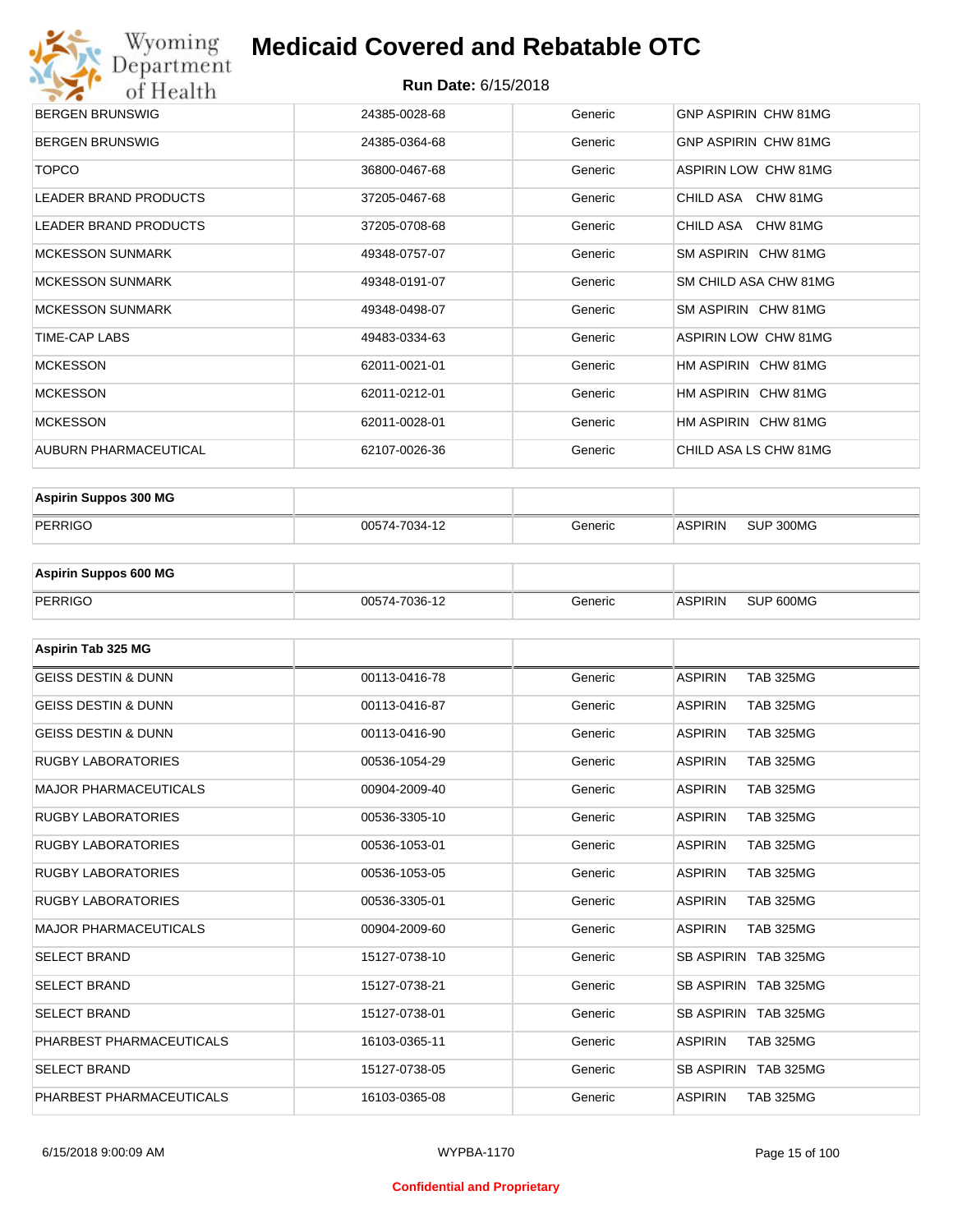| | | | |
|---|---|---|---|
| BERGEN BRUNSWIG | 24385-0028-68 | Generic | GNP ASPIRIN CHW 81MG |
| BERGEN BRUNSWIG | 24385-0364-68 | Generic | GNP ASPIRIN CHW 81MG |
| TOPCO | 36800-0467-68 | Generic | ASPIRIN LOW CHW 81MG |
| LEADER BRAND PRODUCTS | 37205-0467-68 | Generic | CHILD ASA CHW 81MG |
| LEADER BRAND PRODUCTS | 37205-0708-68 | Generic | CHILD ASA CHW 81MG |
| MCKESSON SUNMARK | 49348-0757-07 | Generic | SM ASPIRIN CHW 81MG |
| MCKESSON SUNMARK | 49348-0191-07 | Generic | SM CHILD ASA CHW 81MG |
| MCKESSON SUNMARK | 49348-0498-07 | Generic | SM ASPIRIN CHW 81MG |
| TIME-CAP LABS | 49483-0334-63 | Generic | ASPIRIN LOW CHW 81MG |
| MCKESSON | 62011-0021-01 | Generic | HM ASPIRIN CHW 81MG |
| MCKESSON | 62011-0212-01 | Generic | HM ASPIRIN CHW 81MG |
| MCKESSON | 62011-0028-01 | Generic | HM ASPIRIN CHW 81MG |
| AUBURN PHARMACEUTICAL | 62107-0026-36 | Generic | CHILD ASA LS CHW 81MG |

| **Aspirin Suppos 300 MG** | | | |
|---|---|---|---|
| PERRIGO | 00574-7034-12 | Generic | ASPIRIN SUP 300MG |

| **Aspirin Suppos 600 MG** | | | |
|---|---|---|---|
| PERRIGO | 00574-7036-12 | Generic | ASPIRIN SUP 600MG |

| **Aspirin Tab 325 MG** | | | |
|---|---|---|---|
| GEISS DESTIN & DUNN | 00113-0416-78 | Generic | ASPIRIN TAB 325MG |
| GEISS DESTIN & DUNN | 00113-0416-87 | Generic | ASPIRIN TAB 325MG |
| GEISS DESTIN & DUNN | 00113-0416-90 | Generic | ASPIRIN TAB 325MG |
| RUGBY LABORATORIES | 00536-1054-29 | Generic | ASPIRIN TAB 325MG |
| MAJOR PHARMACEUTICALS | 00904-2009-40 | Generic | ASPIRIN TAB 325MG |
| RUGBY LABORATORIES | 00536-3305-10 | Generic | ASPIRIN TAB 325MG |
| RUGBY LABORATORIES | 00536-1053-01 | Generic | ASPIRIN TAB 325MG |
| RUGBY LABORATORIES | 00536-1053-05 | Generic | ASPIRIN TAB 325MG |
| RUGBY LABORATORIES | 00536-3305-01 | Generic | ASPIRIN TAB 325MG |
| MAJOR PHARMACEUTICALS | 00904-2009-60 | Generic | ASPIRIN TAB 325MG |
| SELECT BRAND | 15127-0738-10 | Generic | SB ASPIRIN TAB 325MG |
| SELECT BRAND | 15127-0738-21 | Generic | SB ASPIRIN TAB 325MG |
| SELECT BRAND | 15127-0738-01 | Generic | SB ASPIRIN TAB 325MG |
| PHARBEST PHARMACEUTICALS | 16103-0365-11 | Generic | ASPIRIN TAB 325MG |
| SELECT BRAND | 15127-0738-05 | Generic | SB ASPIRIN TAB 325MG |
| PHARBEST PHARMACEUTICALS | 16103-0365-08 | Generic | ASPIRIN TAB 325MG |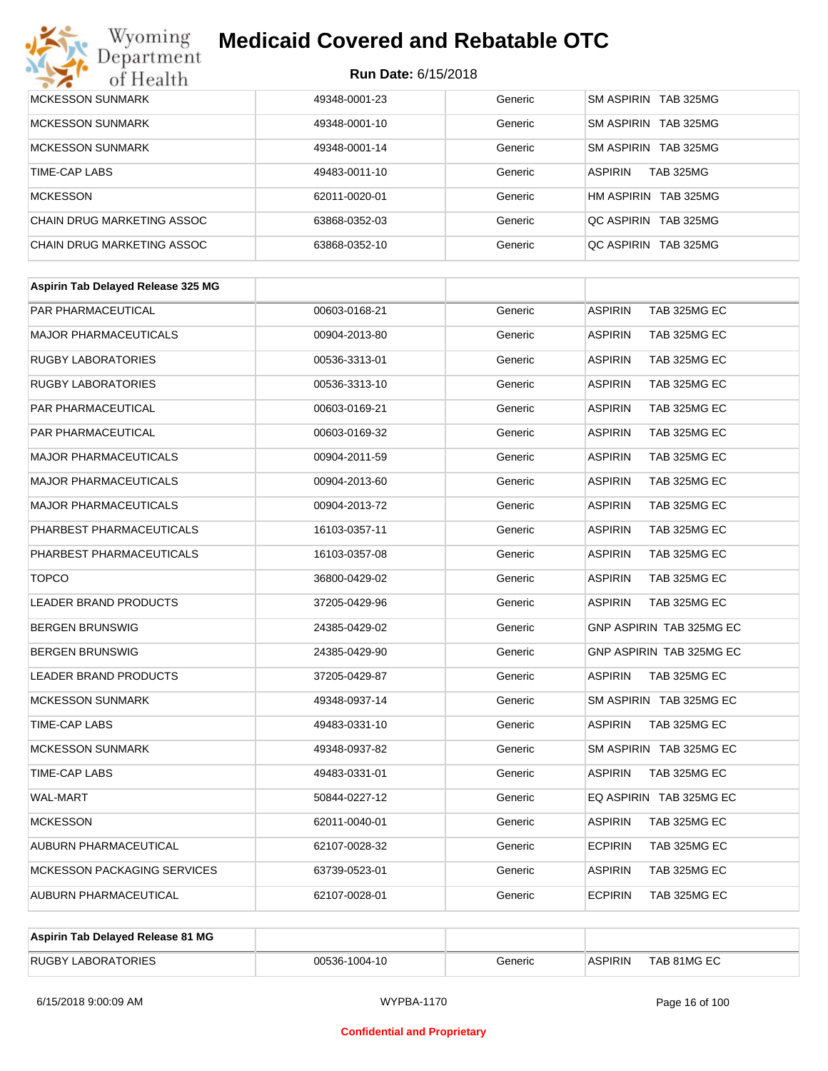| MCKESSON SUNMARK | 49348-0001-23 | Generic | SM ASPIRIN TAB 325MG |
|---|---|---|---|
| MCKESSON SUNMARK | 49348-0001-10 | Generic | SM ASPIRIN TAB 325MG |
| MCKESSON SUNMARK | 49348-0001-14 | Generic | SM ASPIRIN TAB 325MG |
| TIME-CAP LABS | 49483-0011-10 | Generic | ASPIRIN TAB 325MG |
| MCKESSON | 62011-0020-01 | Generic | HM ASPIRIN TAB 325MG |
| CHAIN DRUG MARKETING ASSOC | 63868-0352-03 | Generic | QC ASPIRIN TAB 325MG |
| CHAIN DRUG MARKETING ASSOC | 63868-0352-10 | Generic | QC ASPIRIN TAB 325MG |

| **Aspirin Tab Delayed Release 325 MG** | | | |
|---|---|---|---|
| PAR PHARMACEUTICAL | 00603-0168-21 | Generic | ASPIRIN TAB 325MG EC |
| MAJOR PHARMACEUTICALS | 00904-2013-80 | Generic | ASPIRIN TAB 325MG EC |
| RUGBY LABORATORIES | 00536-3313-01 | Generic | ASPIRIN TAB 325MG EC |
| RUGBY LABORATORIES | 00536-3313-10 | Generic | ASPIRIN TAB 325MG EC |
| PAR PHARMACEUTICAL | 00603-0169-21 | Generic | ASPIRIN TAB 325MG EC |
| PAR PHARMACEUTICAL | 00603-0169-32 | Generic | ASPIRIN TAB 325MG EC |
| MAJOR PHARMACEUTICALS | 00904-2011-59 | Generic | ASPIRIN TAB 325MG EC |
| MAJOR PHARMACEUTICALS | 00904-2013-60 | Generic | ASPIRIN TAB 325MG EC |
| MAJOR PHARMACEUTICALS | 00904-2013-72 | Generic | ASPIRIN TAB 325MG EC |
| PHARBEST PHARMACEUTICALS | 16103-0357-11 | Generic | ASPIRIN TAB 325MG EC |
| PHARBEST PHARMACEUTICALS | 16103-0357-08 | Generic | ASPIRIN TAB 325MG EC |
| TOPCO | 36800-0429-02 | Generic | ASPIRIN TAB 325MG EC |
| LEADER BRAND PRODUCTS | 37205-0429-96 | Generic | ASPIRIN TAB 325MG EC |
| BERGEN BRUNSWIG | 24385-0429-02 | Generic | GNP ASPIRIN TAB 325MG EC |
| BERGEN BRUNSWIG | 24385-0429-90 | Generic | GNP ASPIRIN TAB 325MG EC |
| LEADER BRAND PRODUCTS | 37205-0429-87 | Generic | ASPIRIN TAB 325MG EC |
| MCKESSON SUNMARK | 49348-0937-14 | Generic | SM ASPIRIN TAB 325MG EC |
| TIME-CAP LABS | 49483-0331-10 | Generic | ASPIRIN TAB 325MG EC |
| MCKESSON SUNMARK | 49348-0937-82 | Generic | SM ASPIRIN TAB 325MG EC |
| TIME-CAP LABS | 49483-0331-01 | Generic | ASPIRIN TAB 325MG EC |
| WAL-MART | 50844-0227-12 | Generic | EQ ASPIRIN TAB 325MG EC |
| MCKESSON | 62011-0040-01 | Generic | ASPIRIN TAB 325MG EC |
| AUBURN PHARMACEUTICAL | 62107-0028-32 | Generic | ECPIRIN TAB 325MG EC |
| MCKESSON PACKAGING SERVICES | 63739-0523-01 | Generic | ASPIRIN TAB 325MG EC |
| AUBURN PHARMACEUTICAL | 62107-0028-01 | Generic | ECPIRIN TAB 325MG EC |

| **Aspirin Tab Delayed Release 81 MG** | | | |
|---|---|---|---|
| RUGBY LABORATORIES | 00536-1004-10 | Generic | ASPIRIN TAB 81MG EC |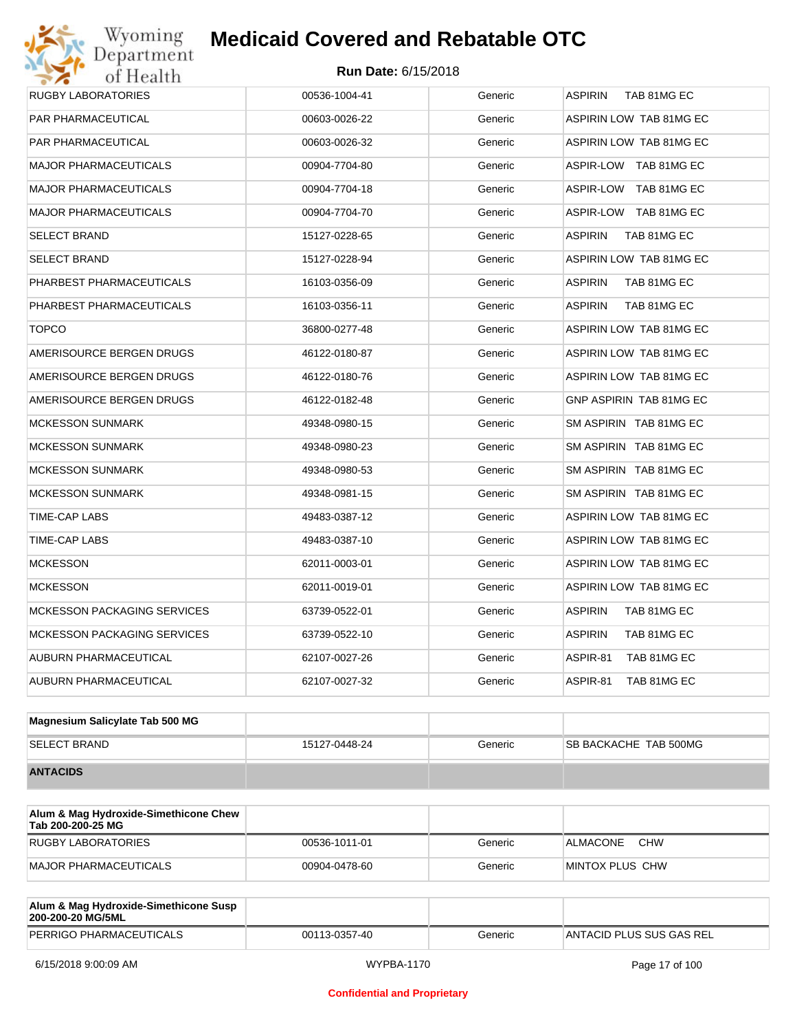| | | | |
|---|---|---|---|
| RUGBY LABORATORIES | 00536-1004-41 | Generic | ASPIRIN TAB 81MG EC |
| PAR PHARMACEUTICAL | 00603-0026-22 | Generic | ASPIRIN LOW TAB 81MG EC |
| PAR PHARMACEUTICAL | 00603-0026-32 | Generic | ASPIRIN LOW TAB 81MG EC |
| MAJOR PHARMACEUTICALS | 00904-7704-80 | Generic | ASPIR-LOW TAB 81MG EC |
| MAJOR PHARMACEUTICALS | 00904-7704-18 | Generic | ASPIR-LOW TAB 81MG EC |
| MAJOR PHARMACEUTICALS | 00904-7704-70 | Generic | ASPIR-LOW TAB 81MG EC |
| SELECT BRAND | 15127-0228-65 | Generic | ASPIRIN TAB 81MG EC |
| SELECT BRAND | 15127-0228-94 | Generic | ASPIRIN LOW TAB 81MG EC |
| PHARBEST PHARMACEUTICALS | 16103-0356-09 | Generic | ASPIRIN TAB 81MG EC |
| PHARBEST PHARMACEUTICALS | 16103-0356-11 | Generic | ASPIRIN TAB 81MG EC |
| TOPCO | 36800-0277-48 | Generic | ASPIRIN LOW TAB 81MG EC |
| AMERISOURCE BERGEN DRUGS | 46122-0180-87 | Generic | ASPIRIN LOW TAB 81MG EC |
| AMERISOURCE BERGEN DRUGS | 46122-0180-76 | Generic | ASPIRIN LOW TAB 81MG EC |
| AMERISOURCE BERGEN DRUGS | 46122-0182-48 | Generic | GNP ASPIRIN TAB 81MG EC |
| MCKESSON SUNMARK | 49348-0980-15 | Generic | SM ASPIRIN TAB 81MG EC |
| MCKESSON SUNMARK | 49348-0980-23 | Generic | SM ASPIRIN TAB 81MG EC |
| MCKESSON SUNMARK | 49348-0980-53 | Generic | SM ASPIRIN TAB 81MG EC |
| MCKESSON SUNMARK | 49348-0981-15 | Generic | SM ASPIRIN TAB 81MG EC |
| TIME-CAP LABS | 49483-0387-12 | Generic | ASPIRIN LOW TAB 81MG EC |
| TIME-CAP LABS | 49483-0387-10 | Generic | ASPIRIN LOW TAB 81MG EC |
| MCKESSON | 62011-0003-01 | Generic | ASPIRIN LOW TAB 81MG EC |
| MCKESSON | 62011-0019-01 | Generic | ASPIRIN LOW TAB 81MG EC |
| MCKESSON PACKAGING SERVICES | 63739-0522-01 | Generic | ASPIRIN TAB 81MG EC |
| MCKESSON PACKAGING SERVICES | 63739-0522-10 | Generic | ASPIRIN TAB 81MG EC |
| AUBURN PHARMACEUTICAL | 62107-0027-26 | Generic | ASPIR-81 TAB 81MG EC |
| AUBURN PHARMACEUTICAL | 62107-0027-32 | Generic | ASPIR-81 TAB 81MG EC |

| **Magnesium Salicylate Tab 500 MG** | | | |
|---|---|---|---|
| SELECT BRAND | 15127-0448-24 | Generic | SB BACKACHE TAB 500MG |
| **ANTACIDS** | | | |

| **Alum & Mag Hydroxide-Simethicone Chew Tab 200-200-25 MG** | | | |
|---|---|---|---|
| RUGBY LABORATORIES | 00536-1011-01 | Generic | ALMACONE CHW |
| MAJOR PHARMACEUTICALS | 00904-0478-60 | Generic | MINTOX PLUS CHW |

| **Alum & Mag Hydroxide-Simethicone Susp 200-200-20 MG/5ML** | | | |
|---|---|---|---|
| PERRIGO PHARMACEUTICALS | 00113-0357-40 | Generic | ANTACID PLUS SUS GAS REL |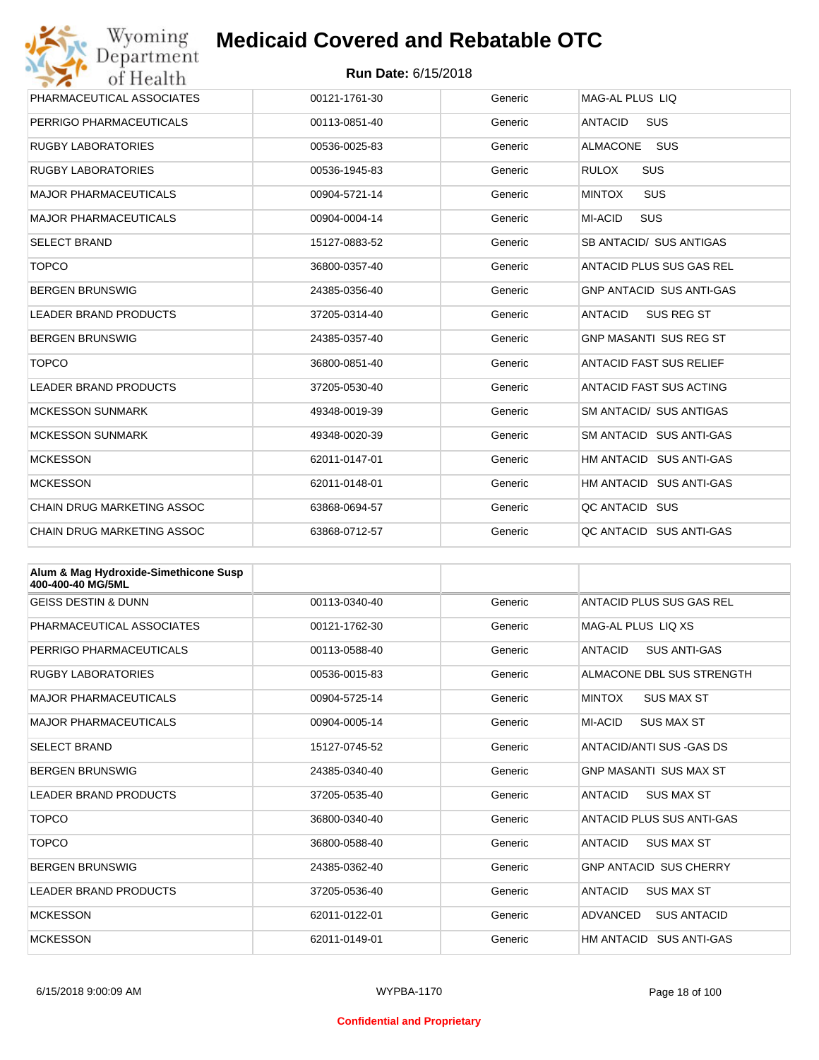| | | | |
|---|---|---|---|
| PHARMACEUTICAL ASSOCIATES | 00121-1761-30 | Generic | MAG-AL PLUS LIQ |
| PERRIGO PHARMACEUTICALS | 00113-0851-40 | Generic | ANTACID SUS |
| RUGBY LABORATORIES | 00536-0025-83 | Generic | ALMACONE SUS |
| RUGBY LABORATORIES | 00536-1945-83 | Generic | RULOX SUS |
| MAJOR PHARMACEUTICALS | 00904-5721-14 | Generic | MINTOX SUS |
| MAJOR PHARMACEUTICALS | 00904-0004-14 | Generic | MI-ACID SUS |
| SELECT BRAND | 15127-0883-52 | Generic | SB ANTACID/ SUS ANTIGAS |
| TOPCO | 36800-0357-40 | Generic | ANTACID PLUS SUS GAS REL |
| BERGEN BRUNSWIG | 24385-0356-40 | Generic | GNP ANTACID SUS ANTI-GAS |
| LEADER BRAND PRODUCTS | 37205-0314-40 | Generic | ANTACID SUS REG ST |
| BERGEN BRUNSWIG | 24385-0357-40 | Generic | GNP MASANTI SUS REG ST |
| TOPCO | 36800-0851-40 | Generic | ANTACID FAST SUS RELIEF |
| LEADER BRAND PRODUCTS | 37205-0530-40 | Generic | ANTACID FAST SUS ACTING |
| MCKESSON SUNMARK | 49348-0019-39 | Generic | SM ANTACID/ SUS ANTIGAS |
| MCKESSON SUNMARK | 49348-0020-39 | Generic | SM ANTACID SUS ANTI-GAS |
| MCKESSON | 62011-0147-01 | Generic | HM ANTACID SUS ANTI-GAS |
| MCKESSON | 62011-0148-01 | Generic | HM ANTACID SUS ANTI-GAS |
| CHAIN DRUG MARKETING ASSOC | 63868-0694-57 | Generic | QC ANTACID SUS |
| CHAIN DRUG MARKETING ASSOC | 63868-0712-57 | Generic | QC ANTACID SUS ANTI-GAS |

| **Alum & Mag Hydroxide-Simethicone Susp 400-400-40 MG/5ML** | | | |
|---|---|---|---|
| GEISS DESTIN & DUNN | 00113-0340-40 | Generic | ANTACID PLUS SUS GAS REL |
| PHARMACEUTICAL ASSOCIATES | 00121-1762-30 | Generic | MAG-AL PLUS LIQ XS |
| PERRIGO PHARMACEUTICALS | 00113-0588-40 | Generic | ANTACID SUS ANTI-GAS |
| RUGBY LABORATORIES | 00536-0015-83 | Generic | ALMACONE DBL SUS STRENGTH |
| MAJOR PHARMACEUTICALS | 00904-5725-14 | Generic | MINTOX SUS MAX ST |
| MAJOR PHARMACEUTICALS | 00904-0005-14 | Generic | MI-ACID SUS MAX ST |
| SELECT BRAND | 15127-0745-52 | Generic | ANTACID/ANTI SUS -GAS DS |
| BERGEN BRUNSWIG | 24385-0340-40 | Generic | GNP MASANTI SUS MAX ST |
| LEADER BRAND PRODUCTS | 37205-0535-40 | Generic | ANTACID SUS MAX ST |
| TOPCO | 36800-0340-40 | Generic | ANTACID PLUS SUS ANTI-GAS |
| TOPCO | 36800-0588-40 | Generic | ANTACID SUS MAX ST |
| BERGEN BRUNSWIG | 24385-0362-40 | Generic | GNP ANTACID SUS CHERRY |
| LEADER BRAND PRODUCTS | 37205-0536-40 | Generic | ANTACID SUS MAX ST |
| MCKESSON | 62011-0122-01 | Generic | ADVANCED SUS ANTACID |
| MCKESSON | 62011-0149-01 | Generic | HM ANTACID SUS ANTI-GAS |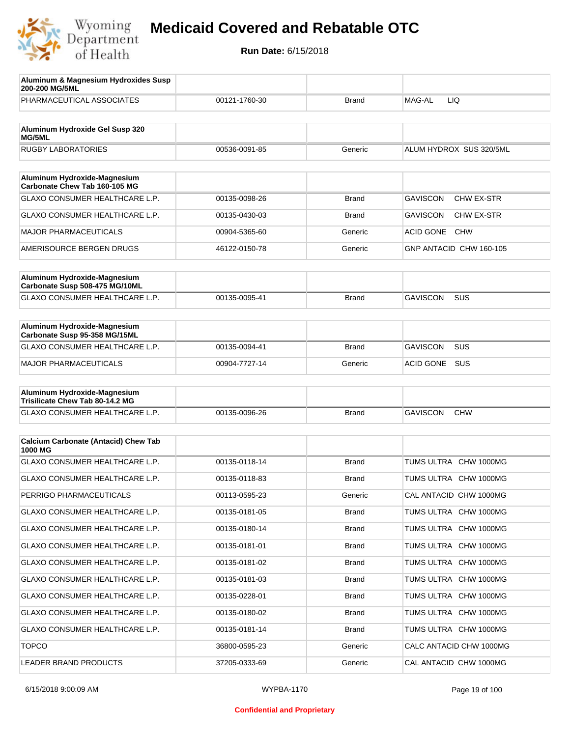# Medicaid Covered and Rebatable OTC

**Run Date:** 6/15/2018

| Aluminum & Magnesium Hydroxides Susp 200-200 MG/5ML | | | |
|---|---|---|---|
| PHARMACEUTICAL ASSOCIATES | 00121-1760-30 | Brand | MAG-AL LIQ |

| Aluminum Hydroxide Gel Susp 320 MG/5ML | | | |
|---|---|---|---|
| RUGBY LABORATORIES | 00536-0091-85 | Generic | ALUM HYDROX SUS 320/5ML |

| Aluminum Hydroxide-Magnesium Carbonate Chew Tab 160-105 MG | | | |
|---|---|---|---|
| GLAXO CONSUMER HEALTHCARE L.P. | 00135-0098-26 | Brand | GAVISCON CHW EX-STR |
| GLAXO CONSUMER HEALTHCARE L.P. | 00135-0430-03 | Brand | GAVISCON CHW EX-STR |
| MAJOR PHARMACEUTICALS | 00904-5365-60 | Generic | ACID GONE CHW |
| AMERISOURCE BERGEN DRUGS | 46122-0150-78 | Generic | GNP ANTACID CHW 160-105 |

| Aluminum Hydroxide-Magnesium Carbonate Susp 508-475 MG/10ML | | | |
|---|---|---|---|
| GLAXO CONSUMER HEALTHCARE L.P. | 00135-0095-41 | Brand | GAVISCON SUS |

| Aluminum Hydroxide-Magnesium Carbonate Susp 95-358 MG/15ML | | | |
|---|---|---|---|
| GLAXO CONSUMER HEALTHCARE L.P. | 00135-0094-41 | Brand | GAVISCON SUS |
| MAJOR PHARMACEUTICALS | 00904-7727-14 | Generic | ACID GONE SUS |

| Aluminum Hydroxide-Magnesium Trisilicate Chew Tab 80-14.2 MG | | | |
|---|---|---|---|
| GLAXO CONSUMER HEALTHCARE L.P. | 00135-0096-26 | Brand | GAVISCON CHW |

| Calcium Carbonate (Antacid) Chew Tab 1000 MG | | | |
|---|---|---|---|
| GLAXO CONSUMER HEALTHCARE L.P. | 00135-0118-14 | Brand | TUMS ULTRA CHW 1000MG |
| GLAXO CONSUMER HEALTHCARE L.P. | 00135-0118-83 | Brand | TUMS ULTRA CHW 1000MG |
| PERRIGO PHARMACEUTICALS | 00113-0595-23 | Generic | CAL ANTACID CHW 1000MG |
| GLAXO CONSUMER HEALTHCARE L.P. | 00135-0181-05 | Brand | TUMS ULTRA CHW 1000MG |
| GLAXO CONSUMER HEALTHCARE L.P. | 00135-0180-14 | Brand | TUMS ULTRA CHW 1000MG |
| GLAXO CONSUMER HEALTHCARE L.P. | 00135-0181-01 | Brand | TUMS ULTRA CHW 1000MG |
| GLAXO CONSUMER HEALTHCARE L.P. | 00135-0181-02 | Brand | TUMS ULTRA CHW 1000MG |
| GLAXO CONSUMER HEALTHCARE L.P. | 00135-0181-03 | Brand | TUMS ULTRA CHW 1000MG |
| GLAXO CONSUMER HEALTHCARE L.P. | 00135-0228-01 | Brand | TUMS ULTRA CHW 1000MG |
| GLAXO CONSUMER HEALTHCARE L.P. | 00135-0180-02 | Brand | TUMS ULTRA CHW 1000MG |
| GLAXO CONSUMER HEALTHCARE L.P. | 00135-0181-14 | Brand | TUMS ULTRA CHW 1000MG |
| TOPCO | 36800-0595-23 | Generic | CALC ANTACID CHW 1000MG |
| LEADER BRAND PRODUCTS | 37205-0333-69 | Generic | CAL ANTACID CHW 1000MG |

**Confidential and Proprietary**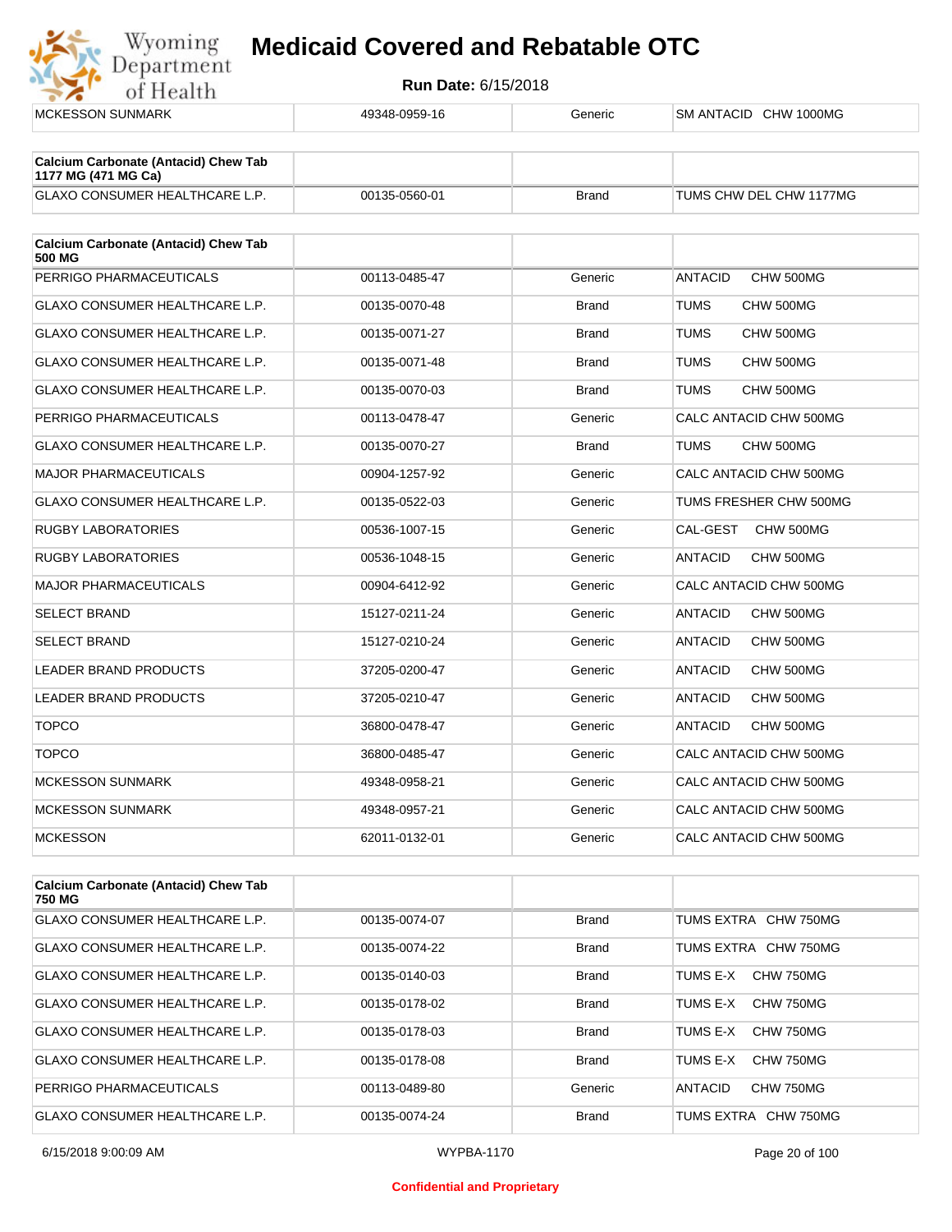| | | | |
|---|---|---|---|
| MCKESSON SUNMARK | 49348-0959-16 | Generic | SM ANTACID CHW 1000MG |

| **Calcium Carbonate (Antacid) Chew Tab 1177 MG (471 MG Ca)** | | | |
|---|---|---|---|
| GLAXO CONSUMER HEALTHCARE L.P. | 00135-0560-01 | Brand | TUMS CHW DEL CHW 1177MG |

| **Calcium Carbonate (Antacid) Chew Tab 500 MG** | | | |
|---|---|---|---|
| PERRIGO PHARMACEUTICALS | 00113-0485-47 | Generic | ANTACID CHW 500MG |
| GLAXO CONSUMER HEALTHCARE L.P. | 00135-0070-48 | Brand | TUMS CHW 500MG |
| GLAXO CONSUMER HEALTHCARE L.P. | 00135-0071-27 | Brand | TUMS CHW 500MG |
| GLAXO CONSUMER HEALTHCARE L.P. | 00135-0071-48 | Brand | TUMS CHW 500MG |
| GLAXO CONSUMER HEALTHCARE L.P. | 00135-0070-03 | Brand | TUMS CHW 500MG |
| PERRIGO PHARMACEUTICALS | 00113-0478-47 | Generic | CALC ANTACID CHW 500MG |
| GLAXO CONSUMER HEALTHCARE L.P. | 00135-0070-27 | Brand | TUMS CHW 500MG |
| MAJOR PHARMACEUTICALS | 00904-1257-92 | Generic | CALC ANTACID CHW 500MG |
| GLAXO CONSUMER HEALTHCARE L.P. | 00135-0522-03 | Generic | TUMS FRESHER CHW 500MG |
| RUGBY LABORATORIES | 00536-1007-15 | Generic | CAL-GEST CHW 500MG |
| RUGBY LABORATORIES | 00536-1048-15 | Generic | ANTACID CHW 500MG |
| MAJOR PHARMACEUTICALS | 00904-6412-92 | Generic | CALC ANTACID CHW 500MG |
| SELECT BRAND | 15127-0211-24 | Generic | ANTACID CHW 500MG |
| SELECT BRAND | 15127-0210-24 | Generic | ANTACID CHW 500MG |
| LEADER BRAND PRODUCTS | 37205-0200-47 | Generic | ANTACID CHW 500MG |
| LEADER BRAND PRODUCTS | 37205-0210-47 | Generic | ANTACID CHW 500MG |
| TOPCO | 36800-0478-47 | Generic | ANTACID CHW 500MG |
| TOPCO | 36800-0485-47 | Generic | CALC ANTACID CHW 500MG |
| MCKESSON SUNMARK | 49348-0958-21 | Generic | CALC ANTACID CHW 500MG |
| MCKESSON SUNMARK | 49348-0957-21 | Generic | CALC ANTACID CHW 500MG |
| MCKESSON | 62011-0132-01 | Generic | CALC ANTACID CHW 500MG |

| **Calcium Carbonate (Antacid) Chew Tab 750 MG** | | | |
|---|---|---|---|
| GLAXO CONSUMER HEALTHCARE L.P. | 00135-0074-07 | Brand | TUMS EXTRA CHW 750MG |
| GLAXO CONSUMER HEALTHCARE L.P. | 00135-0074-22 | Brand | TUMS EXTRA CHW 750MG |
| GLAXO CONSUMER HEALTHCARE L.P. | 00135-0140-03 | Brand | TUMS E-X CHW 750MG |
| GLAXO CONSUMER HEALTHCARE L.P. | 00135-0178-02 | Brand | TUMS E-X CHW 750MG |
| GLAXO CONSUMER HEALTHCARE L.P. | 00135-0178-03 | Brand | TUMS E-X CHW 750MG |
| GLAXO CONSUMER HEALTHCARE L.P. | 00135-0178-08 | Brand | TUMS E-X CHW 750MG |
| PERRIGO PHARMACEUTICALS | 00113-0489-80 | Generic | ANTACID CHW 750MG |
| GLAXO CONSUMER HEALTHCARE L.P. | 00135-0074-24 | Brand | TUMS EXTRA CHW 750MG |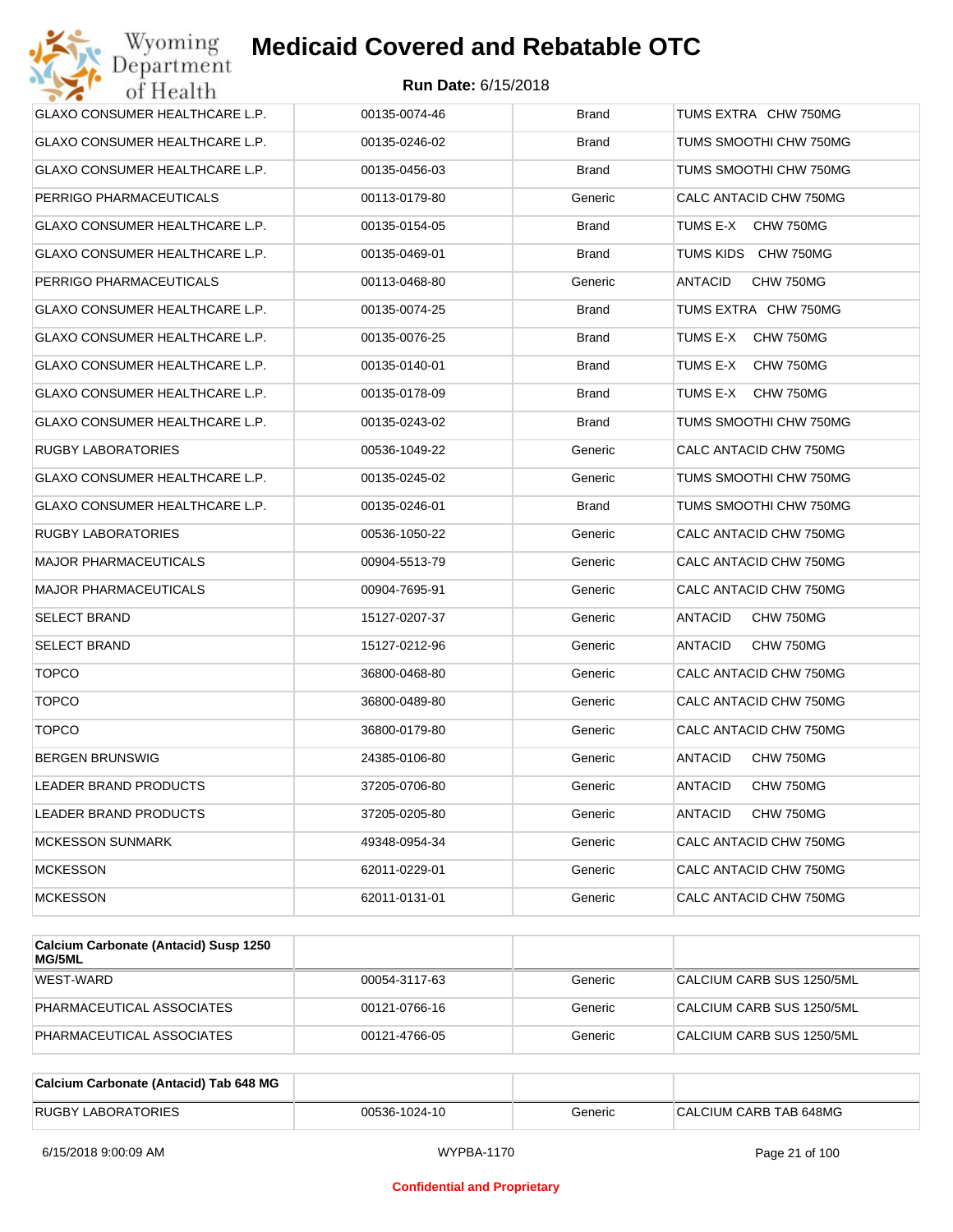| | | | |
|---|---|---|---|
| GLAXO CONSUMER HEALTHCARE L.P. | 00135-0074-46 | Brand | TUMS EXTRA CHW 750MG |
| GLAXO CONSUMER HEALTHCARE L.P. | 00135-0246-02 | Brand | TUMS SMOOTHI CHW 750MG |
| GLAXO CONSUMER HEALTHCARE L.P. | 00135-0456-03 | Brand | TUMS SMOOTHI CHW 750MG |
| PERRIGO PHARMACEUTICALS | 00113-0179-80 | Generic | CALC ANTACID CHW 750MG |
| GLAXO CONSUMER HEALTHCARE L.P. | 00135-0154-05 | Brand | TUMS E-X CHW 750MG |
| GLAXO CONSUMER HEALTHCARE L.P. | 00135-0469-01 | Brand | TUMS KIDS CHW 750MG |
| PERRIGO PHARMACEUTICALS | 00113-0468-80 | Generic | ANTACID CHW 750MG |
| GLAXO CONSUMER HEALTHCARE L.P. | 00135-0074-25 | Brand | TUMS EXTRA CHW 750MG |
| GLAXO CONSUMER HEALTHCARE L.P. | 00135-0076-25 | Brand | TUMS E-X CHW 750MG |
| GLAXO CONSUMER HEALTHCARE L.P. | 00135-0140-01 | Brand | TUMS E-X CHW 750MG |
| GLAXO CONSUMER HEALTHCARE L.P. | 00135-0178-09 | Brand | TUMS E-X CHW 750MG |
| GLAXO CONSUMER HEALTHCARE L.P. | 00135-0243-02 | Brand | TUMS SMOOTHI CHW 750MG |
| RUGBY LABORATORIES | 00536-1049-22 | Generic | CALC ANTACID CHW 750MG |
| GLAXO CONSUMER HEALTHCARE L.P. | 00135-0245-02 | Generic | TUMS SMOOTHI CHW 750MG |
| GLAXO CONSUMER HEALTHCARE L.P. | 00135-0246-01 | Brand | TUMS SMOOTHI CHW 750MG |
| RUGBY LABORATORIES | 00536-1050-22 | Generic | CALC ANTACID CHW 750MG |
| MAJOR PHARMACEUTICALS | 00904-5513-79 | Generic | CALC ANTACID CHW 750MG |
| MAJOR PHARMACEUTICALS | 00904-7695-91 | Generic | CALC ANTACID CHW 750MG |
| SELECT BRAND | 15127-0207-37 | Generic | ANTACID CHW 750MG |
| SELECT BRAND | 15127-0212-96 | Generic | ANTACID CHW 750MG |
| TOPCO | 36800-0468-80 | Generic | CALC ANTACID CHW 750MG |
| TOPCO | 36800-0489-80 | Generic | CALC ANTACID CHW 750MG |
| TOPCO | 36800-0179-80 | Generic | CALC ANTACID CHW 750MG |
| BERGEN BRUNSWIG | 24385-0106-80 | Generic | ANTACID CHW 750MG |
| LEADER BRAND PRODUCTS | 37205-0706-80 | Generic | ANTACID CHW 750MG |
| LEADER BRAND PRODUCTS | 37205-0205-80 | Generic | ANTACID CHW 750MG |
| MCKESSON SUNMARK | 49348-0954-34 | Generic | CALC ANTACID CHW 750MG |
| MCKESSON | 62011-0229-01 | Generic | CALC ANTACID CHW 750MG |
| MCKESSON | 62011-0131-01 | Generic | CALC ANTACID CHW 750MG |

| Calcium Carbonate (Antacid) Susp 1250 MG/5ML | | | |
|---|---|---|---|
| WEST-WARD | 00054-3117-63 | Generic | CALCIUM CARB SUS 1250/5ML |
| PHARMACEUTICAL ASSOCIATES | 00121-0766-16 | Generic | CALCIUM CARB SUS 1250/5ML |
| PHARMACEUTICAL ASSOCIATES | 00121-4766-05 | Generic | CALCIUM CARB SUS 1250/5ML |

| Calcium Carbonate (Antacid) Tab 648 MG | | | |
|---|---|---|---|
| RUGBY LABORATORIES | 00536-1024-10 | Generic | CALCIUM CARB TAB 648MG |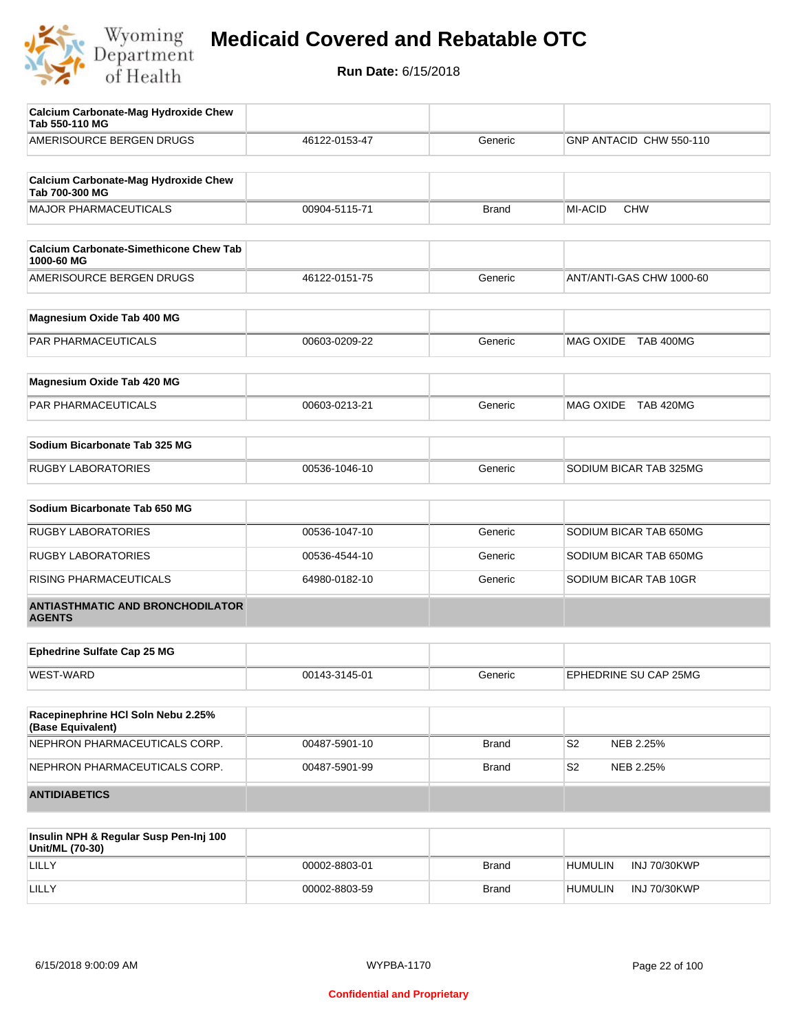# Medicaid Covered and Rebatable OTC

**Run Date:** 6/15/2018

| Calcium Carbonate-Mag Hydroxide Chew Tab 550-110 MG | | | |
|---|---|---|---|
| AMERISOURCE BERGEN DRUGS | 46122-0153-47 | Generic | GNP ANTACID CHW 550-110 |

| Calcium Carbonate-Mag Hydroxide Chew Tab 700-300 MG | | | |
|---|---|---|---|
| MAJOR PHARMACEUTICALS | 00904-5115-71 | Brand | MI-ACID CHW |

| Calcium Carbonate-Simethicone Chew Tab 1000-60 MG | | | |
|---|---|---|---|
| AMERISOURCE BERGEN DRUGS | 46122-0151-75 | Generic | ANT/ANTI-GAS CHW 1000-60 |

| Magnesium Oxide Tab 400 MG | | | |
|---|---|---|---|
| PAR PHARMACEUTICALS | 00603-0209-22 | Generic | MAG OXIDE TAB 400MG |

| Magnesium Oxide Tab 420 MG | | | |
|---|---|---|---|
| PAR PHARMACEUTICALS | 00603-0213-21 | Generic | MAG OXIDE TAB 420MG |

| Sodium Bicarbonate Tab 325 MG | | | |
|---|---|---|---|
| RUGBY LABORATORIES | 00536-1046-10 | Generic | SODIUM BICAR TAB 325MG |

| Sodium Bicarbonate Tab 650 MG | | | |
|---|---|---|---|
| RUGBY LABORATORIES | 00536-1047-10 | Generic | SODIUM BICAR TAB 650MG |
| RUGBY LABORATORIES | 00536-4544-10 | Generic | SODIUM BICAR TAB 650MG |
| RISING PHARMACEUTICALS | 64980-0182-10 | Generic | SODIUM BICAR TAB 10GR |

**ANTIASTHMATIC AND BRONCHODILATOR AGENTS**

| Ephedrine Sulfate Cap 25 MG | | | |
|---|---|---|---|
| WEST-WARD | 00143-3145-01 | Generic | EPHEDRINE SU CAP 25MG |

| Racepinephrine HCl Soln Nebu 2.25% (Base Equivalent) | | | |
|---|---|---|---|
| NEPHRON PHARMACEUTICALS CORP. | 00487-5901-10 | Brand | S2 NEB 2.25% |
| NEPHRON PHARMACEUTICALS CORP. | 00487-5901-99 | Brand | S2 NEB 2.25% |

**ANTIDIABETICS**

| Insulin NPH & Regular Susp Pen-Inj 100 Unit/ML (70-30) | | | |
|---|---|---|---|
| LILLY | 00002-8803-01 | Brand | HUMULIN INJ 70/30KWP |
| LILLY | 00002-8803-59 | Brand | HUMULIN INJ 70/30KWP |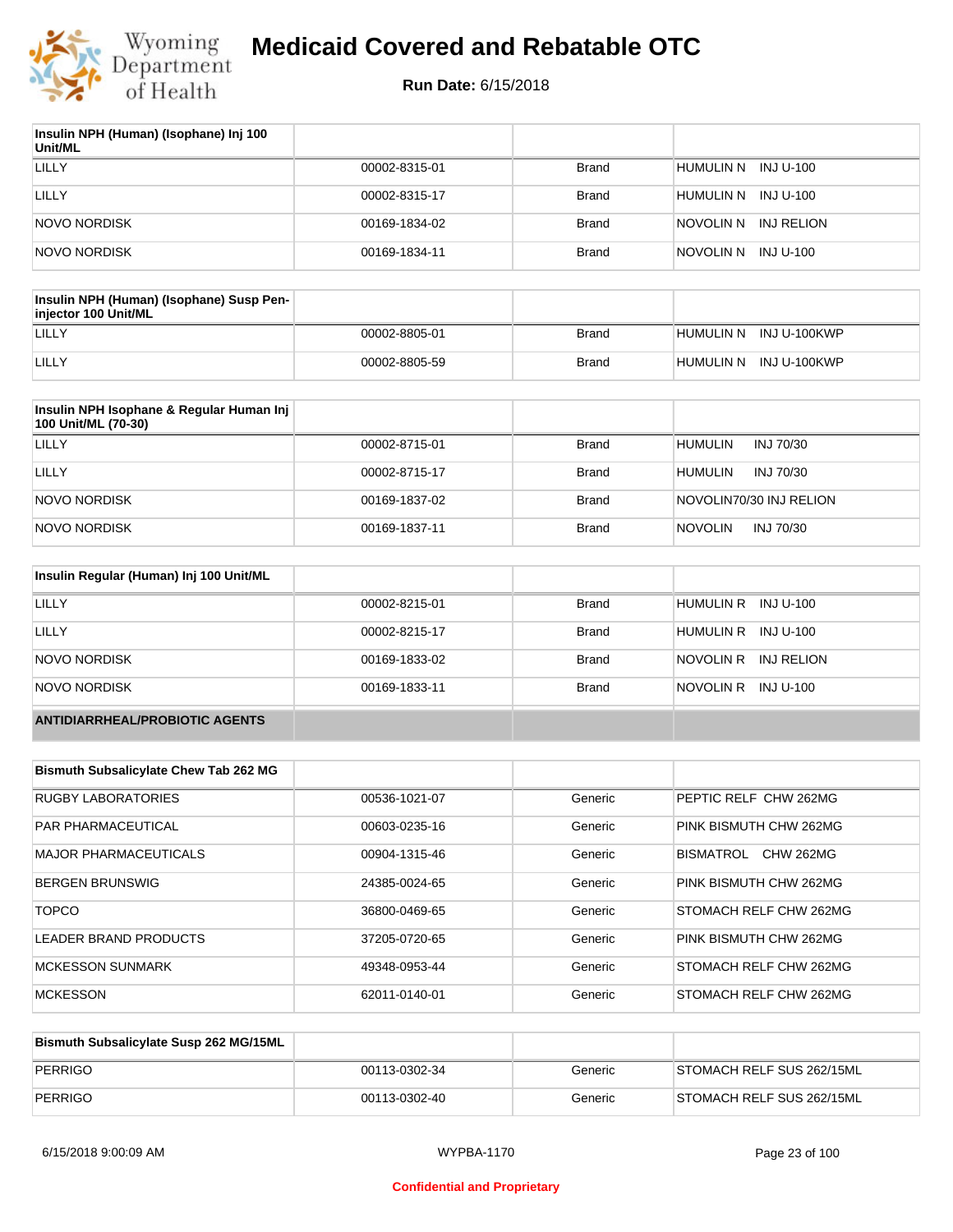# Medicaid Covered and Rebatable OTC

**Run Date:** 6/15/2018

| Insulin NPH (Human) (Isophane) Inj 100 Unit/ML | | | |
|---|---|---|---|
| LILLY | 00002-8315-01 | Brand | HUMULIN N INJ U-100 |
| LILLY | 00002-8315-17 | Brand | HUMULIN N INJ U-100 |
| NOVO NORDISK | 00169-1834-02 | Brand | NOVOLIN N INJ RELION |
| NOVO NORDISK | 00169-1834-11 | Brand | NOVOLIN N INJ U-100 |

| Insulin NPH (Human) (Isophane) Susp Pen-injector 100 Unit/ML | | | |
|---|---|---|---|
| LILLY | 00002-8805-01 | Brand | HUMULIN N INJ U-100KWP |
| LILLY | 00002-8805-59 | Brand | HUMULIN N INJ U-100KWP |

| Insulin NPH Isophane & Regular Human Inj 100 Unit/ML (70-30) | | | |
|---|---|---|---|
| LILLY | 00002-8715-01 | Brand | HUMULIN INJ 70/30 |
| LILLY | 00002-8715-17 | Brand | HUMULIN INJ 70/30 |
| NOVO NORDISK | 00169-1837-02 | Brand | NOVOLIN70/30 INJ RELION |
| NOVO NORDISK | 00169-1837-11 | Brand | NOVOLIN INJ 70/30 |

| Insulin Regular (Human) Inj 100 Unit/ML | | | |
|---|---|---|---|
| LILLY | 00002-8215-01 | Brand | HUMULIN R INJ U-100 |
| LILLY | 00002-8215-17 | Brand | HUMULIN R INJ U-100 |
| NOVO NORDISK | 00169-1833-02 | Brand | NOVOLIN R INJ RELION |
| NOVO NORDISK | 00169-1833-11 | Brand | NOVOLIN R INJ U-100 |

## ANTIDIARRHEAL/PROBIOTIC AGENTS

| Bismuth Subsalicylate Chew Tab 262 MG | | | |
|---|---|---|---|
| RUGBY LABORATORIES | 00536-1021-07 | Generic | PEPTIC RELF CHW 262MG |
| PAR PHARMACEUTICAL | 00603-0235-16 | Generic | PINK BISMUTH CHW 262MG |
| MAJOR PHARMACEUTICALS | 00904-1315-46 | Generic | BISMATROL CHW 262MG |
| BERGEN BRUNSWIG | 24385-0024-65 | Generic | PINK BISMUTH CHW 262MG |
| TOPCO | 36800-0469-65 | Generic | STOMACH RELF CHW 262MG |
| LEADER BRAND PRODUCTS | 37205-0720-65 | Generic | PINK BISMUTH CHW 262MG |
| MCKESSON SUNMARK | 49348-0953-44 | Generic | STOMACH RELF CHW 262MG |
| MCKESSON | 62011-0140-01 | Generic | STOMACH RELF CHW 262MG |

| Bismuth Subsalicylate Susp 262 MG/15ML | | | |
|---|---|---|---|
| PERRIGO | 00113-0302-34 | Generic | STOMACH RELF SUS 262/15ML |
| PERRIGO | 00113-0302-40 | Generic | STOMACH RELF SUS 262/15ML |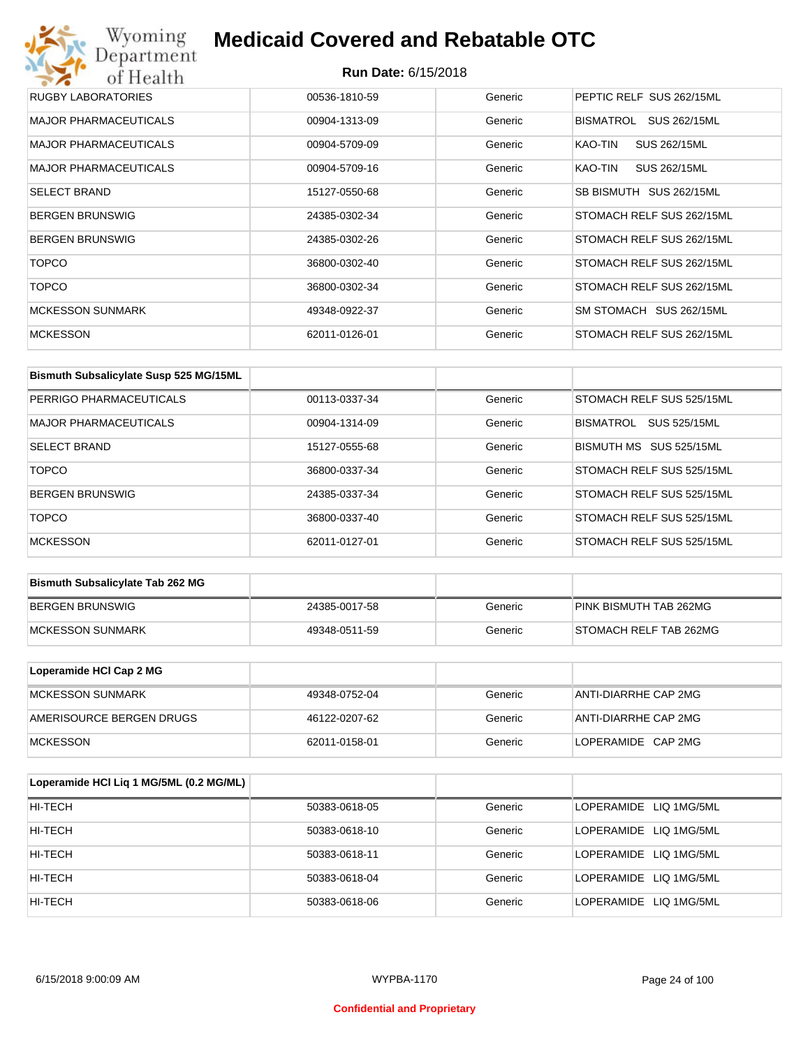| | | | |
|---|---|---|---|
| RUGBY LABORATORIES | 00536-1810-59 | Generic | PEPTIC RELF SUS 262/15ML |
| MAJOR PHARMACEUTICALS | 00904-1313-09 | Generic | BISMATROL SUS 262/15ML |
| MAJOR PHARMACEUTICALS | 00904-5709-09 | Generic | KAO-TIN SUS 262/15ML |
| MAJOR PHARMACEUTICALS | 00904-5709-16 | Generic | KAO-TIN SUS 262/15ML |
| SELECT BRAND | 15127-0550-68 | Generic | SB BISMUTH SUS 262/15ML |
| BERGEN BRUNSWIG | 24385-0302-34 | Generic | STOMACH RELF SUS 262/15ML |
| BERGEN BRUNSWIG | 24385-0302-26 | Generic | STOMACH RELF SUS 262/15ML |
| TOPCO | 36800-0302-40 | Generic | STOMACH RELF SUS 262/15ML |
| TOPCO | 36800-0302-34 | Generic | STOMACH RELF SUS 262/15ML |
| MCKESSON SUNMARK | 49348-0922-37 | Generic | SM STOMACH SUS 262/15ML |
| MCKESSON | 62011-0126-01 | Generic | STOMACH RELF SUS 262/15ML |

| Bismuth Subsalicylate Susp 525 MG/15ML | | | |
|---|---|---|---|
| PERRIGO PHARMACEUTICALS | 00113-0337-34 | Generic | STOMACH RELF SUS 525/15ML |
| MAJOR PHARMACEUTICALS | 00904-1314-09 | Generic | BISMATROL SUS 525/15ML |
| SELECT BRAND | 15127-0555-68 | Generic | BISMUTH MS SUS 525/15ML |
| TOPCO | 36800-0337-34 | Generic | STOMACH RELF SUS 525/15ML |
| BERGEN BRUNSWIG | 24385-0337-34 | Generic | STOMACH RELF SUS 525/15ML |
| TOPCO | 36800-0337-40 | Generic | STOMACH RELF SUS 525/15ML |
| MCKESSON | 62011-0127-01 | Generic | STOMACH RELF SUS 525/15ML |

| Bismuth Subsalicylate Tab 262 MG | | | |
|---|---|---|---|
| BERGEN BRUNSWIG | 24385-0017-58 | Generic | PINK BISMUTH TAB 262MG |
| MCKESSON SUNMARK | 49348-0511-59 | Generic | STOMACH RELF TAB 262MG |

| Loperamide HCl Cap 2 MG | | | |
|---|---|---|---|
| MCKESSON SUNMARK | 49348-0752-04 | Generic | ANTI-DIARRHE CAP 2MG |
| AMERISOURCE BERGEN DRUGS | 46122-0207-62 | Generic | ANTI-DIARRHE CAP 2MG |
| MCKESSON | 62011-0158-01 | Generic | LOPERAMIDE CAP 2MG |

| Loperamide HCl Liq 1 MG/5ML (0.2 MG/ML) | | | |
|---|---|---|---|
| HI-TECH | 50383-0618-05 | Generic | LOPERAMIDE LIQ 1MG/5ML |
| HI-TECH | 50383-0618-10 | Generic | LOPERAMIDE LIQ 1MG/5ML |
| HI-TECH | 50383-0618-11 | Generic | LOPERAMIDE LIQ 1MG/5ML |
| HI-TECH | 50383-0618-04 | Generic | LOPERAMIDE LIQ 1MG/5ML |
| HI-TECH | 50383-0618-06 | Generic | LOPERAMIDE LIQ 1MG/5ML |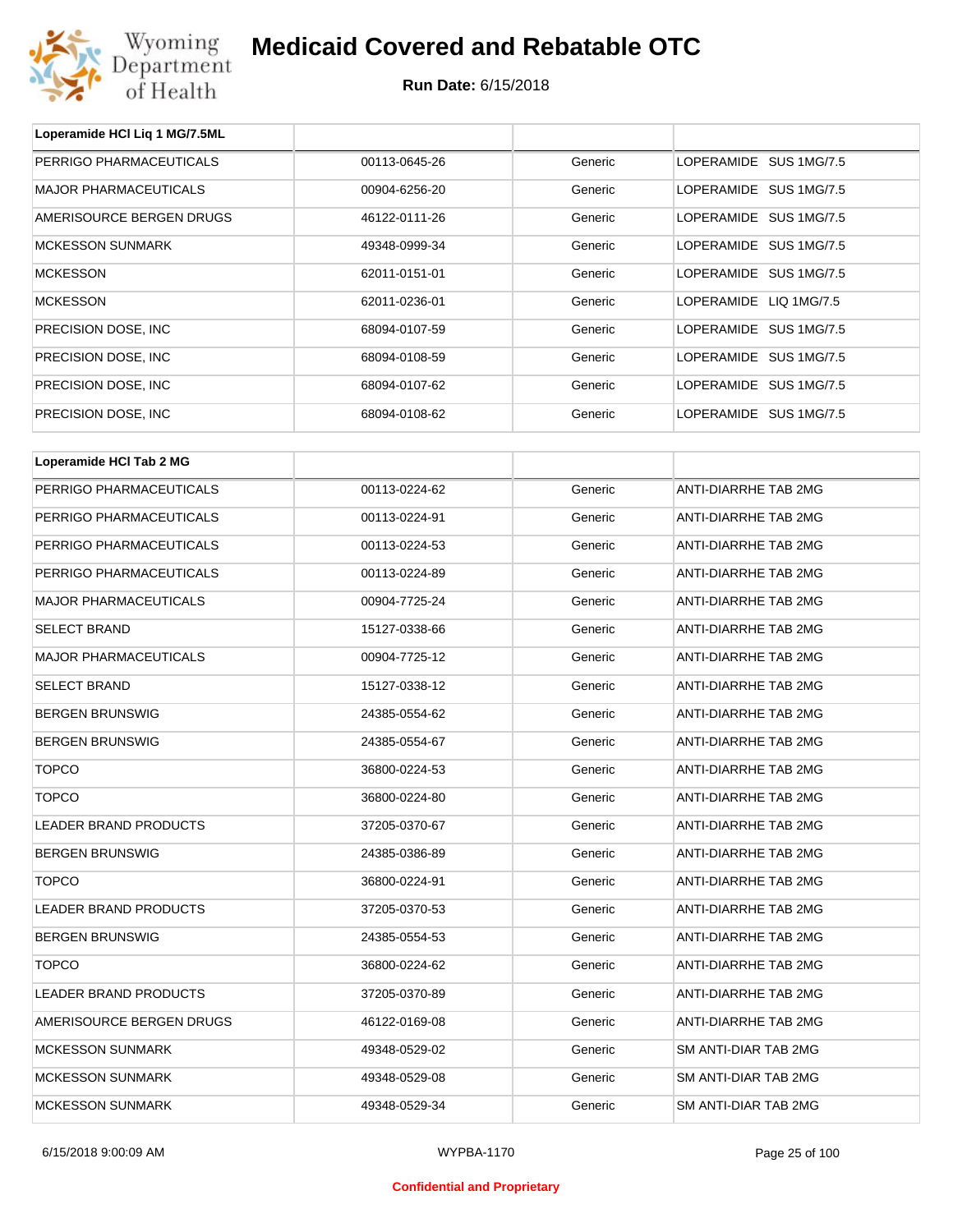| Loperamide HCl Liq 1 MG/7.5ML | | | |
|---|---|---|---|
| PERRIGO PHARMACEUTICALS | 00113-0645-26 | Generic | LOPERAMIDE SUS 1MG/7.5 |
| MAJOR PHARMACEUTICALS | 00904-6256-20 | Generic | LOPERAMIDE SUS 1MG/7.5 |
| AMERISOURCE BERGEN DRUGS | 46122-0111-26 | Generic | LOPERAMIDE SUS 1MG/7.5 |
| MCKESSON SUNMARK | 49348-0999-34 | Generic | LOPERAMIDE SUS 1MG/7.5 |
| MCKESSON | 62011-0151-01 | Generic | LOPERAMIDE SUS 1MG/7.5 |
| MCKESSON | 62011-0236-01 | Generic | LOPERAMIDE LIQ 1MG/7.5 |
| PRECISION DOSE, INC | 68094-0107-59 | Generic | LOPERAMIDE SUS 1MG/7.5 |
| PRECISION DOSE, INC | 68094-0108-59 | Generic | LOPERAMIDE SUS 1MG/7.5 |
| PRECISION DOSE, INC | 68094-0107-62 | Generic | LOPERAMIDE SUS 1MG/7.5 |
| PRECISION DOSE, INC | 68094-0108-62 | Generic | LOPERAMIDE SUS 1MG/7.5 |

| Loperamide HCl Tab 2 MG | | | |
|---|---|---|---|
| PERRIGO PHARMACEUTICALS | 00113-0224-62 | Generic | ANTI-DIARRHE TAB 2MG |
| PERRIGO PHARMACEUTICALS | 00113-0224-91 | Generic | ANTI-DIARRHE TAB 2MG |
| PERRIGO PHARMACEUTICALS | 00113-0224-53 | Generic | ANTI-DIARRHE TAB 2MG |
| PERRIGO PHARMACEUTICALS | 00113-0224-89 | Generic | ANTI-DIARRHE TAB 2MG |
| MAJOR PHARMACEUTICALS | 00904-7725-24 | Generic | ANTI-DIARRHE TAB 2MG |
| SELECT BRAND | 15127-0338-66 | Generic | ANTI-DIARRHE TAB 2MG |
| MAJOR PHARMACEUTICALS | 00904-7725-12 | Generic | ANTI-DIARRHE TAB 2MG |
| SELECT BRAND | 15127-0338-12 | Generic | ANTI-DIARRHE TAB 2MG |
| BERGEN BRUNSWIG | 24385-0554-62 | Generic | ANTI-DIARRHE TAB 2MG |
| BERGEN BRUNSWIG | 24385-0554-67 | Generic | ANTI-DIARRHE TAB 2MG |
| TOPCO | 36800-0224-53 | Generic | ANTI-DIARRHE TAB 2MG |
| TOPCO | 36800-0224-80 | Generic | ANTI-DIARRHE TAB 2MG |
| LEADER BRAND PRODUCTS | 37205-0370-67 | Generic | ANTI-DIARRHE TAB 2MG |
| BERGEN BRUNSWIG | 24385-0386-89 | Generic | ANTI-DIARRHE TAB 2MG |
| TOPCO | 36800-0224-91 | Generic | ANTI-DIARRHE TAB 2MG |
| LEADER BRAND PRODUCTS | 37205-0370-53 | Generic | ANTI-DIARRHE TAB 2MG |
| BERGEN BRUNSWIG | 24385-0554-53 | Generic | ANTI-DIARRHE TAB 2MG |
| TOPCO | 36800-0224-62 | Generic | ANTI-DIARRHE TAB 2MG |
| LEADER BRAND PRODUCTS | 37205-0370-89 | Generic | ANTI-DIARRHE TAB 2MG |
| AMERISOURCE BERGEN DRUGS | 46122-0169-08 | Generic | ANTI-DIARRHE TAB 2MG |
| MCKESSON SUNMARK | 49348-0529-02 | Generic | SM ANTI-DIAR TAB 2MG |
| MCKESSON SUNMARK | 49348-0529-08 | Generic | SM ANTI-DIAR TAB 2MG |
| MCKESSON SUNMARK | 49348-0529-34 | Generic | SM ANTI-DIAR TAB 2MG |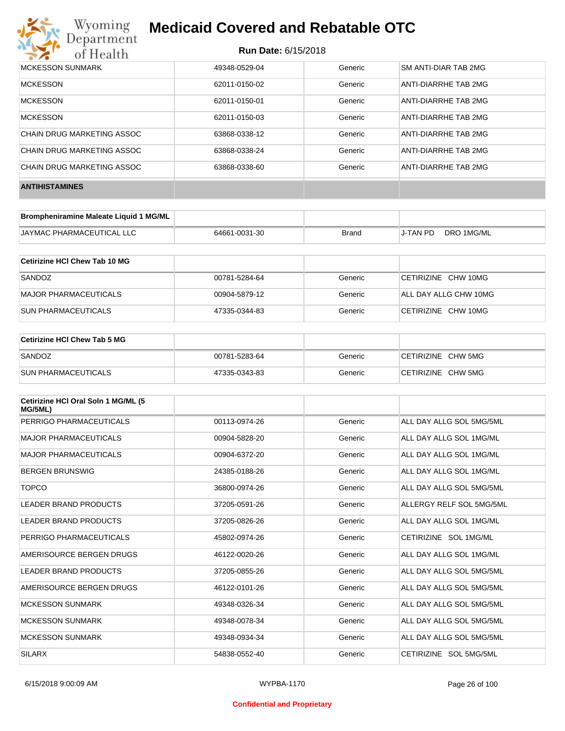| | | | |
|---|---|---|---|
| MCKESSON SUNMARK | 49348-0529-04 | Generic | SM ANTI-DIAR TAB 2MG |
| MCKESSON | 62011-0150-02 | Generic | ANTI-DIARRHE TAB 2MG |
| MCKESSON | 62011-0150-01 | Generic | ANTI-DIARRHE TAB 2MG |
| MCKESSON | 62011-0150-03 | Generic | ANTI-DIARRHE TAB 2MG |
| CHAIN DRUG MARKETING ASSOC | 63868-0338-12 | Generic | ANTI-DIARRHE TAB 2MG |
| CHAIN DRUG MARKETING ASSOC | 63868-0338-24 | Generic | ANTI-DIARRHE TAB 2MG |
| CHAIN DRUG MARKETING ASSOC | 63868-0338-60 | Generic | ANTI-DIARRHE TAB 2MG |

## ANTIHISTAMINES

| Brompheniramine Maleate Liquid 1 MG/ML | | | |
|---|---|---|---|
| JAYMAC PHARMACEUTICAL LLC | 64661-0031-30 | Brand | J-TAN PD DRO 1MG/ML |

| Cetirizine HCl Chew Tab 10 MG | | | |
|---|---|---|---|
| SANDOZ | 00781-5284-64 | Generic | CETIRIZINE CHW 10MG |
| MAJOR PHARMACEUTICALS | 00904-5879-12 | Generic | ALL DAY ALLG CHW 10MG |
| SUN PHARMACEUTICALS | 47335-0344-83 | Generic | CETIRIZINE CHW 10MG |

| Cetirizine HCl Chew Tab 5 MG | | | |
|---|---|---|---|
| SANDOZ | 00781-5283-64 | Generic | CETIRIZINE CHW 5MG |
| SUN PHARMACEUTICALS | 47335-0343-83 | Generic | CETIRIZINE CHW 5MG |

| Cetirizine HCl Oral Soln 1 MG/ML (5 MG/5ML) | | | |
|---|---|---|---|
| PERRIGO PHARMACEUTICALS | 00113-0974-26 | Generic | ALL DAY ALLG SOL 5MG/5ML |
| MAJOR PHARMACEUTICALS | 00904-5828-20 | Generic | ALL DAY ALLG SOL 1MG/ML |
| MAJOR PHARMACEUTICALS | 00904-6372-20 | Generic | ALL DAY ALLG SOL 1MG/ML |
| BERGEN BRUNSWIG | 24385-0188-26 | Generic | ALL DAY ALLG SOL 1MG/ML |
| TOPCO | 36800-0974-26 | Generic | ALL DAY ALLG SOL 5MG/5ML |
| LEADER BRAND PRODUCTS | 37205-0591-26 | Generic | ALLERGY RELF SOL 5MG/5ML |
| LEADER BRAND PRODUCTS | 37205-0826-26 | Generic | ALL DAY ALLG SOL 1MG/ML |
| PERRIGO PHARMACEUTICALS | 45802-0974-26 | Generic | CETIRIZINE SOL 1MG/ML |
| AMERISOURCE BERGEN DRUGS | 46122-0020-26 | Generic | ALL DAY ALLG SOL 1MG/ML |
| LEADER BRAND PRODUCTS | 37205-0855-26 | Generic | ALL DAY ALLG SOL 5MG/5ML |
| AMERISOURCE BERGEN DRUGS | 46122-0101-26 | Generic | ALL DAY ALLG SOL 5MG/5ML |
| MCKESSON SUNMARK | 49348-0326-34 | Generic | ALL DAY ALLG SOL 5MG/5ML |
| MCKESSON SUNMARK | 49348-0078-34 | Generic | ALL DAY ALLG SOL 5MG/5ML |
| MCKESSON SUNMARK | 49348-0934-34 | Generic | ALL DAY ALLG SOL 5MG/5ML |
| SILARX | 54838-0552-40 | Generic | CETIRIZINE SOL 5MG/5ML |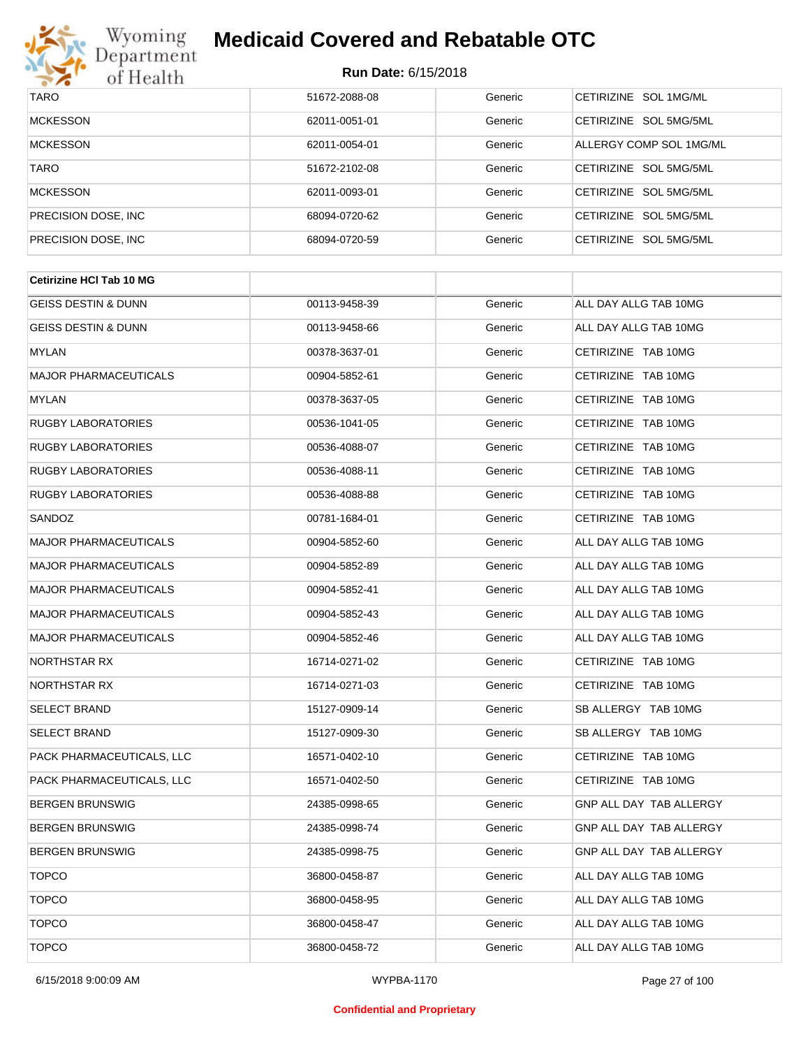| | | | |
|---|---|---|---|
| TARO | 51672-2088-08 | Generic | CETIRIZINE SOL 1MG/ML |
| MCKESSON | 62011-0051-01 | Generic | CETIRIZINE SOL 5MG/5ML |
| MCKESSON | 62011-0054-01 | Generic | ALLERGY COMP SOL 1MG/ML |
| TARO | 51672-2102-08 | Generic | CETIRIZINE SOL 5MG/5ML |
| MCKESSON | 62011-0093-01 | Generic | CETIRIZINE SOL 5MG/5ML |
| PRECISION DOSE, INC | 68094-0720-62 | Generic | CETIRIZINE SOL 5MG/5ML |
| PRECISION DOSE, INC | 68094-0720-59 | Generic | CETIRIZINE SOL 5MG/5ML |

| **Cetirizine HCl Tab 10 MG** | | | |
|---|---|---|---|
| GEISS DESTIN & DUNN | 00113-9458-39 | Generic | ALL DAY ALLG TAB 10MG |
| GEISS DESTIN & DUNN | 00113-9458-66 | Generic | ALL DAY ALLG TAB 10MG |
| MYLAN | 00378-3637-01 | Generic | CETIRIZINE TAB 10MG |
| MAJOR PHARMACEUTICALS | 00904-5852-61 | Generic | CETIRIZINE TAB 10MG |
| MYLAN | 00378-3637-05 | Generic | CETIRIZINE TAB 10MG |
| RUGBY LABORATORIES | 00536-1041-05 | Generic | CETIRIZINE TAB 10MG |
| RUGBY LABORATORIES | 00536-4088-07 | Generic | CETIRIZINE TAB 10MG |
| RUGBY LABORATORIES | 00536-4088-11 | Generic | CETIRIZINE TAB 10MG |
| RUGBY LABORATORIES | 00536-4088-88 | Generic | CETIRIZINE TAB 10MG |
| SANDOZ | 00781-1684-01 | Generic | CETIRIZINE TAB 10MG |
| MAJOR PHARMACEUTICALS | 00904-5852-60 | Generic | ALL DAY ALLG TAB 10MG |
| MAJOR PHARMACEUTICALS | 00904-5852-89 | Generic | ALL DAY ALLG TAB 10MG |
| MAJOR PHARMACEUTICALS | 00904-5852-41 | Generic | ALL DAY ALLG TAB 10MG |
| MAJOR PHARMACEUTICALS | 00904-5852-43 | Generic | ALL DAY ALLG TAB 10MG |
| MAJOR PHARMACEUTICALS | 00904-5852-46 | Generic | ALL DAY ALLG TAB 10MG |
| NORTHSTAR RX | 16714-0271-02 | Generic | CETIRIZINE TAB 10MG |
| NORTHSTAR RX | 16714-0271-03 | Generic | CETIRIZINE TAB 10MG |
| SELECT BRAND | 15127-0909-14 | Generic | SB ALLERGY TAB 10MG |
| SELECT BRAND | 15127-0909-30 | Generic | SB ALLERGY TAB 10MG |
| PACK PHARMACEUTICALS, LLC | 16571-0402-10 | Generic | CETIRIZINE TAB 10MG |
| PACK PHARMACEUTICALS, LLC | 16571-0402-50 | Generic | CETIRIZINE TAB 10MG |
| BERGEN BRUNSWIG | 24385-0998-65 | Generic | GNP ALL DAY TAB ALLERGY |
| BERGEN BRUNSWIG | 24385-0998-74 | Generic | GNP ALL DAY TAB ALLERGY |
| BERGEN BRUNSWIG | 24385-0998-75 | Generic | GNP ALL DAY TAB ALLERGY |
| TOPCO | 36800-0458-87 | Generic | ALL DAY ALLG TAB 10MG |
| TOPCO | 36800-0458-95 | Generic | ALL DAY ALLG TAB 10MG |
| TOPCO | 36800-0458-47 | Generic | ALL DAY ALLG TAB 10MG |
| TOPCO | 36800-0458-72 | Generic | ALL DAY ALLG TAB 10MG |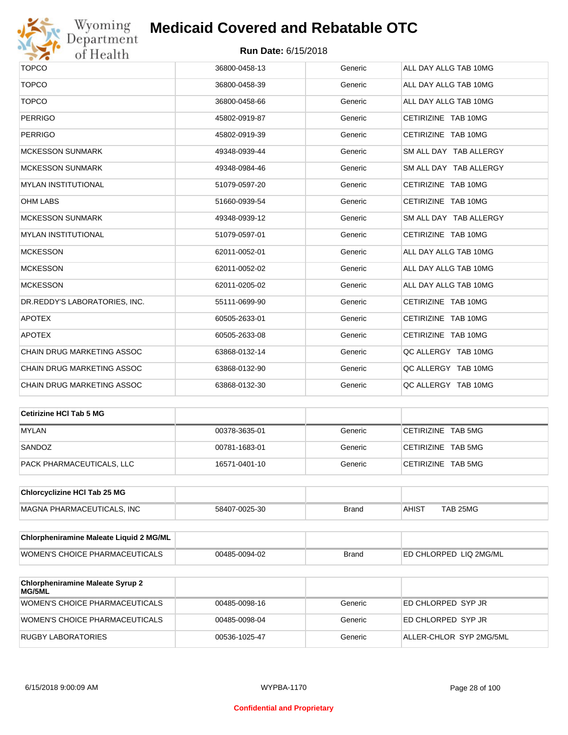# Medicaid Covered and Rebatable OTC

**Run Date:** 6/15/2018

| | | | |
|---|---|---|---|
| TOPCO | 36800-0458-13 | Generic | ALL DAY ALLG TAB 10MG |
| TOPCO | 36800-0458-39 | Generic | ALL DAY ALLG TAB 10MG |
| TOPCO | 36800-0458-66 | Generic | ALL DAY ALLG TAB 10MG |
| PERRIGO | 45802-0919-87 | Generic | CETIRIZINE TAB 10MG |
| PERRIGO | 45802-0919-39 | Generic | CETIRIZINE TAB 10MG |
| MCKESSON SUNMARK | 49348-0939-44 | Generic | SM ALL DAY TAB ALLERGY |
| MCKESSON SUNMARK | 49348-0984-46 | Generic | SM ALL DAY TAB ALLERGY |
| MYLAN INSTITUTIONAL | 51079-0597-20 | Generic | CETIRIZINE TAB 10MG |
| OHM LABS | 51660-0939-54 | Generic | CETIRIZINE TAB 10MG |
| MCKESSON SUNMARK | 49348-0939-12 | Generic | SM ALL DAY TAB ALLERGY |
| MYLAN INSTITUTIONAL | 51079-0597-01 | Generic | CETIRIZINE TAB 10MG |
| MCKESSON | 62011-0052-01 | Generic | ALL DAY ALLG TAB 10MG |
| MCKESSON | 62011-0052-02 | Generic | ALL DAY ALLG TAB 10MG |
| MCKESSON | 62011-0205-02 | Generic | ALL DAY ALLG TAB 10MG |
| DR.REDDY'S LABORATORIES, INC. | 55111-0699-90 | Generic | CETIRIZINE TAB 10MG |
| APOTEX | 60505-2633-01 | Generic | CETIRIZINE TAB 10MG |
| APOTEX | 60505-2633-08 | Generic | CETIRIZINE TAB 10MG |
| CHAIN DRUG MARKETING ASSOC | 63868-0132-14 | Generic | QC ALLERGY TAB 10MG |
| CHAIN DRUG MARKETING ASSOC | 63868-0132-90 | Generic | QC ALLERGY TAB 10MG |
| CHAIN DRUG MARKETING ASSOC | 63868-0132-30 | Generic | QC ALLERGY TAB 10MG |

| **Cetirizine HCl Tab 5 MG** | | | |
|---|---|---|---|
| MYLAN | 00378-3635-01 | Generic | CETIRIZINE TAB 5MG |
| SANDOZ | 00781-1683-01 | Generic | CETIRIZINE TAB 5MG |
| PACK PHARMACEUTICALS, LLC | 16571-0401-10 | Generic | CETIRIZINE TAB 5MG |

| **Chlorcyclizine HCl Tab 25 MG** | | | |
|---|---|---|---|
| MAGNA PHARMACEUTICALS, INC | 58407-0025-30 | Brand | AHIST TAB 25MG |

| **Chlorpheniramine Maleate Liquid 2 MG/ML** | | | |
|---|---|---|---|
| WOMEN'S CHOICE PHARMACEUTICALS | 00485-0094-02 | Brand | ED CHLORPED LIQ 2MG/ML |

| **Chlorpheniramine Maleate Syrup 2 MG/5ML** | | | |
|---|---|---|---|
| WOMEN'S CHOICE PHARMACEUTICALS | 00485-0098-16 | Generic | ED CHLORPED SYP JR |
| WOMEN'S CHOICE PHARMACEUTICALS | 00485-0098-04 | Generic | ED CHLORPED SYP JR |
| RUGBY LABORATORIES | 00536-1025-47 | Generic | ALLER-CHLOR SYP 2MG/5ML |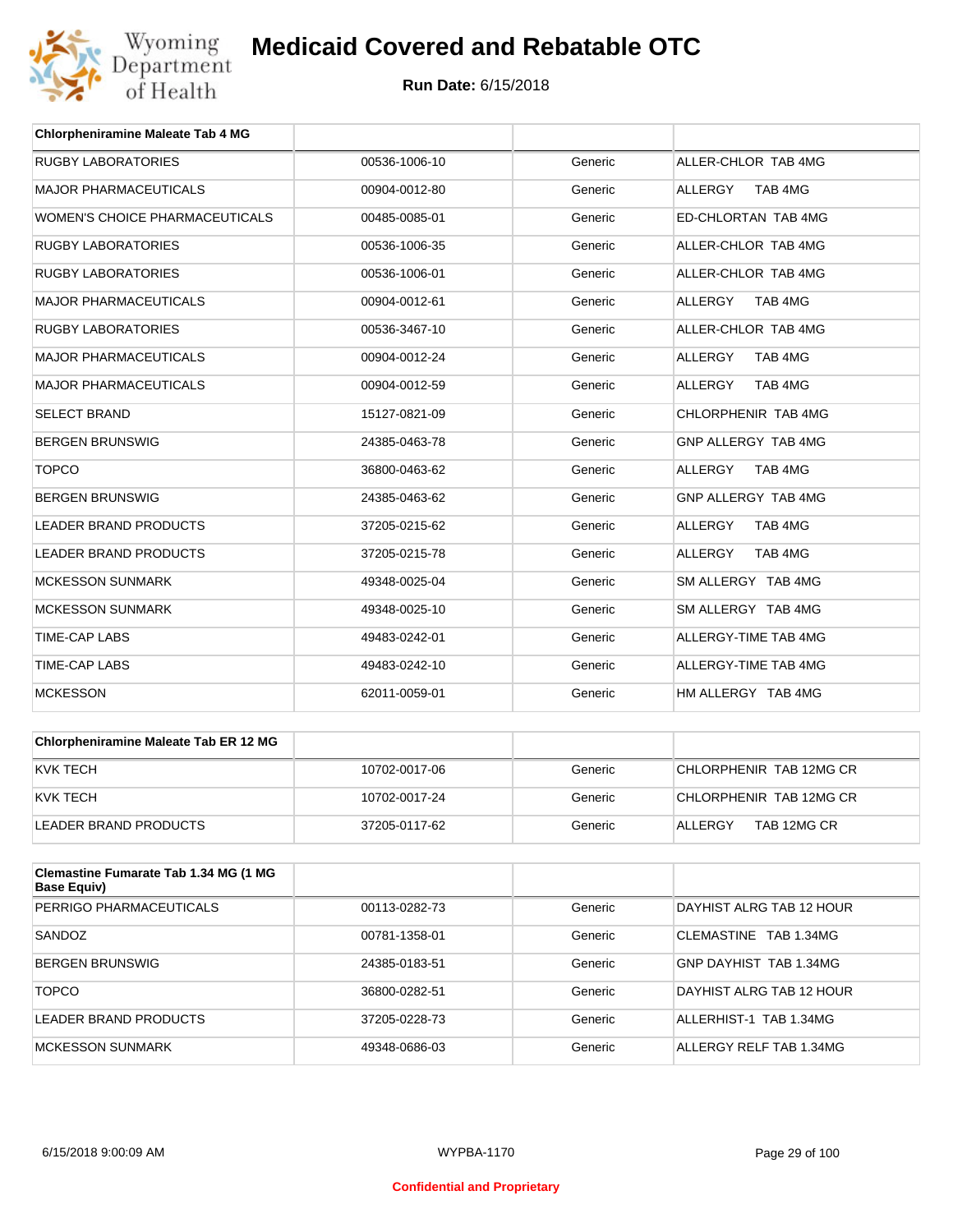| Chlorpheniramine Maleate Tab 4 MG | | | |
|---|---|---|---|
| RUGBY LABORATORIES | 00536-1006-10 | Generic | ALLER-CHLOR TAB 4MG |
| MAJOR PHARMACEUTICALS | 00904-0012-80 | Generic | ALLERGY TAB 4MG |
| WOMEN'S CHOICE PHARMACEUTICALS | 00485-0085-01 | Generic | ED-CHLORTAN TAB 4MG |
| RUGBY LABORATORIES | 00536-1006-35 | Generic | ALLER-CHLOR TAB 4MG |
| RUGBY LABORATORIES | 00536-1006-01 | Generic | ALLER-CHLOR TAB 4MG |
| MAJOR PHARMACEUTICALS | 00904-0012-61 | Generic | ALLERGY TAB 4MG |
| RUGBY LABORATORIES | 00536-3467-10 | Generic | ALLER-CHLOR TAB 4MG |
| MAJOR PHARMACEUTICALS | 00904-0012-24 | Generic | ALLERGY TAB 4MG |
| MAJOR PHARMACEUTICALS | 00904-0012-59 | Generic | ALLERGY TAB 4MG |
| SELECT BRAND | 15127-0821-09 | Generic | CHLORPHENIR TAB 4MG |
| BERGEN BRUNSWIG | 24385-0463-78 | Generic | GNP ALLERGY TAB 4MG |
| TOPCO | 36800-0463-62 | Generic | ALLERGY TAB 4MG |
| BERGEN BRUNSWIG | 24385-0463-62 | Generic | GNP ALLERGY TAB 4MG |
| LEADER BRAND PRODUCTS | 37205-0215-62 | Generic | ALLERGY TAB 4MG |
| LEADER BRAND PRODUCTS | 37205-0215-78 | Generic | ALLERGY TAB 4MG |
| MCKESSON SUNMARK | 49348-0025-04 | Generic | SM ALLERGY TAB 4MG |
| MCKESSON SUNMARK | 49348-0025-10 | Generic | SM ALLERGY TAB 4MG |
| TIME-CAP LABS | 49483-0242-01 | Generic | ALLERGY-TIME TAB 4MG |
| TIME-CAP LABS | 49483-0242-10 | Generic | ALLERGY-TIME TAB 4MG |
| MCKESSON | 62011-0059-01 | Generic | HM ALLERGY TAB 4MG |

| Chlorpheniramine Maleate Tab ER 12 MG | | | |
|---|---|---|---|
| KVK TECH | 10702-0017-06 | Generic | CHLORPHENIR TAB 12MG CR |
| KVK TECH | 10702-0017-24 | Generic | CHLORPHENIR TAB 12MG CR |
| LEADER BRAND PRODUCTS | 37205-0117-62 | Generic | ALLERGY TAB 12MG CR |

| Clemastine Fumarate Tab 1.34 MG (1 MG Base Equiv) | | | |
|---|---|---|---|
| PERRIGO PHARMACEUTICALS | 00113-0282-73 | Generic | DAYHIST ALRG TAB 12 HOUR |
| SANDOZ | 00781-1358-01 | Generic | CLEMASTINE TAB 1.34MG |
| BERGEN BRUNSWIG | 24385-0183-51 | Generic | GNP DAYHIST TAB 1.34MG |
| TOPCO | 36800-0282-51 | Generic | DAYHIST ALRG TAB 12 HOUR |
| LEADER BRAND PRODUCTS | 37205-0228-73 | Generic | ALLERHIST-1 TAB 1.34MG |
| MCKESSON SUNMARK | 49348-0686-03 | Generic | ALLERGY RELF TAB 1.34MG |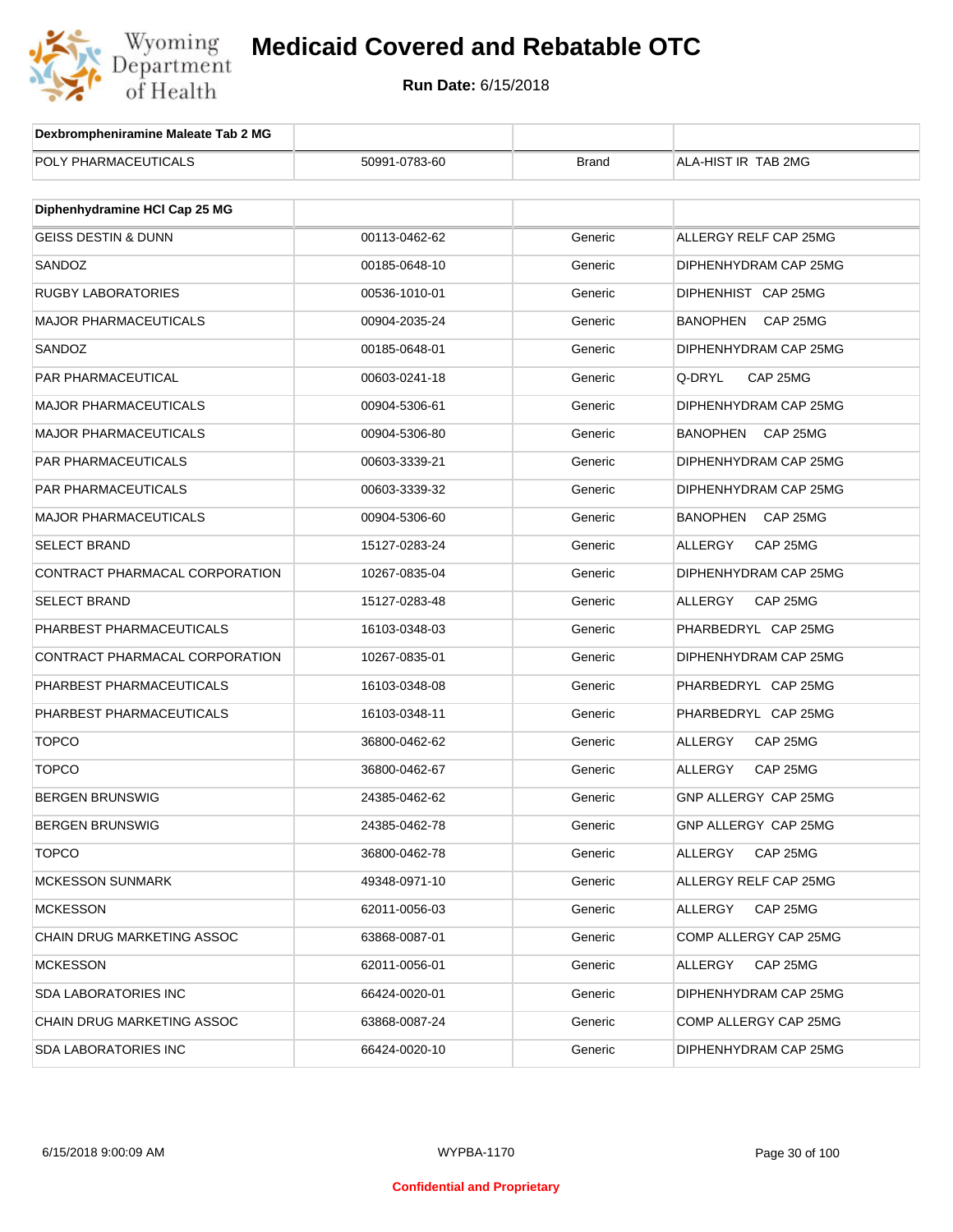# Medicaid Covered and Rebatable OTC

**Run Date:** 6/15/2018

| Dexbrompheniramine Maleate Tab 2 MG | | | |
|---|---|---|---|
| POLY PHARMACEUTICALS | 50991-0783-60 | Brand | ALA-HIST IR TAB 2MG |

| Diphenhydramine HCl Cap 25 MG | | | |
|---|---|---|---|
| GEISS DESTIN & DUNN | 00113-0462-62 | Generic | ALLERGY RELF CAP 25MG |
| SANDOZ | 00185-0648-10 | Generic | DIPHENHYDRAM CAP 25MG |
| RUGBY LABORATORIES | 00536-1010-01 | Generic | DIPHENHIST CAP 25MG |
| MAJOR PHARMACEUTICALS | 00904-2035-24 | Generic | BANOPHEN CAP 25MG |
| SANDOZ | 00185-0648-01 | Generic | DIPHENHYDRAM CAP 25MG |
| PAR PHARMACEUTICAL | 00603-0241-18 | Generic | Q-DRYL CAP 25MG |
| MAJOR PHARMACEUTICALS | 00904-5306-61 | Generic | DIPHENHYDRAM CAP 25MG |
| MAJOR PHARMACEUTICALS | 00904-5306-80 | Generic | BANOPHEN CAP 25MG |
| PAR PHARMACEUTICALS | 00603-3339-21 | Generic | DIPHENHYDRAM CAP 25MG |
| PAR PHARMACEUTICALS | 00603-3339-32 | Generic | DIPHENHYDRAM CAP 25MG |
| MAJOR PHARMACEUTICALS | 00904-5306-60 | Generic | BANOPHEN CAP 25MG |
| SELECT BRAND | 15127-0283-24 | Generic | ALLERGY CAP 25MG |
| CONTRACT PHARMACAL CORPORATION | 10267-0835-04 | Generic | DIPHENHYDRAM CAP 25MG |
| SELECT BRAND | 15127-0283-48 | Generic | ALLERGY CAP 25MG |
| PHARBEST PHARMACEUTICALS | 16103-0348-03 | Generic | PHARBEDRYL CAP 25MG |
| CONTRACT PHARMACAL CORPORATION | 10267-0835-01 | Generic | DIPHENHYDRAM CAP 25MG |
| PHARBEST PHARMACEUTICALS | 16103-0348-08 | Generic | PHARBEDRYL CAP 25MG |
| PHARBEST PHARMACEUTICALS | 16103-0348-11 | Generic | PHARBEDRYL CAP 25MG |
| TOPCO | 36800-0462-62 | Generic | ALLERGY CAP 25MG |
| TOPCO | 36800-0462-67 | Generic | ALLERGY CAP 25MG |
| BERGEN BRUNSWIG | 24385-0462-62 | Generic | GNP ALLERGY CAP 25MG |
| BERGEN BRUNSWIG | 24385-0462-78 | Generic | GNP ALLERGY CAP 25MG |
| TOPCO | 36800-0462-78 | Generic | ALLERGY CAP 25MG |
| MCKESSON SUNMARK | 49348-0971-10 | Generic | ALLERGY RELF CAP 25MG |
| MCKESSON | 62011-0056-03 | Generic | ALLERGY CAP 25MG |
| CHAIN DRUG MARKETING ASSOC | 63868-0087-01 | Generic | COMP ALLERGY CAP 25MG |
| MCKESSON | 62011-0056-01 | Generic | ALLERGY CAP 25MG |
| SDA LABORATORIES INC | 66424-0020-01 | Generic | DIPHENHYDRAM CAP 25MG |
| CHAIN DRUG MARKETING ASSOC | 63868-0087-24 | Generic | COMP ALLERGY CAP 25MG |
| SDA LABORATORIES INC | 66424-0020-10 | Generic | DIPHENHYDRAM CAP 25MG |

Confidential and Proprietary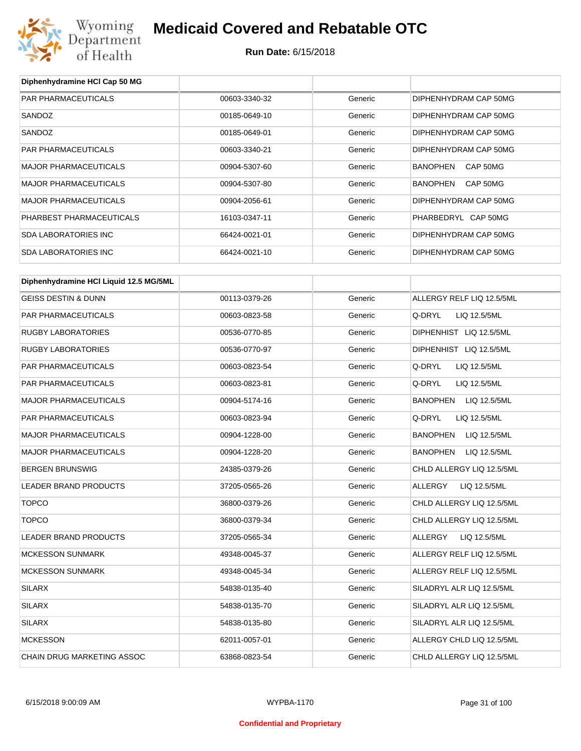# Medicaid Covered and Rebatable OTC

**Run Date:** 6/15/2018

| Diphenhydramine HCl Cap 50 MG | | | |
|---|---|---|---|
| PAR PHARMACEUTICALS | 00603-3340-32 | Generic | DIPHENHYDRAM CAP 50MG |
| SANDOZ | 00185-0649-10 | Generic | DIPHENHYDRAM CAP 50MG |
| SANDOZ | 00185-0649-01 | Generic | DIPHENHYDRAM CAP 50MG |
| PAR PHARMACEUTICALS | 00603-3340-21 | Generic | DIPHENHYDRAM CAP 50MG |
| MAJOR PHARMACEUTICALS | 00904-5307-60 | Generic | BANOPHEN CAP 50MG |
| MAJOR PHARMACEUTICALS | 00904-5307-80 | Generic | BANOPHEN CAP 50MG |
| MAJOR PHARMACEUTICALS | 00904-2056-61 | Generic | DIPHENHYDRAM CAP 50MG |
| PHARBEST PHARMACEUTICALS | 16103-0347-11 | Generic | PHARBEDRYL CAP 50MG |
| SDA LABORATORIES INC | 66424-0021-01 | Generic | DIPHENHYDRAM CAP 50MG |
| SDA LABORATORIES INC | 66424-0021-10 | Generic | DIPHENHYDRAM CAP 50MG |

| Diphenhydramine HCl Liquid 12.5 MG/5ML | | | |
|---|---|---|---|
| GEISS DESTIN & DUNN | 00113-0379-26 | Generic | ALLERGY RELF LIQ 12.5/5ML |
| PAR PHARMACEUTICALS | 00603-0823-58 | Generic | Q-DRYL LIQ 12.5/5ML |
| RUGBY LABORATORIES | 00536-0770-85 | Generic | DIPHENHIST LIQ 12.5/5ML |
| RUGBY LABORATORIES | 00536-0770-97 | Generic | DIPHENHIST LIQ 12.5/5ML |
| PAR PHARMACEUTICALS | 00603-0823-54 | Generic | Q-DRYL LIQ 12.5/5ML |
| PAR PHARMACEUTICALS | 00603-0823-81 | Generic | Q-DRYL LIQ 12.5/5ML |
| MAJOR PHARMACEUTICALS | 00904-5174-16 | Generic | BANOPHEN LIQ 12.5/5ML |
| PAR PHARMACEUTICALS | 00603-0823-94 | Generic | Q-DRYL LIQ 12.5/5ML |
| MAJOR PHARMACEUTICALS | 00904-1228-00 | Generic | BANOPHEN LIQ 12.5/5ML |
| MAJOR PHARMACEUTICALS | 00904-1228-20 | Generic | BANOPHEN LIQ 12.5/5ML |
| BERGEN BRUNSWIG | 24385-0379-26 | Generic | CHLD ALLERGY LIQ 12.5/5ML |
| LEADER BRAND PRODUCTS | 37205-0565-26 | Generic | ALLERGY LIQ 12.5/5ML |
| TOPCO | 36800-0379-26 | Generic | CHLD ALLERGY LIQ 12.5/5ML |
| TOPCO | 36800-0379-34 | Generic | CHLD ALLERGY LIQ 12.5/5ML |
| LEADER BRAND PRODUCTS | 37205-0565-34 | Generic | ALLERGY LIQ 12.5/5ML |
| MCKESSON SUNMARK | 49348-0045-37 | Generic | ALLERGY RELF LIQ 12.5/5ML |
| MCKESSON SUNMARK | 49348-0045-34 | Generic | ALLERGY RELF LIQ 12.5/5ML |
| SILARX | 54838-0135-40 | Generic | SILADRYL ALR LIQ 12.5/5ML |
| SILARX | 54838-0135-70 | Generic | SILADRYL ALR LIQ 12.5/5ML |
| SILARX | 54838-0135-80 | Generic | SILADRYL ALR LIQ 12.5/5ML |
| MCKESSON | 62011-0057-01 | Generic | ALLERGY CHLD LIQ 12.5/5ML |
| CHAIN DRUG MARKETING ASSOC | 63868-0823-54 | Generic | CHLD ALLERGY LIQ 12.5/5ML |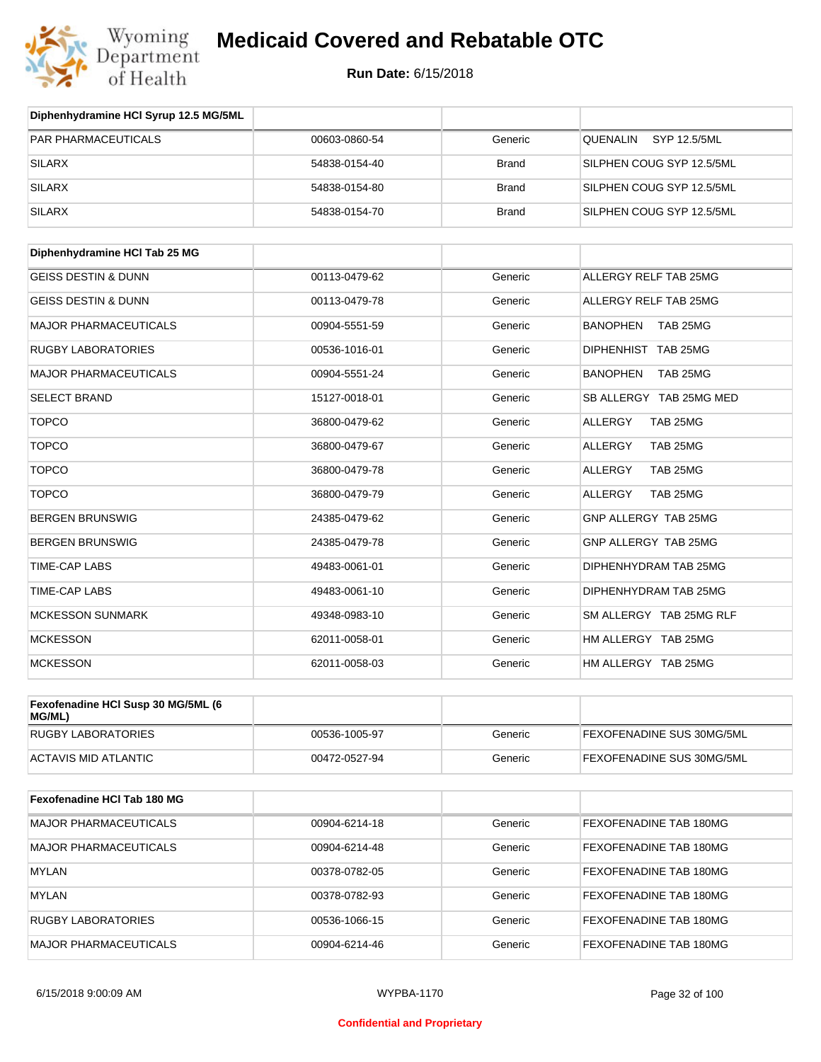| Diphenhydramine HCl Syrup 12.5 MG/5ML | | | |
|---|---|---|---|
| PAR PHARMACEUTICALS | 00603-0860-54 | Generic | QUENALIN SYP 12.5/5ML |
| SILARX | 54838-0154-40 | Brand | SILPHEN COUG SYP 12.5/5ML |
| SILARX | 54838-0154-80 | Brand | SILPHEN COUG SYP 12.5/5ML |
| SILARX | 54838-0154-70 | Brand | SILPHEN COUG SYP 12.5/5ML |

| Diphenhydramine HCl Tab 25 MG | | | |
|---|---|---|---|
| GEISS DESTIN & DUNN | 00113-0479-62 | Generic | ALLERGY RELF TAB 25MG |
| GEISS DESTIN & DUNN | 00113-0479-78 | Generic | ALLERGY RELF TAB 25MG |
| MAJOR PHARMACEUTICALS | 00904-5551-59 | Generic | BANOPHEN TAB 25MG |
| RUGBY LABORATORIES | 00536-1016-01 | Generic | DIPHENHIST TAB 25MG |
| MAJOR PHARMACEUTICALS | 00904-5551-24 | Generic | BANOPHEN TAB 25MG |
| SELECT BRAND | 15127-0018-01 | Generic | SB ALLERGY TAB 25MG MED |
| TOPCO | 36800-0479-62 | Generic | ALLERGY TAB 25MG |
| TOPCO | 36800-0479-67 | Generic | ALLERGY TAB 25MG |
| TOPCO | 36800-0479-78 | Generic | ALLERGY TAB 25MG |
| TOPCO | 36800-0479-79 | Generic | ALLERGY TAB 25MG |
| BERGEN BRUNSWIG | 24385-0479-62 | Generic | GNP ALLERGY TAB 25MG |
| BERGEN BRUNSWIG | 24385-0479-78 | Generic | GNP ALLERGY TAB 25MG |
| TIME-CAP LABS | 49483-0061-01 | Generic | DIPHENHYDRAM TAB 25MG |
| TIME-CAP LABS | 49483-0061-10 | Generic | DIPHENHYDRAM TAB 25MG |
| MCKESSON SUNMARK | 49348-0983-10 | Generic | SM ALLERGY TAB 25MG RLF |
| MCKESSON | 62011-0058-01 | Generic | HM ALLERGY TAB 25MG |
| MCKESSON | 62011-0058-03 | Generic | HM ALLERGY TAB 25MG |

| Fexofenadine HCl Susp 30 MG/5ML (6 MG/ML) | | | |
|---|---|---|---|
| RUGBY LABORATORIES | 00536-1005-97 | Generic | FEXOFENADINE SUS 30MG/5ML |
| ACTAVIS MID ATLANTIC | 00472-0527-94 | Generic | FEXOFENADINE SUS 30MG/5ML |

| Fexofenadine HCl Tab 180 MG | | | |
|---|---|---|---|
| MAJOR PHARMACEUTICALS | 00904-6214-18 | Generic | FEXOFENADINE TAB 180MG |
| MAJOR PHARMACEUTICALS | 00904-6214-48 | Generic | FEXOFENADINE TAB 180MG |
| MYLAN | 00378-0782-05 | Generic | FEXOFENADINE TAB 180MG |
| MYLAN | 00378-0782-93 | Generic | FEXOFENADINE TAB 180MG |
| RUGBY LABORATORIES | 00536-1066-15 | Generic | FEXOFENADINE TAB 180MG |
| MAJOR PHARMACEUTICALS | 00904-6214-46 | Generic | FEXOFENADINE TAB 180MG |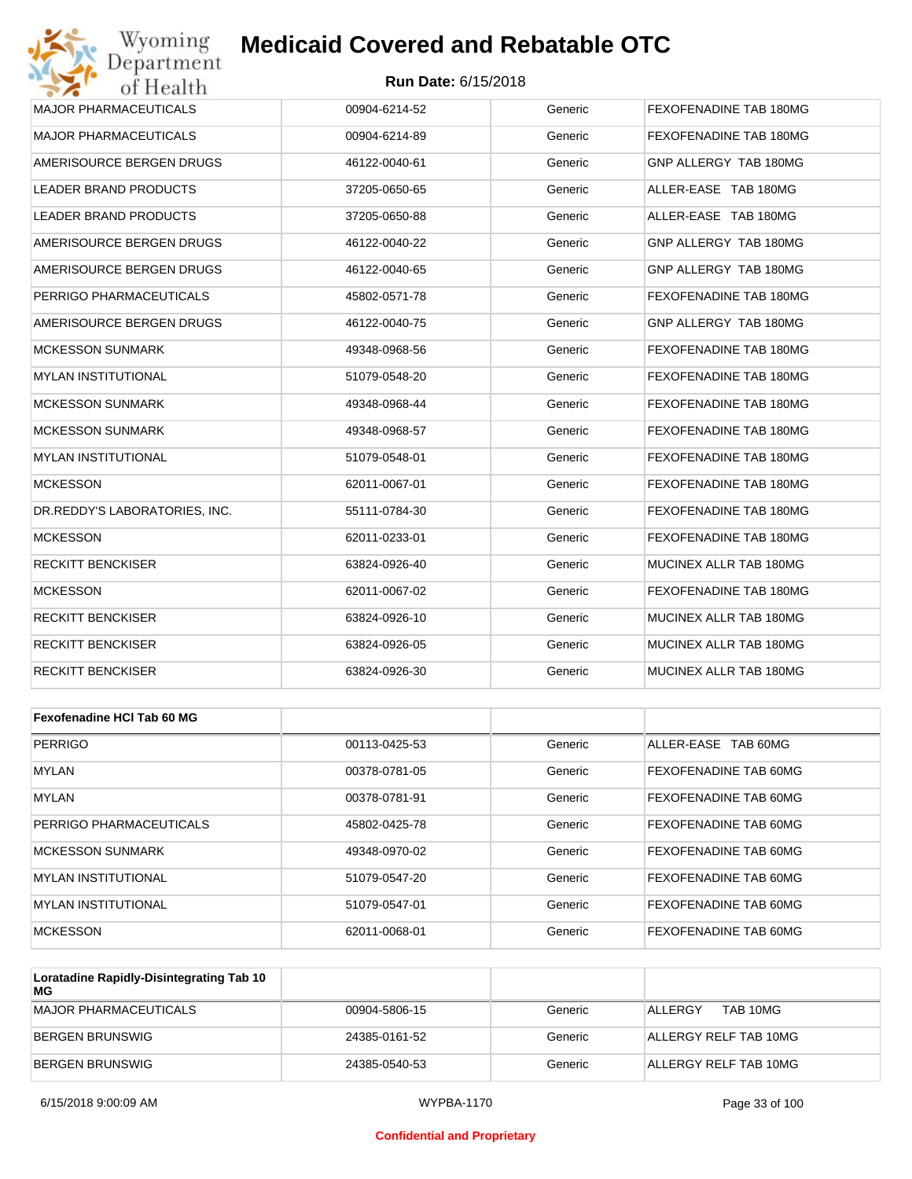| MAJOR PHARMACEUTICALS | 00904-6214-52 | Generic | FEXOFENADINE TAB 180MG |
|---|---|---|---|
| MAJOR PHARMACEUTICALS | 00904-6214-89 | Generic | FEXOFENADINE TAB 180MG |
| AMERISOURCE BERGEN DRUGS | 46122-0040-61 | Generic | GNP ALLERGY TAB 180MG |
| LEADER BRAND PRODUCTS | 37205-0650-65 | Generic | ALLER-EASE TAB 180MG |
| LEADER BRAND PRODUCTS | 37205-0650-88 | Generic | ALLER-EASE TAB 180MG |
| AMERISOURCE BERGEN DRUGS | 46122-0040-22 | Generic | GNP ALLERGY TAB 180MG |
| AMERISOURCE BERGEN DRUGS | 46122-0040-65 | Generic | GNP ALLERGY TAB 180MG |
| PERRIGO PHARMACEUTICALS | 45802-0571-78 | Generic | FEXOFENADINE TAB 180MG |
| AMERISOURCE BERGEN DRUGS | 46122-0040-75 | Generic | GNP ALLERGY TAB 180MG |
| MCKESSON SUNMARK | 49348-0968-56 | Generic | FEXOFENADINE TAB 180MG |
| MYLAN INSTITUTIONAL | 51079-0548-20 | Generic | FEXOFENADINE TAB 180MG |
| MCKESSON SUNMARK | 49348-0968-44 | Generic | FEXOFENADINE TAB 180MG |
| MCKESSON SUNMARK | 49348-0968-57 | Generic | FEXOFENADINE TAB 180MG |
| MYLAN INSTITUTIONAL | 51079-0548-01 | Generic | FEXOFENADINE TAB 180MG |
| MCKESSON | 62011-0067-01 | Generic | FEXOFENADINE TAB 180MG |
| DR.REDDY'S LABORATORIES, INC. | 55111-0784-30 | Generic | FEXOFENADINE TAB 180MG |
| MCKESSON | 62011-0233-01 | Generic | FEXOFENADINE TAB 180MG |
| RECKITT BENCKISER | 63824-0926-40 | Generic | MUCINEX ALLR TAB 180MG |
| MCKESSON | 62011-0067-02 | Generic | FEXOFENADINE TAB 180MG |
| RECKITT BENCKISER | 63824-0926-10 | Generic | MUCINEX ALLR TAB 180MG |
| RECKITT BENCKISER | 63824-0926-05 | Generic | MUCINEX ALLR TAB 180MG |
| RECKITT BENCKISER | 63824-0926-30 | Generic | MUCINEX ALLR TAB 180MG |

| **Fexofenadine HCl Tab 60 MG** | | | |
|---|---|---|---|
| PERRIGO | 00113-0425-53 | Generic | ALLER-EASE TAB 60MG |
| MYLAN | 00378-0781-05 | Generic | FEXOFENADINE TAB 60MG |
| MYLAN | 00378-0781-91 | Generic | FEXOFENADINE TAB 60MG |
| PERRIGO PHARMACEUTICALS | 45802-0425-78 | Generic | FEXOFENADINE TAB 60MG |
| MCKESSON SUNMARK | 49348-0970-02 | Generic | FEXOFENADINE TAB 60MG |
| MYLAN INSTITUTIONAL | 51079-0547-20 | Generic | FEXOFENADINE TAB 60MG |
| MYLAN INSTITUTIONAL | 51079-0547-01 | Generic | FEXOFENADINE TAB 60MG |
| MCKESSON | 62011-0068-01 | Generic | FEXOFENADINE TAB 60MG |

| **Loratadine Rapidly-Disintegrating Tab 10 MG** | | | |
|---|---|---|---|
| MAJOR PHARMACEUTICALS | 00904-5806-15 | Generic | ALLERGY TAB 10MG |
| BERGEN BRUNSWIG | 24385-0161-52 | Generic | ALLERGY RELF TAB 10MG |
| BERGEN BRUNSWIG | 24385-0540-53 | Generic | ALLERGY RELF TAB 10MG |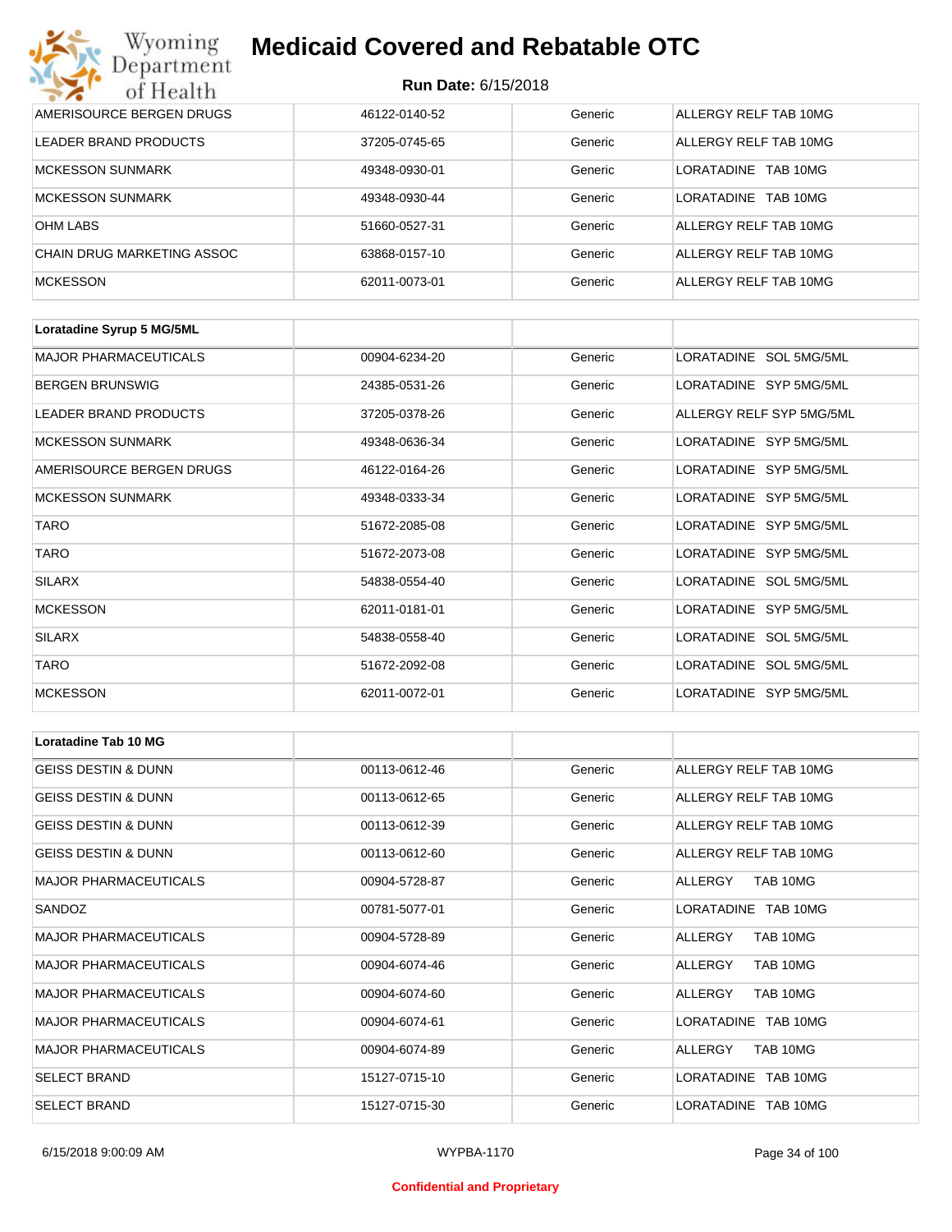# Medicaid Covered and Rebatable OTC

**Run Date:** 6/15/2018

| | | | |
|---|---|---|---|
| AMERISOURCE BERGEN DRUGS | 46122-0140-52 | Generic | ALLERGY RELF TAB 10MG |
| LEADER BRAND PRODUCTS | 37205-0745-65 | Generic | ALLERGY RELF TAB 10MG |
| MCKESSON SUNMARK | 49348-0930-01 | Generic | LORATADINE TAB 10MG |
| MCKESSON SUNMARK | 49348-0930-44 | Generic | LORATADINE TAB 10MG |
| OHM LABS | 51660-0527-31 | Generic | ALLERGY RELF TAB 10MG |
| CHAIN DRUG MARKETING ASSOC | 63868-0157-10 | Generic | ALLERGY RELF TAB 10MG |
| MCKESSON | 62011-0073-01 | Generic | ALLERGY RELF TAB 10MG |

| **Loratadine Syrup 5 MG/5ML** | | | |
|---|---|---|---|
| MAJOR PHARMACEUTICALS | 00904-6234-20 | Generic | LORATADINE SOL 5MG/5ML |
| BERGEN BRUNSWIG | 24385-0531-26 | Generic | LORATADINE SYP 5MG/5ML |
| LEADER BRAND PRODUCTS | 37205-0378-26 | Generic | ALLERGY RELF SYP 5MG/5ML |
| MCKESSON SUNMARK | 49348-0636-34 | Generic | LORATADINE SYP 5MG/5ML |
| AMERISOURCE BERGEN DRUGS | 46122-0164-26 | Generic | LORATADINE SYP 5MG/5ML |
| MCKESSON SUNMARK | 49348-0333-34 | Generic | LORATADINE SYP 5MG/5ML |
| TARO | 51672-2085-08 | Generic | LORATADINE SYP 5MG/5ML |
| TARO | 51672-2073-08 | Generic | LORATADINE SYP 5MG/5ML |
| SILARX | 54838-0554-40 | Generic | LORATADINE SOL 5MG/5ML |
| MCKESSON | 62011-0181-01 | Generic | LORATADINE SYP 5MG/5ML |
| SILARX | 54838-0558-40 | Generic | LORATADINE SOL 5MG/5ML |
| TARO | 51672-2092-08 | Generic | LORATADINE SOL 5MG/5ML |
| MCKESSON | 62011-0072-01 | Generic | LORATADINE SYP 5MG/5ML |

| **Loratadine Tab 10 MG** | | | |
|---|---|---|---|
| GEISS DESTIN & DUNN | 00113-0612-46 | Generic | ALLERGY RELF TAB 10MG |
| GEISS DESTIN & DUNN | 00113-0612-65 | Generic | ALLERGY RELF TAB 10MG |
| GEISS DESTIN & DUNN | 00113-0612-39 | Generic | ALLERGY RELF TAB 10MG |
| GEISS DESTIN & DUNN | 00113-0612-60 | Generic | ALLERGY RELF TAB 10MG |
| MAJOR PHARMACEUTICALS | 00904-5728-87 | Generic | ALLERGY TAB 10MG |
| SANDOZ | 00781-5077-01 | Generic | LORATADINE TAB 10MG |
| MAJOR PHARMACEUTICALS | 00904-5728-89 | Generic | ALLERGY TAB 10MG |
| MAJOR PHARMACEUTICALS | 00904-6074-46 | Generic | ALLERGY TAB 10MG |
| MAJOR PHARMACEUTICALS | 00904-6074-60 | Generic | ALLERGY TAB 10MG |
| MAJOR PHARMACEUTICALS | 00904-6074-61 | Generic | LORATADINE TAB 10MG |
| MAJOR PHARMACEUTICALS | 00904-6074-89 | Generic | ALLERGY TAB 10MG |
| SELECT BRAND | 15127-0715-10 | Generic | LORATADINE TAB 10MG |
| SELECT BRAND | 15127-0715-30 | Generic | LORATADINE TAB 10MG |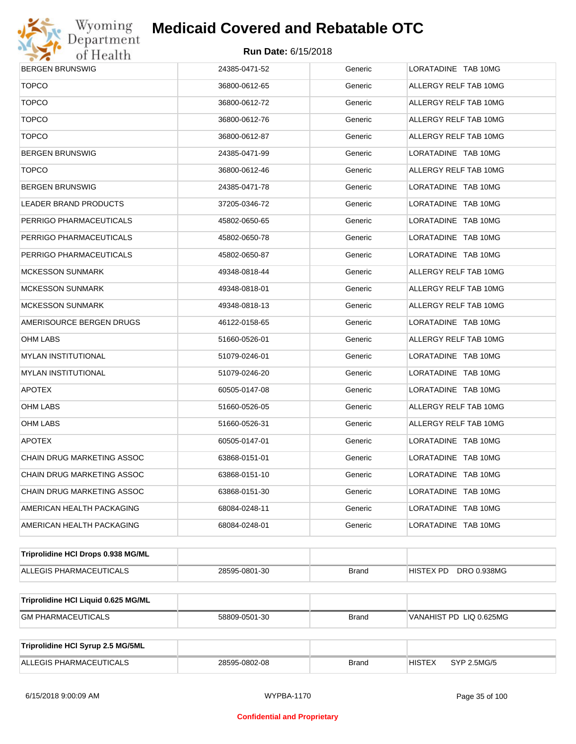| BERGEN BRUNSWIG | 24385-0471-52 | Generic | LORATADINE TAB 10MG |
|---|---|---|---|
| TOPCO | 36800-0612-65 | Generic | ALLERGY RELF TAB 10MG |
| TOPCO | 36800-0612-72 | Generic | ALLERGY RELF TAB 10MG |
| TOPCO | 36800-0612-76 | Generic | ALLERGY RELF TAB 10MG |
| TOPCO | 36800-0612-87 | Generic | ALLERGY RELF TAB 10MG |
| BERGEN BRUNSWIG | 24385-0471-99 | Generic | LORATADINE TAB 10MG |
| TOPCO | 36800-0612-46 | Generic | ALLERGY RELF TAB 10MG |
| BERGEN BRUNSWIG | 24385-0471-78 | Generic | LORATADINE TAB 10MG |
| LEADER BRAND PRODUCTS | 37205-0346-72 | Generic | LORATADINE TAB 10MG |
| PERRIGO PHARMACEUTICALS | 45802-0650-65 | Generic | LORATADINE TAB 10MG |
| PERRIGO PHARMACEUTICALS | 45802-0650-78 | Generic | LORATADINE TAB 10MG |
| PERRIGO PHARMACEUTICALS | 45802-0650-87 | Generic | LORATADINE TAB 10MG |
| MCKESSON SUNMARK | 49348-0818-44 | Generic | ALLERGY RELF TAB 10MG |
| MCKESSON SUNMARK | 49348-0818-01 | Generic | ALLERGY RELF TAB 10MG |
| MCKESSON SUNMARK | 49348-0818-13 | Generic | ALLERGY RELF TAB 10MG |
| AMERISOURCE BERGEN DRUGS | 46122-0158-65 | Generic | LORATADINE TAB 10MG |
| OHM LABS | 51660-0526-01 | Generic | ALLERGY RELF TAB 10MG |
| MYLAN INSTITUTIONAL | 51079-0246-01 | Generic | LORATADINE TAB 10MG |
| MYLAN INSTITUTIONAL | 51079-0246-20 | Generic | LORATADINE TAB 10MG |
| APOTEX | 60505-0147-08 | Generic | LORATADINE TAB 10MG |
| OHM LABS | 51660-0526-05 | Generic | ALLERGY RELF TAB 10MG |
| OHM LABS | 51660-0526-31 | Generic | ALLERGY RELF TAB 10MG |
| APOTEX | 60505-0147-01 | Generic | LORATADINE TAB 10MG |
| CHAIN DRUG MARKETING ASSOC | 63868-0151-01 | Generic | LORATADINE TAB 10MG |
| CHAIN DRUG MARKETING ASSOC | 63868-0151-10 | Generic | LORATADINE TAB 10MG |
| CHAIN DRUG MARKETING ASSOC | 63868-0151-30 | Generic | LORATADINE TAB 10MG |
| AMERICAN HEALTH PACKAGING | 68084-0248-11 | Generic | LORATADINE TAB 10MG |
| AMERICAN HEALTH PACKAGING | 68084-0248-01 | Generic | LORATADINE TAB 10MG |

| **Triprolidine HCl Drops 0.938 MG/ML** | | | |
|---|---|---|---|
| ALLEGIS PHARMACEUTICALS | 28595-0801-30 | Brand | HISTEX PD DRO 0.938MG |

| **Triprolidine HCl Liquid 0.625 MG/ML** | | | |
|---|---|---|---|
| GM PHARMACEUTICALS | 58809-0501-30 | Brand | VANAHIST PD LIQ 0.625MG |

| **Triprolidine HCl Syrup 2.5 MG/5ML** | | | |
|---|---|---|---|
| ALLEGIS PHARMACEUTICALS | 28595-0802-08 | Brand | HISTEX SYP 2.5MG/5 |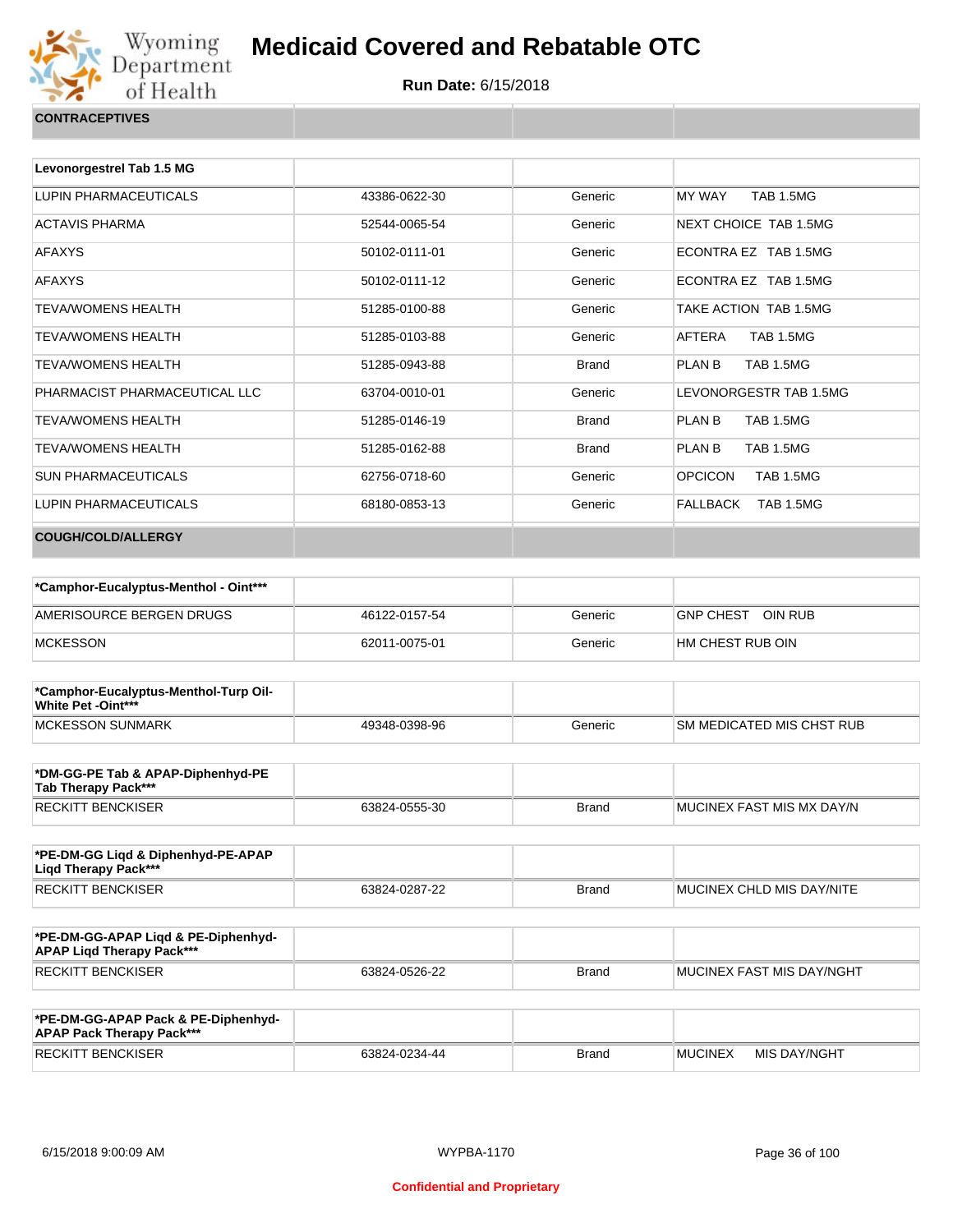# Medicaid Covered and Rebatable OTC

**Run Date:** 6/15/2018

## CONTRACEPTIVES

| Levonorgestrel Tab 1.5 MG | | | |
|---|---|---|---|
| LUPIN PHARMACEUTICALS | 43386-0622-30 | Generic | MY WAY TAB 1.5MG |
| ACTAVIS PHARMA | 52544-0065-54 | Generic | NEXT CHOICE TAB 1.5MG |
| AFAXYS | 50102-0111-01 | Generic | ECONTRA EZ TAB 1.5MG |
| AFAXYS | 50102-0111-12 | Generic | ECONTRA EZ TAB 1.5MG |
| TEVA/WOMENS HEALTH | 51285-0100-88 | Generic | TAKE ACTION TAB 1.5MG |
| TEVA/WOMENS HEALTH | 51285-0103-88 | Generic | AFTERA TAB 1.5MG |
| TEVA/WOMENS HEALTH | 51285-0943-88 | Brand | PLAN B TAB 1.5MG |
| PHARMACIST PHARMACEUTICAL LLC | 63704-0010-01 | Generic | LEVONORGESTR TAB 1.5MG |
| TEVA/WOMENS HEALTH | 51285-0146-19 | Brand | PLAN B TAB 1.5MG |
| TEVA/WOMENS HEALTH | 51285-0162-88 | Brand | PLAN B TAB 1.5MG |
| SUN PHARMACEUTICALS | 62756-0718-60 | Generic | OPCICON TAB 1.5MG |
| LUPIN PHARMACEUTICALS | 68180-0853-13 | Generic | FALLBACK TAB 1.5MG |

## COUGH/COLD/ALLERGY

| *Camphor-Eucalyptus-Menthol - Oint*** | | | |
|---|---|---|---|
| AMERISOURCE BERGEN DRUGS | 46122-0157-54 | Generic | GNP CHEST OIN RUB |
| MCKESSON | 62011-0075-01 | Generic | HM CHEST RUB OIN |

| *Camphor-Eucalyptus-Menthol-Turp Oil-White Pet -Oint*** | | | |
|---|---|---|---|
| MCKESSON SUNMARK | 49348-0398-96 | Generic | SM MEDICATED MIS CHST RUB |

| *DM-GG-PE Tab & APAP-Diphenhyd-PE Tab Therapy Pack*** | | | |
|---|---|---|---|
| RECKITT BENCKISER | 63824-0555-30 | Brand | MUCINEX FAST MIS MX DAY/N |

| *PE-DM-GG Liqd & Diphenhyd-PE-APAP Liqd Therapy Pack*** | | | |
|---|---|---|---|
| RECKITT BENCKISER | 63824-0287-22 | Brand | MUCINEX CHLD MIS DAY/NITE |

| *PE-DM-GG-APAP Liqd & PE-Diphenhyd-APAP Liqd Therapy Pack*** | | | |
|---|---|---|---|
| RECKITT BENCKISER | 63824-0526-22 | Brand | MUCINEX FAST MIS DAY/NGHT |

| *PE-DM-GG-APAP Pack & PE-Diphenhyd-APAP Pack Therapy Pack*** | | | |
|---|---|---|---|
| RECKITT BENCKISER | 63824-0234-44 | Brand | MUCINEX MIS DAY/NGHT |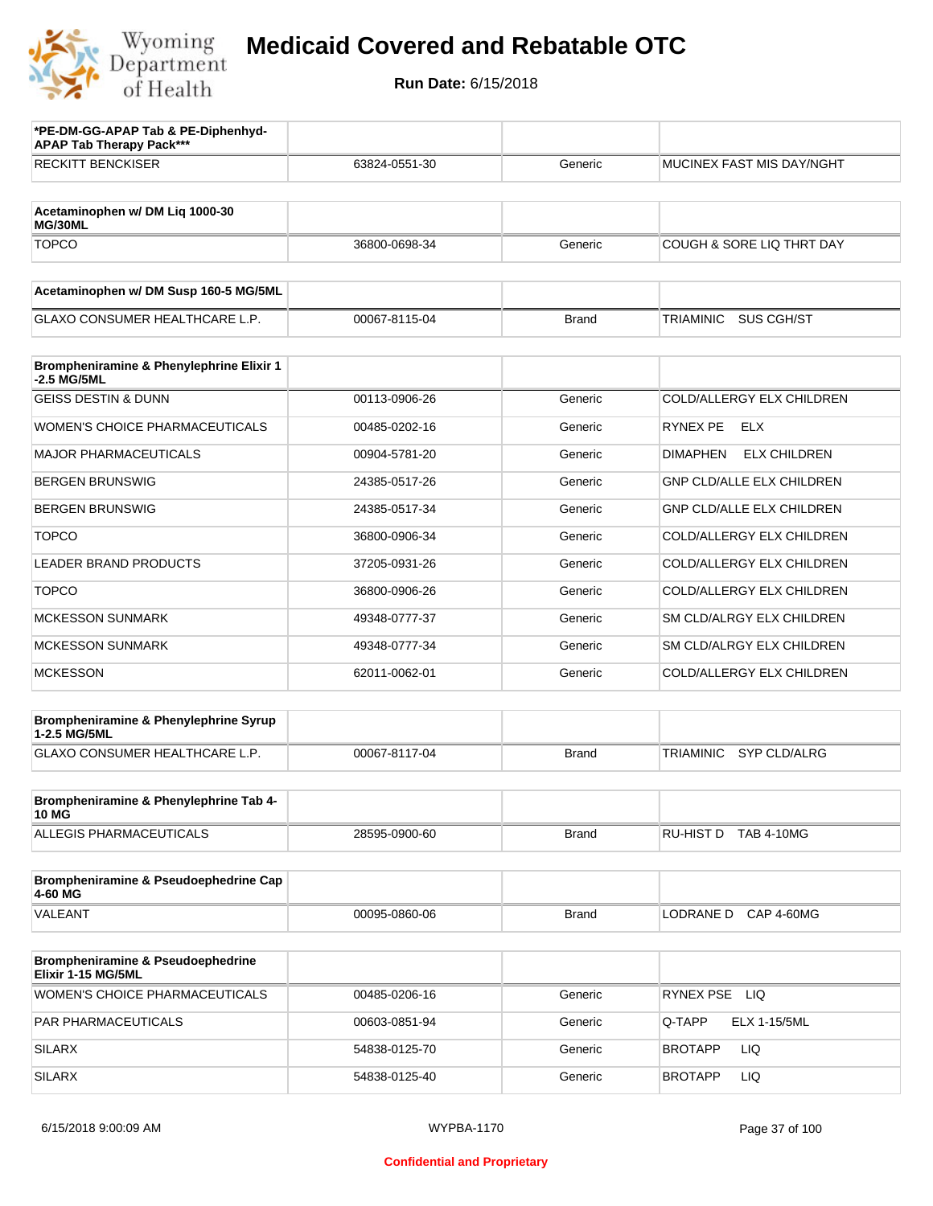# Medicaid Covered and Rebatable OTC

**Run Date:** 6/15/2018

| *PE-DM-GG-APAP Tab & PE-Diphenhyd-APAP Tab Therapy Pack*** | | | |
|---|---|---|---|
| RECKITT BENCKISER | 63824-0551-30 | Generic | MUCINEX FAST MIS DAY/NGHT |

| Acetaminophen w/ DM Liq 1000-30 MG/30ML | | | |
|---|---|---|---|
| TOPCO | 36800-0698-34 | Generic | COUGH & SORE LIQ THRT DAY |

| Acetaminophen w/ DM Susp 160-5 MG/5ML | | | |
|---|---|---|---|
| GLAXO CONSUMER HEALTHCARE L.P. | 00067-8115-04 | Brand | TRIAMINIC SUS CGH/ST |

| Brompheniramine & Phenylephrine Elixir 1-2.5 MG/5ML | | | |
|---|---|---|---|
| GEISS DESTIN & DUNN | 00113-0906-26 | Generic | COLD/ALLERGY ELX CHILDREN |
| WOMEN'S CHOICE PHARMACEUTICALS | 00485-0202-16 | Generic | RYNEX PE ELX |
| MAJOR PHARMACEUTICALS | 00904-5781-20 | Generic | DIMAPHEN ELX CHILDREN |
| BERGEN BRUNSWIG | 24385-0517-26 | Generic | GNP CLD/ALLE ELX CHILDREN |
| BERGEN BRUNSWIG | 24385-0517-34 | Generic | GNP CLD/ALLE ELX CHILDREN |
| TOPCO | 36800-0906-34 | Generic | COLD/ALLERGY ELX CHILDREN |
| LEADER BRAND PRODUCTS | 37205-0931-26 | Generic | COLD/ALLERGY ELX CHILDREN |
| TOPCO | 36800-0906-26 | Generic | COLD/ALLERGY ELX CHILDREN |
| MCKESSON SUNMARK | 49348-0777-37 | Generic | SM CLD/ALRGY ELX CHILDREN |
| MCKESSON SUNMARK | 49348-0777-34 | Generic | SM CLD/ALRGY ELX CHILDREN |
| MCKESSON | 62011-0062-01 | Generic | COLD/ALLERGY ELX CHILDREN |

| Brompheniramine & Phenylephrine Syrup 1-2.5 MG/5ML | | | |
|---|---|---|---|
| GLAXO CONSUMER HEALTHCARE L.P. | 00067-8117-04 | Brand | TRIAMINIC SYP CLD/ALRG |

| Brompheniramine & Phenylephrine Tab 4-10 MG | | | |
|---|---|---|---|
| ALLEGIS PHARMACEUTICALS | 28595-0900-60 | Brand | RU-HIST D TAB 4-10MG |

| Brompheniramine & Pseudoephedrine Cap 4-60 MG | | | |
|---|---|---|---|
| VALEANT | 00095-0860-06 | Brand | LODRANE D CAP 4-60MG |

| Brompheniramine & Pseudoephedrine Elixir 1-15 MG/5ML | | | |
|---|---|---|---|
| WOMEN'S CHOICE PHARMACEUTICALS | 00485-0206-16 | Generic | RYNEX PSE LIQ |
| PAR PHARMACEUTICALS | 00603-0851-94 | Generic | Q-TAPP ELX 1-15/5ML |
| SILARX | 54838-0125-70 | Generic | BROTAPP LIQ |
| SILARX | 54838-0125-40 | Generic | BROTAPP LIQ |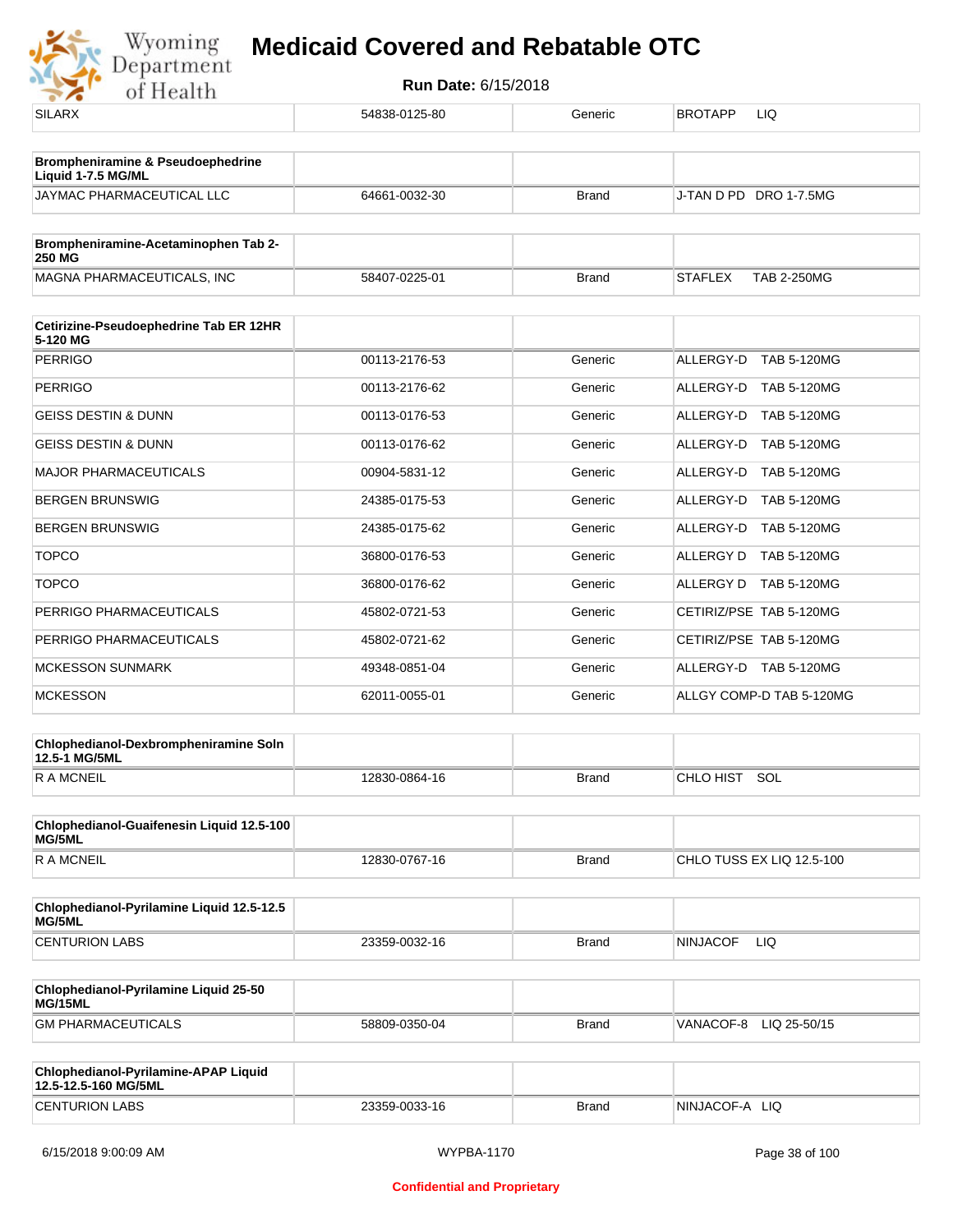| SILARX | 54838-0125-80 | Generic | BROTAPP LIQ |
|---|---|---|---|

| **Brompheniramine & Pseudoephedrine Liquid 1-7.5 MG/ML** | | | |
|---|---|---|---|
| JAYMAC PHARMACEUTICAL LLC | 64661-0032-30 | Brand | J-TAN D PD DRO 1-7.5MG |

| **Brompheniramine-Acetaminophen Tab 2-250 MG** | | | |
|---|---|---|---|
| MAGNA PHARMACEUTICALS, INC | 58407-0225-01 | Brand | STAFLEX TAB 2-250MG |

| **Cetirizine-Pseudoephedrine Tab ER 12HR 5-120 MG** | | | |
|---|---|---|---|
| PERRIGO | 00113-2176-53 | Generic | ALLERGY-D TAB 5-120MG |
| PERRIGO | 00113-2176-62 | Generic | ALLERGY-D TAB 5-120MG |
| GEISS DESTIN & DUNN | 00113-0176-53 | Generic | ALLERGY-D TAB 5-120MG |
| GEISS DESTIN & DUNN | 00113-0176-62 | Generic | ALLERGY-D TAB 5-120MG |
| MAJOR PHARMACEUTICALS | 00904-5831-12 | Generic | ALLERGY-D TAB 5-120MG |
| BERGEN BRUNSWIG | 24385-0175-53 | Generic | ALLERGY-D TAB 5-120MG |
| BERGEN BRUNSWIG | 24385-0175-62 | Generic | ALLERGY-D TAB 5-120MG |
| TOPCO | 36800-0176-53 | Generic | ALLERGY D TAB 5-120MG |
| TOPCO | 36800-0176-62 | Generic | ALLERGY D TAB 5-120MG |
| PERRIGO PHARMACEUTICALS | 45802-0721-53 | Generic | CETIRIZ/PSE TAB 5-120MG |
| PERRIGO PHARMACEUTICALS | 45802-0721-62 | Generic | CETIRIZ/PSE TAB 5-120MG |
| MCKESSON SUNMARK | 49348-0851-04 | Generic | ALLERGY-D TAB 5-120MG |
| MCKESSON | 62011-0055-01 | Generic | ALLGY COMP-D TAB 5-120MG |

| **Chlophedianol-Dexbrompheniramine Soln 12.5-1 MG/5ML** | | | |
|---|---|---|---|
| R A MCNEIL | 12830-0864-16 | Brand | CHLO HIST SOL |

| **Chlophedianol-Guaifenesin Liquid 12.5-100 MG/5ML** | | | |
|---|---|---|---|
| R A MCNEIL | 12830-0767-16 | Brand | CHLO TUSS EX LIQ 12.5-100 |

| **Chlophedianol-Pyrilamine Liquid 12.5-12.5 MG/5ML** | | | |
|---|---|---|---|
| CENTURION LABS | 23359-0032-16 | Brand | NINJACOF LIQ |

| **Chlophedianol-Pyrilamine Liquid 25-50 MG/15ML** | | | |
|---|---|---|---|
| GM PHARMACEUTICALS | 58809-0350-04 | Brand | VANACOF-8 LIQ 25-50/15 |

| **Chlophedianol-Pyrilamine-APAP Liquid 12.5-12.5-160 MG/5ML** | | | |
|---|---|---|---|
| CENTURION LABS | 23359-0033-16 | Brand | NINJACOF-A LIQ |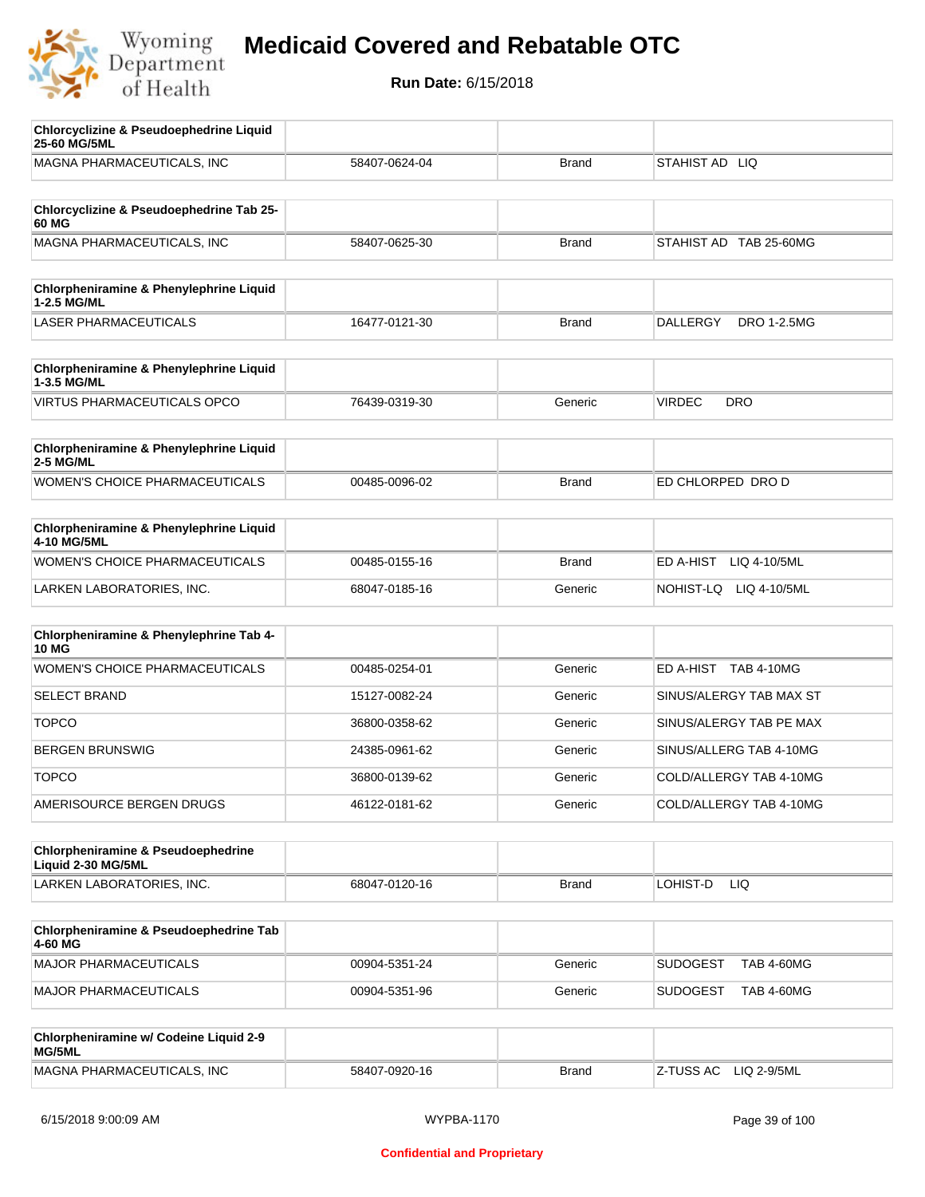# Medicaid Covered and Rebatable OTC

**Run Date:** 6/15/2018

| **Chlorcyclizine & Pseudoephedrine Liquid 25-60 MG/5ML** | | | |
|---|---|---|---|
| MAGNA PHARMACEUTICALS, INC | 58407-0624-04 | Brand | STAHIST AD LIQ |

| **Chlorcyclizine & Pseudoephedrine Tab 25-60 MG** | | | |
|---|---|---|---|
| MAGNA PHARMACEUTICALS, INC | 58407-0625-30 | Brand | STAHIST AD TAB 25-60MG |

| **Chlorpheniramine & Phenylephrine Liquid 1-2.5 MG/ML** | | | |
|---|---|---|---|
| LASER PHARMACEUTICALS | 16477-0121-30 | Brand | DALLERGY DRO 1-2.5MG |

| **Chlorpheniramine & Phenylephrine Liquid 1-3.5 MG/ML** | | | |
|---|---|---|---|
| VIRTUS PHARMACEUTICALS OPCO | 76439-0319-30 | Generic | VIRDEC DRO |

| **Chlorpheniramine & Phenylephrine Liquid 2-5 MG/ML** | | | |
|---|---|---|---|
| WOMEN'S CHOICE PHARMACEUTICALS | 00485-0096-02 | Brand | ED CHLORPED DRO D |

| **Chlorpheniramine & Phenylephrine Liquid 4-10 MG/5ML** | | | |
|---|---|---|---|
| WOMEN'S CHOICE PHARMACEUTICALS | 00485-0155-16 | Brand | ED A-HIST LIQ 4-10/5ML |
| LARKEN LABORATORIES, INC. | 68047-0185-16 | Generic | NOHIST-LQ LIQ 4-10/5ML |

| **Chlorpheniramine & Phenylephrine Tab 4-10 MG** | | | |
|---|---|---|---|
| WOMEN'S CHOICE PHARMACEUTICALS | 00485-0254-01 | Generic | ED A-HIST TAB 4-10MG |
| SELECT BRAND | 15127-0082-24 | Generic | SINUS/ALERGY TAB MAX ST |
| TOPCO | 36800-0358-62 | Generic | SINUS/ALERGY TAB PE MAX |
| BERGEN BRUNSWIG | 24385-0961-62 | Generic | SINUS/ALLERG TAB 4-10MG |
| TOPCO | 36800-0139-62 | Generic | COLD/ALLERGY TAB 4-10MG |
| AMERISOURCE BERGEN DRUGS | 46122-0181-62 | Generic | COLD/ALLERGY TAB 4-10MG |

| **Chlorpheniramine & Pseudoephedrine Liquid 2-30 MG/5ML** | | | |
|---|---|---|---|
| LARKEN LABORATORIES, INC. | 68047-0120-16 | Brand | LOHIST-D LIQ |

| **Chlorpheniramine & Pseudoephedrine Tab 4-60 MG** | | | |
|---|---|---|---|
| MAJOR PHARMACEUTICALS | 00904-5351-24 | Generic | SUDOGEST TAB 4-60MG |
| MAJOR PHARMACEUTICALS | 00904-5351-96 | Generic | SUDOGEST TAB 4-60MG |

| **Chlorpheniramine w/ Codeine Liquid 2-9 MG/5ML** | | | |
|---|---|---|---|
| MAGNA PHARMACEUTICALS, INC | 58407-0920-16 | Brand | Z-TUSS AC LIQ 2-9/5ML |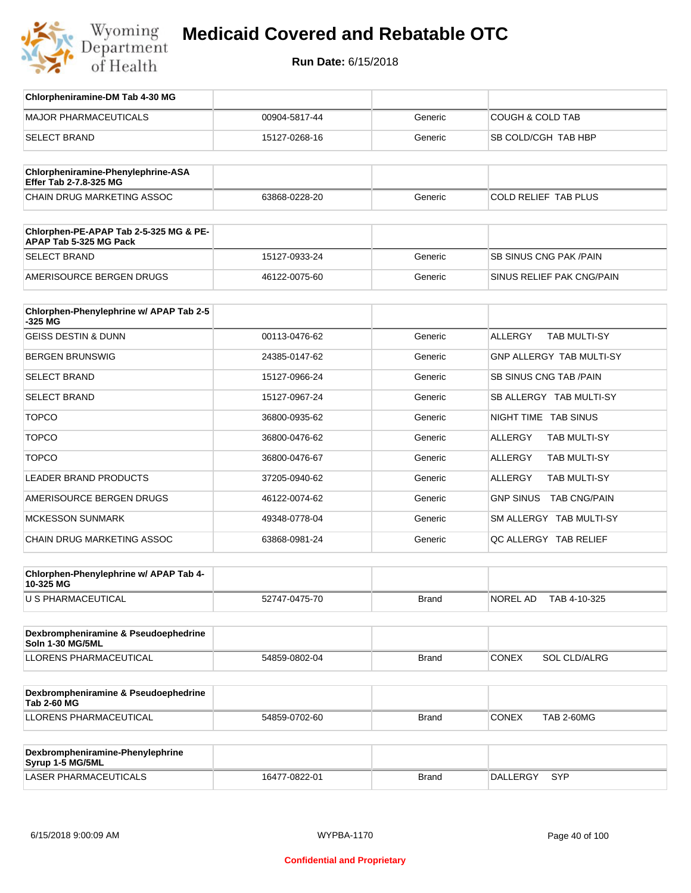# Medicaid Covered and Rebatable OTC

**Run Date:** 6/15/2018

| Chlorpheniramine-DM Tab 4-30 MG | | | |
|---|---|---|---|
| MAJOR PHARMACEUTICALS | 00904-5817-44 | Generic | COUGH & COLD TAB |
| SELECT BRAND | 15127-0268-16 | Generic | SB COLD/CGH TAB HBP |

| Chlorpheniramine-Phenylephrine-ASA Effer Tab 2-7.8-325 MG | | | |
|---|---|---|---|
| CHAIN DRUG MARKETING ASSOC | 63868-0228-20 | Generic | COLD RELIEF TAB PLUS |

| Chlorphen-PE-APAP Tab 2-5-325 MG & PE-APAP Tab 5-325 MG Pack | | | |
|---|---|---|---|
| SELECT BRAND | 15127-0933-24 | Generic | SB SINUS CNG PAK /PAIN |
| AMERISOURCE BERGEN DRUGS | 46122-0075-60 | Generic | SINUS RELIEF PAK CNG/PAIN |

| Chlorphen-Phenylephrine w/ APAP Tab 2-5-325 MG | | | |
|---|---|---|---|
| GEISS DESTIN & DUNN | 00113-0476-62 | Generic | ALLERGY TAB MULTI-SY |
| BERGEN BRUNSWIG | 24385-0147-62 | Generic | GNP ALLERGY TAB MULTI-SY |
| SELECT BRAND | 15127-0966-24 | Generic | SB SINUS CNG TAB /PAIN |
| SELECT BRAND | 15127-0967-24 | Generic | SB ALLERGY TAB MULTI-SY |
| TOPCO | 36800-0935-62 | Generic | NIGHT TIME TAB SINUS |
| TOPCO | 36800-0476-62 | Generic | ALLERGY TAB MULTI-SY |
| TOPCO | 36800-0476-67 | Generic | ALLERGY TAB MULTI-SY |
| LEADER BRAND PRODUCTS | 37205-0940-62 | Generic | ALLERGY TAB MULTI-SY |
| AMERISOURCE BERGEN DRUGS | 46122-0074-62 | Generic | GNP SINUS TAB CNG/PAIN |
| MCKESSON SUNMARK | 49348-0778-04 | Generic | SM ALLERGY TAB MULTI-SY |
| CHAIN DRUG MARKETING ASSOC | 63868-0981-24 | Generic | QC ALLERGY TAB RELIEF |

| Chlorphen-Phenylephrine w/ APAP Tab 4-10-325 MG | | | |
|---|---|---|---|
| U S PHARMACEUTICAL | 52747-0475-70 | Brand | NOREL AD TAB 4-10-325 |

| Dexbrompheniramine & Pseudoephedrine Soln 1-30 MG/5ML | | | |
|---|---|---|---|
| LLORENS PHARMACEUTICAL | 54859-0802-04 | Brand | CONEX SOL CLD/ALRG |

| Dexbrompheniramine & Pseudoephedrine Tab 2-60 MG | | | |
|---|---|---|---|
| LLORENS PHARMACEUTICAL | 54859-0702-60 | Brand | CONEX TAB 2-60MG |

| Dexbrompheniramine-Phenylephrine Syrup 1-5 MG/5ML | | | |
|---|---|---|---|
| LASER PHARMACEUTICALS | 16477-0822-01 | Brand | DALLERGY SYP |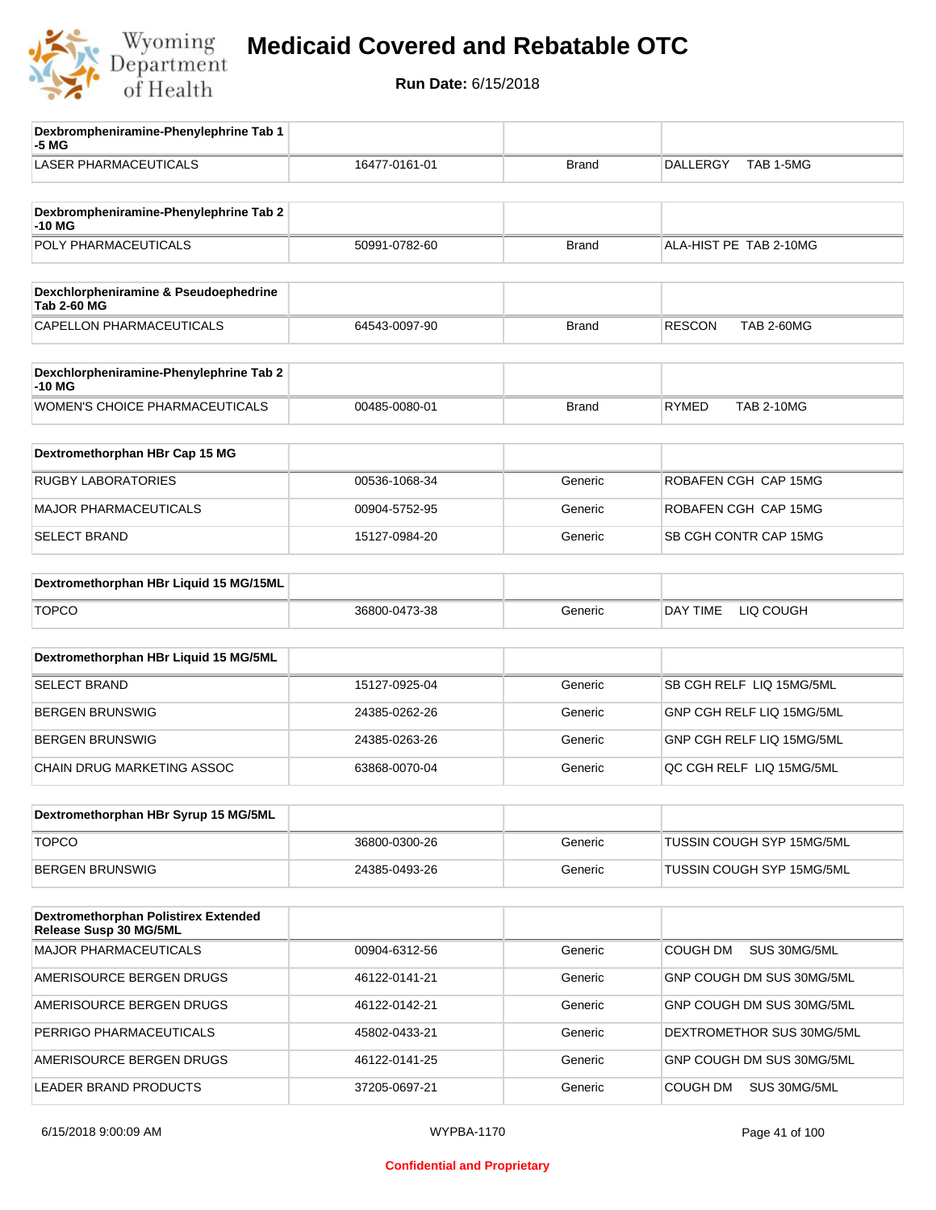# Medicaid Covered and Rebatable OTC

**Run Date:** 6/15/2018

| Dexbrompheniramine-Phenylephrine Tab 1-5 MG | | | |
|---|---|---|---|
| LASER PHARMACEUTICALS | 16477-0161-01 | Brand | DALLERGY TAB 1-5MG |

| Dexbrompheniramine-Phenylephrine Tab 2-10 MG | | | |
|---|---|---|---|
| POLY PHARMACEUTICALS | 50991-0782-60 | Brand | ALA-HIST PE TAB 2-10MG |

| Dexchlorpheniramine & Pseudoephedrine Tab 2-60 MG | | | |
|---|---|---|---|
| CAPELLON PHARMACEUTICALS | 64543-0097-90 | Brand | RESCON TAB 2-60MG |

| Dexchlorpheniramine-Phenylephrine Tab 2-10 MG | | | |
|---|---|---|---|
| WOMEN'S CHOICE PHARMACEUTICALS | 00485-0080-01 | Brand | RYMED TAB 2-10MG |

| Dextromethorphan HBr Cap 15 MG | | | |
|---|---|---|---|
| RUGBY LABORATORIES | 00536-1068-34 | Generic | ROBAFEN CGH CAP 15MG |
| MAJOR PHARMACEUTICALS | 00904-5752-95 | Generic | ROBAFEN CGH CAP 15MG |
| SELECT BRAND | 15127-0984-20 | Generic | SB CGH CONTR CAP 15MG |

| Dextromethorphan HBr Liquid 15 MG/15ML | | | |
|---|---|---|---|
| TOPCO | 36800-0473-38 | Generic | DAY TIME LIQ COUGH |

| Dextromethorphan HBr Liquid 15 MG/5ML | | | |
|---|---|---|---|
| SELECT BRAND | 15127-0925-04 | Generic | SB CGH RELF LIQ 15MG/5ML |
| BERGEN BRUNSWIG | 24385-0262-26 | Generic | GNP CGH RELF LIQ 15MG/5ML |
| BERGEN BRUNSWIG | 24385-0263-26 | Generic | GNP CGH RELF LIQ 15MG/5ML |
| CHAIN DRUG MARKETING ASSOC | 63868-0070-04 | Generic | QC CGH RELF LIQ 15MG/5ML |

| Dextromethorphan HBr Syrup 15 MG/5ML | | | |
|---|---|---|---|
| TOPCO | 36800-0300-26 | Generic | TUSSIN COUGH SYP 15MG/5ML |
| BERGEN BRUNSWIG | 24385-0493-26 | Generic | TUSSIN COUGH SYP 15MG/5ML |

| Dextromethorphan Polistirex Extended Release Susp 30 MG/5ML | | | |
|---|---|---|---|
| MAJOR PHARMACEUTICALS | 00904-6312-56 | Generic | COUGH DM SUS 30MG/5ML |
| AMERISOURCE BERGEN DRUGS | 46122-0141-21 | Generic | GNP COUGH DM SUS 30MG/5ML |
| AMERISOURCE BERGEN DRUGS | 46122-0142-21 | Generic | GNP COUGH DM SUS 30MG/5ML |
| PERRIGO PHARMACEUTICALS | 45802-0433-21 | Generic | DEXTROMETHOR SUS 30MG/5ML |
| AMERISOURCE BERGEN DRUGS | 46122-0141-25 | Generic | GNP COUGH DM SUS 30MG/5ML |
| LEADER BRAND PRODUCTS | 37205-0697-21 | Generic | COUGH DM SUS 30MG/5ML |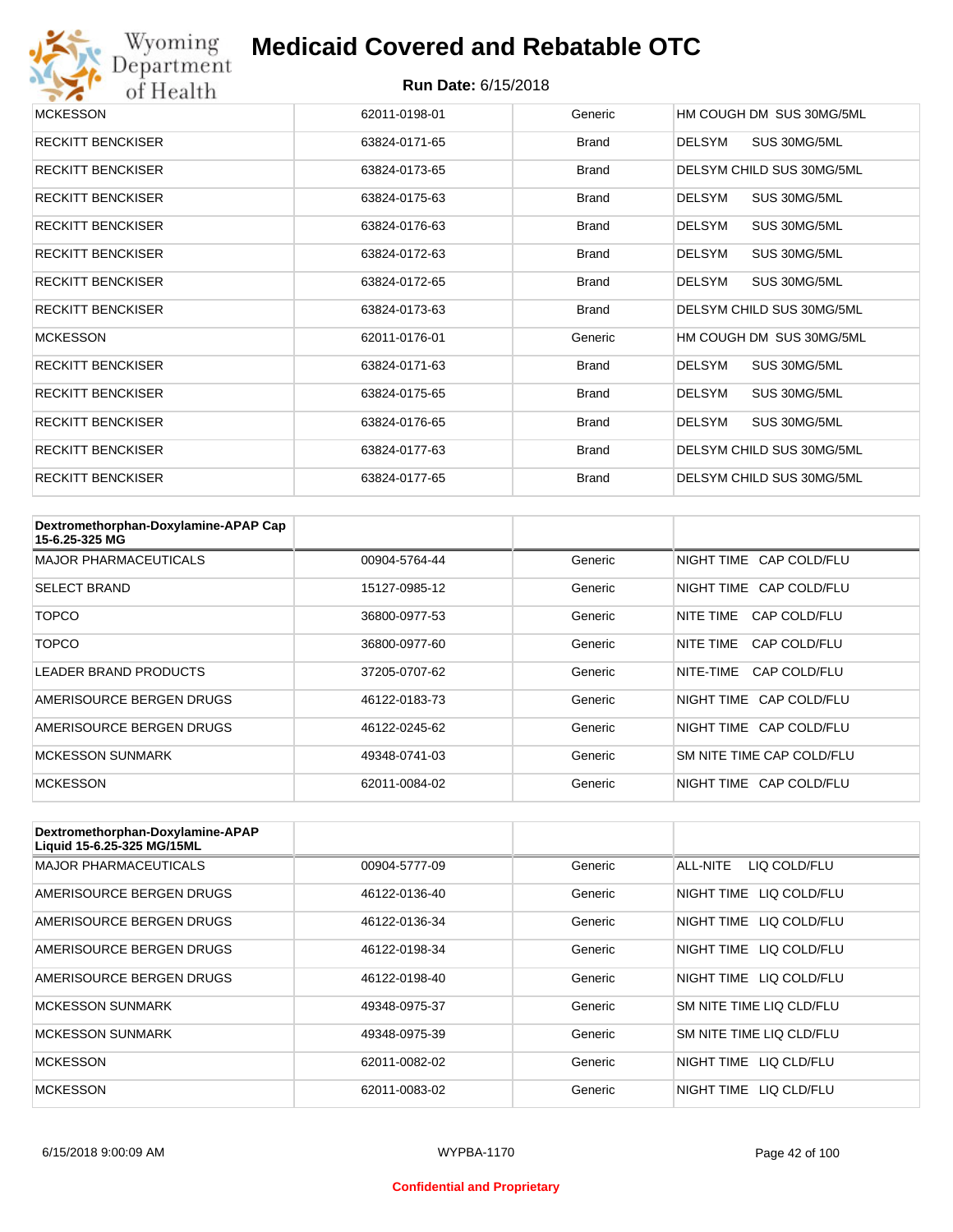| | | | |
|---|---|---|---|
| MCKESSON | 62011-0198-01 | Generic | HM COUGH DM SUS 30MG/5ML |
| RECKITT BENCKISER | 63824-0171-65 | Brand | DELSYM SUS 30MG/5ML |
| RECKITT BENCKISER | 63824-0173-65 | Brand | DELSYM CHILD SUS 30MG/5ML |
| RECKITT BENCKISER | 63824-0175-63 | Brand | DELSYM SUS 30MG/5ML |
| RECKITT BENCKISER | 63824-0176-63 | Brand | DELSYM SUS 30MG/5ML |
| RECKITT BENCKISER | 63824-0172-63 | Brand | DELSYM SUS 30MG/5ML |
| RECKITT BENCKISER | 63824-0172-65 | Brand | DELSYM SUS 30MG/5ML |
| RECKITT BENCKISER | 63824-0173-63 | Brand | DELSYM CHILD SUS 30MG/5ML |
| MCKESSON | 62011-0176-01 | Generic | HM COUGH DM SUS 30MG/5ML |
| RECKITT BENCKISER | 63824-0171-63 | Brand | DELSYM SUS 30MG/5ML |
| RECKITT BENCKISER | 63824-0175-65 | Brand | DELSYM SUS 30MG/5ML |
| RECKITT BENCKISER | 63824-0176-65 | Brand | DELSYM SUS 30MG/5ML |
| RECKITT BENCKISER | 63824-0177-63 | Brand | DELSYM CHILD SUS 30MG/5ML |
| RECKITT BENCKISER | 63824-0177-65 | Brand | DELSYM CHILD SUS 30MG/5ML |

| **Dextromethorphan-Doxylamine-APAP Cap 15-6.25-325 MG** | | | |
|---|---|---|---|
| MAJOR PHARMACEUTICALS | 00904-5764-44 | Generic | NIGHT TIME CAP COLD/FLU |
| SELECT BRAND | 15127-0985-12 | Generic | NIGHT TIME CAP COLD/FLU |
| TOPCO | 36800-0977-53 | Generic | NITE TIME CAP COLD/FLU |
| TOPCO | 36800-0977-60 | Generic | NITE TIME CAP COLD/FLU |
| LEADER BRAND PRODUCTS | 37205-0707-62 | Generic | NITE-TIME CAP COLD/FLU |
| AMERISOURCE BERGEN DRUGS | 46122-0183-73 | Generic | NIGHT TIME CAP COLD/FLU |
| AMERISOURCE BERGEN DRUGS | 46122-0245-62 | Generic | NIGHT TIME CAP COLD/FLU |
| MCKESSON SUNMARK | 49348-0741-03 | Generic | SM NITE TIME CAP COLD/FLU |
| MCKESSON | 62011-0084-02 | Generic | NIGHT TIME CAP COLD/FLU |

| **Dextromethorphan-Doxylamine-APAP Liquid 15-6.25-325 MG/15ML** | | | |
|---|---|---|---|
| MAJOR PHARMACEUTICALS | 00904-5777-09 | Generic | ALL-NITE LIQ COLD/FLU |
| AMERISOURCE BERGEN DRUGS | 46122-0136-40 | Generic | NIGHT TIME LIQ COLD/FLU |
| AMERISOURCE BERGEN DRUGS | 46122-0136-34 | Generic | NIGHT TIME LIQ COLD/FLU |
| AMERISOURCE BERGEN DRUGS | 46122-0198-34 | Generic | NIGHT TIME LIQ COLD/FLU |
| AMERISOURCE BERGEN DRUGS | 46122-0198-40 | Generic | NIGHT TIME LIQ COLD/FLU |
| MCKESSON SUNMARK | 49348-0975-37 | Generic | SM NITE TIME LIQ CLD/FLU |
| MCKESSON SUNMARK | 49348-0975-39 | Generic | SM NITE TIME LIQ CLD/FLU |
| MCKESSON | 62011-0082-02 | Generic | NIGHT TIME LIQ CLD/FLU |
| MCKESSON | 62011-0083-02 | Generic | NIGHT TIME LIQ CLD/FLU |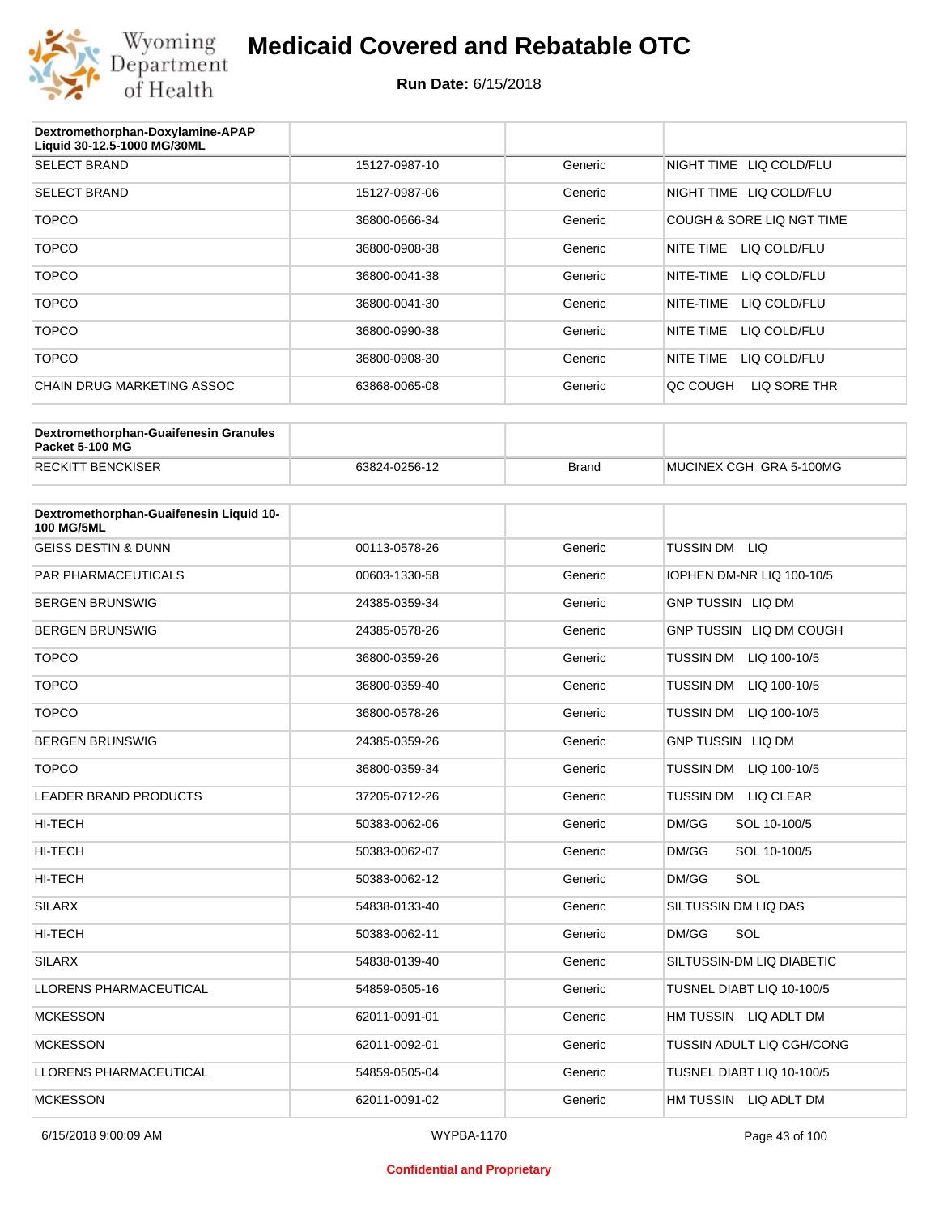# Medicaid Covered and Rebatable OTC

**Run Date:** 6/15/2018

| Dextromethorphan-Doxylamine-APAP Liquid 30-12.5-1000 MG/30ML | | | |
|---|---|---|---|
| SELECT BRAND | 15127-0987-10 | Generic | NIGHT TIME LIQ COLD/FLU |
| SELECT BRAND | 15127-0987-06 | Generic | NIGHT TIME LIQ COLD/FLU |
| TOPCO | 36800-0666-34 | Generic | COUGH & SORE LIQ NGT TIME |
| TOPCO | 36800-0908-38 | Generic | NITE TIME LIQ COLD/FLU |
| TOPCO | 36800-0041-38 | Generic | NITE-TIME LIQ COLD/FLU |
| TOPCO | 36800-0041-30 | Generic | NITE-TIME LIQ COLD/FLU |
| TOPCO | 36800-0990-38 | Generic | NITE TIME LIQ COLD/FLU |
| TOPCO | 36800-0908-30 | Generic | NITE TIME LIQ COLD/FLU |
| CHAIN DRUG MARKETING ASSOC | 63868-0065-08 | Generic | QC COUGH LIQ SORE THR |

| Dextromethorphan-Guaifenesin Granules Packet 5-100 MG | | | |
|---|---|---|---|
| RECKITT BENCKISER | 63824-0256-12 | Brand | MUCINEX CGH GRA 5-100MG |

| Dextromethorphan-Guaifenesin Liquid 10-100 MG/5ML | | | |
|---|---|---|---|
| GEISS DESTIN & DUNN | 00113-0578-26 | Generic | TUSSIN DM LIQ |
| PAR PHARMACEUTICALS | 00603-1330-58 | Generic | IOPHEN DM-NR LIQ 100-10/5 |
| BERGEN BRUNSWIG | 24385-0359-34 | Generic | GNP TUSSIN LIQ DM |
| BERGEN BRUNSWIG | 24385-0578-26 | Generic | GNP TUSSIN LIQ DM COUGH |
| TOPCO | 36800-0359-26 | Generic | TUSSIN DM LIQ 100-10/5 |
| TOPCO | 36800-0359-40 | Generic | TUSSIN DM LIQ 100-10/5 |
| TOPCO | 36800-0578-26 | Generic | TUSSIN DM LIQ 100-10/5 |
| BERGEN BRUNSWIG | 24385-0359-26 | Generic | GNP TUSSIN LIQ DM |
| TOPCO | 36800-0359-34 | Generic | TUSSIN DM LIQ 100-10/5 |
| LEADER BRAND PRODUCTS | 37205-0712-26 | Generic | TUSSIN DM LIQ CLEAR |
| HI-TECH | 50383-0062-06 | Generic | DM/GG SOL 10-100/5 |
| HI-TECH | 50383-0062-07 | Generic | DM/GG SOL 10-100/5 |
| HI-TECH | 50383-0062-12 | Generic | DM/GG SOL |
| SILARX | 54838-0133-40 | Generic | SILTUSSIN DM LIQ DAS |
| HI-TECH | 50383-0062-11 | Generic | DM/GG SOL |
| SILARX | 54838-0139-40 | Generic | SILTUSSIN-DM LIQ DIABETIC |
| LLORENS PHARMACEUTICAL | 54859-0505-16 | Generic | TUSNEL DIABT LIQ 10-100/5 |
| MCKESSON | 62011-0091-01 | Generic | HM TUSSIN LIQ ADLT DM |
| MCKESSON | 62011-0092-01 | Generic | TUSSIN ADULT LIQ CGH/CONG |
| LLORENS PHARMACEUTICAL | 54859-0505-04 | Generic | TUSNEL DIABT LIQ 10-100/5 |
| MCKESSON | 62011-0091-02 | Generic | HM TUSSIN LIQ ADLT DM |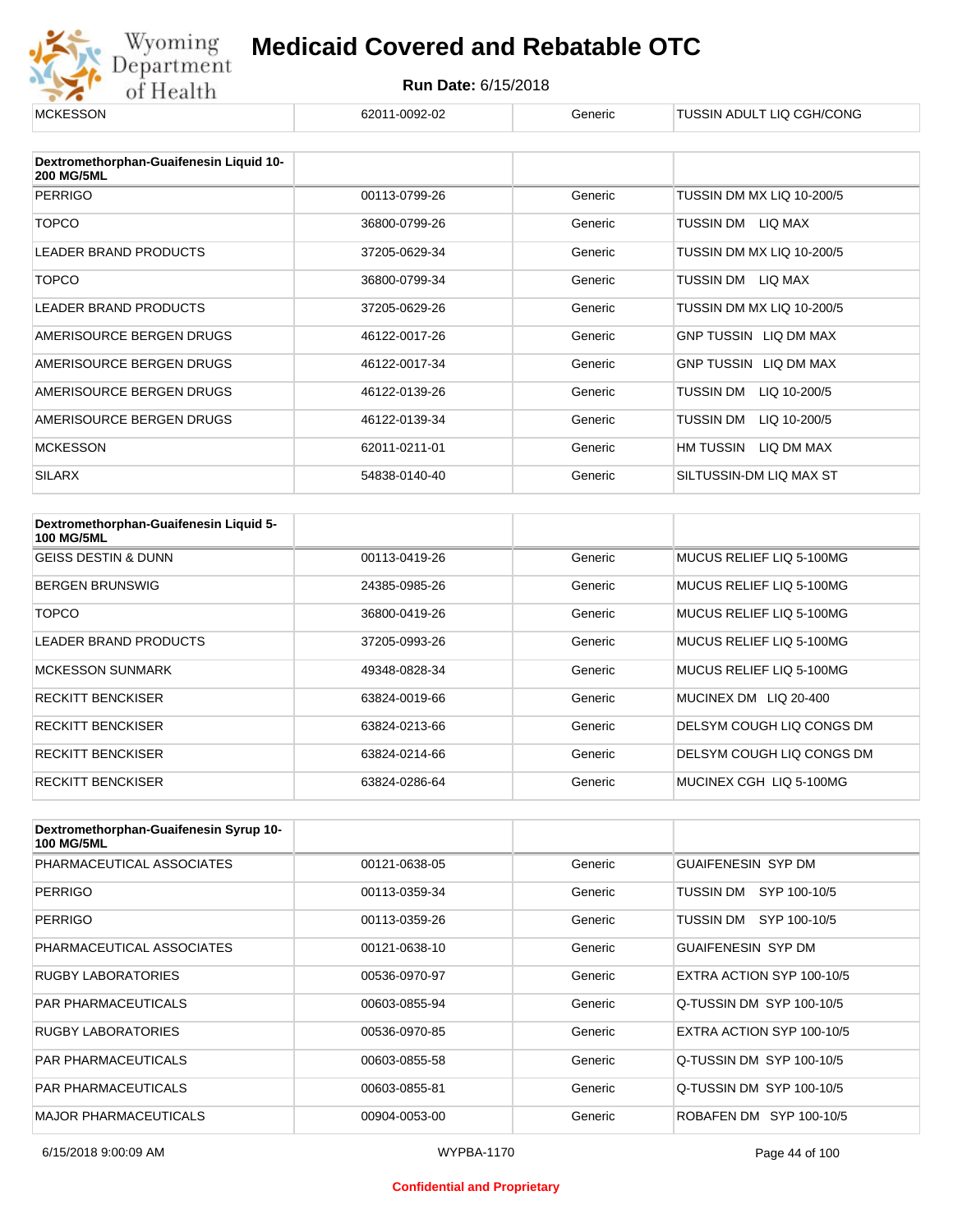| MCKESSON | 62011-0092-02 | Generic | TUSSIN ADULT LIQ CGH/CONG |
|---|---|---|---|

| Dextromethorphan-Guaifenesin Liquid 10-200 MG/5ML | | | |
|---|---|---|---|
| PERRIGO | 00113-0799-26 | Generic | TUSSIN DM MX LIQ 10-200/5 |
| TOPCO | 36800-0799-26 | Generic | TUSSIN DM LIQ MAX |
| LEADER BRAND PRODUCTS | 37205-0629-34 | Generic | TUSSIN DM MX LIQ 10-200/5 |
| TOPCO | 36800-0799-34 | Generic | TUSSIN DM LIQ MAX |
| LEADER BRAND PRODUCTS | 37205-0629-26 | Generic | TUSSIN DM MX LIQ 10-200/5 |
| AMERISOURCE BERGEN DRUGS | 46122-0017-26 | Generic | GNP TUSSIN LIQ DM MAX |
| AMERISOURCE BERGEN DRUGS | 46122-0017-34 | Generic | GNP TUSSIN LIQ DM MAX |
| AMERISOURCE BERGEN DRUGS | 46122-0139-26 | Generic | TUSSIN DM LIQ 10-200/5 |
| AMERISOURCE BERGEN DRUGS | 46122-0139-34 | Generic | TUSSIN DM LIQ 10-200/5 |
| MCKESSON | 62011-0211-01 | Generic | HM TUSSIN LIQ DM MAX |
| SILARX | 54838-0140-40 | Generic | SILTUSSIN-DM LIQ MAX ST |

| Dextromethorphan-Guaifenesin Liquid 5-100 MG/5ML | | | |
|---|---|---|---|
| GEISS DESTIN & DUNN | 00113-0419-26 | Generic | MUCUS RELIEF LIQ 5-100MG |
| BERGEN BRUNSWIG | 24385-0985-26 | Generic | MUCUS RELIEF LIQ 5-100MG |
| TOPCO | 36800-0419-26 | Generic | MUCUS RELIEF LIQ 5-100MG |
| LEADER BRAND PRODUCTS | 37205-0993-26 | Generic | MUCUS RELIEF LIQ 5-100MG |
| MCKESSON SUNMARK | 49348-0828-34 | Generic | MUCUS RELIEF LIQ 5-100MG |
| RECKITT BENCKISER | 63824-0019-66 | Generic | MUCINEX DM LIQ 20-400 |
| RECKITT BENCKISER | 63824-0213-66 | Generic | DELSYM COUGH LIQ CONGS DM |
| RECKITT BENCKISER | 63824-0214-66 | Generic | DELSYM COUGH LIQ CONGS DM |
| RECKITT BENCKISER | 63824-0286-64 | Generic | MUCINEX CGH LIQ 5-100MG |

| Dextromethorphan-Guaifenesin Syrup 10-100 MG/5ML | | | |
|---|---|---|---|
| PHARMACEUTICAL ASSOCIATES | 00121-0638-05 | Generic | GUAIFENESIN SYP DM |
| PERRIGO | 00113-0359-34 | Generic | TUSSIN DM SYP 100-10/5 |
| PERRIGO | 00113-0359-26 | Generic | TUSSIN DM SYP 100-10/5 |
| PHARMACEUTICAL ASSOCIATES | 00121-0638-10 | Generic | GUAIFENESIN SYP DM |
| RUGBY LABORATORIES | 00536-0970-97 | Generic | EXTRA ACTION SYP 100-10/5 |
| PAR PHARMACEUTICALS | 00603-0855-94 | Generic | Q-TUSSIN DM SYP 100-10/5 |
| RUGBY LABORATORIES | 00536-0970-85 | Generic | EXTRA ACTION SYP 100-10/5 |
| PAR PHARMACEUTICALS | 00603-0855-58 | Generic | Q-TUSSIN DM SYP 100-10/5 |
| PAR PHARMACEUTICALS | 00603-0855-81 | Generic | Q-TUSSIN DM SYP 100-10/5 |
| MAJOR PHARMACEUTICALS | 00904-0053-00 | Generic | ROBAFEN DM SYP 100-10/5 |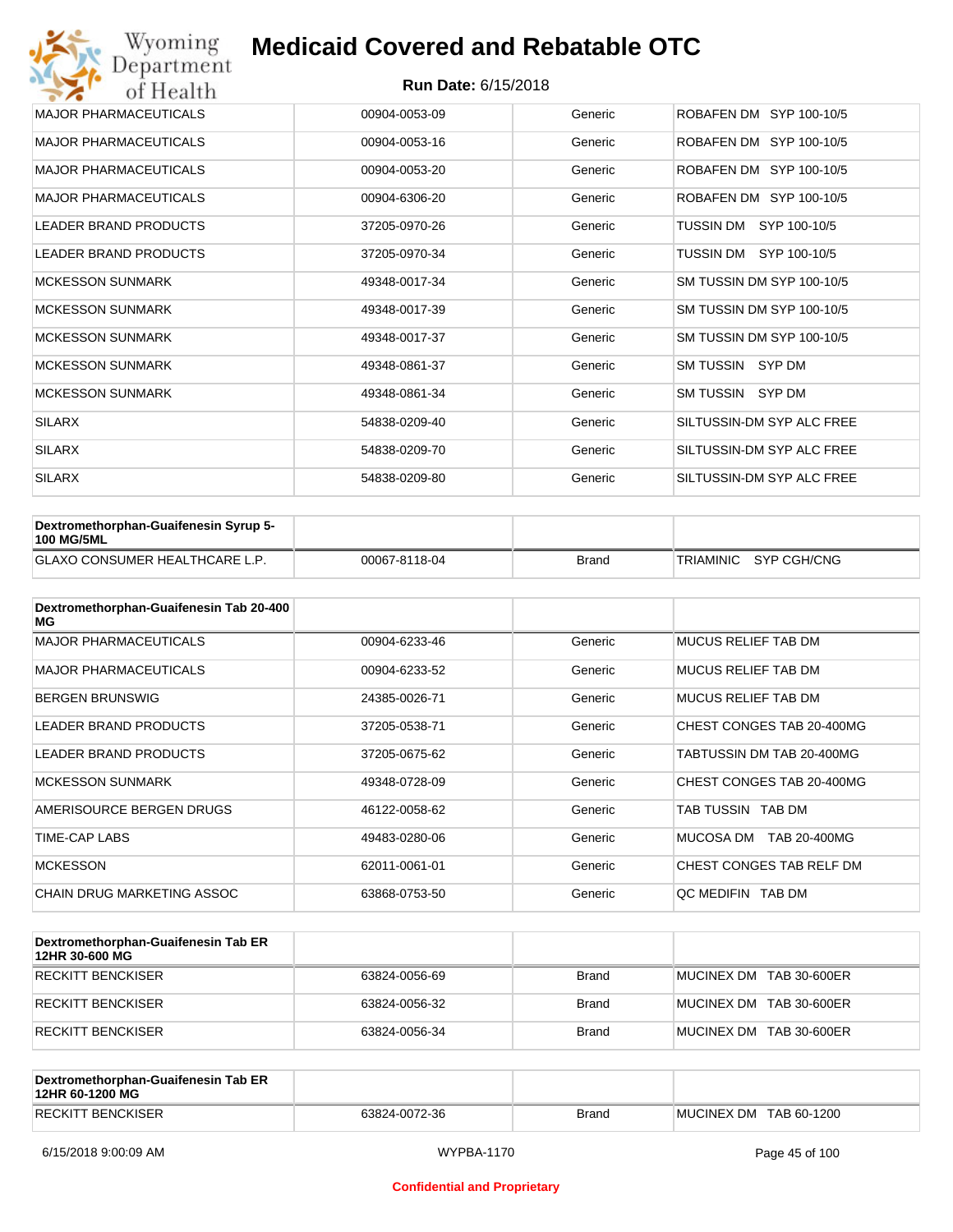# Medicaid Covered and Rebatable OTC

**Run Date:** 6/15/2018

| | | | |
|---|---|---|---|
| MAJOR PHARMACEUTICALS | 00904-0053-09 | Generic | ROBAFEN DM SYP 100-10/5 |
| MAJOR PHARMACEUTICALS | 00904-0053-16 | Generic | ROBAFEN DM SYP 100-10/5 |
| MAJOR PHARMACEUTICALS | 00904-0053-20 | Generic | ROBAFEN DM SYP 100-10/5 |
| MAJOR PHARMACEUTICALS | 00904-6306-20 | Generic | ROBAFEN DM SYP 100-10/5 |
| LEADER BRAND PRODUCTS | 37205-0970-26 | Generic | TUSSIN DM SYP 100-10/5 |
| LEADER BRAND PRODUCTS | 37205-0970-34 | Generic | TUSSIN DM SYP 100-10/5 |
| MCKESSON SUNMARK | 49348-0017-34 | Generic | SM TUSSIN DM SYP 100-10/5 |
| MCKESSON SUNMARK | 49348-0017-39 | Generic | SM TUSSIN DM SYP 100-10/5 |
| MCKESSON SUNMARK | 49348-0017-37 | Generic | SM TUSSIN DM SYP 100-10/5 |
| MCKESSON SUNMARK | 49348-0861-37 | Generic | SM TUSSIN SYP DM |
| MCKESSON SUNMARK | 49348-0861-34 | Generic | SM TUSSIN SYP DM |
| SILARX | 54838-0209-40 | Generic | SILTUSSIN-DM SYP ALC FREE |
| SILARX | 54838-0209-70 | Generic | SILTUSSIN-DM SYP ALC FREE |
| SILARX | 54838-0209-80 | Generic | SILTUSSIN-DM SYP ALC FREE |

| **Dextromethorphan-Guaifenesin Syrup 5-100 MG/5ML** | | | |
|---|---|---|---|
| GLAXO CONSUMER HEALTHCARE L.P. | 00067-8118-04 | Brand | TRIAMINIC SYP CGH/CNG |

| **Dextromethorphan-Guaifenesin Tab 20-400 MG** | | | |
|---|---|---|---|
| MAJOR PHARMACEUTICALS | 00904-6233-46 | Generic | MUCUS RELIEF TAB DM |
| MAJOR PHARMACEUTICALS | 00904-6233-52 | Generic | MUCUS RELIEF TAB DM |
| BERGEN BRUNSWIG | 24385-0026-71 | Generic | MUCUS RELIEF TAB DM |
| LEADER BRAND PRODUCTS | 37205-0538-71 | Generic | CHEST CONGES TAB 20-400MG |
| LEADER BRAND PRODUCTS | 37205-0675-62 | Generic | TABTUSSIN DM TAB 20-400MG |
| MCKESSON SUNMARK | 49348-0728-09 | Generic | CHEST CONGES TAB 20-400MG |
| AMERISOURCE BERGEN DRUGS | 46122-0058-62 | Generic | TAB TUSSIN TAB DM |
| TIME-CAP LABS | 49483-0280-06 | Generic | MUCOSA DM TAB 20-400MG |
| MCKESSON | 62011-0061-01 | Generic | CHEST CONGES TAB RELF DM |
| CHAIN DRUG MARKETING ASSOC | 63868-0753-50 | Generic | QC MEDIFIN TAB DM |

| **Dextromethorphan-Guaifenesin Tab ER 12HR 30-600 MG** | | | |
|---|---|---|---|
| RECKITT BENCKISER | 63824-0056-69 | Brand | MUCINEX DM TAB 30-600ER |
| RECKITT BENCKISER | 63824-0056-32 | Brand | MUCINEX DM TAB 30-600ER |
| RECKITT BENCKISER | 63824-0056-34 | Brand | MUCINEX DM TAB 30-600ER |

| **Dextromethorphan-Guaifenesin Tab ER 12HR 60-1200 MG** | | | |
|---|---|---|---|
| RECKITT BENCKISER | 63824-0072-36 | Brand | MUCINEX DM TAB 60-1200 |

6/15/2018 9:00:09 AM | WYPBA-1170

Confidential and Proprietary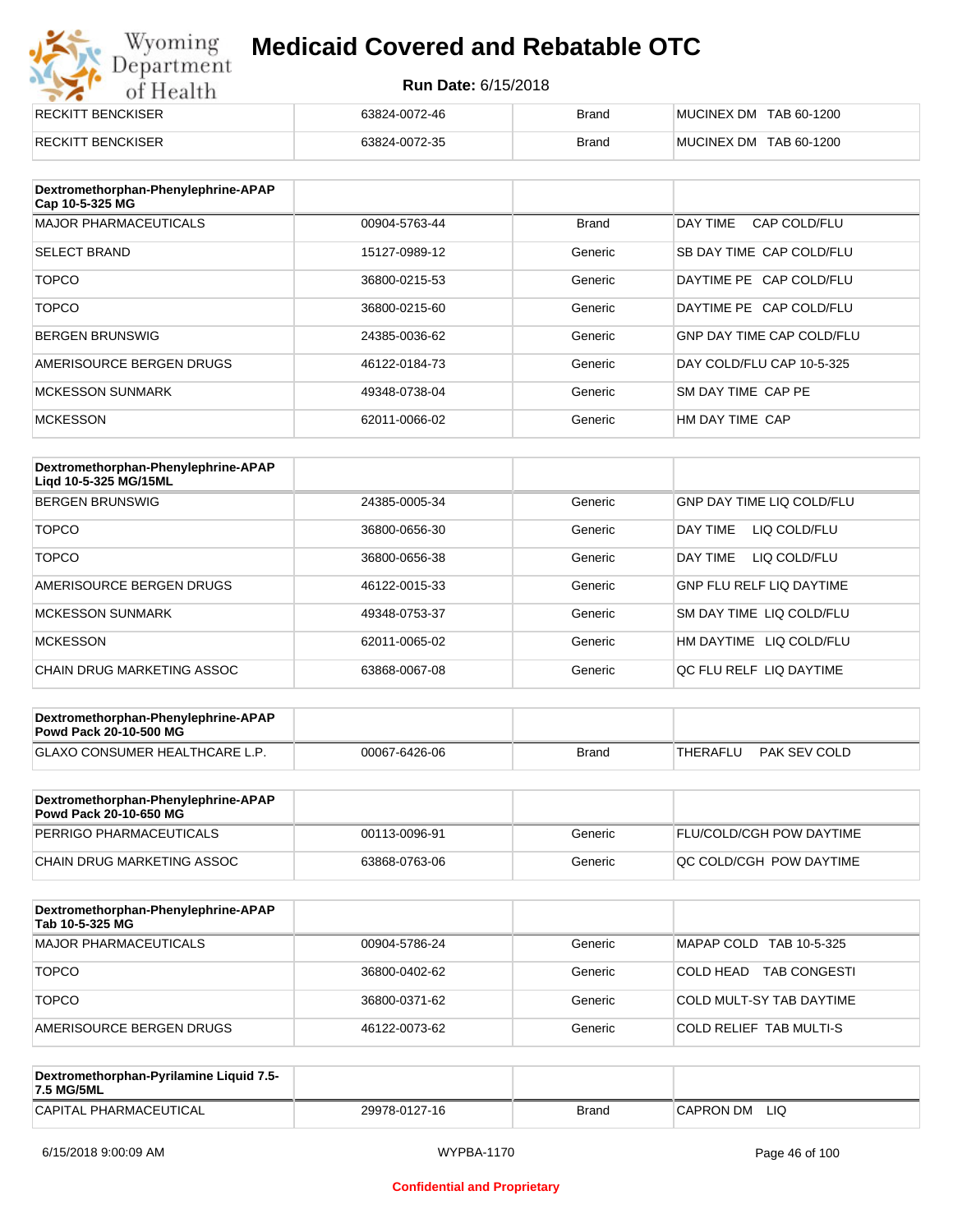| | | | |
|---|---|---|---|
| RECKITT BENCKISER | 63824-0072-46 | Brand | MUCINEX DM TAB 60-1200 |
| RECKITT BENCKISER | 63824-0072-35 | Brand | MUCINEX DM TAB 60-1200 |

| Dextromethorphan-Phenylephrine-APAP Cap 10-5-325 MG | | | |
|---|---|---|---|
| MAJOR PHARMACEUTICALS | 00904-5763-44 | Brand | DAY TIME CAP COLD/FLU |
| SELECT BRAND | 15127-0989-12 | Generic | SB DAY TIME CAP COLD/FLU |
| TOPCO | 36800-0215-53 | Generic | DAYTIME PE CAP COLD/FLU |
| TOPCO | 36800-0215-60 | Generic | DAYTIME PE CAP COLD/FLU |
| BERGEN BRUNSWIG | 24385-0036-62 | Generic | GNP DAY TIME CAP COLD/FLU |
| AMERISOURCE BERGEN DRUGS | 46122-0184-73 | Generic | DAY COLD/FLU CAP 10-5-325 |
| MCKESSON SUNMARK | 49348-0738-04 | Generic | SM DAY TIME CAP PE |
| MCKESSON | 62011-0066-02 | Generic | HM DAY TIME CAP |

| Dextromethorphan-Phenylephrine-APAP Liqd 10-5-325 MG/15ML | | | |
|---|---|---|---|
| BERGEN BRUNSWIG | 24385-0005-34 | Generic | GNP DAY TIME LIQ COLD/FLU |
| TOPCO | 36800-0656-30 | Generic | DAY TIME LIQ COLD/FLU |
| TOPCO | 36800-0656-38 | Generic | DAY TIME LIQ COLD/FLU |
| AMERISOURCE BERGEN DRUGS | 46122-0015-33 | Generic | GNP FLU RELF LIQ DAYTIME |
| MCKESSON SUNMARK | 49348-0753-37 | Generic | SM DAY TIME LIQ COLD/FLU |
| MCKESSON | 62011-0065-02 | Generic | HM DAYTIME LIQ COLD/FLU |
| CHAIN DRUG MARKETING ASSOC | 63868-0067-08 | Generic | QC FLU RELF LIQ DAYTIME |

| Dextromethorphan-Phenylephrine-APAP Powd Pack 20-10-500 MG | | | |
|---|---|---|---|
| GLAXO CONSUMER HEALTHCARE L.P. | 00067-6426-06 | Brand | THERAFLU PAK SEV COLD |

| Dextromethorphan-Phenylephrine-APAP Powd Pack 20-10-650 MG | | | |
|---|---|---|---|
| PERRIGO PHARMACEUTICALS | 00113-0096-91 | Generic | FLU/COLD/CGH POW DAYTIME |
| CHAIN DRUG MARKETING ASSOC | 63868-0763-06 | Generic | QC COLD/CGH POW DAYTIME |

| Dextromethorphan-Phenylephrine-APAP Tab 10-5-325 MG | | | |
|---|---|---|---|
| MAJOR PHARMACEUTICALS | 00904-5786-24 | Generic | MAPAP COLD TAB 10-5-325 |
| TOPCO | 36800-0402-62 | Generic | COLD HEAD TAB CONGESTI |
| TOPCO | 36800-0371-62 | Generic | COLD MULT-SY TAB DAYTIME |
| AMERISOURCE BERGEN DRUGS | 46122-0073-62 | Generic | COLD RELIEF TAB MULTI-S |

| Dextromethorphan-Pyrilamine Liquid 7.5-7.5 MG/5ML | | | |
|---|---|---|---|
| CAPITAL PHARMACEUTICAL | 29978-0127-16 | Brand | CAPRON DM LIQ |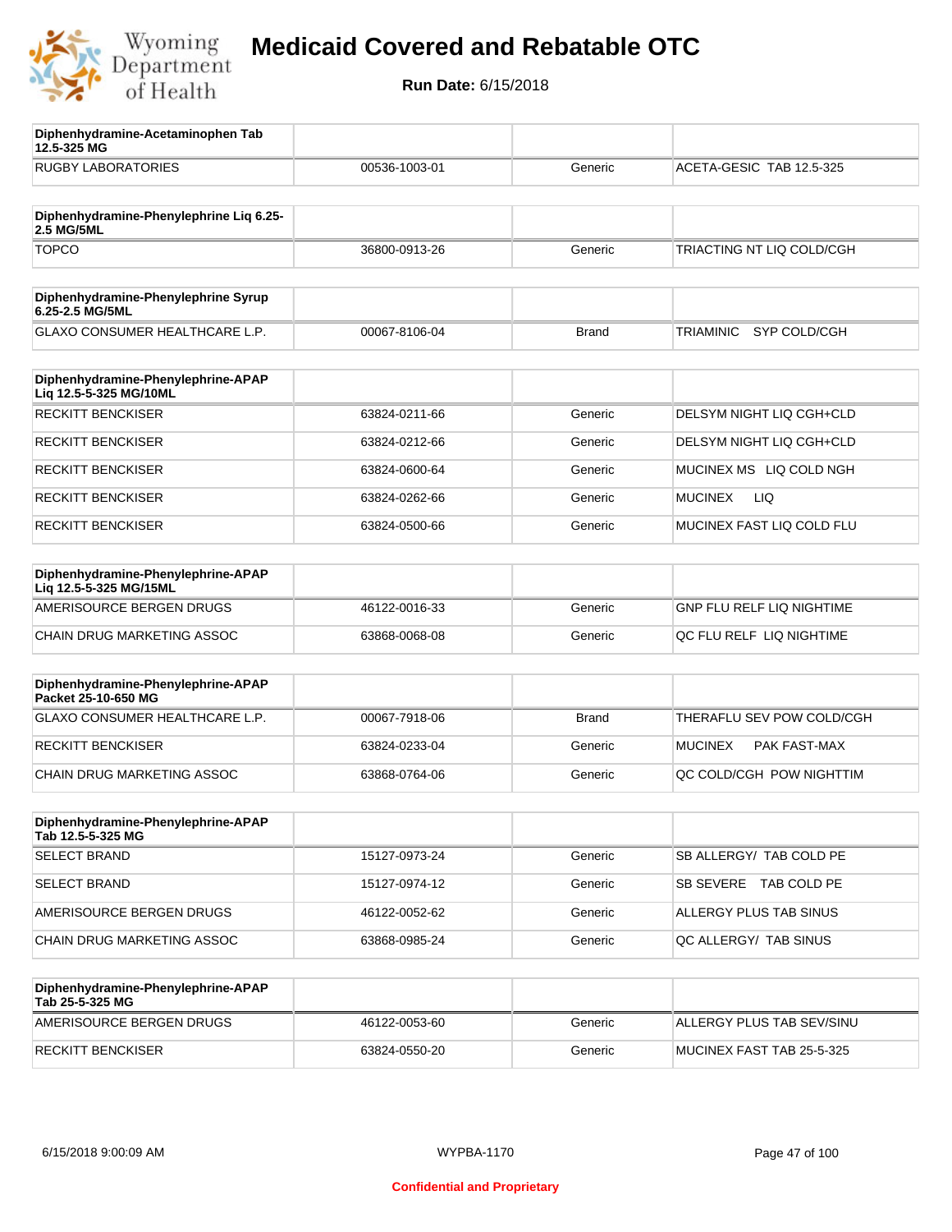# Medicaid Covered and Rebatable OTC

**Run Date:** 6/15/2018

| Diphenhydramine-Acetaminophen Tab 12.5-325 MG | | | |
|---|---|---|---|
| RUGBY LABORATORIES | 00536-1003-01 | Generic | ACETA-GESIC TAB 12.5-325 |

| Diphenhydramine-Phenylephrine Liq 6.25-2.5 MG/5ML | | | |
|---|---|---|---|
| TOPCO | 36800-0913-26 | Generic | TRIACTING NT LIQ COLD/CGH |

| Diphenhydramine-Phenylephrine Syrup 6.25-2.5 MG/5ML | | | |
|---|---|---|---|
| GLAXO CONSUMER HEALTHCARE L.P. | 00067-8106-04 | Brand | TRIAMINIC SYP COLD/CGH |

| Diphenhydramine-Phenylephrine-APAP Liq 12.5-5-325 MG/10ML | | | |
|---|---|---|---|
| RECKITT BENCKISER | 63824-0211-66 | Generic | DELSYM NIGHT LIQ CGH+CLD |
| RECKITT BENCKISER | 63824-0212-66 | Generic | DELSYM NIGHT LIQ CGH+CLD |
| RECKITT BENCKISER | 63824-0600-64 | Generic | MUCINEX MS LIQ COLD NGH |
| RECKITT BENCKISER | 63824-0262-66 | Generic | MUCINEX LIQ |
| RECKITT BENCKISER | 63824-0500-66 | Generic | MUCINEX FAST LIQ COLD FLU |

| Diphenhydramine-Phenylephrine-APAP Liq 12.5-5-325 MG/15ML | | | |
|---|---|---|---|
| AMERISOURCE BERGEN DRUGS | 46122-0016-33 | Generic | GNP FLU RELF LIQ NIGHTIME |
| CHAIN DRUG MARKETING ASSOC | 63868-0068-08 | Generic | QC FLU RELF LIQ NIGHTIME |

| Diphenhydramine-Phenylephrine-APAP Packet 25-10-650 MG | | | |
|---|---|---|---|
| GLAXO CONSUMER HEALTHCARE L.P. | 00067-7918-06 | Brand | THERAFLU SEV POW COLD/CGH |
| RECKITT BENCKISER | 63824-0233-04 | Generic | MUCINEX PAK FAST-MAX |
| CHAIN DRUG MARKETING ASSOC | 63868-0764-06 | Generic | QC COLD/CGH POW NIGHTTIM |

| Diphenhydramine-Phenylephrine-APAP Tab 12.5-5-325 MG | | | |
|---|---|---|---|
| SELECT BRAND | 15127-0973-24 | Generic | SB ALLERGY/ TAB COLD PE |
| SELECT BRAND | 15127-0974-12 | Generic | SB SEVERE TAB COLD PE |
| AMERISOURCE BERGEN DRUGS | 46122-0052-62 | Generic | ALLERGY PLUS TAB SINUS |
| CHAIN DRUG MARKETING ASSOC | 63868-0985-24 | Generic | QC ALLERGY/ TAB SINUS |

| Diphenhydramine-Phenylephrine-APAP Tab 25-5-325 MG | | | |
|---|---|---|---|
| AMERISOURCE BERGEN DRUGS | 46122-0053-60 | Generic | ALLERGY PLUS TAB SEV/SINU |
| RECKITT BENCKISER | 63824-0550-20 | Generic | MUCINEX FAST TAB 25-5-325 |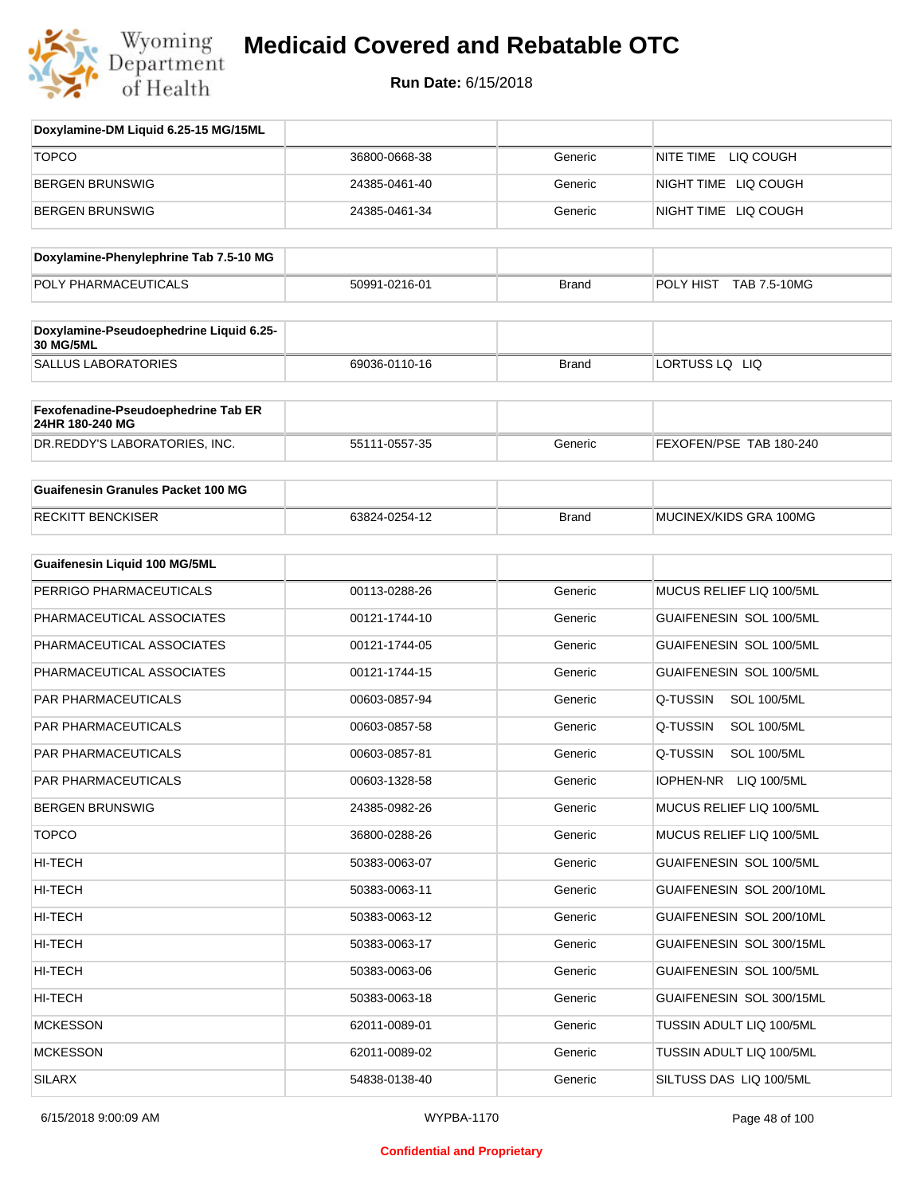# Medicaid Covered and Rebatable OTC

**Run Date:** 6/15/2018

| Doxylamine-DM Liquid 6.25-15 MG/15ML | | | |
|---|---|---|---|
| TOPCO | 36800-0668-38 | Generic | NITE TIME LIQ COUGH |
| BERGEN BRUNSWIG | 24385-0461-40 | Generic | NIGHT TIME LIQ COUGH |
| BERGEN BRUNSWIG | 24385-0461-34 | Generic | NIGHT TIME LIQ COUGH |

| Doxylamine-Phenylephrine Tab 7.5-10 MG | | | |
|---|---|---|---|
| POLY PHARMACEUTICALS | 50991-0216-01 | Brand | POLY HIST TAB 7.5-10MG |

| Doxylamine-Pseudoephedrine Liquid 6.25-30 MG/5ML | | | |
|---|---|---|---|
| SALLUS LABORATORIES | 69036-0110-16 | Brand | LORTUSS LQ LIQ |

| Fexofenadine-Pseudoephedrine Tab ER 24HR 180-240 MG | | | |
|---|---|---|---|
| DR.REDDY'S LABORATORIES, INC. | 55111-0557-35 | Generic | FEXOFEN/PSE TAB 180-240 |

| Guaifenesin Granules Packet 100 MG | | | |
|---|---|---|---|
| RECKITT BENCKISER | 63824-0254-12 | Brand | MUCINEX/KIDS GRA 100MG |

| Guaifenesin Liquid 100 MG/5ML | | | |
|---|---|---|---|
| PERRIGO PHARMACEUTICALS | 00113-0288-26 | Generic | MUCUS RELIEF LIQ 100/5ML |
| PHARMACEUTICAL ASSOCIATES | 00121-1744-10 | Generic | GUAIFENESIN SOL 100/5ML |
| PHARMACEUTICAL ASSOCIATES | 00121-1744-05 | Generic | GUAIFENESIN SOL 100/5ML |
| PHARMACEUTICAL ASSOCIATES | 00121-1744-15 | Generic | GUAIFENESIN SOL 100/5ML |
| PAR PHARMACEUTICALS | 00603-0857-94 | Generic | Q-TUSSIN SOL 100/5ML |
| PAR PHARMACEUTICALS | 00603-0857-58 | Generic | Q-TUSSIN SOL 100/5ML |
| PAR PHARMACEUTICALS | 00603-0857-81 | Generic | Q-TUSSIN SOL 100/5ML |
| PAR PHARMACEUTICALS | 00603-1328-58 | Generic | IOPHEN-NR LIQ 100/5ML |
| BERGEN BRUNSWIG | 24385-0982-26 | Generic | MUCUS RELIEF LIQ 100/5ML |
| TOPCO | 36800-0288-26 | Generic | MUCUS RELIEF LIQ 100/5ML |
| HI-TECH | 50383-0063-07 | Generic | GUAIFENESIN SOL 100/5ML |
| HI-TECH | 50383-0063-11 | Generic | GUAIFENESIN SOL 200/10ML |
| HI-TECH | 50383-0063-12 | Generic | GUAIFENESIN SOL 200/10ML |
| HI-TECH | 50383-0063-17 | Generic | GUAIFENESIN SOL 300/15ML |
| HI-TECH | 50383-0063-06 | Generic | GUAIFENESIN SOL 100/5ML |
| HI-TECH | 50383-0063-18 | Generic | GUAIFENESIN SOL 300/15ML |
| MCKESSON | 62011-0089-01 | Generic | TUSSIN ADULT LIQ 100/5ML |
| MCKESSON | 62011-0089-02 | Generic | TUSSIN ADULT LIQ 100/5ML |
| SILARX | 54838-0138-40 | Generic | SILTUSS DAS LIQ 100/5ML |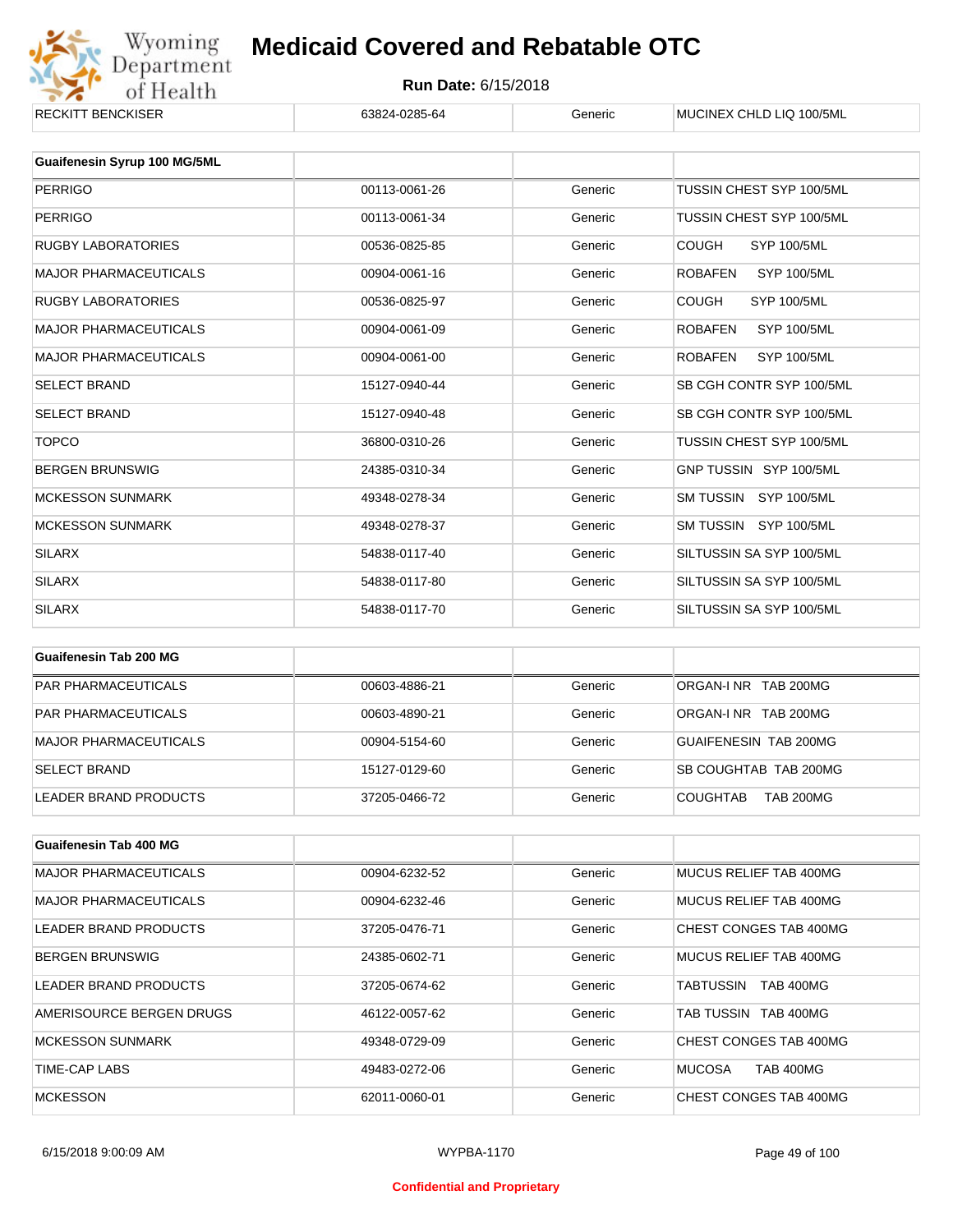| RECKITT BENCKISER | 63824-0285-64 | Generic | MUCINEX CHLD LIQ 100/5ML |
|---|---|---|---|

| Guaifenesin Syrup 100 MG/5ML | | | |
|---|---|---|---|
| PERRIGO | 00113-0061-26 | Generic | TUSSIN CHEST SYP 100/5ML |
| PERRIGO | 00113-0061-34 | Generic | TUSSIN CHEST SYP 100/5ML |
| RUGBY LABORATORIES | 00536-0825-85 | Generic | COUGH SYP 100/5ML |
| MAJOR PHARMACEUTICALS | 00904-0061-16 | Generic | ROBAFEN SYP 100/5ML |
| RUGBY LABORATORIES | 00536-0825-97 | Generic | COUGH SYP 100/5ML |
| MAJOR PHARMACEUTICALS | 00904-0061-09 | Generic | ROBAFEN SYP 100/5ML |
| MAJOR PHARMACEUTICALS | 00904-0061-00 | Generic | ROBAFEN SYP 100/5ML |
| SELECT BRAND | 15127-0940-44 | Generic | SB CGH CONTR SYP 100/5ML |
| SELECT BRAND | 15127-0940-48 | Generic | SB CGH CONTR SYP 100/5ML |
| TOPCO | 36800-0310-26 | Generic | TUSSIN CHEST SYP 100/5ML |
| BERGEN BRUNSWIG | 24385-0310-34 | Generic | GNP TUSSIN SYP 100/5ML |
| MCKESSON SUNMARK | 49348-0278-34 | Generic | SM TUSSIN SYP 100/5ML |
| MCKESSON SUNMARK | 49348-0278-37 | Generic | SM TUSSIN SYP 100/5ML |
| SILARX | 54838-0117-40 | Generic | SILTUSSIN SA SYP 100/5ML |
| SILARX | 54838-0117-80 | Generic | SILTUSSIN SA SYP 100/5ML |
| SILARX | 54838-0117-70 | Generic | SILTUSSIN SA SYP 100/5ML |

| Guaifenesin Tab 200 MG | | | |
|---|---|---|---|
| PAR PHARMACEUTICALS | 00603-4886-21 | Generic | ORGAN-I NR TAB 200MG |
| PAR PHARMACEUTICALS | 00603-4890-21 | Generic | ORGAN-I NR TAB 200MG |
| MAJOR PHARMACEUTICALS | 00904-5154-60 | Generic | GUAIFENESIN TAB 200MG |
| SELECT BRAND | 15127-0129-60 | Generic | SB COUGHTAB TAB 200MG |
| LEADER BRAND PRODUCTS | 37205-0466-72 | Generic | COUGHTAB TAB 200MG |

| Guaifenesin Tab 400 MG | | | |
|---|---|---|---|
| MAJOR PHARMACEUTICALS | 00904-6232-52 | Generic | MUCUS RELIEF TAB 400MG |
| MAJOR PHARMACEUTICALS | 00904-6232-46 | Generic | MUCUS RELIEF TAB 400MG |
| LEADER BRAND PRODUCTS | 37205-0476-71 | Generic | CHEST CONGES TAB 400MG |
| BERGEN BRUNSWIG | 24385-0602-71 | Generic | MUCUS RELIEF TAB 400MG |
| LEADER BRAND PRODUCTS | 37205-0674-62 | Generic | TABTUSSIN TAB 400MG |
| AMERISOURCE BERGEN DRUGS | 46122-0057-62 | Generic | TAB TUSSIN TAB 400MG |
| MCKESSON SUNMARK | 49348-0729-09 | Generic | CHEST CONGES TAB 400MG |
| TIME-CAP LABS | 49483-0272-06 | Generic | MUCOSA TAB 400MG |
| MCKESSON | 62011-0060-01 | Generic | CHEST CONGES TAB 400MG |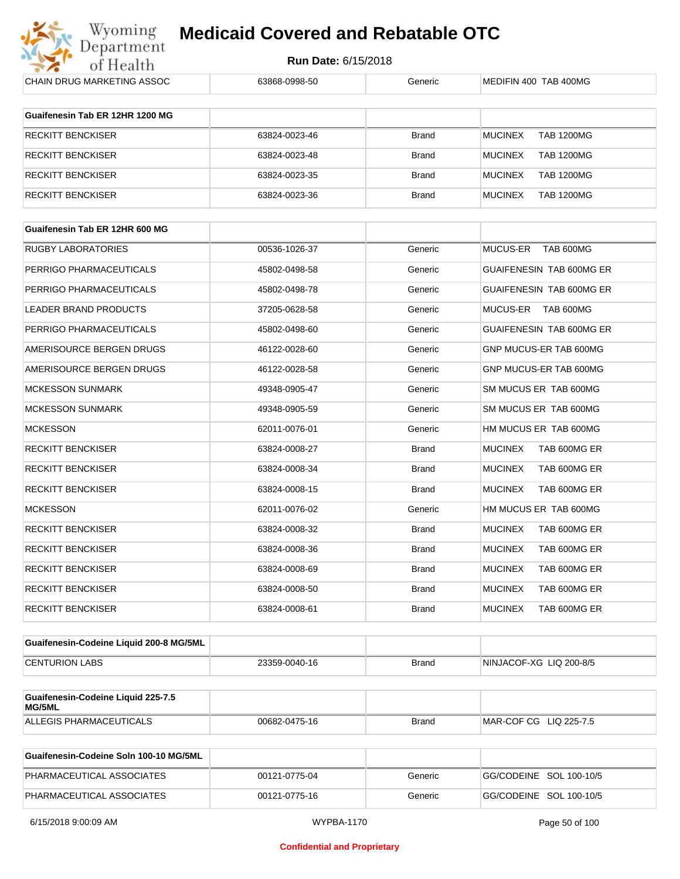| CHAIN DRUG MARKETING ASSOC | 63868-0998-50 | Generic | MEDIFIN 400 TAB 400MG |
|---|---|---|---|

| Guaifenesin Tab ER 12HR 1200 MG | | | |
|---|---|---|---|
| RECKITT BENCKISER | 63824-0023-46 | Brand | MUCINEX TAB 1200MG |
| RECKITT BENCKISER | 63824-0023-48 | Brand | MUCINEX TAB 1200MG |
| RECKITT BENCKISER | 63824-0023-35 | Brand | MUCINEX TAB 1200MG |
| RECKITT BENCKISER | 63824-0023-36 | Brand | MUCINEX TAB 1200MG |

| Guaifenesin Tab ER 12HR 600 MG | | | |
|---|---|---|---|
| RUGBY LABORATORIES | 00536-1026-37 | Generic | MUCUS-ER TAB 600MG |
| PERRIGO PHARMACEUTICALS | 45802-0498-58 | Generic | GUAIFENESIN TAB 600MG ER |
| PERRIGO PHARMACEUTICALS | 45802-0498-78 | Generic | GUAIFENESIN TAB 600MG ER |
| LEADER BRAND PRODUCTS | 37205-0628-58 | Generic | MUCUS-ER TAB 600MG |
| PERRIGO PHARMACEUTICALS | 45802-0498-60 | Generic | GUAIFENESIN TAB 600MG ER |
| AMERISOURCE BERGEN DRUGS | 46122-0028-60 | Generic | GNP MUCUS-ER TAB 600MG |
| AMERISOURCE BERGEN DRUGS | 46122-0028-58 | Generic | GNP MUCUS-ER TAB 600MG |
| MCKESSON SUNMARK | 49348-0905-47 | Generic | SM MUCUS ER TAB 600MG |
| MCKESSON SUNMARK | 49348-0905-59 | Generic | SM MUCUS ER TAB 600MG |
| MCKESSON | 62011-0076-01 | Generic | HM MUCUS ER TAB 600MG |
| RECKITT BENCKISER | 63824-0008-27 | Brand | MUCINEX TAB 600MG ER |
| RECKITT BENCKISER | 63824-0008-34 | Brand | MUCINEX TAB 600MG ER |
| RECKITT BENCKISER | 63824-0008-15 | Brand | MUCINEX TAB 600MG ER |
| MCKESSON | 62011-0076-02 | Generic | HM MUCUS ER TAB 600MG |
| RECKITT BENCKISER | 63824-0008-32 | Brand | MUCINEX TAB 600MG ER |
| RECKITT BENCKISER | 63824-0008-36 | Brand | MUCINEX TAB 600MG ER |
| RECKITT BENCKISER | 63824-0008-69 | Brand | MUCINEX TAB 600MG ER |
| RECKITT BENCKISER | 63824-0008-50 | Brand | MUCINEX TAB 600MG ER |
| RECKITT BENCKISER | 63824-0008-61 | Brand | MUCINEX TAB 600MG ER |

| Guaifenesin-Codeine Liquid 200-8 MG/5ML | | | |
|---|---|---|---|
| CENTURION LABS | 23359-0040-16 | Brand | NINJACOF-XG LIQ 200-8/5 |

| Guaifenesin-Codeine Liquid 225-7.5 MG/5ML | | | |
|---|---|---|---|
| ALLEGIS PHARMACEUTICALS | 00682-0475-16 | Brand | MAR-COF CG LIQ 225-7.5 |

| Guaifenesin-Codeine Soln 100-10 MG/5ML | | | |
|---|---|---|---|
| PHARMACEUTICAL ASSOCIATES | 00121-0775-04 | Generic | GG/CODEINE SOL 100-10/5 |
| PHARMACEUTICAL ASSOCIATES | 00121-0775-16 | Generic | GG/CODEINE SOL 100-10/5 |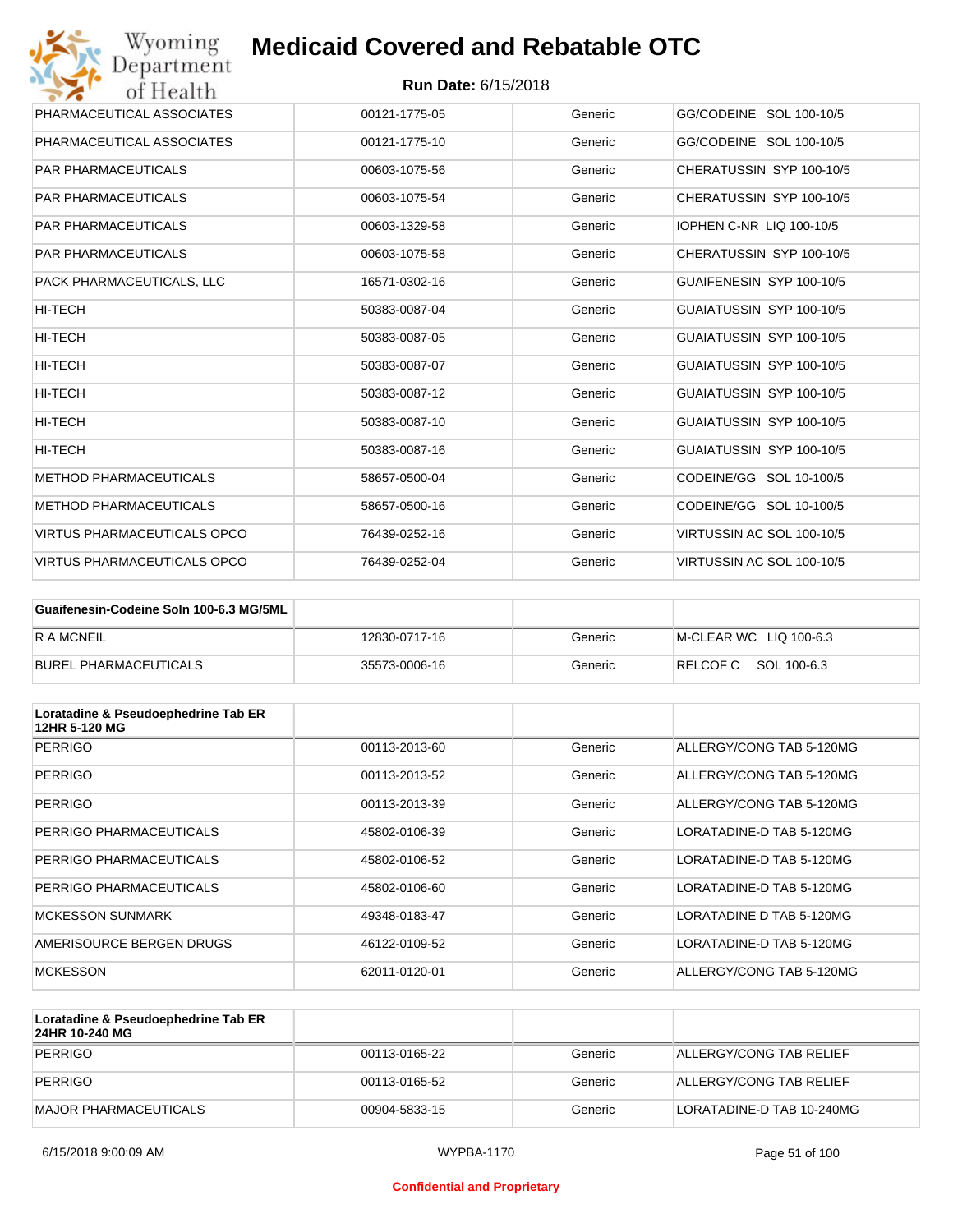| PHARMACEUTICAL ASSOCIATES | 00121-1775-05 | Generic | GG/CODEINE SOL 100-10/5 |
|---|---|---|---|
| PHARMACEUTICAL ASSOCIATES | 00121-1775-10 | Generic | GG/CODEINE SOL 100-10/5 |
| PAR PHARMACEUTICALS | 00603-1075-56 | Generic | CHERATUSSIN SYP 100-10/5 |
| PAR PHARMACEUTICALS | 00603-1075-54 | Generic | CHERATUSSIN SYP 100-10/5 |
| PAR PHARMACEUTICALS | 00603-1329-58 | Generic | IOPHEN C-NR LIQ 100-10/5 |
| PAR PHARMACEUTICALS | 00603-1075-58 | Generic | CHERATUSSIN SYP 100-10/5 |
| PACK PHARMACEUTICALS, LLC | 16571-0302-16 | Generic | GUAIFENESIN SYP 100-10/5 |
| HI-TECH | 50383-0087-04 | Generic | GUAIATUSSIN SYP 100-10/5 |
| HI-TECH | 50383-0087-05 | Generic | GUAIATUSSIN SYP 100-10/5 |
| HI-TECH | 50383-0087-07 | Generic | GUAIATUSSIN SYP 100-10/5 |
| HI-TECH | 50383-0087-12 | Generic | GUAIATUSSIN SYP 100-10/5 |
| HI-TECH | 50383-0087-10 | Generic | GUAIATUSSIN SYP 100-10/5 |
| HI-TECH | 50383-0087-16 | Generic | GUAIATUSSIN SYP 100-10/5 |
| METHOD PHARMACEUTICALS | 58657-0500-04 | Generic | CODEINE/GG SOL 10-100/5 |
| METHOD PHARMACEUTICALS | 58657-0500-16 | Generic | CODEINE/GG SOL 10-100/5 |
| VIRTUS PHARMACEUTICALS OPCO | 76439-0252-16 | Generic | VIRTUSSIN AC SOL 100-10/5 |
| VIRTUS PHARMACEUTICALS OPCO | 76439-0252-04 | Generic | VIRTUSSIN AC SOL 100-10/5 |

| **Guaifenesin-Codeine Soln 100-6.3 MG/5ML** | | | |
|---|---|---|---|
| R A MCNEIL | 12830-0717-16 | Generic | M-CLEAR WC LIQ 100-6.3 |
| BUREL PHARMACEUTICALS | 35573-0006-16 | Generic | RELCOF C SOL 100-6.3 |

| **Loratadine & Pseudoephedrine Tab ER 12HR 5-120 MG** | | | |
|---|---|---|---|
| PERRIGO | 00113-2013-60 | Generic | ALLERGY/CONG TAB 5-120MG |
| PERRIGO | 00113-2013-52 | Generic | ALLERGY/CONG TAB 5-120MG |
| PERRIGO | 00113-2013-39 | Generic | ALLERGY/CONG TAB 5-120MG |
| PERRIGO PHARMACEUTICALS | 45802-0106-39 | Generic | LORATADINE-D TAB 5-120MG |
| PERRIGO PHARMACEUTICALS | 45802-0106-52 | Generic | LORATADINE-D TAB 5-120MG |
| PERRIGO PHARMACEUTICALS | 45802-0106-60 | Generic | LORATADINE-D TAB 5-120MG |
| MCKESSON SUNMARK | 49348-0183-47 | Generic | LORATADINE D TAB 5-120MG |
| AMERISOURCE BERGEN DRUGS | 46122-0109-52 | Generic | LORATADINE-D TAB 5-120MG |
| MCKESSON | 62011-0120-01 | Generic | ALLERGY/CONG TAB 5-120MG |

| **Loratadine & Pseudoephedrine Tab ER 24HR 10-240 MG** | | | |
|---|---|---|---|
| PERRIGO | 00113-0165-22 | Generic | ALLERGY/CONG TAB RELIEF |
| PERRIGO | 00113-0165-52 | Generic | ALLERGY/CONG TAB RELIEF |
| MAJOR PHARMACEUTICALS | 00904-5833-15 | Generic | LORATADINE-D TAB 10-240MG |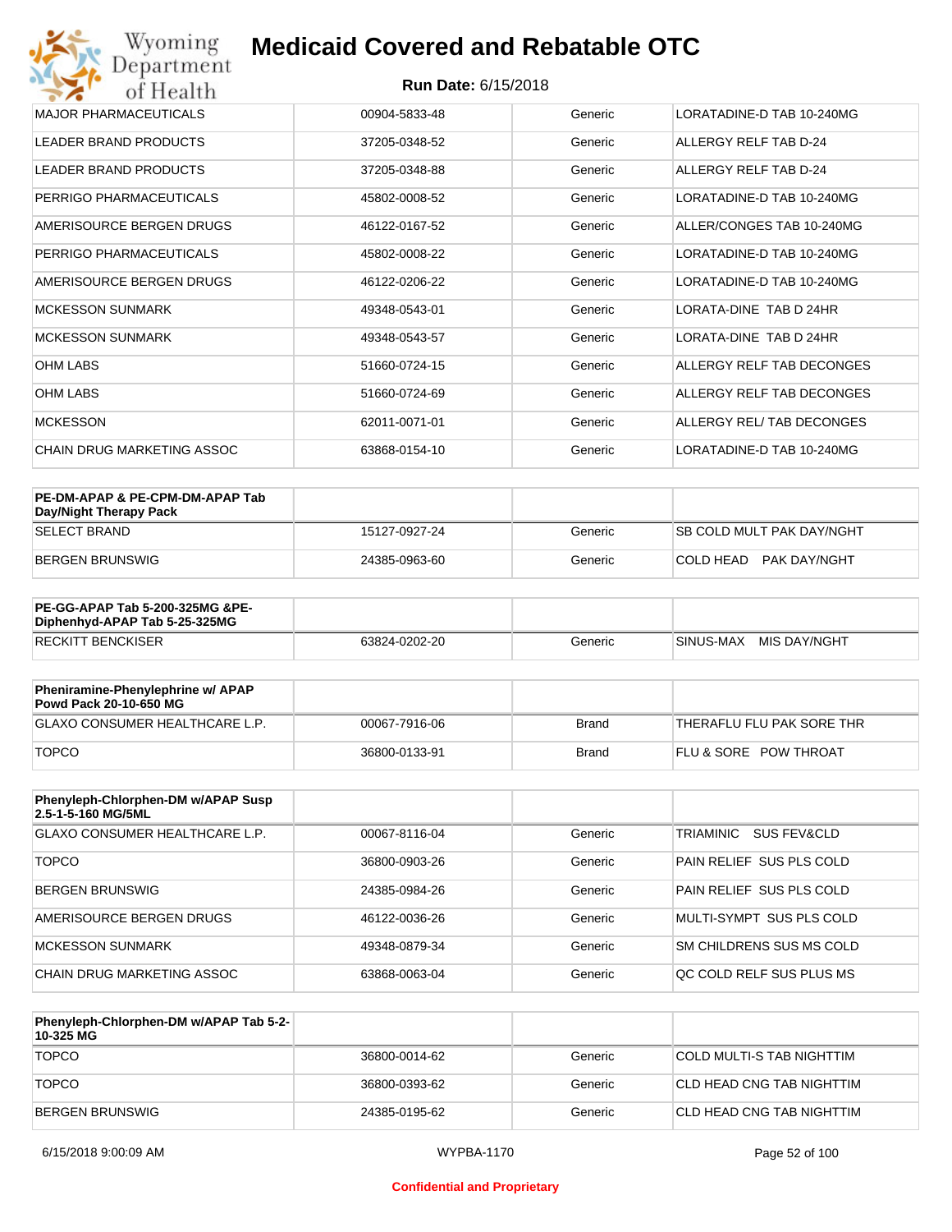| | | | |
|---|---|---|---|
| MAJOR PHARMACEUTICALS | 00904-5833-48 | Generic | LORATADINE-D TAB 10-240MG |
| LEADER BRAND PRODUCTS | 37205-0348-52 | Generic | ALLERGY RELF TAB D-24 |
| LEADER BRAND PRODUCTS | 37205-0348-88 | Generic | ALLERGY RELF TAB D-24 |
| PERRIGO PHARMACEUTICALS | 45802-0008-52 | Generic | LORATADINE-D TAB 10-240MG |
| AMERISOURCE BERGEN DRUGS | 46122-0167-52 | Generic | ALLER/CONGES TAB 10-240MG |
| PERRIGO PHARMACEUTICALS | 45802-0008-22 | Generic | LORATADINE-D TAB 10-240MG |
| AMERISOURCE BERGEN DRUGS | 46122-0206-22 | Generic | LORATADINE-D TAB 10-240MG |
| MCKESSON SUNMARK | 49348-0543-01 | Generic | LORATA-DINE TAB D 24HR |
| MCKESSON SUNMARK | 49348-0543-57 | Generic | LORATA-DINE TAB D 24HR |
| OHM LABS | 51660-0724-15 | Generic | ALLERGY RELF TAB DECONGES |
| OHM LABS | 51660-0724-69 | Generic | ALLERGY RELF TAB DECONGES |
| MCKESSON | 62011-0071-01 | Generic | ALLERGY REL/ TAB DECONGES |
| CHAIN DRUG MARKETING ASSOC | 63868-0154-10 | Generic | LORATADINE-D TAB 10-240MG |

| **PE-DM-APAP & PE-CPM-DM-APAP Tab Day/Night Therapy Pack** | | | |
|---|---|---|---|
| SELECT BRAND | 15127-0927-24 | Generic | SB COLD MULT PAK DAY/NGHT |
| BERGEN BRUNSWIG | 24385-0963-60 | Generic | COLD HEAD PAK DAY/NGHT |

| **PE-GG-APAP Tab 5-200-325MG &PE-Diphenhyd-APAP Tab 5-25-325MG** | | | |
|---|---|---|---|
| RECKITT BENCKISER | 63824-0202-20 | Generic | SINUS-MAX MIS DAY/NGHT |

| **Pheniramine-Phenylephrine w/ APAP Powd Pack 20-10-650 MG** | | | |
|---|---|---|---|
| GLAXO CONSUMER HEALTHCARE L.P. | 00067-7916-06 | Brand | THERAFLU FLU PAK SORE THR |
| TOPCO | 36800-0133-91 | Brand | FLU & SORE POW THROAT |

| **Phenyleph-Chlorphen-DM w/APAP Susp 2.5-1-5-160 MG/5ML** | | | |
|---|---|---|---|
| GLAXO CONSUMER HEALTHCARE L.P. | 00067-8116-04 | Generic | TRIAMINIC SUS FEV&CLD |
| TOPCO | 36800-0903-26 | Generic | PAIN RELIEF SUS PLS COLD |
| BERGEN BRUNSWIG | 24385-0984-26 | Generic | PAIN RELIEF SUS PLS COLD |
| AMERISOURCE BERGEN DRUGS | 46122-0036-26 | Generic | MULTI-SYMPT SUS PLS COLD |
| MCKESSON SUNMARK | 49348-0879-34 | Generic | SM CHILDRENS SUS MS COLD |
| CHAIN DRUG MARKETING ASSOC | 63868-0063-04 | Generic | QC COLD RELF SUS PLUS MS |

| **Phenyleph-Chlorphen-DM w/APAP Tab 5-2-10-325 MG** | | | |
|---|---|---|---|
| TOPCO | 36800-0014-62 | Generic | COLD MULTI-S TAB NIGHTTIM |
| TOPCO | 36800-0393-62 | Generic | CLD HEAD CNG TAB NIGHTTIM |
| BERGEN BRUNSWIG | 24385-0195-62 | Generic | CLD HEAD CNG TAB NIGHTTIM |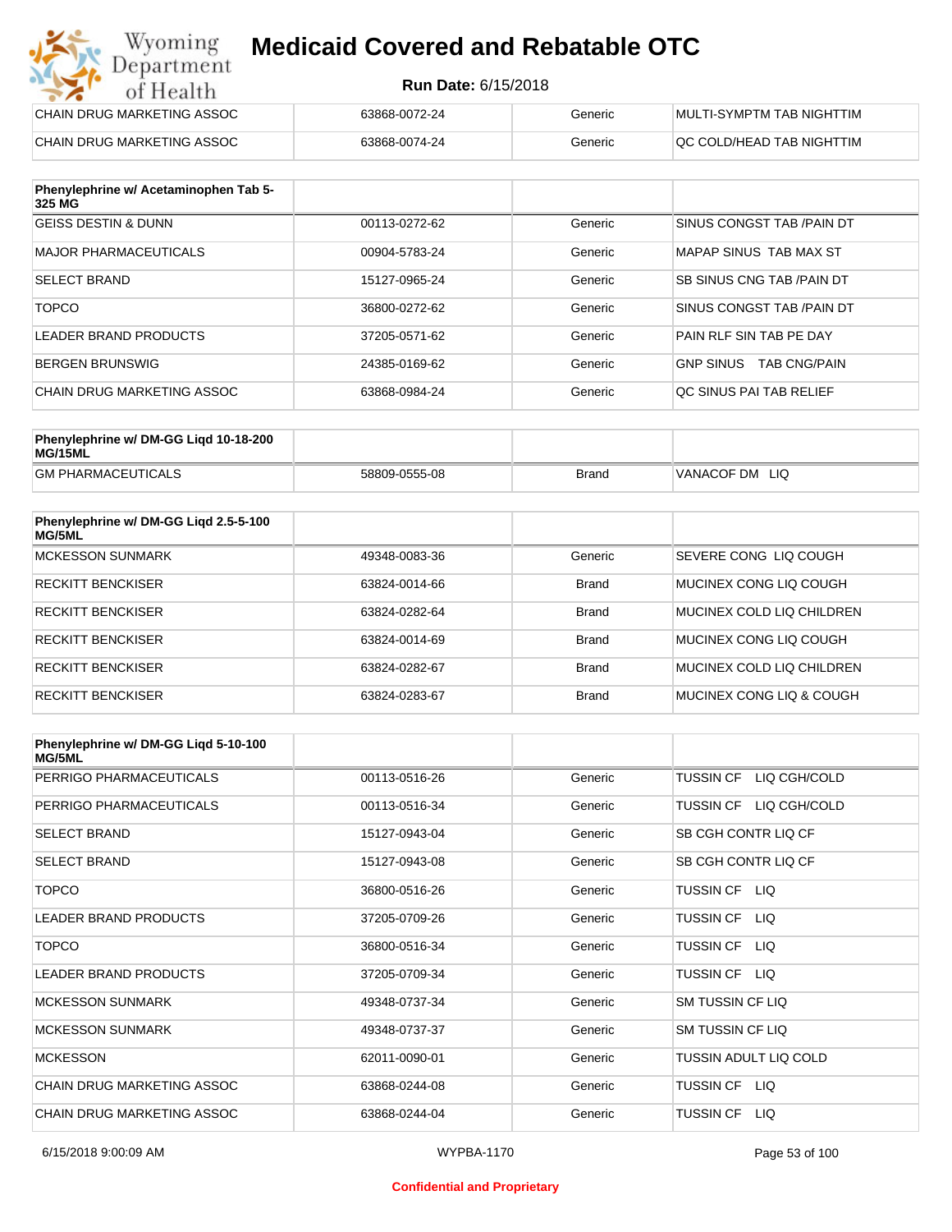| | | | |
|---|---|---|---|
| CHAIN DRUG MARKETING ASSOC | 63868-0072-24 | Generic | MULTI-SYMPTM TAB NIGHTTIM |
| CHAIN DRUG MARKETING ASSOC | 63868-0074-24 | Generic | QC COLD/HEAD TAB NIGHTTIM |

| Phenylephrine w/ Acetaminophen Tab 5-325 MG | | | |
|---|---|---|---|
| GEISS DESTIN & DUNN | 00113-0272-62 | Generic | SINUS CONGST TAB /PAIN DT |
| MAJOR PHARMACEUTICALS | 00904-5783-24 | Generic | MAPAP SINUS TAB MAX ST |
| SELECT BRAND | 15127-0965-24 | Generic | SB SINUS CNG TAB /PAIN DT |
| TOPCO | 36800-0272-62 | Generic | SINUS CONGST TAB /PAIN DT |
| LEADER BRAND PRODUCTS | 37205-0571-62 | Generic | PAIN RLF SIN TAB PE DAY |
| BERGEN BRUNSWIG | 24385-0169-62 | Generic | GNP SINUS TAB CNG/PAIN |
| CHAIN DRUG MARKETING ASSOC | 63868-0984-24 | Generic | QC SINUS PAI TAB RELIEF |

| Phenylephrine w/ DM-GG Liqd 10-18-200 MG/15ML | | | |
|---|---|---|---|
| GM PHARMACEUTICALS | 58809-0555-08 | Brand | VANACOF DM LIQ |

| Phenylephrine w/ DM-GG Liqd 2.5-5-100 MG/5ML | | | |
|---|---|---|---|
| MCKESSON SUNMARK | 49348-0083-36 | Generic | SEVERE CONG LIQ COUGH |
| RECKITT BENCKISER | 63824-0014-66 | Brand | MUCINEX CONG LIQ COUGH |
| RECKITT BENCKISER | 63824-0282-64 | Brand | MUCINEX COLD LIQ CHILDREN |
| RECKITT BENCKISER | 63824-0014-69 | Brand | MUCINEX CONG LIQ COUGH |
| RECKITT BENCKISER | 63824-0282-67 | Brand | MUCINEX COLD LIQ CHILDREN |
| RECKITT BENCKISER | 63824-0283-67 | Brand | MUCINEX CONG LIQ & COUGH |

| Phenylephrine w/ DM-GG Liqd 5-10-100 MG/5ML | | | |
|---|---|---|---|
| PERRIGO PHARMACEUTICALS | 00113-0516-26 | Generic | TUSSIN CF LIQ CGH/COLD |
| PERRIGO PHARMACEUTICALS | 00113-0516-34 | Generic | TUSSIN CF LIQ CGH/COLD |
| SELECT BRAND | 15127-0943-04 | Generic | SB CGH CONTR LIQ CF |
| SELECT BRAND | 15127-0943-08 | Generic | SB CGH CONTR LIQ CF |
| TOPCO | 36800-0516-26 | Generic | TUSSIN CF LIQ |
| LEADER BRAND PRODUCTS | 37205-0709-26 | Generic | TUSSIN CF LIQ |
| TOPCO | 36800-0516-34 | Generic | TUSSIN CF LIQ |
| LEADER BRAND PRODUCTS | 37205-0709-34 | Generic | TUSSIN CF LIQ |
| MCKESSON SUNMARK | 49348-0737-34 | Generic | SM TUSSIN CF LIQ |
| MCKESSON SUNMARK | 49348-0737-37 | Generic | SM TUSSIN CF LIQ |
| MCKESSON | 62011-0090-01 | Generic | TUSSIN ADULT LIQ COLD |
| CHAIN DRUG MARKETING ASSOC | 63868-0244-08 | Generic | TUSSIN CF LIQ |
| CHAIN DRUG MARKETING ASSOC | 63868-0244-04 | Generic | TUSSIN CF LIQ |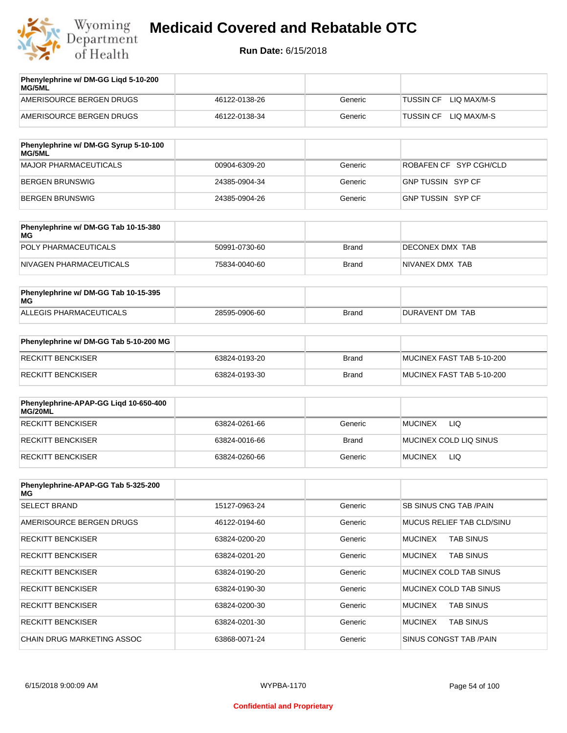# Medicaid Covered and Rebatable OTC

**Run Date:** 6/15/2018

| Phenylephrine w/ DM-GG Liqd 5-10-200 MG/5ML | | | |
|---|---|---|---|
| AMERISOURCE BERGEN DRUGS | 46122-0138-26 | Generic | TUSSIN CF LIQ MAX/M-S |
| AMERISOURCE BERGEN DRUGS | 46122-0138-34 | Generic | TUSSIN CF LIQ MAX/M-S |

| Phenylephrine w/ DM-GG Syrup 5-10-100 MG/5ML | | | |
|---|---|---|---|
| MAJOR PHARMACEUTICALS | 00904-6309-20 | Generic | ROBAFEN CF SYP CGH/CLD |
| BERGEN BRUNSWIG | 24385-0904-34 | Generic | GNP TUSSIN SYP CF |
| BERGEN BRUNSWIG | 24385-0904-26 | Generic | GNP TUSSIN SYP CF |

| Phenylephrine w/ DM-GG Tab 10-15-380 MG | | | |
|---|---|---|---|
| POLY PHARMACEUTICALS | 50991-0730-60 | Brand | DECONEX DMX TAB |
| NIVAGEN PHARMACEUTICALS | 75834-0040-60 | Brand | NIVANEX DMX TAB |

| Phenylephrine w/ DM-GG Tab 10-15-395 MG | | | |
|---|---|---|---|
| ALLEGIS PHARMACEUTICALS | 28595-0906-60 | Brand | DURAVENT DM TAB |

| Phenylephrine w/ DM-GG Tab 5-10-200 MG | | | |
|---|---|---|---|
| RECKITT BENCKISER | 63824-0193-20 | Brand | MUCINEX FAST TAB 5-10-200 |
| RECKITT BENCKISER | 63824-0193-30 | Brand | MUCINEX FAST TAB 5-10-200 |

| Phenylephrine-APAP-GG Liqd 10-650-400 MG/20ML | | | |
|---|---|---|---|
| RECKITT BENCKISER | 63824-0261-66 | Generic | MUCINEX LIQ |
| RECKITT BENCKISER | 63824-0016-66 | Brand | MUCINEX COLD LIQ SINUS |
| RECKITT BENCKISER | 63824-0260-66 | Generic | MUCINEX LIQ |

| Phenylephrine-APAP-GG Tab 5-325-200 MG | | | |
|---|---|---|---|
| SELECT BRAND | 15127-0963-24 | Generic | SB SINUS CNG TAB /PAIN |
| AMERISOURCE BERGEN DRUGS | 46122-0194-60 | Generic | MUCUS RELIEF TAB CLD/SINU |
| RECKITT BENCKISER | 63824-0200-20 | Generic | MUCINEX TAB SINUS |
| RECKITT BENCKISER | 63824-0201-20 | Generic | MUCINEX TAB SINUS |
| RECKITT BENCKISER | 63824-0190-20 | Generic | MUCINEX COLD TAB SINUS |
| RECKITT BENCKISER | 63824-0190-30 | Generic | MUCINEX COLD TAB SINUS |
| RECKITT BENCKISER | 63824-0200-30 | Generic | MUCINEX TAB SINUS |
| RECKITT BENCKISER | 63824-0201-30 | Generic | MUCINEX TAB SINUS |
| CHAIN DRUG MARKETING ASSOC | 63868-0071-24 | Generic | SINUS CONGST TAB /PAIN |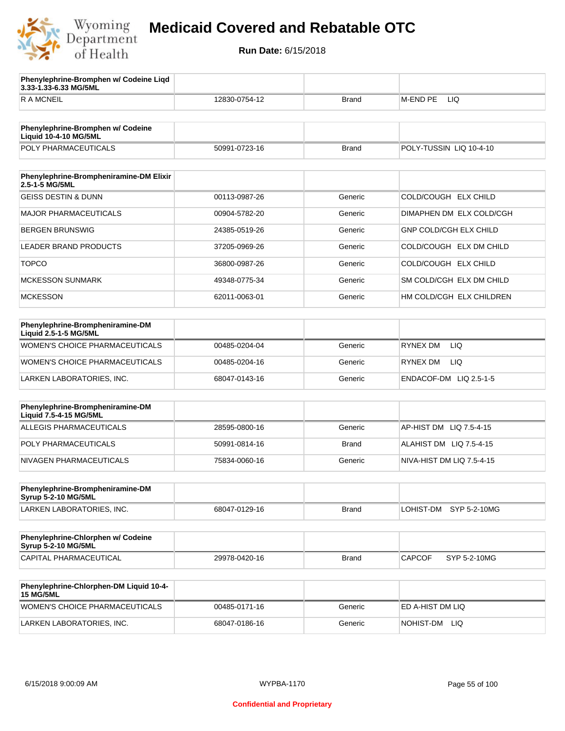# Medicaid Covered and Rebatable OTC

**Run Date:** 6/15/2018

| Phenylephrine-Bromphen w/ Codeine Liqd 3.33-1.33-6.33 MG/5ML | | | |
|---|---|---|---|
| R A MCNEIL | 12830-0754-12 | Brand | M-END PE LIQ |

| Phenylephrine-Bromphen w/ Codeine Liquid 10-4-10 MG/5ML | | | |
|---|---|---|---|
| POLY PHARMACEUTICALS | 50991-0723-16 | Brand | POLY-TUSSIN LIQ 10-4-10 |

| Phenylephrine-Brompheniramine-DM Elixir 2.5-1-5 MG/5ML | | | |
|---|---|---|---|
| GEISS DESTIN & DUNN | 00113-0987-26 | Generic | COLD/COUGH ELX CHILD |
| MAJOR PHARMACEUTICALS | 00904-5782-20 | Generic | DIMAPHEN DM ELX COLD/CGH |
| BERGEN BRUNSWIG | 24385-0519-26 | Generic | GNP COLD/CGH ELX CHILD |
| LEADER BRAND PRODUCTS | 37205-0969-26 | Generic | COLD/COUGH ELX DM CHILD |
| TOPCO | 36800-0987-26 | Generic | COLD/COUGH ELX CHILD |
| MCKESSON SUNMARK | 49348-0775-34 | Generic | SM COLD/CGH ELX DM CHILD |
| MCKESSON | 62011-0063-01 | Generic | HM COLD/CGH ELX CHILDREN |

| Phenylephrine-Brompheniramine-DM Liquid 2.5-1-5 MG/5ML | | | |
|---|---|---|---|
| WOMEN'S CHOICE PHARMACEUTICALS | 00485-0204-04 | Generic | RYNEX DM LIQ |
| WOMEN'S CHOICE PHARMACEUTICALS | 00485-0204-16 | Generic | RYNEX DM LIQ |
| LARKEN LABORATORIES, INC. | 68047-0143-16 | Generic | ENDACOF-DM LIQ 2.5-1-5 |

| Phenylephrine-Brompheniramine-DM Liquid 7.5-4-15 MG/5ML | | | |
|---|---|---|---|
| ALLEGIS PHARMACEUTICALS | 28595-0800-16 | Generic | AP-HIST DM LIQ 7.5-4-15 |
| POLY PHARMACEUTICALS | 50991-0814-16 | Brand | ALAHIST DM LIQ 7.5-4-15 |
| NIVAGEN PHARMACEUTICALS | 75834-0060-16 | Generic | NIVA-HIST DM LIQ 7.5-4-15 |

| Phenylephrine-Brompheniramine-DM Syrup 5-2-10 MG/5ML | | | |
|---|---|---|---|
| LARKEN LABORATORIES, INC. | 68047-0129-16 | Brand | LOHIST-DM SYP 5-2-10MG |

| Phenylephrine-Chlorphen w/ Codeine Syrup 5-2-10 MG/5ML | | | |
|---|---|---|---|
| CAPITAL PHARMACEUTICAL | 29978-0420-16 | Brand | CAPCOF SYP 5-2-10MG |

| Phenylephrine-Chlorphen-DM Liquid 10-4-15 MG/5ML | | | |
|---|---|---|---|
| WOMEN'S CHOICE PHARMACEUTICALS | 00485-0171-16 | Generic | ED A-HIST DM LIQ |
| LARKEN LABORATORIES, INC. | 68047-0186-16 | Generic | NOHIST-DM LIQ |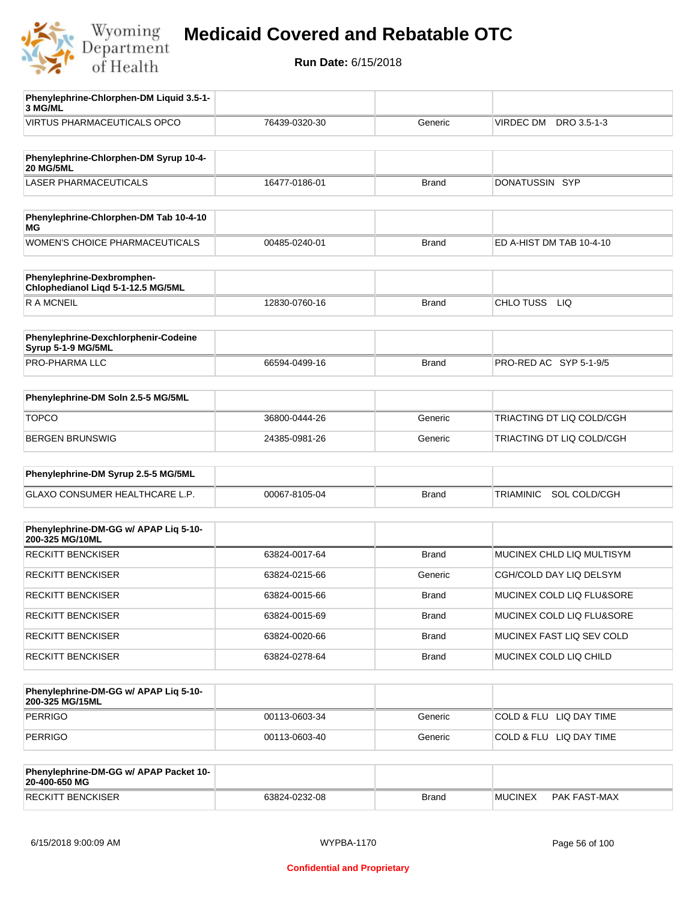# Medicaid Covered and Rebatable OTC

**Run Date:** 6/15/2018

| Phenylephrine-Chlorphen-DM Liquid 3.5-1-3 MG/ML | | | |
|---|---|---|---|
| VIRTUS PHARMACEUTICALS OPCO | 76439-0320-30 | Generic | VIRDEC DM DRO 3.5-1-3 |

| Phenylephrine-Chlorphen-DM Syrup 10-4-20 MG/5ML | | | |
|---|---|---|---|
| LASER PHARMACEUTICALS | 16477-0186-01 | Brand | DONATUSSIN SYP |

| Phenylephrine-Chlorphen-DM Tab 10-4-10 MG | | | |
|---|---|---|---|
| WOMEN'S CHOICE PHARMACEUTICALS | 00485-0240-01 | Brand | ED A-HIST DM TAB 10-4-10 |

| Phenylephrine-Dexbromphen-Chlophedianol Liqd 5-1-12.5 MG/5ML | | | |
|---|---|---|---|
| R A MCNEIL | 12830-0760-16 | Brand | CHLO TUSS LIQ |

| Phenylephrine-Dexchlorphenir-Codeine Syrup 5-1-9 MG/5ML | | | |
|---|---|---|---|
| PRO-PHARMA LLC | 66594-0499-16 | Brand | PRO-RED AC SYP 5-1-9/5 |

| Phenylephrine-DM Soln 2.5-5 MG/5ML | | | |
|---|---|---|---|
| TOPCO | 36800-0444-26 | Generic | TRIACTING DT LIQ COLD/CGH |
| BERGEN BRUNSWIG | 24385-0981-26 | Generic | TRIACTING DT LIQ COLD/CGH |

| Phenylephrine-DM Syrup 2.5-5 MG/5ML | | | |
|---|---|---|---|
| GLAXO CONSUMER HEALTHCARE L.P. | 00067-8105-04 | Brand | TRIAMINIC SOL COLD/CGH |

| Phenylephrine-DM-GG w/ APAP Liq 5-10-200-325 MG/10ML | | | |
|---|---|---|---|
| RECKITT BENCKISER | 63824-0017-64 | Brand | MUCINEX CHLD LIQ MULTISYM |
| RECKITT BENCKISER | 63824-0215-66 | Generic | CGH/COLD DAY LIQ DELSYM |
| RECKITT BENCKISER | 63824-0015-66 | Brand | MUCINEX COLD LIQ FLU&SORE |
| RECKITT BENCKISER | 63824-0015-69 | Brand | MUCINEX COLD LIQ FLU&SORE |
| RECKITT BENCKISER | 63824-0020-66 | Brand | MUCINEX FAST LIQ SEV COLD |
| RECKITT BENCKISER | 63824-0278-64 | Brand | MUCINEX COLD LIQ CHILD |

| Phenylephrine-DM-GG w/ APAP Liq 5-10-200-325 MG/15ML | | | |
|---|---|---|---|
| PERRIGO | 00113-0603-34 | Generic | COLD & FLU LIQ DAY TIME |
| PERRIGO | 00113-0603-40 | Generic | COLD & FLU LIQ DAY TIME |

| Phenylephrine-DM-GG w/ APAP Packet 10-20-400-650 MG | | | |
|---|---|---|---|
| RECKITT BENCKISER | 63824-0232-08 | Brand | MUCINEX PAK FAST-MAX |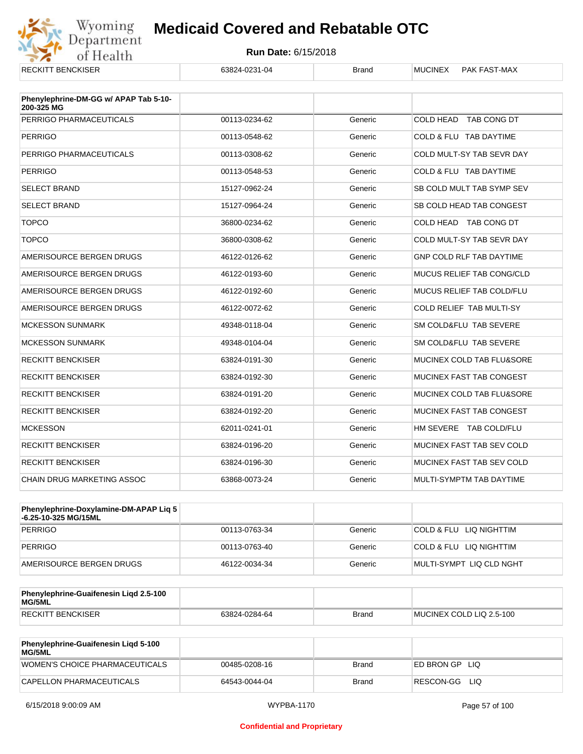| RECKITT BENCKISER | 63824-0231-04 | Brand | MUCINEX PAK FAST-MAX |
|---|---|---|---|

| Phenylephrine-DM-GG w/ APAP Tab 5-10-200-325 MG | | | |
|---|---|---|---|
| PERRIGO PHARMACEUTICALS | 00113-0234-62 | Generic | COLD HEAD TAB CONG DT |
| PERRIGO | 00113-0548-62 | Generic | COLD & FLU TAB DAYTIME |
| PERRIGO PHARMACEUTICALS | 00113-0308-62 | Generic | COLD MULT-SY TAB SEVR DAY |
| PERRIGO | 00113-0548-53 | Generic | COLD & FLU TAB DAYTIME |
| SELECT BRAND | 15127-0962-24 | Generic | SB COLD MULT TAB SYMP SEV |
| SELECT BRAND | 15127-0964-24 | Generic | SB COLD HEAD TAB CONGEST |
| TOPCO | 36800-0234-62 | Generic | COLD HEAD TAB CONG DT |
| TOPCO | 36800-0308-62 | Generic | COLD MULT-SY TAB SEVR DAY |
| AMERISOURCE BERGEN DRUGS | 46122-0126-62 | Generic | GNP COLD RLF TAB DAYTIME |
| AMERISOURCE BERGEN DRUGS | 46122-0193-60 | Generic | MUCUS RELIEF TAB CONG/CLD |
| AMERISOURCE BERGEN DRUGS | 46122-0192-60 | Generic | MUCUS RELIEF TAB COLD/FLU |
| AMERISOURCE BERGEN DRUGS | 46122-0072-62 | Generic | COLD RELIEF TAB MULTI-SY |
| MCKESSON SUNMARK | 49348-0118-04 | Generic | SM COLD&FLU TAB SEVERE |
| MCKESSON SUNMARK | 49348-0104-04 | Generic | SM COLD&FLU TAB SEVERE |
| RECKITT BENCKISER | 63824-0191-30 | Generic | MUCINEX COLD TAB FLU&SORE |
| RECKITT BENCKISER | 63824-0192-30 | Generic | MUCINEX FAST TAB CONGEST |
| RECKITT BENCKISER | 63824-0191-20 | Generic | MUCINEX COLD TAB FLU&SORE |
| RECKITT BENCKISER | 63824-0192-20 | Generic | MUCINEX FAST TAB CONGEST |
| MCKESSON | 62011-0241-01 | Generic | HM SEVERE TAB COLD/FLU |
| RECKITT BENCKISER | 63824-0196-20 | Generic | MUCINEX FAST TAB SEV COLD |
| RECKITT BENCKISER | 63824-0196-30 | Generic | MUCINEX FAST TAB SEV COLD |
| CHAIN DRUG MARKETING ASSOC | 63868-0073-24 | Generic | MULTI-SYMPTM TAB DAYTIME |

| Phenylephrine-Doxylamine-DM-APAP Liq 5-6.25-10-325 MG/15ML | | | |
|---|---|---|---|
| PERRIGO | 00113-0763-34 | Generic | COLD & FLU LIQ NIGHTTIM |
| PERRIGO | 00113-0763-40 | Generic | COLD & FLU LIQ NIGHTTIM |
| AMERISOURCE BERGEN DRUGS | 46122-0034-34 | Generic | MULTI-SYMPT LIQ CLD NGHT |

| Phenylephrine-Guaifenesin Liqd 2.5-100 MG/5ML | | | |
|---|---|---|---|
| RECKITT BENCKISER | 63824-0284-64 | Brand | MUCINEX COLD LIQ 2.5-100 |

| Phenylephrine-Guaifenesin Liqd 5-100 MG/5ML | | | |
|---|---|---|---|
| WOMEN'S CHOICE PHARMACEUTICALS | 00485-0208-16 | Brand | ED BRON GP LIQ |
| CAPELLON PHARMACEUTICALS | 64543-0044-04 | Brand | RESCON-GG LIQ |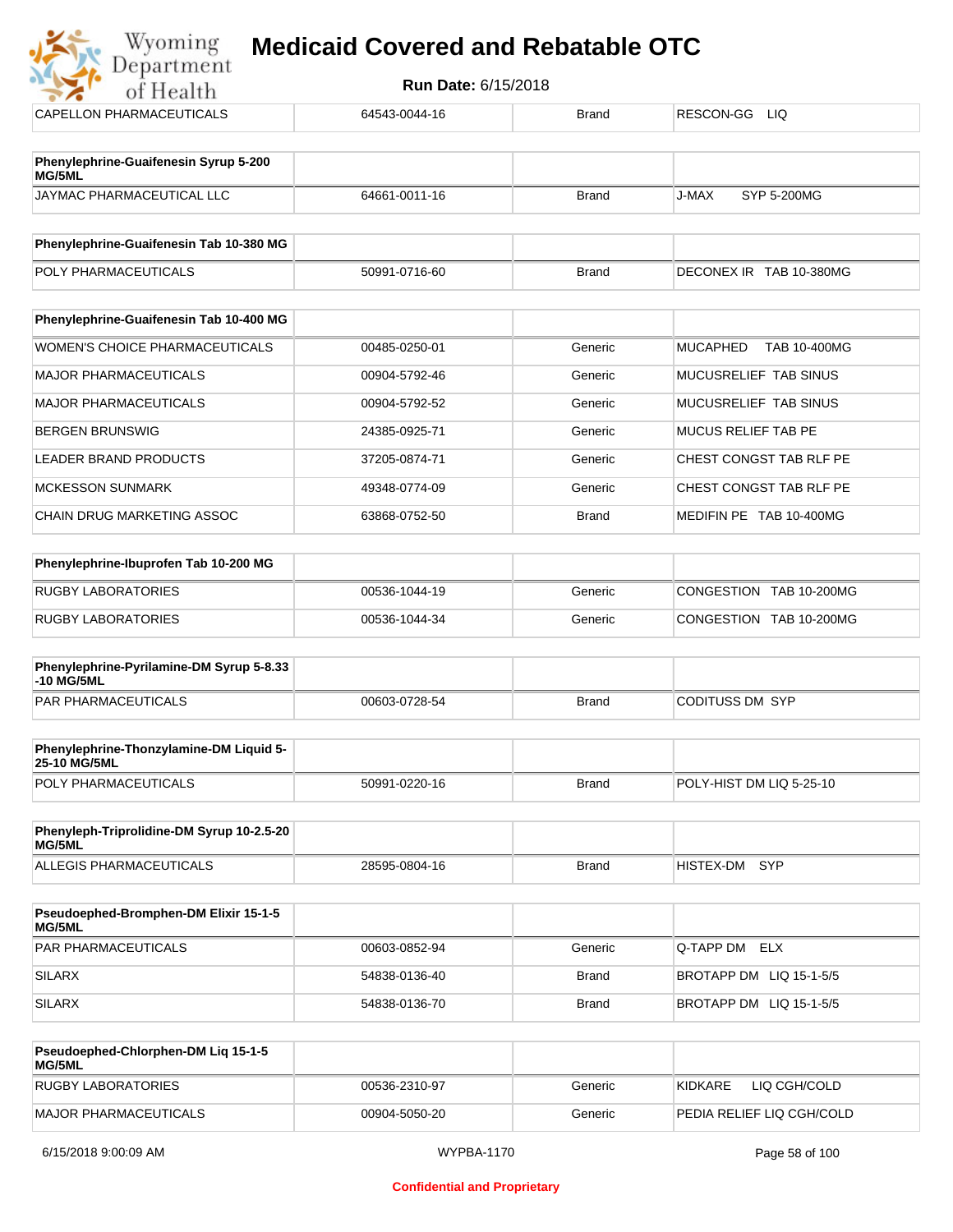| | | | |
|---|---|---|---|
| CAPELLON PHARMACEUTICALS | 64543-0044-16 | Brand | RESCON-GG LIQ |

| Phenylephrine-Guaifenesin Syrup 5-200 MG/5ML | | | |
|---|---|---|---|
| JAYMAC PHARMACEUTICAL LLC | 64661-0011-16 | Brand | J-MAX SYP 5-200MG |

| Phenylephrine-Guaifenesin Tab 10-380 MG | | | |
|---|---|---|---|
| POLY PHARMACEUTICALS | 50991-0716-60 | Brand | DECONEX IR TAB 10-380MG |

| Phenylephrine-Guaifenesin Tab 10-400 MG | | | |
|---|---|---|---|
| WOMEN'S CHOICE PHARMACEUTICALS | 00485-0250-01 | Generic | MUCAPHED TAB 10-400MG |
| MAJOR PHARMACEUTICALS | 00904-5792-46 | Generic | MUCUSRELIEF TAB SINUS |
| MAJOR PHARMACEUTICALS | 00904-5792-52 | Generic | MUCUSRELIEF TAB SINUS |
| BERGEN BRUNSWIG | 24385-0925-71 | Generic | MUCUS RELIEF TAB PE |
| LEADER BRAND PRODUCTS | 37205-0874-71 | Generic | CHEST CONGST TAB RLF PE |
| MCKESSON SUNMARK | 49348-0774-09 | Generic | CHEST CONGST TAB RLF PE |
| CHAIN DRUG MARKETING ASSOC | 63868-0752-50 | Brand | MEDIFIN PE TAB 10-400MG |

| Phenylephrine-Ibuprofen Tab 10-200 MG | | | |
|---|---|---|---|
| RUGBY LABORATORIES | 00536-1044-19 | Generic | CONGESTION TAB 10-200MG |
| RUGBY LABORATORIES | 00536-1044-34 | Generic | CONGESTION TAB 10-200MG |

| Phenylephrine-Pyrilamine-DM Syrup 5-8.33 -10 MG/5ML | | | |
|---|---|---|---|
| PAR PHARMACEUTICALS | 00603-0728-54 | Brand | CODITUSS DM SYP |

| Phenylephrine-Thonzylamine-DM Liquid 5-25-10 MG/5ML | | | |
|---|---|---|---|
| POLY PHARMACEUTICALS | 50991-0220-16 | Brand | POLY-HIST DM LIQ 5-25-10 |

| Phenyleph-Triprolidine-DM Syrup 10-2.5-20 MG/5ML | | | |
|---|---|---|---|
| ALLEGIS PHARMACEUTICALS | 28595-0804-16 | Brand | HISTEX-DM SYP |

| Pseudoephed-Bromphen-DM Elixir 15-1-5 MG/5ML | | | |
|---|---|---|---|
| PAR PHARMACEUTICALS | 00603-0852-94 | Generic | Q-TAPP DM ELX |
| SILARX | 54838-0136-40 | Brand | BROTAPP DM LIQ 15-1-5/5 |
| SILARX | 54838-0136-70 | Brand | BROTAPP DM LIQ 15-1-5/5 |

| Pseudoephed-Chlorphen-DM Liq 15-1-5 MG/5ML | | | |
|---|---|---|---|
| RUGBY LABORATORIES | 00536-2310-97 | Generic | KIDKARE LIQ CGH/COLD |
| MAJOR PHARMACEUTICALS | 00904-5050-20 | Generic | PEDIA RELIEF LIQ CGH/COLD |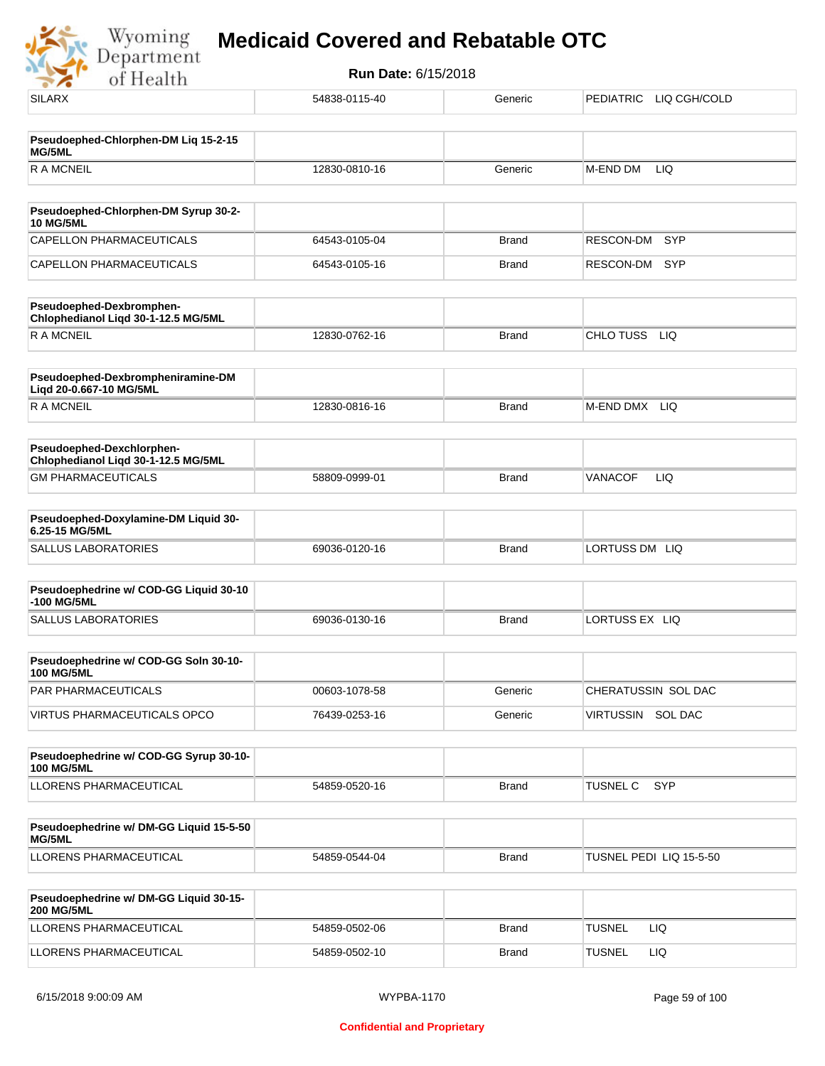| SILARX | 54838-0115-40 | Generic | PEDIATRIC LIQ CGH/COLD |
|---|---|---|---|

| **Pseudoephed-Chlorphen-DM Liq 15-2-15 MG/5ML** | | | |
|---|---|---|---|
| R A MCNEIL | 12830-0810-16 | Generic | M-END DM LIQ |

| **Pseudoephed-Chlorphen-DM Syrup 30-2-10 MG/5ML** | | | |
|---|---|---|---|
| CAPELLON PHARMACEUTICALS | 64543-0105-04 | Brand | RESCON-DM SYP |
| CAPELLON PHARMACEUTICALS | 64543-0105-16 | Brand | RESCON-DM SYP |

| **Pseudoephed-Dexbromphen-Chlophedianol Liqd 30-1-12.5 MG/5ML** | | | |
|---|---|---|---|
| R A MCNEIL | 12830-0762-16 | Brand | CHLO TUSS LIQ |

| **Pseudoephed-Dexbrompheniramine-DM Liqd 20-0.667-10 MG/5ML** | | | |
|---|---|---|---|
| R A MCNEIL | 12830-0816-16 | Brand | M-END DMX LIQ |

| **Pseudoephed-Dexchlorphen-Chlophedianol Liqd 30-1-12.5 MG/5ML** | | | |
|---|---|---|---|
| GM PHARMACEUTICALS | 58809-0999-01 | Brand | VANACOF LIQ |

| **Pseudoephed-Doxylamine-DM Liquid 30-6.25-15 MG/5ML** | | | |
|---|---|---|---|
| SALLUS LABORATORIES | 69036-0120-16 | Brand | LORTUSS DM LIQ |

| **Pseudoephedrine w/ COD-GG Liquid 30-10-100 MG/5ML** | | | |
|---|---|---|---|
| SALLUS LABORATORIES | 69036-0130-16 | Brand | LORTUSS EX LIQ |

| **Pseudoephedrine w/ COD-GG Soln 30-10-100 MG/5ML** | | | |
|---|---|---|---|
| PAR PHARMACEUTICALS | 00603-1078-58 | Generic | CHERATUSSIN SOL DAC |
| VIRTUS PHARMACEUTICALS OPCO | 76439-0253-16 | Generic | VIRTUSSIN SOL DAC |

| **Pseudoephedrine w/ COD-GG Syrup 30-10-100 MG/5ML** | | | |
|---|---|---|---|
| LLORENS PHARMACEUTICAL | 54859-0520-16 | Brand | TUSNEL C SYP |

| **Pseudoephedrine w/ DM-GG Liquid 15-5-50 MG/5ML** | | | |
|---|---|---|---|
| LLORENS PHARMACEUTICAL | 54859-0544-04 | Brand | TUSNEL PEDI LIQ 15-5-50 |

| **Pseudoephedrine w/ DM-GG Liquid 30-15-200 MG/5ML** | | | |
|---|---|---|---|
| LLORENS PHARMACEUTICAL | 54859-0502-06 | Brand | TUSNEL LIQ |
| LLORENS PHARMACEUTICAL | 54859-0502-10 | Brand | TUSNEL LIQ |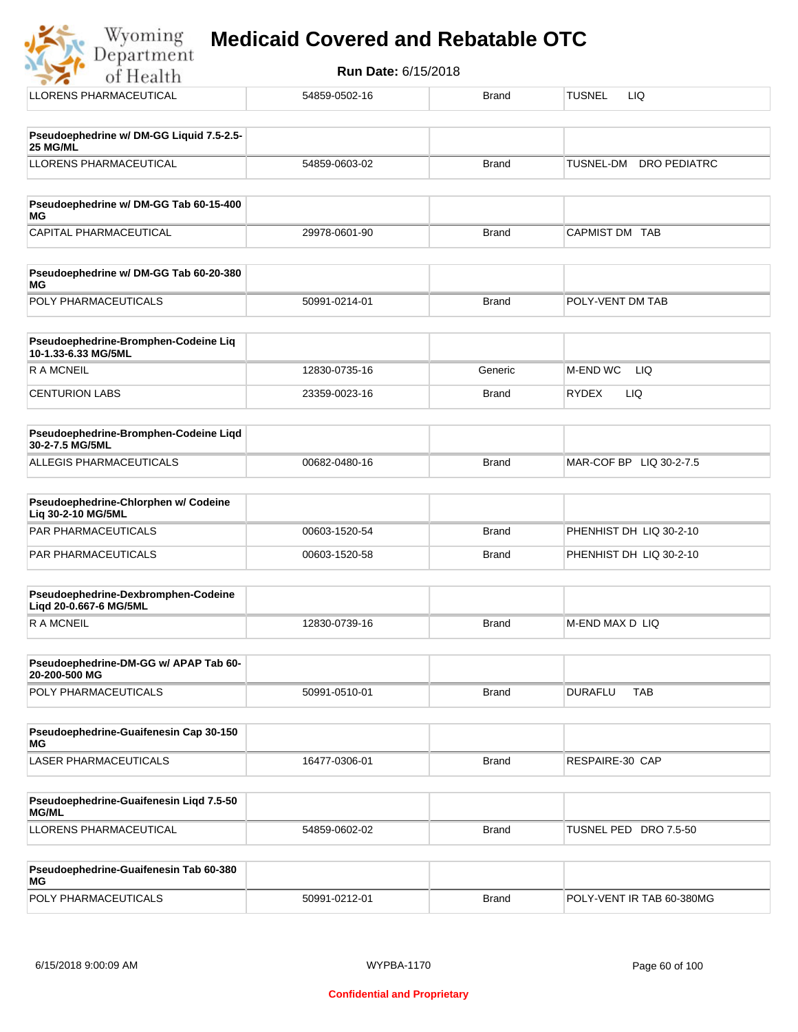# Medicaid Covered and Rebatable OTC

**Run Date:** 6/15/2018

| | | | |
|---|---|---|---|
| LLORENS PHARMACEUTICAL | 54859-0502-16 | Brand | TUSNEL LIQ |

| **Pseudoephedrine w/ DM-GG Liquid 7.5-2.5-25 MG/ML** | | | |
|---|---|---|---|
| LLORENS PHARMACEUTICAL | 54859-0603-02 | Brand | TUSNEL-DM DRO PEDIATRC |

| **Pseudoephedrine w/ DM-GG Tab 60-15-400 MG** | | | |
|---|---|---|---|
| CAPITAL PHARMACEUTICAL | 29978-0601-90 | Brand | CAPMIST DM TAB |

| **Pseudoephedrine w/ DM-GG Tab 60-20-380 MG** | | | |
|---|---|---|---|
| POLY PHARMACEUTICALS | 50991-0214-01 | Brand | POLY-VENT DM TAB |

| **Pseudoephedrine-Bromphen-Codeine Liq 10-1.33-6.33 MG/5ML** | | | |
|---|---|---|---|
| R A MCNEIL | 12830-0735-16 | Generic | M-END WC LIQ |
| CENTURION LABS | 23359-0023-16 | Brand | RYDEX LIQ |

| **Pseudoephedrine-Bromphen-Codeine Liqd 30-2-7.5 MG/5ML** | | | |
|---|---|---|---|
| ALLEGIS PHARMACEUTICALS | 00682-0480-16 | Brand | MAR-COF BP LIQ 30-2-7.5 |

| **Pseudoephedrine-Chlorphen w/ Codeine Liq 30-2-10 MG/5ML** | | | |
|---|---|---|---|
| PAR PHARMACEUTICALS | 00603-1520-54 | Brand | PHENHIST DH LIQ 30-2-10 |
| PAR PHARMACEUTICALS | 00603-1520-58 | Brand | PHENHIST DH LIQ 30-2-10 |

| **Pseudoephedrine-Dexbromphen-Codeine Liqd 20-0.667-6 MG/5ML** | | | |
|---|---|---|---|
| R A MCNEIL | 12830-0739-16 | Brand | M-END MAX D LIQ |

| **Pseudoephedrine-DM-GG w/ APAP Tab 60-20-200-500 MG** | | | |
|---|---|---|---|
| POLY PHARMACEUTICALS | 50991-0510-01 | Brand | DURAFLU TAB |

| **Pseudoephedrine-Guaifenesin Cap 30-150 MG** | | | |
|---|---|---|---|
| LASER PHARMACEUTICALS | 16477-0306-01 | Brand | RESPAIRE-30 CAP |

| **Pseudoephedrine-Guaifenesin Liqd 7.5-50 MG/ML** | | | |
|---|---|---|---|
| LLORENS PHARMACEUTICAL | 54859-0602-02 | Brand | TUSNEL PED DRO 7.5-50 |

| **Pseudoephedrine-Guaifenesin Tab 60-380 MG** | | | |
|---|---|---|---|
| POLY PHARMACEUTICALS | 50991-0212-01 | Brand | POLY-VENT IR TAB 60-380MG |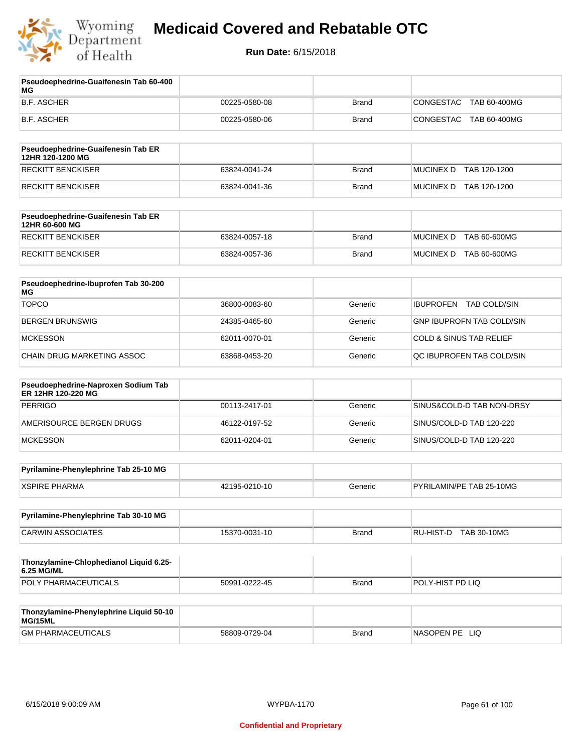# Medicaid Covered and Rebatable OTC

**Run Date:** 6/15/2018

| Pseudoephedrine-Guaifenesin Tab 60-400 MG | | | |
|---|---|---|---|
| B.F. ASCHER | 00225-0580-08 | Brand | CONGESTAC TAB 60-400MG |
| B.F. ASCHER | 00225-0580-06 | Brand | CONGESTAC TAB 60-400MG |

| Pseudoephedrine-Guaifenesin Tab ER 12HR 120-1200 MG | | | |
|---|---|---|---|
| RECKITT BENCKISER | 63824-0041-24 | Brand | MUCINEX D TAB 120-1200 |
| RECKITT BENCKISER | 63824-0041-36 | Brand | MUCINEX D TAB 120-1200 |

| Pseudoephedrine-Guaifenesin Tab ER 12HR 60-600 MG | | | |
|---|---|---|---|
| RECKITT BENCKISER | 63824-0057-18 | Brand | MUCINEX D TAB 60-600MG |
| RECKITT BENCKISER | 63824-0057-36 | Brand | MUCINEX D TAB 60-600MG |

| Pseudoephedrine-Ibuprofen Tab 30-200 MG | | | |
|---|---|---|---|
| TOPCO | 36800-0083-60 | Generic | IBUPROFEN TAB COLD/SIN |
| BERGEN BRUNSWIG | 24385-0465-60 | Generic | GNP IBUPROFN TAB COLD/SIN |
| MCKESSON | 62011-0070-01 | Generic | COLD & SINUS TAB RELIEF |
| CHAIN DRUG MARKETING ASSOC | 63868-0453-20 | Generic | QC IBUPROFEN TAB COLD/SIN |

| Pseudoephedrine-Naproxen Sodium Tab ER 12HR 120-220 MG | | | |
|---|---|---|---|
| PERRIGO | 00113-2417-01 | Generic | SINUS&COLD-D TAB NON-DRSY |
| AMERISOURCE BERGEN DRUGS | 46122-0197-52 | Generic | SINUS/COLD-D TAB 120-220 |
| MCKESSON | 62011-0204-01 | Generic | SINUS/COLD-D TAB 120-220 |

| Pyrilamine-Phenylephrine Tab 25-10 MG | | | |
|---|---|---|---|
| XSPIRE PHARMA | 42195-0210-10 | Generic | PYRILAMIN/PE TAB 25-10MG |

| Pyrilamine-Phenylephrine Tab 30-10 MG | | | |
|---|---|---|---|
| CARWIN ASSOCIATES | 15370-0031-10 | Brand | RU-HIST-D TAB 30-10MG |

| Thonzylamine-Chlophedianol Liquid 6.25-6.25 MG/ML | | | |
|---|---|---|---|
| POLY PHARMACEUTICALS | 50991-0222-45 | Brand | POLY-HIST PD LIQ |

| Thonzylamine-Phenylephrine Liquid 50-10 MG/15ML | | | |
|---|---|---|---|
| GM PHARMACEUTICALS | 58809-0729-04 | Brand | NASOPEN PE LIQ |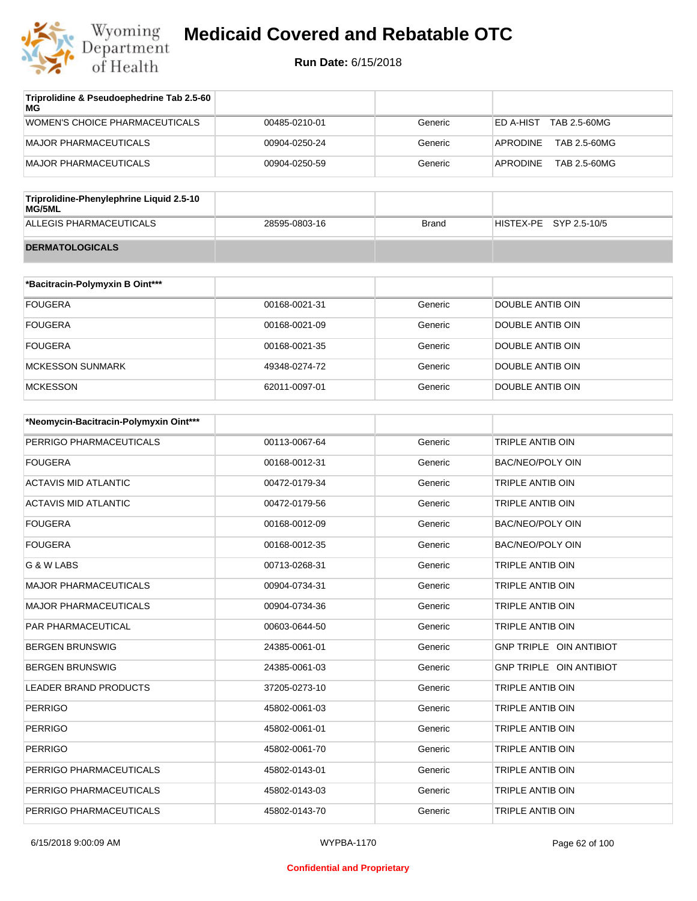| Triprolidine & Pseudoephedrine Tab 2.5-60 MG | | | |
|---|---|---|---|
| WOMEN'S CHOICE PHARMACEUTICALS | 00485-0210-01 | Generic | ED A-HIST TAB 2.5-60MG |
| MAJOR PHARMACEUTICALS | 00904-0250-24 | Generic | APRODINE TAB 2.5-60MG |
| MAJOR PHARMACEUTICALS | 00904-0250-59 | Generic | APRODINE TAB 2.5-60MG |

| Triprolidine-Phenylephrine Liquid 2.5-10 MG/5ML | | | |
|---|---|---|---|
| ALLEGIS PHARMACEUTICALS | 28595-0803-16 | Brand | HISTEX-PE SYP 2.5-10/5 |

**DERMATOLOGICALS**

| *Bacitracin-Polymyxin B Oint*** | | | |
|---|---|---|---|
| FOUGERA | 00168-0021-31 | Generic | DOUBLE ANTIB OIN |
| FOUGERA | 00168-0021-09 | Generic | DOUBLE ANTIB OIN |
| FOUGERA | 00168-0021-35 | Generic | DOUBLE ANTIB OIN |
| MCKESSON SUNMARK | 49348-0274-72 | Generic | DOUBLE ANTIB OIN |
| MCKESSON | 62011-0097-01 | Generic | DOUBLE ANTIB OIN |

| *Neomycin-Bacitracin-Polymyxin Oint*** | | | |
|---|---|---|---|
| PERRIGO PHARMACEUTICALS | 00113-0067-64 | Generic | TRIPLE ANTIB OIN |
| FOUGERA | 00168-0012-31 | Generic | BAC/NEO/POLY OIN |
| ACTAVIS MID ATLANTIC | 00472-0179-34 | Generic | TRIPLE ANTIB OIN |
| ACTAVIS MID ATLANTIC | 00472-0179-56 | Generic | TRIPLE ANTIB OIN |
| FOUGERA | 00168-0012-09 | Generic | BAC/NEO/POLY OIN |
| FOUGERA | 00168-0012-35 | Generic | BAC/NEO/POLY OIN |
| G & W LABS | 00713-0268-31 | Generic | TRIPLE ANTIB OIN |
| MAJOR PHARMACEUTICALS | 00904-0734-31 | Generic | TRIPLE ANTIB OIN |
| MAJOR PHARMACEUTICALS | 00904-0734-36 | Generic | TRIPLE ANTIB OIN |
| PAR PHARMACEUTICAL | 00603-0644-50 | Generic | TRIPLE ANTIB OIN |
| BERGEN BRUNSWIG | 24385-0061-01 | Generic | GNP TRIPLE OIN ANTIBIOT |
| BERGEN BRUNSWIG | 24385-0061-03 | Generic | GNP TRIPLE OIN ANTIBIOT |
| LEADER BRAND PRODUCTS | 37205-0273-10 | Generic | TRIPLE ANTIB OIN |
| PERRIGO | 45802-0061-03 | Generic | TRIPLE ANTIB OIN |
| PERRIGO | 45802-0061-01 | Generic | TRIPLE ANTIB OIN |
| PERRIGO | 45802-0061-70 | Generic | TRIPLE ANTIB OIN |
| PERRIGO PHARMACEUTICALS | 45802-0143-01 | Generic | TRIPLE ANTIB OIN |
| PERRIGO PHARMACEUTICALS | 45802-0143-03 | Generic | TRIPLE ANTIB OIN |
| PERRIGO PHARMACEUTICALS | 45802-0143-70 | Generic | TRIPLE ANTIB OIN |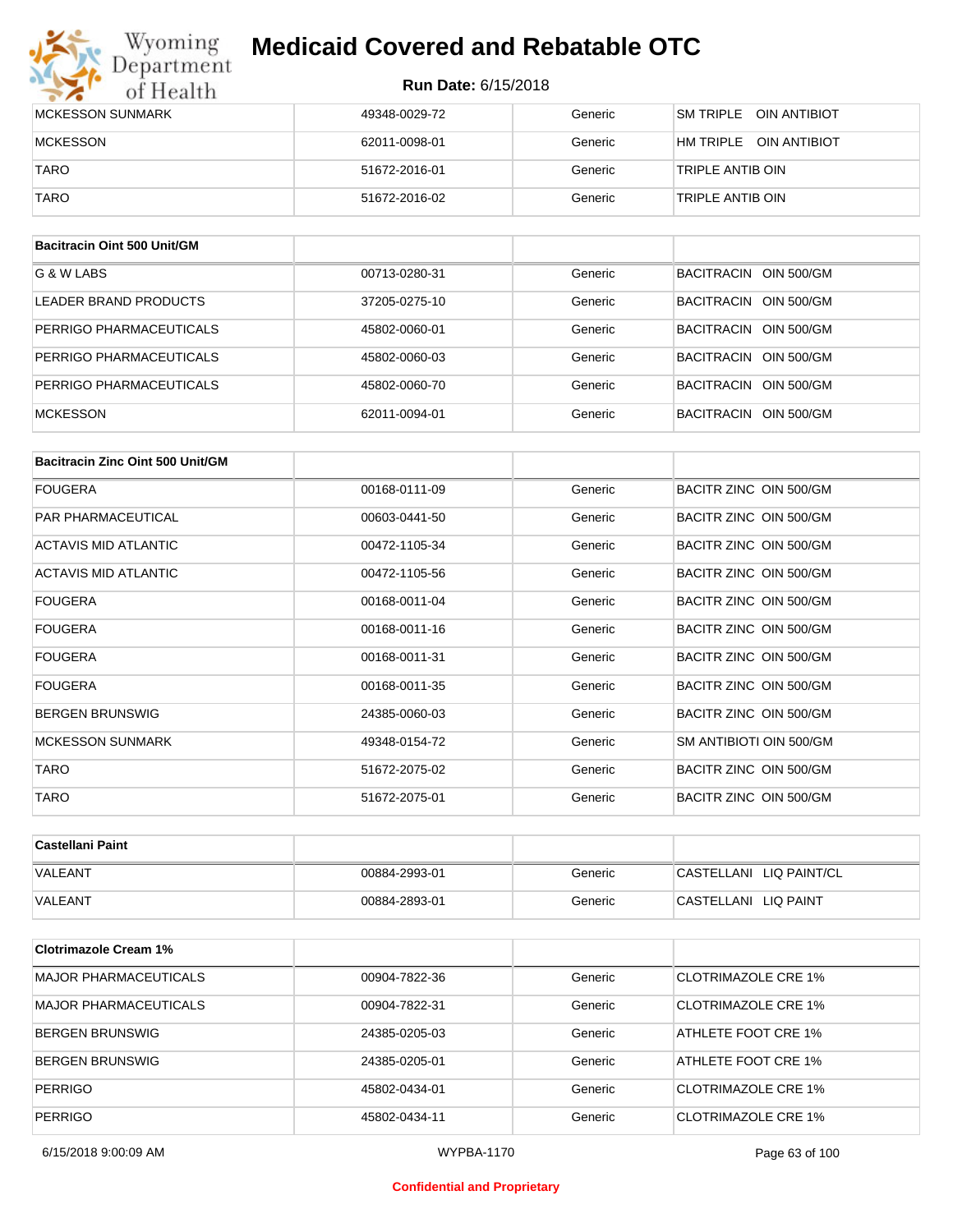| MCKESSON SUNMARK | 49348-0029-72 | Generic | SM TRIPLE OIN ANTIBIOT |
|---|---|---|---|
| MCKESSON | 62011-0098-01 | Generic | HM TRIPLE OIN ANTIBIOT |
| TARO | 51672-2016-01 | Generic | TRIPLE ANTIB OIN |
| TARO | 51672-2016-02 | Generic | TRIPLE ANTIB OIN |

| **Bacitracin Oint 500 Unit/GM** | | | |
|---|---|---|---|
| G & W LABS | 00713-0280-31 | Generic | BACITRACIN OIN 500/GM |
| LEADER BRAND PRODUCTS | 37205-0275-10 | Generic | BACITRACIN OIN 500/GM |
| PERRIGO PHARMACEUTICALS | 45802-0060-01 | Generic | BACITRACIN OIN 500/GM |
| PERRIGO PHARMACEUTICALS | 45802-0060-03 | Generic | BACITRACIN OIN 500/GM |
| PERRIGO PHARMACEUTICALS | 45802-0060-70 | Generic | BACITRACIN OIN 500/GM |
| MCKESSON | 62011-0094-01 | Generic | BACITRACIN OIN 500/GM |

| **Bacitracin Zinc Oint 500 Unit/GM** | | | |
|---|---|---|---|
| FOUGERA | 00168-0111-09 | Generic | BACITR ZINC OIN 500/GM |
| PAR PHARMACEUTICAL | 00603-0441-50 | Generic | BACITR ZINC OIN 500/GM |
| ACTAVIS MID ATLANTIC | 00472-1105-34 | Generic | BACITR ZINC OIN 500/GM |
| ACTAVIS MID ATLANTIC | 00472-1105-56 | Generic | BACITR ZINC OIN 500/GM |
| FOUGERA | 00168-0011-04 | Generic | BACITR ZINC OIN 500/GM |
| FOUGERA | 00168-0011-16 | Generic | BACITR ZINC OIN 500/GM |
| FOUGERA | 00168-0011-31 | Generic | BACITR ZINC OIN 500/GM |
| FOUGERA | 00168-0011-35 | Generic | BACITR ZINC OIN 500/GM |
| BERGEN BRUNSWIG | 24385-0060-03 | Generic | BACITR ZINC OIN 500/GM |
| MCKESSON SUNMARK | 49348-0154-72 | Generic | SM ANTIBIOTI OIN 500/GM |
| TARO | 51672-2075-02 | Generic | BACITR ZINC OIN 500/GM |
| TARO | 51672-2075-01 | Generic | BACITR ZINC OIN 500/GM |

| **Castellani Paint** | | | |
|---|---|---|---|
| VALEANT | 00884-2993-01 | Generic | CASTELLANI LIQ PAINT/CL |
| VALEANT | 00884-2893-01 | Generic | CASTELLANI LIQ PAINT |

| **Clotrimazole Cream 1%** | | | |
|---|---|---|---|
| MAJOR PHARMACEUTICALS | 00904-7822-36 | Generic | CLOTRIMAZOLE CRE 1% |
| MAJOR PHARMACEUTICALS | 00904-7822-31 | Generic | CLOTRIMAZOLE CRE 1% |
| BERGEN BRUNSWIG | 24385-0205-03 | Generic | ATHLETE FOOT CRE 1% |
| BERGEN BRUNSWIG | 24385-0205-01 | Generic | ATHLETE FOOT CRE 1% |
| PERRIGO | 45802-0434-01 | Generic | CLOTRIMAZOLE CRE 1% |
| PERRIGO | 45802-0434-11 | Generic | CLOTRIMAZOLE CRE 1% |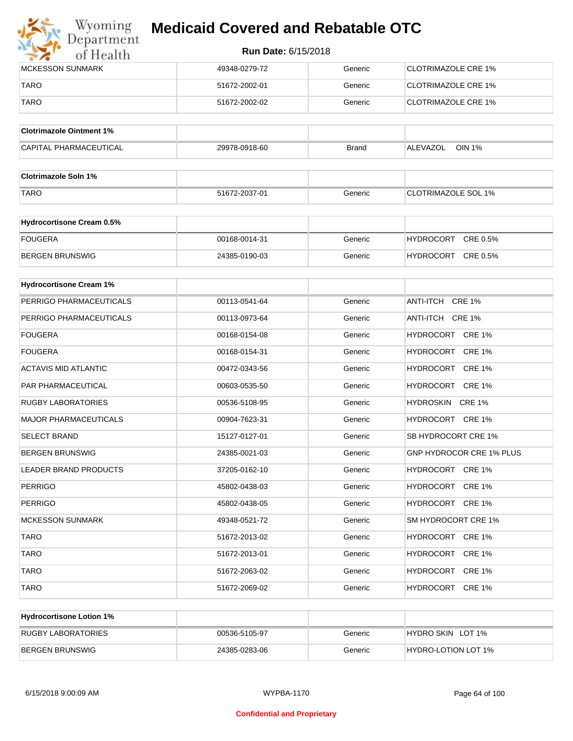| | | | |
|---|---|---|---|
| MCKESSON SUNMARK | 49348-0279-72 | Generic | CLOTRIMAZOLE CRE 1% |
| TARO | 51672-2002-01 | Generic | CLOTRIMAZOLE CRE 1% |
| TARO | 51672-2002-02 | Generic | CLOTRIMAZOLE CRE 1% |

| **Clotrimazole Ointment 1%** | | | |
|---|---|---|---|
| CAPITAL PHARMACEUTICAL | 29978-0918-60 | Brand | ALEVAZOL OIN 1% |

| **Clotrimazole Soln 1%** | | | |
|---|---|---|---|
| TARO | 51672-2037-01 | Generic | CLOTRIMAZOLE SOL 1% |

| **Hydrocortisone Cream 0.5%** | | | |
|---|---|---|---|
| FOUGERA | 00168-0014-31 | Generic | HYDROCORT CRE 0.5% |
| BERGEN BRUNSWIG | 24385-0190-03 | Generic | HYDROCORT CRE 0.5% |

| **Hydrocortisone Cream 1%** | | | |
|---|---|---|---|
| PERRIGO PHARMACEUTICALS | 00113-0541-64 | Generic | ANTI-ITCH CRE 1% |
| PERRIGO PHARMACEUTICALS | 00113-0973-64 | Generic | ANTI-ITCH CRE 1% |
| FOUGERA | 00168-0154-08 | Generic | HYDROCORT CRE 1% |
| FOUGERA | 00168-0154-31 | Generic | HYDROCORT CRE 1% |
| ACTAVIS MID ATLANTIC | 00472-0343-56 | Generic | HYDROCORT CRE 1% |
| PAR PHARMACEUTICAL | 00603-0535-50 | Generic | HYDROCORT CRE 1% |
| RUGBY LABORATORIES | 00536-5108-95 | Generic | HYDROSKIN CRE 1% |
| MAJOR PHARMACEUTICALS | 00904-7623-31 | Generic | HYDROCORT CRE 1% |
| SELECT BRAND | 15127-0127-01 | Generic | SB HYDROCORT CRE 1% |
| BERGEN BRUNSWIG | 24385-0021-03 | Generic | GNP HYDROCOR CRE 1% PLUS |
| LEADER BRAND PRODUCTS | 37205-0162-10 | Generic | HYDROCORT CRE 1% |
| PERRIGO | 45802-0438-03 | Generic | HYDROCORT CRE 1% |
| PERRIGO | 45802-0438-05 | Generic | HYDROCORT CRE 1% |
| MCKESSON SUNMARK | 49348-0521-72 | Generic | SM HYDROCORT CRE 1% |
| TARO | 51672-2013-02 | Generic | HYDROCORT CRE 1% |
| TARO | 51672-2013-01 | Generic | HYDROCORT CRE 1% |
| TARO | 51672-2063-02 | Generic | HYDROCORT CRE 1% |
| TARO | 51672-2069-02 | Generic | HYDROCORT CRE 1% |

| **Hydrocortisone Lotion 1%** | | | |
|---|---|---|---|
| RUGBY LABORATORIES | 00536-5105-97 | Generic | HYDRO SKIN LOT 1% |
| BERGEN BRUNSWIG | 24385-0283-06 | Generic | HYDRO-LOTION LOT 1% |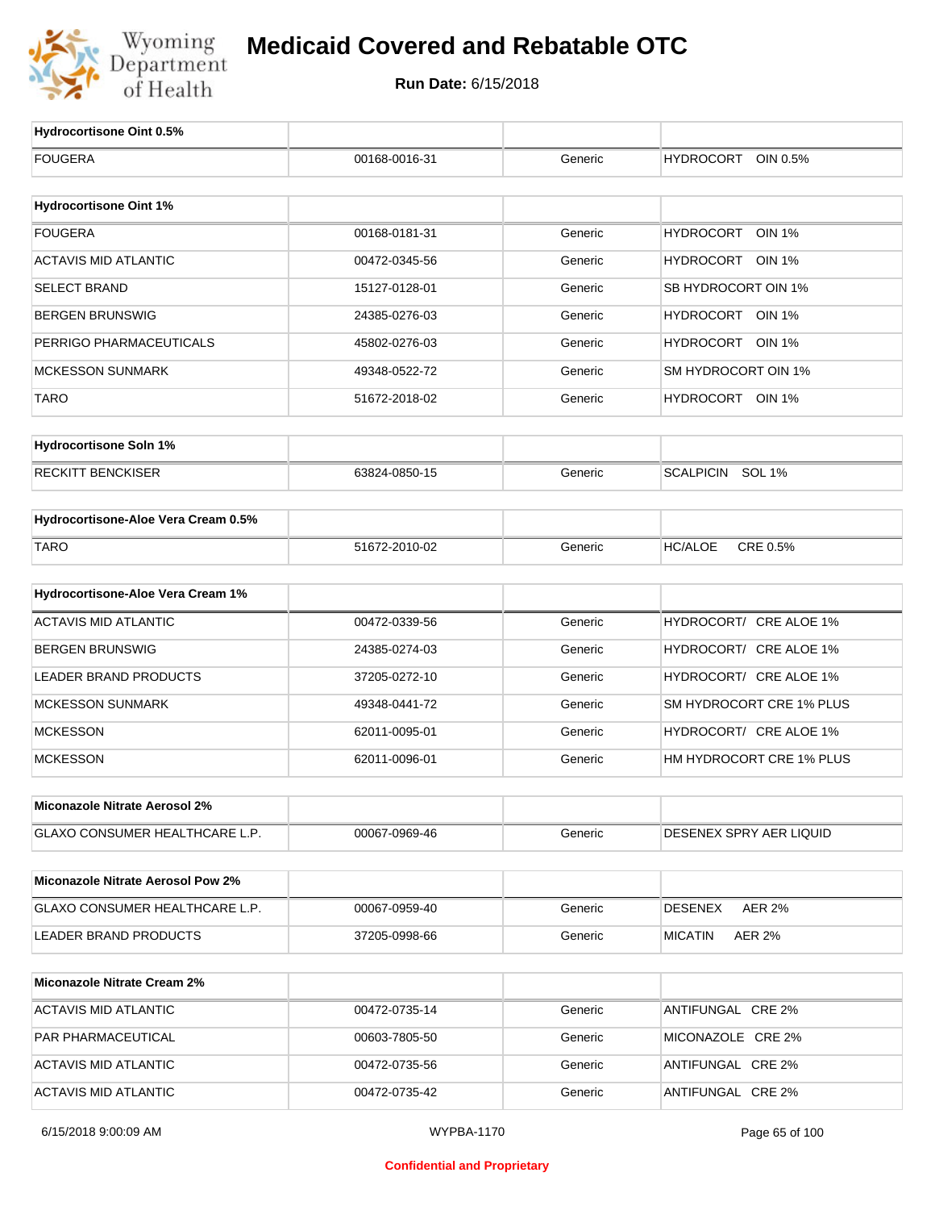# Medicaid Covered and Rebatable OTC

**Run Date:** 6/15/2018

| Hydrocortisone Oint 0.5% | | | |
|---|---|---|---|
| FOUGERA | 00168-0016-31 | Generic | HYDROCORT OIN 0.5% |

| Hydrocortisone Oint 1% | | | |
|---|---|---|---|
| FOUGERA | 00168-0181-31 | Generic | HYDROCORT OIN 1% |
| ACTAVIS MID ATLANTIC | 00472-0345-56 | Generic | HYDROCORT OIN 1% |
| SELECT BRAND | 15127-0128-01 | Generic | SB HYDROCORT OIN 1% |
| BERGEN BRUNSWIG | 24385-0276-03 | Generic | HYDROCORT OIN 1% |
| PERRIGO PHARMACEUTICALS | 45802-0276-03 | Generic | HYDROCORT OIN 1% |
| MCKESSON SUNMARK | 49348-0522-72 | Generic | SM HYDROCORT OIN 1% |
| TARO | 51672-2018-02 | Generic | HYDROCORT OIN 1% |

| Hydrocortisone Soln 1% | | | |
|---|---|---|---|
| RECKITT BENCKISER | 63824-0850-15 | Generic | SCALPICIN SOL 1% |

| Hydrocortisone-Aloe Vera Cream 0.5% | | | |
|---|---|---|---|
| TARO | 51672-2010-02 | Generic | HC/ALOE CRE 0.5% |

| Hydrocortisone-Aloe Vera Cream 1% | | | |
|---|---|---|---|
| ACTAVIS MID ATLANTIC | 00472-0339-56 | Generic | HYDROCORT/ CRE ALOE 1% |
| BERGEN BRUNSWIG | 24385-0274-03 | Generic | HYDROCORT/ CRE ALOE 1% |
| LEADER BRAND PRODUCTS | 37205-0272-10 | Generic | HYDROCORT/ CRE ALOE 1% |
| MCKESSON SUNMARK | 49348-0441-72 | Generic | SM HYDROCORT CRE 1% PLUS |
| MCKESSON | 62011-0095-01 | Generic | HYDROCORT/ CRE ALOE 1% |
| MCKESSON | 62011-0096-01 | Generic | HM HYDROCORT CRE 1% PLUS |

| Miconazole Nitrate Aerosol 2% | | | |
|---|---|---|---|
| GLAXO CONSUMER HEALTHCARE L.P. | 00067-0969-46 | Generic | DESENEX SPRY AER LIQUID |

| Miconazole Nitrate Aerosol Pow 2% | | | |
|---|---|---|---|
| GLAXO CONSUMER HEALTHCARE L.P. | 00067-0959-40 | Generic | DESENEX AER 2% |
| LEADER BRAND PRODUCTS | 37205-0998-66 | Generic | MICATIN AER 2% |

| Miconazole Nitrate Cream 2% | | | |
|---|---|---|---|
| ACTAVIS MID ATLANTIC | 00472-0735-14 | Generic | ANTIFUNGAL CRE 2% |
| PAR PHARMACEUTICAL | 00603-7805-50 | Generic | MICONAZOLE CRE 2% |
| ACTAVIS MID ATLANTIC | 00472-0735-56 | Generic | ANTIFUNGAL CRE 2% |
| ACTAVIS MID ATLANTIC | 00472-0735-42 | Generic | ANTIFUNGAL CRE 2% |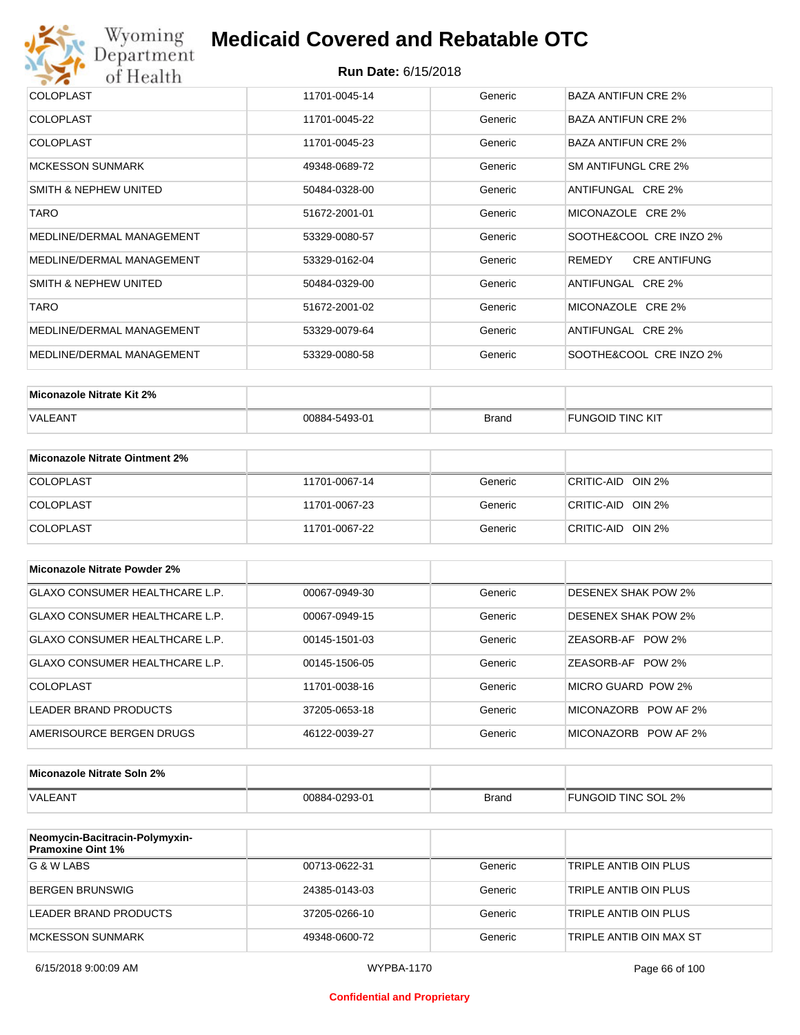# Medicaid Covered and Rebatable OTC

**Run Date:** 6/15/2018

| | | | |
|---|---|---|---|
| COLOPLAST | 11701-0045-14 | Generic | BAZA ANTIFUN CRE 2% |
| COLOPLAST | 11701-0045-22 | Generic | BAZA ANTIFUN CRE 2% |
| COLOPLAST | 11701-0045-23 | Generic | BAZA ANTIFUN CRE 2% |
| MCKESSON SUNMARK | 49348-0689-72 | Generic | SM ANTIFUNGL CRE 2% |
| SMITH & NEPHEW UNITED | 50484-0328-00 | Generic | ANTIFUNGAL CRE 2% |
| TARO | 51672-2001-01 | Generic | MICONAZOLE CRE 2% |
| MEDLINE/DERMAL MANAGEMENT | 53329-0080-57 | Generic | SOOTHE&COOL CRE INZO 2% |
| MEDLINE/DERMAL MANAGEMENT | 53329-0162-04 | Generic | REMEDY CRE ANTIFUNG |
| SMITH & NEPHEW UNITED | 50484-0329-00 | Generic | ANTIFUNGAL CRE 2% |
| TARO | 51672-2001-02 | Generic | MICONAZOLE CRE 2% |
| MEDLINE/DERMAL MANAGEMENT | 53329-0079-64 | Generic | ANTIFUNGAL CRE 2% |
| MEDLINE/DERMAL MANAGEMENT | 53329-0080-58 | Generic | SOOTHE&COOL CRE INZO 2% |

| Miconazole Nitrate Kit 2% | | | |
|---|---|---|---|
| VALEANT | 00884-5493-01 | Brand | FUNGOID TINC KIT |

| Miconazole Nitrate Ointment 2% | | | |
|---|---|---|---|
| COLOPLAST | 11701-0067-14 | Generic | CRITIC-AID OIN 2% |
| COLOPLAST | 11701-0067-23 | Generic | CRITIC-AID OIN 2% |
| COLOPLAST | 11701-0067-22 | Generic | CRITIC-AID OIN 2% |

| Miconazole Nitrate Powder 2% | | | |
|---|---|---|---|
| GLAXO CONSUMER HEALTHCARE L.P. | 00067-0949-30 | Generic | DESENEX SHAK POW 2% |
| GLAXO CONSUMER HEALTHCARE L.P. | 00067-0949-15 | Generic | DESENEX SHAK POW 2% |
| GLAXO CONSUMER HEALTHCARE L.P. | 00145-1501-03 | Generic | ZEASORB-AF POW 2% |
| GLAXO CONSUMER HEALTHCARE L.P. | 00145-1506-05 | Generic | ZEASORB-AF POW 2% |
| COLOPLAST | 11701-0038-16 | Generic | MICRO GUARD POW 2% |
| LEADER BRAND PRODUCTS | 37205-0653-18 | Generic | MICONAZORB POW AF 2% |
| AMERISOURCE BERGEN DRUGS | 46122-0039-27 | Generic | MICONAZORB POW AF 2% |

| Miconazole Nitrate Soln 2% | | | |
|---|---|---|---|
| VALEANT | 00884-0293-01 | Brand | FUNGOID TINC SOL 2% |

| Neomycin-Bacitracin-Polymyxin-Pramoxine Oint 1% | | | |
|---|---|---|---|
| G & W LABS | 00713-0622-31 | Generic | TRIPLE ANTIB OIN PLUS |
| BERGEN BRUNSWIG | 24385-0143-03 | Generic | TRIPLE ANTIB OIN PLUS |
| LEADER BRAND PRODUCTS | 37205-0266-10 | Generic | TRIPLE ANTIB OIN PLUS |
| MCKESSON SUNMARK | 49348-0600-72 | Generic | TRIPLE ANTIB OIN MAX ST |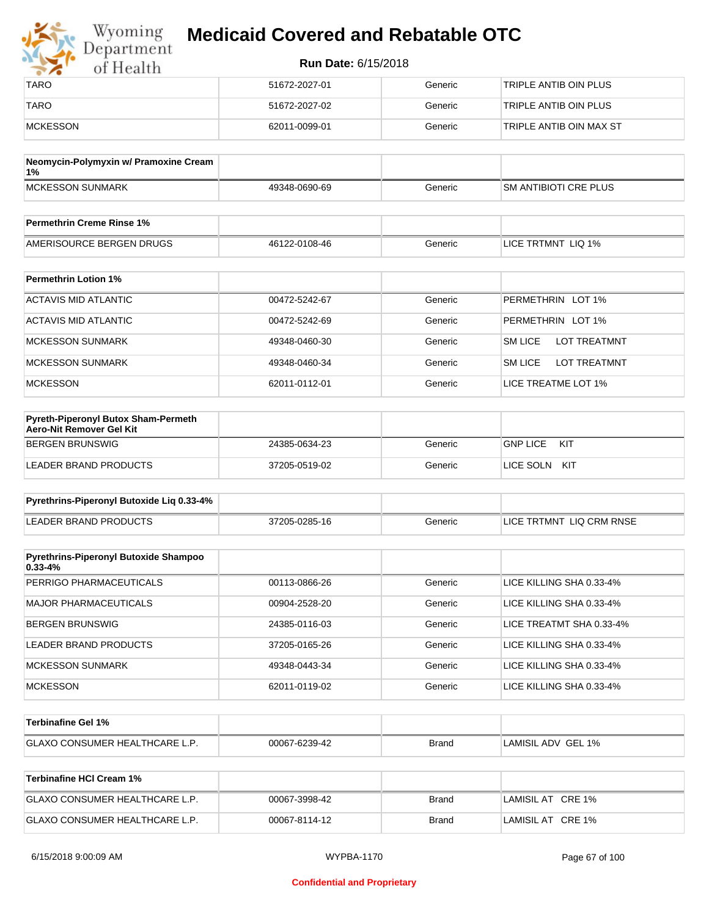| | | | |
|---|---|---|---|
| TARO | 51672-2027-01 | Generic | TRIPLE ANTIB OIN PLUS |
| TARO | 51672-2027-02 | Generic | TRIPLE ANTIB OIN PLUS |
| MCKESSON | 62011-0099-01 | Generic | TRIPLE ANTIB OIN MAX ST |

| Neomycin-Polymyxin w/ Pramoxine Cream 1% | | | |
|---|---|---|---|
| MCKESSON SUNMARK | 49348-0690-69 | Generic | SM ANTIBIOTI CRE PLUS |

| Permethrin Creme Rinse 1% | | | |
|---|---|---|---|
| AMERISOURCE BERGEN DRUGS | 46122-0108-46 | Generic | LICE TRTMNT LIQ 1% |

| Permethrin Lotion 1% | | | |
|---|---|---|---|
| ACTAVIS MID ATLANTIC | 00472-5242-67 | Generic | PERMETHRIN LOT 1% |
| ACTAVIS MID ATLANTIC | 00472-5242-69 | Generic | PERMETHRIN LOT 1% |
| MCKESSON SUNMARK | 49348-0460-30 | Generic | SM LICE LOT TREATMNT |
| MCKESSON SUNMARK | 49348-0460-34 | Generic | SM LICE LOT TREATMNT |
| MCKESSON | 62011-0112-01 | Generic | LICE TREATME LOT 1% |

| Pyreth-Piperonyl Butox Sham-Permeth Aero-Nit Remover Gel Kit | | | |
|---|---|---|---|
| BERGEN BRUNSWIG | 24385-0634-23 | Generic | GNP LICE KIT |
| LEADER BRAND PRODUCTS | 37205-0519-02 | Generic | LICE SOLN KIT |

| Pyrethrins-Piperonyl Butoxide Liq 0.33-4% | | | |
|---|---|---|---|
| LEADER BRAND PRODUCTS | 37205-0285-16 | Generic | LICE TRTMNT LIQ CRM RNSE |

| Pyrethrins-Piperonyl Butoxide Shampoo 0.33-4% | | | |
|---|---|---|---|
| PERRIGO PHARMACEUTICALS | 00113-0866-26 | Generic | LICE KILLING SHA 0.33-4% |
| MAJOR PHARMACEUTICALS | 00904-2528-20 | Generic | LICE KILLING SHA 0.33-4% |
| BERGEN BRUNSWIG | 24385-0116-03 | Generic | LICE TREATMT SHA 0.33-4% |
| LEADER BRAND PRODUCTS | 37205-0165-26 | Generic | LICE KILLING SHA 0.33-4% |
| MCKESSON SUNMARK | 49348-0443-34 | Generic | LICE KILLING SHA 0.33-4% |
| MCKESSON | 62011-0119-02 | Generic | LICE KILLING SHA 0.33-4% |

| Terbinafine Gel 1% | | | |
|---|---|---|---|
| GLAXO CONSUMER HEALTHCARE L.P. | 00067-6239-42 | Brand | LAMISIL ADV GEL 1% |

| Terbinafine HCl Cream 1% | | | |
|---|---|---|---|
| GLAXO CONSUMER HEALTHCARE L.P. | 00067-3998-42 | Brand | LAMISIL AT CRE 1% |
| GLAXO CONSUMER HEALTHCARE L.P. | 00067-8114-12 | Brand | LAMISIL AT CRE 1% |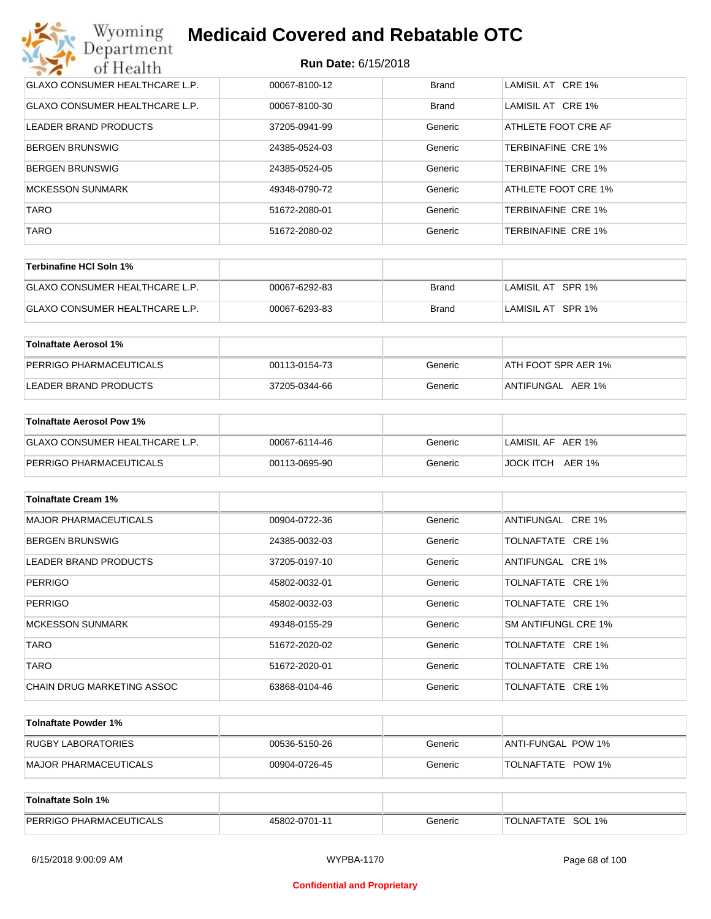| | | | |
|---|---|---|---|
| GLAXO CONSUMER HEALTHCARE L.P. | 00067-8100-12 | Brand | LAMISIL AT CRE 1% |
| GLAXO CONSUMER HEALTHCARE L.P. | 00067-8100-30 | Brand | LAMISIL AT CRE 1% |
| LEADER BRAND PRODUCTS | 37205-0941-99 | Generic | ATHLETE FOOT CRE AF |
| BERGEN BRUNSWIG | 24385-0524-03 | Generic | TERBINAFINE CRE 1% |
| BERGEN BRUNSWIG | 24385-0524-05 | Generic | TERBINAFINE CRE 1% |
| MCKESSON SUNMARK | 49348-0790-72 | Generic | ATHLETE FOOT CRE 1% |
| TARO | 51672-2080-01 | Generic | TERBINAFINE CRE 1% |
| TARO | 51672-2080-02 | Generic | TERBINAFINE CRE 1% |

| **Terbinafine HCl Soln 1%** | | | |
|---|---|---|---|
| GLAXO CONSUMER HEALTHCARE L.P. | 00067-6292-83 | Brand | LAMISIL AT SPR 1% |
| GLAXO CONSUMER HEALTHCARE L.P. | 00067-6293-83 | Brand | LAMISIL AT SPR 1% |

| **Tolnaftate Aerosol 1%** | | | |
|---|---|---|---|
| PERRIGO PHARMACEUTICALS | 00113-0154-73 | Generic | ATH FOOT SPR AER 1% |
| LEADER BRAND PRODUCTS | 37205-0344-66 | Generic | ANTIFUNGAL AER 1% |

| **Tolnaftate Aerosol Pow 1%** | | | |
|---|---|---|---|
| GLAXO CONSUMER HEALTHCARE L.P. | 00067-6114-46 | Generic | LAMISIL AF AER 1% |
| PERRIGO PHARMACEUTICALS | 00113-0695-90 | Generic | JOCK ITCH AER 1% |

| **Tolnaftate Cream 1%** | | | |
|---|---|---|---|
| MAJOR PHARMACEUTICALS | 00904-0722-36 | Generic | ANTIFUNGAL CRE 1% |
| BERGEN BRUNSWIG | 24385-0032-03 | Generic | TOLNAFTATE CRE 1% |
| LEADER BRAND PRODUCTS | 37205-0197-10 | Generic | ANTIFUNGAL CRE 1% |
| PERRIGO | 45802-0032-01 | Generic | TOLNAFTATE CRE 1% |
| PERRIGO | 45802-0032-03 | Generic | TOLNAFTATE CRE 1% |
| MCKESSON SUNMARK | 49348-0155-29 | Generic | SM ANTIFUNGL CRE 1% |
| TARO | 51672-2020-02 | Generic | TOLNAFTATE CRE 1% |
| TARO | 51672-2020-01 | Generic | TOLNAFTATE CRE 1% |
| CHAIN DRUG MARKETING ASSOC | 63868-0104-46 | Generic | TOLNAFTATE CRE 1% |

| **Tolnaftate Powder 1%** | | | |
|---|---|---|---|
| RUGBY LABORATORIES | 00536-5150-26 | Generic | ANTI-FUNGAL POW 1% |
| MAJOR PHARMACEUTICALS | 00904-0726-45 | Generic | TOLNAFTATE POW 1% |

| **Tolnaftate Soln 1%** | | | |
|---|---|---|---|
| PERRIGO PHARMACEUTICALS | 45802-0701-11 | Generic | TOLNAFTATE SOL 1% |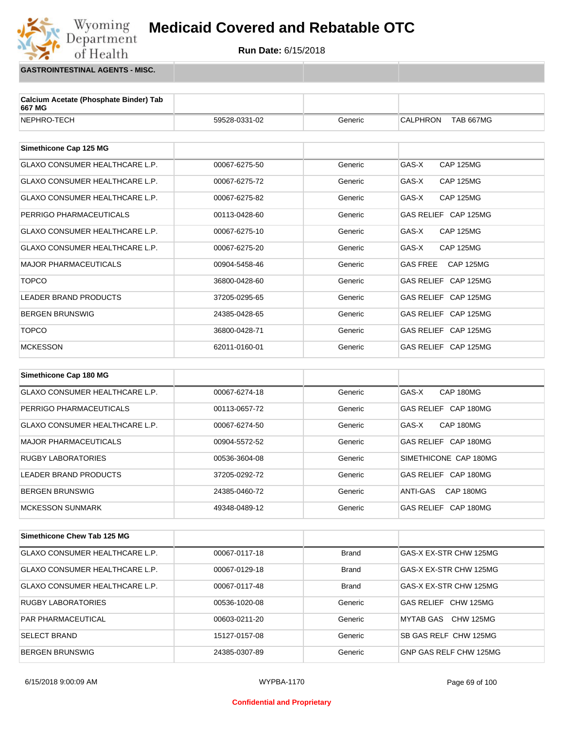# Medicaid Covered and Rebatable OTC

**Run Date:** 6/15/2018

## GASTROINTESTINAL AGENTS - MISC.

| Calcium Acetate (Phosphate Binder) Tab 667 MG | | | |
|---|---|---|---|
| NEPHRO-TECH | 59528-0331-02 | Generic | CALPHRON TAB 667MG |

| Simethicone Cap 125 MG | | | |
|---|---|---|---|
| GLAXO CONSUMER HEALTHCARE L.P. | 00067-6275-50 | Generic | GAS-X CAP 125MG |
| GLAXO CONSUMER HEALTHCARE L.P. | 00067-6275-72 | Generic | GAS-X CAP 125MG |
| GLAXO CONSUMER HEALTHCARE L.P. | 00067-6275-82 | Generic | GAS-X CAP 125MG |
| PERRIGO PHARMACEUTICALS | 00113-0428-60 | Generic | GAS RELIEF CAP 125MG |
| GLAXO CONSUMER HEALTHCARE L.P. | 00067-6275-10 | Generic | GAS-X CAP 125MG |
| GLAXO CONSUMER HEALTHCARE L.P. | 00067-6275-20 | Generic | GAS-X CAP 125MG |
| MAJOR PHARMACEUTICALS | 00904-5458-46 | Generic | GAS FREE CAP 125MG |
| TOPCO | 36800-0428-60 | Generic | GAS RELIEF CAP 125MG |
| LEADER BRAND PRODUCTS | 37205-0295-65 | Generic | GAS RELIEF CAP 125MG |
| BERGEN BRUNSWIG | 24385-0428-65 | Generic | GAS RELIEF CAP 125MG |
| TOPCO | 36800-0428-71 | Generic | GAS RELIEF CAP 125MG |
| MCKESSON | 62011-0160-01 | Generic | GAS RELIEF CAP 125MG |

| Simethicone Cap 180 MG | | | |
|---|---|---|---|
| GLAXO CONSUMER HEALTHCARE L.P. | 00067-6274-18 | Generic | GAS-X CAP 180MG |
| PERRIGO PHARMACEUTICALS | 00113-0657-72 | Generic | GAS RELIEF CAP 180MG |
| GLAXO CONSUMER HEALTHCARE L.P. | 00067-6274-50 | Generic | GAS-X CAP 180MG |
| MAJOR PHARMACEUTICALS | 00904-5572-52 | Generic | GAS RELIEF CAP 180MG |
| RUGBY LABORATORIES | 00536-3604-08 | Generic | SIMETHICONE CAP 180MG |
| LEADER BRAND PRODUCTS | 37205-0292-72 | Generic | GAS RELIEF CAP 180MG |
| BERGEN BRUNSWIG | 24385-0460-72 | Generic | ANTI-GAS CAP 180MG |
| MCKESSON SUNMARK | 49348-0489-12 | Generic | GAS RELIEF CAP 180MG |

| Simethicone Chew Tab 125 MG | | | |
|---|---|---|---|
| GLAXO CONSUMER HEALTHCARE L.P. | 00067-0117-18 | Brand | GAS-X EX-STR CHW 125MG |
| GLAXO CONSUMER HEALTHCARE L.P. | 00067-0129-18 | Brand | GAS-X EX-STR CHW 125MG |
| GLAXO CONSUMER HEALTHCARE L.P. | 00067-0117-48 | Brand | GAS-X EX-STR CHW 125MG |
| RUGBY LABORATORIES | 00536-1020-08 | Generic | GAS RELIEF CHW 125MG |
| PAR PHARMACEUTICAL | 00603-0211-20 | Generic | MYTAB GAS CHW 125MG |
| SELECT BRAND | 15127-0157-08 | Generic | SB GAS RELF CHW 125MG |
| BERGEN BRUNSWIG | 24385-0307-89 | Generic | GNP GAS RELF CHW 125MG |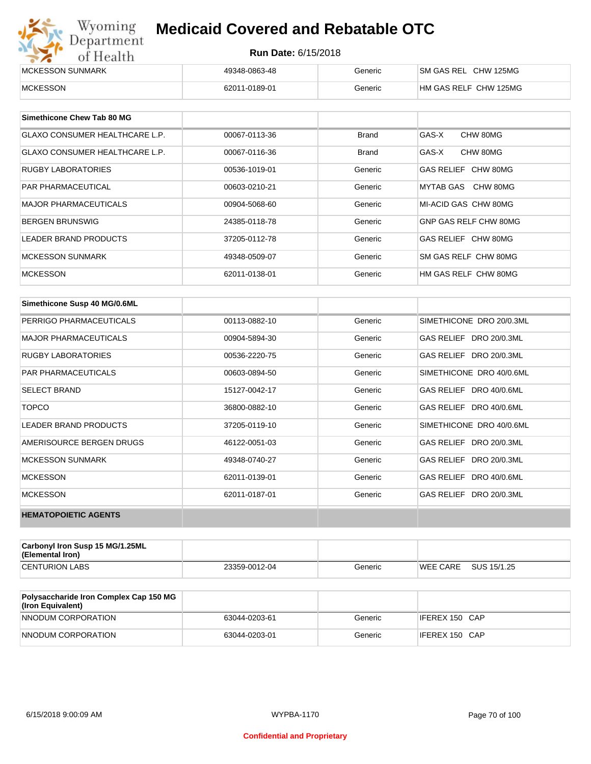| MCKESSON SUNMARK | 49348-0863-48 | Generic | SM GAS REL CHW 125MG |
|---|---|---|---|
| MCKESSON | 62011-0189-01 | Generic | HM GAS RELF CHW 125MG |

| Simethicone Chew Tab 80 MG | | | |
|---|---|---|---|
| GLAXO CONSUMER HEALTHCARE L.P. | 00067-0113-36 | Brand | GAS-X CHW 80MG |
| GLAXO CONSUMER HEALTHCARE L.P. | 00067-0116-36 | Brand | GAS-X CHW 80MG |
| RUGBY LABORATORIES | 00536-1019-01 | Generic | GAS RELIEF CHW 80MG |
| PAR PHARMACEUTICAL | 00603-0210-21 | Generic | MYTAB GAS CHW 80MG |
| MAJOR PHARMACEUTICALS | 00904-5068-60 | Generic | MI-ACID GAS CHW 80MG |
| BERGEN BRUNSWIG | 24385-0118-78 | Generic | GNP GAS RELF CHW 80MG |
| LEADER BRAND PRODUCTS | 37205-0112-78 | Generic | GAS RELIEF CHW 80MG |
| MCKESSON SUNMARK | 49348-0509-07 | Generic | SM GAS RELF CHW 80MG |
| MCKESSON | 62011-0138-01 | Generic | HM GAS RELF CHW 80MG |

| Simethicone Susp 40 MG/0.6ML | | | |
|---|---|---|---|
| PERRIGO PHARMACEUTICALS | 00113-0882-10 | Generic | SIMETHICONE DRO 20/0.3ML |
| MAJOR PHARMACEUTICALS | 00904-5894-30 | Generic | GAS RELIEF DRO 20/0.3ML |
| RUGBY LABORATORIES | 00536-2220-75 | Generic | GAS RELIEF DRO 20/0.3ML |
| PAR PHARMACEUTICALS | 00603-0894-50 | Generic | SIMETHICONE DRO 40/0.6ML |
| SELECT BRAND | 15127-0042-17 | Generic | GAS RELIEF DRO 40/0.6ML |
| TOPCO | 36800-0882-10 | Generic | GAS RELIEF DRO 40/0.6ML |
| LEADER BRAND PRODUCTS | 37205-0119-10 | Generic | SIMETHICONE DRO 40/0.6ML |
| AMERISOURCE BERGEN DRUGS | 46122-0051-03 | Generic | GAS RELIEF DRO 20/0.3ML |
| MCKESSON SUNMARK | 49348-0740-27 | Generic | GAS RELIEF DRO 20/0.3ML |
| MCKESSON | 62011-0139-01 | Generic | GAS RELIEF DRO 40/0.6ML |
| MCKESSON | 62011-0187-01 | Generic | GAS RELIEF DRO 20/0.3ML |
| **HEMATOPOIETIC AGENTS** | | | |

| Carbonyl Iron Susp 15 MG/1.25ML (Elemental Iron) | | | |
|---|---|---|---|
| CENTURION LABS | 23359-0012-04 | Generic | WEE CARE SUS 15/1.25 |

| Polysaccharide Iron Complex Cap 150 MG (Iron Equivalent) | | | |
|---|---|---|---|
| NNODUM CORPORATION | 63044-0203-61 | Generic | IFEREX 150 CAP |
| NNODUM CORPORATION | 63044-0203-01 | Generic | IFEREX 150 CAP |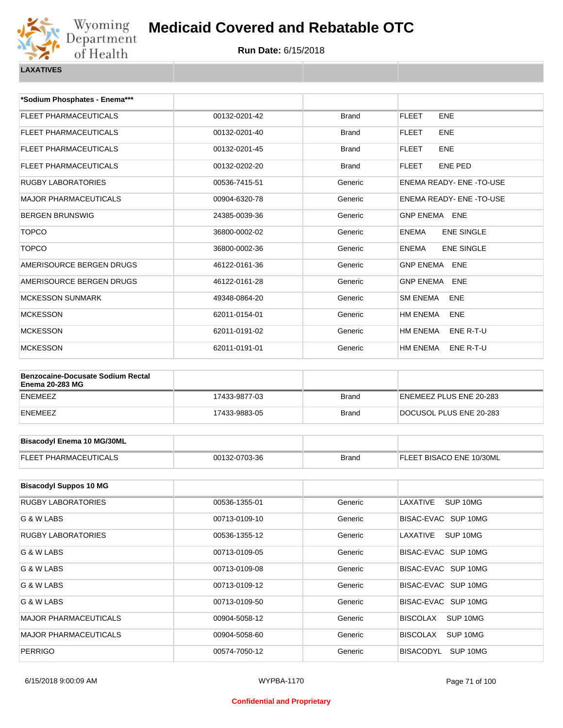# Medicaid Covered and Rebatable OTC

**Run Date:** 6/15/2018

**LAXATIVES**

| *Sodium Phosphates - Enema*** | | | |
|---|---|---|---|
| FLEET PHARMACEUTICALS | 00132-0201-42 | Brand | FLEET ENE |
| FLEET PHARMACEUTICALS | 00132-0201-40 | Brand | FLEET ENE |
| FLEET PHARMACEUTICALS | 00132-0201-45 | Brand | FLEET ENE |
| FLEET PHARMACEUTICALS | 00132-0202-20 | Brand | FLEET ENE PED |
| RUGBY LABORATORIES | 00536-7415-51 | Generic | ENEMA READY- ENE -TO-USE |
| MAJOR PHARMACEUTICALS | 00904-6320-78 | Generic | ENEMA READY- ENE -TO-USE |
| BERGEN BRUNSWIG | 24385-0039-36 | Generic | GNP ENEMA ENE |
| TOPCO | 36800-0002-02 | Generic | ENEMA ENE SINGLE |
| TOPCO | 36800-0002-36 | Generic | ENEMA ENE SINGLE |
| AMERISOURCE BERGEN DRUGS | 46122-0161-36 | Generic | GNP ENEMA ENE |
| AMERISOURCE BERGEN DRUGS | 46122-0161-28 | Generic | GNP ENEMA ENE |
| MCKESSON SUNMARK | 49348-0864-20 | Generic | SM ENEMA ENE |
| MCKESSON | 62011-0154-01 | Generic | HM ENEMA ENE |
| MCKESSON | 62011-0191-02 | Generic | HM ENEMA ENE R-T-U |
| MCKESSON | 62011-0191-01 | Generic | HM ENEMA ENE R-T-U |

| Benzocaine-Docusate Sodium Rectal Enema 20-283 MG | | | |
|---|---|---|---|
| ENEMEEZ | 17433-9877-03 | Brand | ENEMEEZ PLUS ENE 20-283 |
| ENEMEEZ | 17433-9883-05 | Brand | DOCUSOL PLUS ENE 20-283 |

| Bisacodyl Enema 10 MG/30ML | | | |
|---|---|---|---|
| FLEET PHARMACEUTICALS | 00132-0703-36 | Brand | FLEET BISACO ENE 10/30ML |

| Bisacodyl Suppos 10 MG | | | |
|---|---|---|---|
| RUGBY LABORATORIES | 00536-1355-01 | Generic | LAXATIVE SUP 10MG |
| G & W LABS | 00713-0109-10 | Generic | BISAC-EVAC SUP 10MG |
| RUGBY LABORATORIES | 00536-1355-12 | Generic | LAXATIVE SUP 10MG |
| G & W LABS | 00713-0109-05 | Generic | BISAC-EVAC SUP 10MG |
| G & W LABS | 00713-0109-08 | Generic | BISAC-EVAC SUP 10MG |
| G & W LABS | 00713-0109-12 | Generic | BISAC-EVAC SUP 10MG |
| G & W LABS | 00713-0109-50 | Generic | BISAC-EVAC SUP 10MG |
| MAJOR PHARMACEUTICALS | 00904-5058-12 | Generic | BISCOLAX SUP 10MG |
| MAJOR PHARMACEUTICALS | 00904-5058-60 | Generic | BISCOLAX SUP 10MG |
| PERRIGO | 00574-7050-12 | Generic | BISACODYL SUP 10MG |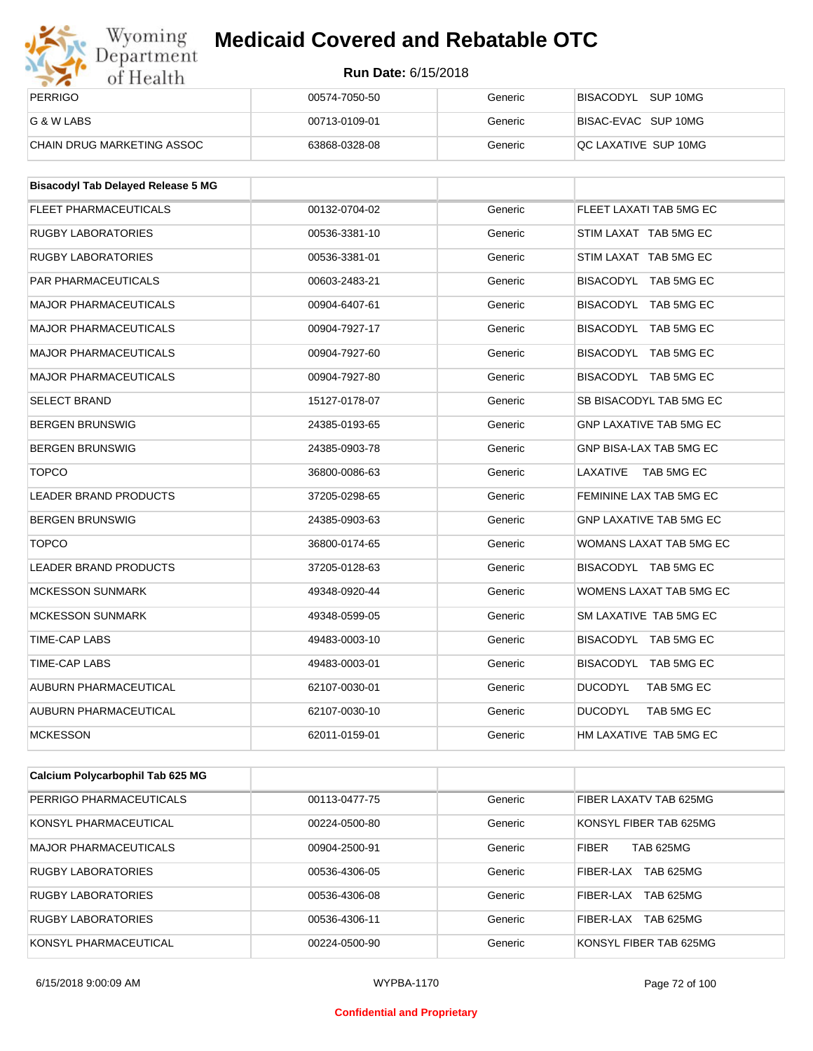| | | | |
|---|---|---|---|
| PERRIGO | 00574-7050-50 | Generic | BISACODYL SUP 10MG |
| G & W LABS | 00713-0109-01 | Generic | BISAC-EVAC SUP 10MG |
| CHAIN DRUG MARKETING ASSOC | 63868-0328-08 | Generic | QC LAXATIVE SUP 10MG |

| **Bisacodyl Tab Delayed Release 5 MG** | | | |
|---|---|---|---|
| FLEET PHARMACEUTICALS | 00132-0704-02 | Generic | FLEET LAXATI TAB 5MG EC |
| RUGBY LABORATORIES | 00536-3381-10 | Generic | STIM LAXAT TAB 5MG EC |
| RUGBY LABORATORIES | 00536-3381-01 | Generic | STIM LAXAT TAB 5MG EC |
| PAR PHARMACEUTICALS | 00603-2483-21 | Generic | BISACODYL TAB 5MG EC |
| MAJOR PHARMACEUTICALS | 00904-6407-61 | Generic | BISACODYL TAB 5MG EC |
| MAJOR PHARMACEUTICALS | 00904-7927-17 | Generic | BISACODYL TAB 5MG EC |
| MAJOR PHARMACEUTICALS | 00904-7927-60 | Generic | BISACODYL TAB 5MG EC |
| MAJOR PHARMACEUTICALS | 00904-7927-80 | Generic | BISACODYL TAB 5MG EC |
| SELECT BRAND | 15127-0178-07 | Generic | SB BISACODYL TAB 5MG EC |
| BERGEN BRUNSWIG | 24385-0193-65 | Generic | GNP LAXATIVE TAB 5MG EC |
| BERGEN BRUNSWIG | 24385-0903-78 | Generic | GNP BISA-LAX TAB 5MG EC |
| TOPCO | 36800-0086-63 | Generic | LAXATIVE TAB 5MG EC |
| LEADER BRAND PRODUCTS | 37205-0298-65 | Generic | FEMININE LAX TAB 5MG EC |
| BERGEN BRUNSWIG | 24385-0903-63 | Generic | GNP LAXATIVE TAB 5MG EC |
| TOPCO | 36800-0174-65 | Generic | WOMANS LAXAT TAB 5MG EC |
| LEADER BRAND PRODUCTS | 37205-0128-63 | Generic | BISACODYL TAB 5MG EC |
| MCKESSON SUNMARK | 49348-0920-44 | Generic | WOMENS LAXAT TAB 5MG EC |
| MCKESSON SUNMARK | 49348-0599-05 | Generic | SM LAXATIVE TAB 5MG EC |
| TIME-CAP LABS | 49483-0003-10 | Generic | BISACODYL TAB 5MG EC |
| TIME-CAP LABS | 49483-0003-01 | Generic | BISACODYL TAB 5MG EC |
| AUBURN PHARMACEUTICAL | 62107-0030-01 | Generic | DUCODYL TAB 5MG EC |
| AUBURN PHARMACEUTICAL | 62107-0030-10 | Generic | DUCODYL TAB 5MG EC |
| MCKESSON | 62011-0159-01 | Generic | HM LAXATIVE TAB 5MG EC |

| **Calcium Polycarbophil Tab 625 MG** | | | |
|---|---|---|---|
| PERRIGO PHARMACEUTICALS | 00113-0477-75 | Generic | FIBER LAXATV TAB 625MG |
| KONSYL PHARMACEUTICAL | 00224-0500-80 | Generic | KONSYL FIBER TAB 625MG |
| MAJOR PHARMACEUTICALS | 00904-2500-91 | Generic | FIBER TAB 625MG |
| RUGBY LABORATORIES | 00536-4306-05 | Generic | FIBER-LAX TAB 625MG |
| RUGBY LABORATORIES | 00536-4306-08 | Generic | FIBER-LAX TAB 625MG |
| RUGBY LABORATORIES | 00536-4306-11 | Generic | FIBER-LAX TAB 625MG |
| KONSYL PHARMACEUTICAL | 00224-0500-90 | Generic | KONSYL FIBER TAB 625MG |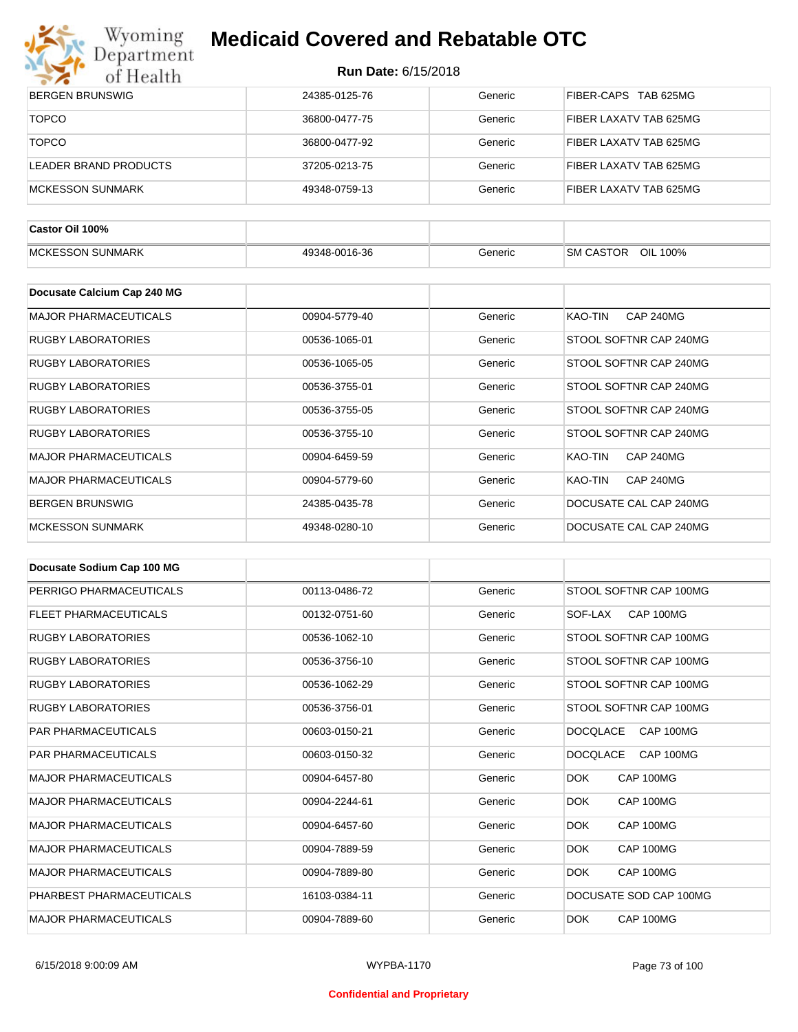# Medicaid Covered and Rebatable OTC

**Run Date:** 6/15/2018

| | | | |
|---|---|---|---|
| BERGEN BRUNSWIG | 24385-0125-76 | Generic | FIBER-CAPS TAB 625MG |
| TOPCO | 36800-0477-75 | Generic | FIBER LAXATV TAB 625MG |
| TOPCO | 36800-0477-92 | Generic | FIBER LAXATV TAB 625MG |
| LEADER BRAND PRODUCTS | 37205-0213-75 | Generic | FIBER LAXATV TAB 625MG |
| MCKESSON SUNMARK | 49348-0759-13 | Generic | FIBER LAXATV TAB 625MG |

| **Castor Oil 100%** | | | |
|---|---|---|---|
| MCKESSON SUNMARK | 49348-0016-36 | Generic | SM CASTOR OIL 100% |

| **Docusate Calcium Cap 240 MG** | | | |
|---|---|---|---|
| MAJOR PHARMACEUTICALS | 00904-5779-40 | Generic | KAO-TIN CAP 240MG |
| RUGBY LABORATORIES | 00536-1065-01 | Generic | STOOL SOFTNR CAP 240MG |
| RUGBY LABORATORIES | 00536-1065-05 | Generic | STOOL SOFTNR CAP 240MG |
| RUGBY LABORATORIES | 00536-3755-01 | Generic | STOOL SOFTNR CAP 240MG |
| RUGBY LABORATORIES | 00536-3755-05 | Generic | STOOL SOFTNR CAP 240MG |
| RUGBY LABORATORIES | 00536-3755-10 | Generic | STOOL SOFTNR CAP 240MG |
| MAJOR PHARMACEUTICALS | 00904-6459-59 | Generic | KAO-TIN CAP 240MG |
| MAJOR PHARMACEUTICALS | 00904-5779-60 | Generic | KAO-TIN CAP 240MG |
| BERGEN BRUNSWIG | 24385-0435-78 | Generic | DOCUSATE CAL CAP 240MG |
| MCKESSON SUNMARK | 49348-0280-10 | Generic | DOCUSATE CAL CAP 240MG |

| **Docusate Sodium Cap 100 MG** | | | |
|---|---|---|---|
| PERRIGO PHARMACEUTICALS | 00113-0486-72 | Generic | STOOL SOFTNR CAP 100MG |
| FLEET PHARMACEUTICALS | 00132-0751-60 | Generic | SOF-LAX CAP 100MG |
| RUGBY LABORATORIES | 00536-1062-10 | Generic | STOOL SOFTNR CAP 100MG |
| RUGBY LABORATORIES | 00536-3756-10 | Generic | STOOL SOFTNR CAP 100MG |
| RUGBY LABORATORIES | 00536-1062-29 | Generic | STOOL SOFTNR CAP 100MG |
| RUGBY LABORATORIES | 00536-3756-01 | Generic | STOOL SOFTNR CAP 100MG |
| PAR PHARMACEUTICALS | 00603-0150-21 | Generic | DOCQLACE CAP 100MG |
| PAR PHARMACEUTICALS | 00603-0150-32 | Generic | DOCQLACE CAP 100MG |
| MAJOR PHARMACEUTICALS | 00904-6457-80 | Generic | DOK CAP 100MG |
| MAJOR PHARMACEUTICALS | 00904-2244-61 | Generic | DOK CAP 100MG |
| MAJOR PHARMACEUTICALS | 00904-6457-60 | Generic | DOK CAP 100MG |
| MAJOR PHARMACEUTICALS | 00904-7889-59 | Generic | DOK CAP 100MG |
| MAJOR PHARMACEUTICALS | 00904-7889-80 | Generic | DOK CAP 100MG |
| PHARBEST PHARMACEUTICALS | 16103-0384-11 | Generic | DOCUSATE SOD CAP 100MG |
| MAJOR PHARMACEUTICALS | 00904-7889-60 | Generic | DOK CAP 100MG |

Confidential and Proprietary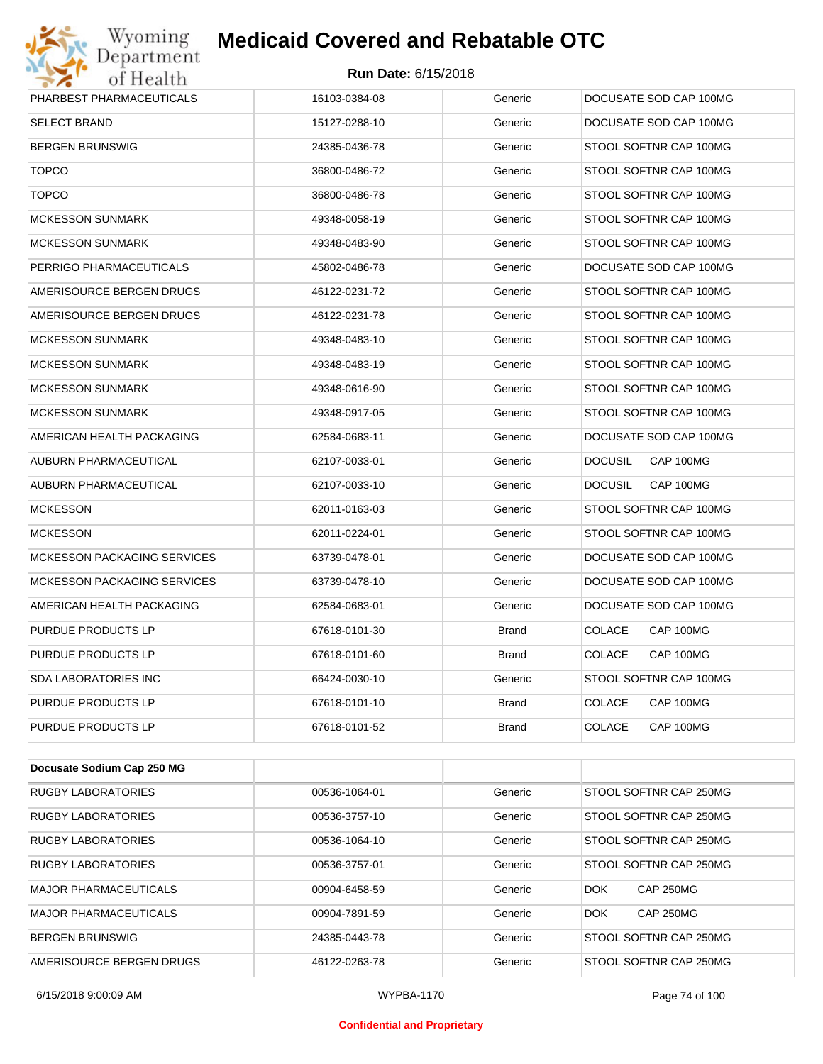| | | | |
|---|---|---|---|
| PHARBEST PHARMACEUTICALS | 16103-0384-08 | Generic | DOCUSATE SOD CAP 100MG |
| SELECT BRAND | 15127-0288-10 | Generic | DOCUSATE SOD CAP 100MG |
| BERGEN BRUNSWIG | 24385-0436-78 | Generic | STOOL SOFTNR CAP 100MG |
| TOPCO | 36800-0486-72 | Generic | STOOL SOFTNR CAP 100MG |
| TOPCO | 36800-0486-78 | Generic | STOOL SOFTNR CAP 100MG |
| MCKESSON SUNMARK | 49348-0058-19 | Generic | STOOL SOFTNR CAP 100MG |
| MCKESSON SUNMARK | 49348-0483-90 | Generic | STOOL SOFTNR CAP 100MG |
| PERRIGO PHARMACEUTICALS | 45802-0486-78 | Generic | DOCUSATE SOD CAP 100MG |
| AMERISOURCE BERGEN DRUGS | 46122-0231-72 | Generic | STOOL SOFTNR CAP 100MG |
| AMERISOURCE BERGEN DRUGS | 46122-0231-78 | Generic | STOOL SOFTNR CAP 100MG |
| MCKESSON SUNMARK | 49348-0483-10 | Generic | STOOL SOFTNR CAP 100MG |
| MCKESSON SUNMARK | 49348-0483-19 | Generic | STOOL SOFTNR CAP 100MG |
| MCKESSON SUNMARK | 49348-0616-90 | Generic | STOOL SOFTNR CAP 100MG |
| MCKESSON SUNMARK | 49348-0917-05 | Generic | STOOL SOFTNR CAP 100MG |
| AMERICAN HEALTH PACKAGING | 62584-0683-11 | Generic | DOCUSATE SOD CAP 100MG |
| AUBURN PHARMACEUTICAL | 62107-0033-01 | Generic | DOCUSIL CAP 100MG |
| AUBURN PHARMACEUTICAL | 62107-0033-10 | Generic | DOCUSIL CAP 100MG |
| MCKESSON | 62011-0163-03 | Generic | STOOL SOFTNR CAP 100MG |
| MCKESSON | 62011-0224-01 | Generic | STOOL SOFTNR CAP 100MG |
| MCKESSON PACKAGING SERVICES | 63739-0478-01 | Generic | DOCUSATE SOD CAP 100MG |
| MCKESSON PACKAGING SERVICES | 63739-0478-10 | Generic | DOCUSATE SOD CAP 100MG |
| AMERICAN HEALTH PACKAGING | 62584-0683-01 | Generic | DOCUSATE SOD CAP 100MG |
| PURDUE PRODUCTS LP | 67618-0101-30 | Brand | COLACE CAP 100MG |
| PURDUE PRODUCTS LP | 67618-0101-60 | Brand | COLACE CAP 100MG |
| SDA LABORATORIES INC | 66424-0030-10 | Generic | STOOL SOFTNR CAP 100MG |
| PURDUE PRODUCTS LP | 67618-0101-10 | Brand | COLACE CAP 100MG |
| PURDUE PRODUCTS LP | 67618-0101-52 | Brand | COLACE CAP 100MG |

| **Docusate Sodium Cap 250 MG** | | | |
|---|---|---|---|
| RUGBY LABORATORIES | 00536-1064-01 | Generic | STOOL SOFTNR CAP 250MG |
| RUGBY LABORATORIES | 00536-3757-10 | Generic | STOOL SOFTNR CAP 250MG |
| RUGBY LABORATORIES | 00536-1064-10 | Generic | STOOL SOFTNR CAP 250MG |
| RUGBY LABORATORIES | 00536-3757-01 | Generic | STOOL SOFTNR CAP 250MG |
| MAJOR PHARMACEUTICALS | 00904-6458-59 | Generic | DOK CAP 250MG |
| MAJOR PHARMACEUTICALS | 00904-7891-59 | Generic | DOK CAP 250MG |
| BERGEN BRUNSWIG | 24385-0443-78 | Generic | STOOL SOFTNR CAP 250MG |
| AMERISOURCE BERGEN DRUGS | 46122-0263-78 | Generic | STOOL SOFTNR CAP 250MG |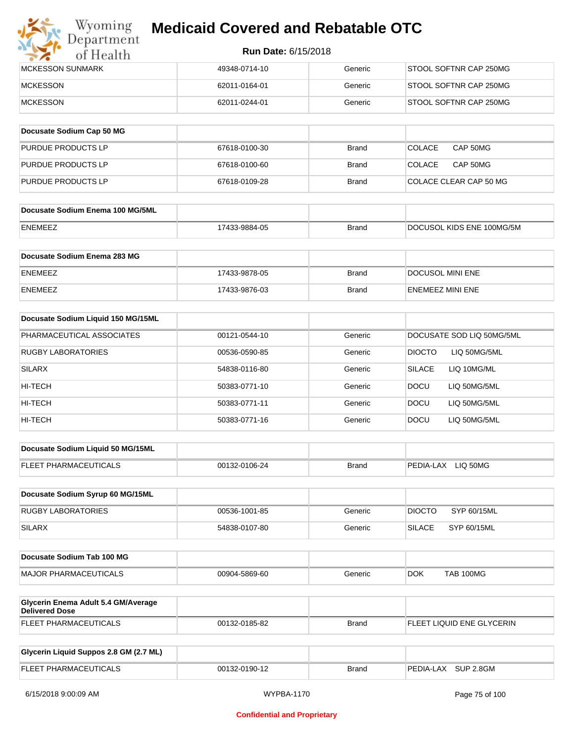| MCKESSON SUNMARK | 49348-0714-10 | Generic | STOOL SOFTNR CAP 250MG |
|---|---|---|---|
| MCKESSON | 62011-0164-01 | Generic | STOOL SOFTNR CAP 250MG |
| MCKESSON | 62011-0244-01 | Generic | STOOL SOFTNR CAP 250MG |

| Docusate Sodium Cap 50 MG | | | |
|---|---|---|---|
| PURDUE PRODUCTS LP | 67618-0100-30 | Brand | COLACE CAP 50MG |
| PURDUE PRODUCTS LP | 67618-0100-60 | Brand | COLACE CAP 50MG |
| PURDUE PRODUCTS LP | 67618-0109-28 | Brand | COLACE CLEAR CAP 50 MG |

| Docusate Sodium Enema 100 MG/5ML | | | |
|---|---|---|---|
| ENEMEEZ | 17433-9884-05 | Brand | DOCUSOL KIDS ENE 100MG/5M |

| Docusate Sodium Enema 283 MG | | | |
|---|---|---|---|
| ENEMEEZ | 17433-9878-05 | Brand | DOCUSOL MINI ENE |
| ENEMEEZ | 17433-9876-03 | Brand | ENEMEEZ MINI ENE |

| Docusate Sodium Liquid 150 MG/15ML | | | |
|---|---|---|---|
| PHARMACEUTICAL ASSOCIATES | 00121-0544-10 | Generic | DOCUSATE SOD LIQ 50MG/5ML |
| RUGBY LABORATORIES | 00536-0590-85 | Generic | DIOCTO LIQ 50MG/5ML |
| SILARX | 54838-0116-80 | Generic | SILACE LIQ 10MG/ML |
| HI-TECH | 50383-0771-10 | Generic | DOCU LIQ 50MG/5ML |
| HI-TECH | 50383-0771-11 | Generic | DOCU LIQ 50MG/5ML |
| HI-TECH | 50383-0771-16 | Generic | DOCU LIQ 50MG/5ML |

| Docusate Sodium Liquid 50 MG/15ML | | | |
|---|---|---|---|
| FLEET PHARMACEUTICALS | 00132-0106-24 | Brand | PEDIA-LAX LIQ 50MG |

| Docusate Sodium Syrup 60 MG/15ML | | | |
|---|---|---|---|
| RUGBY LABORATORIES | 00536-1001-85 | Generic | DIOCTO SYP 60/15ML |
| SILARX | 54838-0107-80 | Generic | SILACE SYP 60/15ML |

| Docusate Sodium Tab 100 MG | | | |
|---|---|---|---|
| MAJOR PHARMACEUTICALS | 00904-5869-60 | Generic | DOK TAB 100MG |

| Glycerin Enema Adult 5.4 GM/Average Delivered Dose | | | |
|---|---|---|---|
| FLEET PHARMACEUTICALS | 00132-0185-82 | Brand | FLEET LIQUID ENE GLYCERIN |

| Glycerin Liquid Suppos 2.8 GM (2.7 ML) | | | |
|---|---|---|---|
| FLEET PHARMACEUTICALS | 00132-0190-12 | Brand | PEDIA-LAX SUP 2.8GM |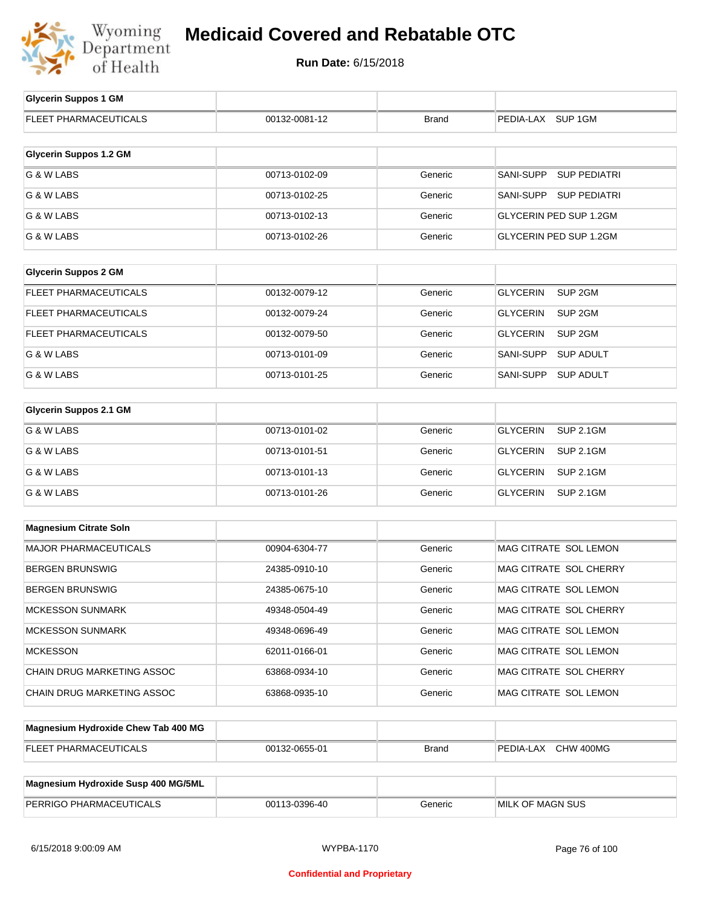# Medicaid Covered and Rebatable OTC

**Run Date:** 6/15/2018

| Glycerin Suppos 1 GM | | | |
|---|---|---|---|
| FLEET PHARMACEUTICALS | 00132-0081-12 | Brand | PEDIA-LAX SUP 1GM |

| Glycerin Suppos 1.2 GM | | | |
|---|---|---|---|
| G & W LABS | 00713-0102-09 | Generic | SANI-SUPP SUP PEDIATRI |
| G & W LABS | 00713-0102-25 | Generic | SANI-SUPP SUP PEDIATRI |
| G & W LABS | 00713-0102-13 | Generic | GLYCERIN PED SUP 1.2GM |
| G & W LABS | 00713-0102-26 | Generic | GLYCERIN PED SUP 1.2GM |

| Glycerin Suppos 2 GM | | | |
|---|---|---|---|
| FLEET PHARMACEUTICALS | 00132-0079-12 | Generic | GLYCERIN SUP 2GM |
| FLEET PHARMACEUTICALS | 00132-0079-24 | Generic | GLYCERIN SUP 2GM |
| FLEET PHARMACEUTICALS | 00132-0079-50 | Generic | GLYCERIN SUP 2GM |
| G & W LABS | 00713-0101-09 | Generic | SANI-SUPP SUP ADULT |
| G & W LABS | 00713-0101-25 | Generic | SANI-SUPP SUP ADULT |

| Glycerin Suppos 2.1 GM | | | |
|---|---|---|---|
| G & W LABS | 00713-0101-02 | Generic | GLYCERIN SUP 2.1GM |
| G & W LABS | 00713-0101-51 | Generic | GLYCERIN SUP 2.1GM |
| G & W LABS | 00713-0101-13 | Generic | GLYCERIN SUP 2.1GM |
| G & W LABS | 00713-0101-26 | Generic | GLYCERIN SUP 2.1GM |

| Magnesium Citrate Soln | | | |
|---|---|---|---|
| MAJOR PHARMACEUTICALS | 00904-6304-77 | Generic | MAG CITRATE SOL LEMON |
| BERGEN BRUNSWIG | 24385-0910-10 | Generic | MAG CITRATE SOL CHERRY |
| BERGEN BRUNSWIG | 24385-0675-10 | Generic | MAG CITRATE SOL LEMON |
| MCKESSON SUNMARK | 49348-0504-49 | Generic | MAG CITRATE SOL CHERRY |
| MCKESSON SUNMARK | 49348-0696-49 | Generic | MAG CITRATE SOL LEMON |
| MCKESSON | 62011-0166-01 | Generic | MAG CITRATE SOL LEMON |
| CHAIN DRUG MARKETING ASSOC | 63868-0934-10 | Generic | MAG CITRATE SOL CHERRY |
| CHAIN DRUG MARKETING ASSOC | 63868-0935-10 | Generic | MAG CITRATE SOL LEMON |

| Magnesium Hydroxide Chew Tab 400 MG | | | |
|---|---|---|---|
| FLEET PHARMACEUTICALS | 00132-0655-01 | Brand | PEDIA-LAX CHW 400MG |

| Magnesium Hydroxide Susp 400 MG/5ML | | | |
|---|---|---|---|
| PERRIGO PHARMACEUTICALS | 00113-0396-40 | Generic | MILK OF MAGN SUS |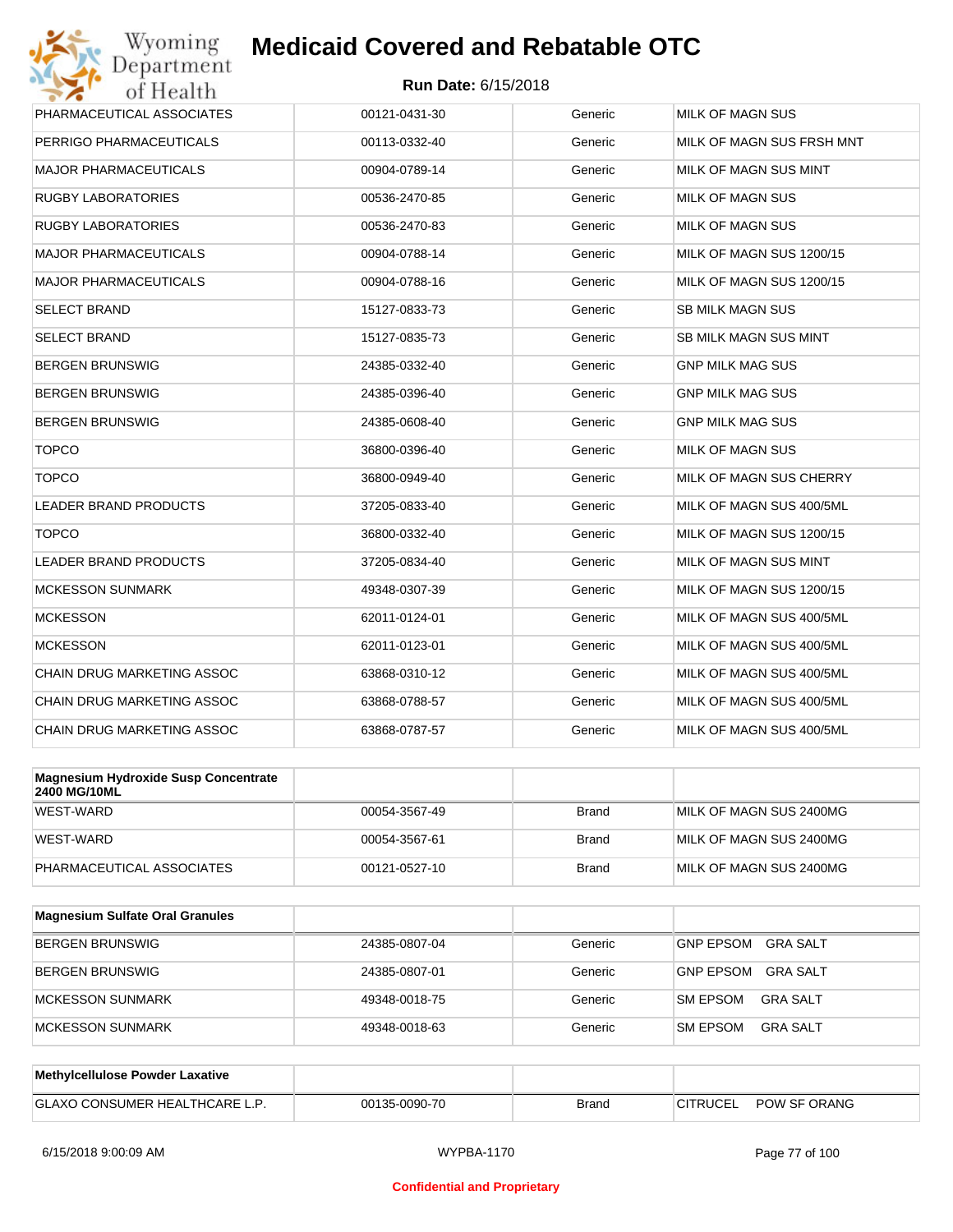| | | | |
|---|---|---|---|
| PHARMACEUTICAL ASSOCIATES | 00121-0431-30 | Generic | MILK OF MAGN SUS |
| PERRIGO PHARMACEUTICALS | 00113-0332-40 | Generic | MILK OF MAGN SUS FRSH MNT |
| MAJOR PHARMACEUTICALS | 00904-0789-14 | Generic | MILK OF MAGN SUS MINT |
| RUGBY LABORATORIES | 00536-2470-85 | Generic | MILK OF MAGN SUS |
| RUGBY LABORATORIES | 00536-2470-83 | Generic | MILK OF MAGN SUS |
| MAJOR PHARMACEUTICALS | 00904-0788-14 | Generic | MILK OF MAGN SUS 1200/15 |
| MAJOR PHARMACEUTICALS | 00904-0788-16 | Generic | MILK OF MAGN SUS 1200/15 |
| SELECT BRAND | 15127-0833-73 | Generic | SB MILK MAGN SUS |
| SELECT BRAND | 15127-0835-73 | Generic | SB MILK MAGN SUS MINT |
| BERGEN BRUNSWIG | 24385-0332-40 | Generic | GNP MILK MAG SUS |
| BERGEN BRUNSWIG | 24385-0396-40 | Generic | GNP MILK MAG SUS |
| BERGEN BRUNSWIG | 24385-0608-40 | Generic | GNP MILK MAG SUS |
| TOPCO | 36800-0396-40 | Generic | MILK OF MAGN SUS |
| TOPCO | 36800-0949-40 | Generic | MILK OF MAGN SUS CHERRY |
| LEADER BRAND PRODUCTS | 37205-0833-40 | Generic | MILK OF MAGN SUS 400/5ML |
| TOPCO | 36800-0332-40 | Generic | MILK OF MAGN SUS 1200/15 |
| LEADER BRAND PRODUCTS | 37205-0834-40 | Generic | MILK OF MAGN SUS MINT |
| MCKESSON SUNMARK | 49348-0307-39 | Generic | MILK OF MAGN SUS 1200/15 |
| MCKESSON | 62011-0124-01 | Generic | MILK OF MAGN SUS 400/5ML |
| MCKESSON | 62011-0123-01 | Generic | MILK OF MAGN SUS 400/5ML |
| CHAIN DRUG MARKETING ASSOC | 63868-0310-12 | Generic | MILK OF MAGN SUS 400/5ML |
| CHAIN DRUG MARKETING ASSOC | 63868-0788-57 | Generic | MILK OF MAGN SUS 400/5ML |
| CHAIN DRUG MARKETING ASSOC | 63868-0787-57 | Generic | MILK OF MAGN SUS 400/5ML |

| **Magnesium Hydroxide Susp Concentrate 2400 MG/10ML** | | | |
|---|---|---|---|
| WEST-WARD | 00054-3567-49 | Brand | MILK OF MAGN SUS 2400MG |
| WEST-WARD | 00054-3567-61 | Brand | MILK OF MAGN SUS 2400MG |
| PHARMACEUTICAL ASSOCIATES | 00121-0527-10 | Brand | MILK OF MAGN SUS 2400MG |

| **Magnesium Sulfate Oral Granules** | | | |
|---|---|---|---|
| BERGEN BRUNSWIG | 24385-0807-04 | Generic | GNP EPSOM GRA SALT |
| BERGEN BRUNSWIG | 24385-0807-01 | Generic | GNP EPSOM GRA SALT |
| MCKESSON SUNMARK | 49348-0018-75 | Generic | SM EPSOM GRA SALT |
| MCKESSON SUNMARK | 49348-0018-63 | Generic | SM EPSOM GRA SALT |

| **Methylcellulose Powder Laxative** | | | |
|---|---|---|---|
| GLAXO CONSUMER HEALTHCARE L.P. | 00135-0090-70 | Brand | CITRUCEL POW SF ORANG |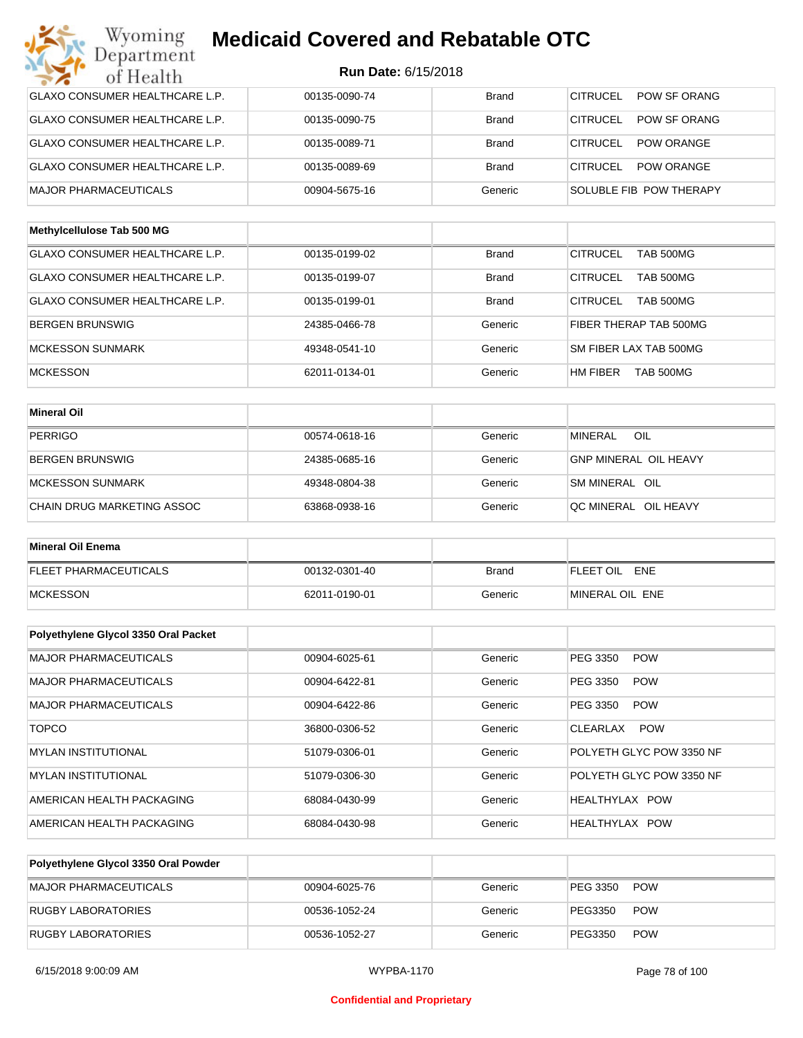| | | | |
|---|---|---|---|
| GLAXO CONSUMER HEALTHCARE L.P. | 00135-0090-74 | Brand | CITRUCEL POW SF ORANG |
| GLAXO CONSUMER HEALTHCARE L.P. | 00135-0090-75 | Brand | CITRUCEL POW SF ORANG |
| GLAXO CONSUMER HEALTHCARE L.P. | 00135-0089-71 | Brand | CITRUCEL POW ORANGE |
| GLAXO CONSUMER HEALTHCARE L.P. | 00135-0089-69 | Brand | CITRUCEL POW ORANGE |
| MAJOR PHARMACEUTICALS | 00904-5675-16 | Generic | SOLUBLE FIB POW THERAPY |

| **Methylcellulose Tab 500 MG** | | | |
|---|---|---|---|
| GLAXO CONSUMER HEALTHCARE L.P. | 00135-0199-02 | Brand | CITRUCEL TAB 500MG |
| GLAXO CONSUMER HEALTHCARE L.P. | 00135-0199-07 | Brand | CITRUCEL TAB 500MG |
| GLAXO CONSUMER HEALTHCARE L.P. | 00135-0199-01 | Brand | CITRUCEL TAB 500MG |
| BERGEN BRUNSWIG | 24385-0466-78 | Generic | FIBER THERAP TAB 500MG |
| MCKESSON SUNMARK | 49348-0541-10 | Generic | SM FIBER LAX TAB 500MG |
| MCKESSON | 62011-0134-01 | Generic | HM FIBER TAB 500MG |

| **Mineral Oil** | | | |
|---|---|---|---|
| PERRIGO | 00574-0618-16 | Generic | MINERAL OIL |
| BERGEN BRUNSWIG | 24385-0685-16 | Generic | GNP MINERAL OIL HEAVY |
| MCKESSON SUNMARK | 49348-0804-38 | Generic | SM MINERAL OIL |
| CHAIN DRUG MARKETING ASSOC | 63868-0938-16 | Generic | QC MINERAL OIL HEAVY |

| **Mineral Oil Enema** | | | |
|---|---|---|---|
| FLEET PHARMACEUTICALS | 00132-0301-40 | Brand | FLEET OIL ENE |
| MCKESSON | 62011-0190-01 | Generic | MINERAL OIL ENE |

| **Polyethylene Glycol 3350 Oral Packet** | | | |
|---|---|---|---|
| MAJOR PHARMACEUTICALS | 00904-6025-61 | Generic | PEG 3350 POW |
| MAJOR PHARMACEUTICALS | 00904-6422-81 | Generic | PEG 3350 POW |
| MAJOR PHARMACEUTICALS | 00904-6422-86 | Generic | PEG 3350 POW |
| TOPCO | 36800-0306-52 | Generic | CLEARLAX POW |
| MYLAN INSTITUTIONAL | 51079-0306-01 | Generic | POLYETH GLYC POW 3350 NF |
| MYLAN INSTITUTIONAL | 51079-0306-30 | Generic | POLYETH GLYC POW 3350 NF |
| AMERICAN HEALTH PACKAGING | 68084-0430-99 | Generic | HEALTHYLAX POW |
| AMERICAN HEALTH PACKAGING | 68084-0430-98 | Generic | HEALTHYLAX POW |

| **Polyethylene Glycol 3350 Oral Powder** | | | |
|---|---|---|---|
| MAJOR PHARMACEUTICALS | 00904-6025-76 | Generic | PEG 3350 POW |
| RUGBY LABORATORIES | 00536-1052-24 | Generic | PEG3350 POW |
| RUGBY LABORATORIES | 00536-1052-27 | Generic | PEG3350 POW |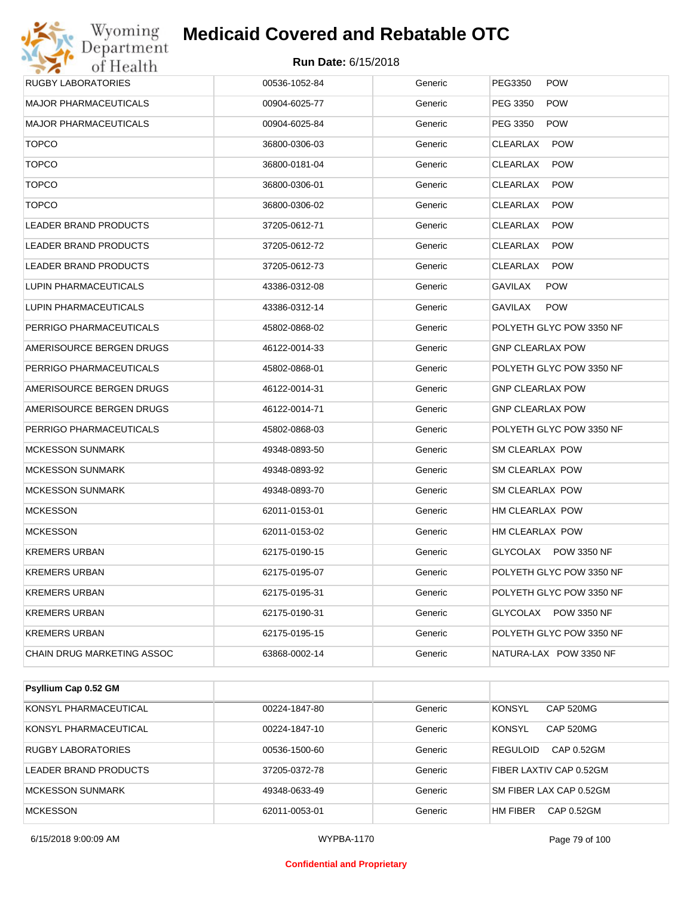| | | | |
|---|---|---|---|
| RUGBY LABORATORIES | 00536-1052-84 | Generic | PEG3350 POW |
| MAJOR PHARMACEUTICALS | 00904-6025-77 | Generic | PEG 3350 POW |
| MAJOR PHARMACEUTICALS | 00904-6025-84 | Generic | PEG 3350 POW |
| TOPCO | 36800-0306-03 | Generic | CLEARLAX POW |
| TOPCO | 36800-0181-04 | Generic | CLEARLAX POW |
| TOPCO | 36800-0306-01 | Generic | CLEARLAX POW |
| TOPCO | 36800-0306-02 | Generic | CLEARLAX POW |
| LEADER BRAND PRODUCTS | 37205-0612-71 | Generic | CLEARLAX POW |
| LEADER BRAND PRODUCTS | 37205-0612-72 | Generic | CLEARLAX POW |
| LEADER BRAND PRODUCTS | 37205-0612-73 | Generic | CLEARLAX POW |
| LUPIN PHARMACEUTICALS | 43386-0312-08 | Generic | GAVILAX POW |
| LUPIN PHARMACEUTICALS | 43386-0312-14 | Generic | GAVILAX POW |
| PERRIGO PHARMACEUTICALS | 45802-0868-02 | Generic | POLYETH GLYC POW 3350 NF |
| AMERISOURCE BERGEN DRUGS | 46122-0014-33 | Generic | GNP CLEARLAX POW |
| PERRIGO PHARMACEUTICALS | 45802-0868-01 | Generic | POLYETH GLYC POW 3350 NF |
| AMERISOURCE BERGEN DRUGS | 46122-0014-31 | Generic | GNP CLEARLAX POW |
| AMERISOURCE BERGEN DRUGS | 46122-0014-71 | Generic | GNP CLEARLAX POW |
| PERRIGO PHARMACEUTICALS | 45802-0868-03 | Generic | POLYETH GLYC POW 3350 NF |
| MCKESSON SUNMARK | 49348-0893-50 | Generic | SM CLEARLAX POW |
| MCKESSON SUNMARK | 49348-0893-92 | Generic | SM CLEARLAX POW |
| MCKESSON SUNMARK | 49348-0893-70 | Generic | SM CLEARLAX POW |
| MCKESSON | 62011-0153-01 | Generic | HM CLEARLAX POW |
| MCKESSON | 62011-0153-02 | Generic | HM CLEARLAX POW |
| KREMERS URBAN | 62175-0190-15 | Generic | GLYCOLAX POW 3350 NF |
| KREMERS URBAN | 62175-0195-07 | Generic | POLYETH GLYC POW 3350 NF |
| KREMERS URBAN | 62175-0195-31 | Generic | POLYETH GLYC POW 3350 NF |
| KREMERS URBAN | 62175-0190-31 | Generic | GLYCOLAX POW 3350 NF |
| KREMERS URBAN | 62175-0195-15 | Generic | POLYETH GLYC POW 3350 NF |
| CHAIN DRUG MARKETING ASSOC | 63868-0002-14 | Generic | NATURA-LAX POW 3350 NF |

| **Psyllium Cap 0.52 GM** | | | |
|---|---|---|---|
| KONSYL PHARMACEUTICAL | 00224-1847-80 | Generic | KONSYL CAP 520MG |
| KONSYL PHARMACEUTICAL | 00224-1847-10 | Generic | KONSYL CAP 520MG |
| RUGBY LABORATORIES | 00536-1500-60 | Generic | REGULOID CAP 0.52GM |
| LEADER BRAND PRODUCTS | 37205-0372-78 | Generic | FIBER LAXTIV CAP 0.52GM |
| MCKESSON SUNMARK | 49348-0633-49 | Generic | SM FIBER LAX CAP 0.52GM |
| MCKESSON | 62011-0053-01 | Generic | HM FIBER CAP 0.52GM |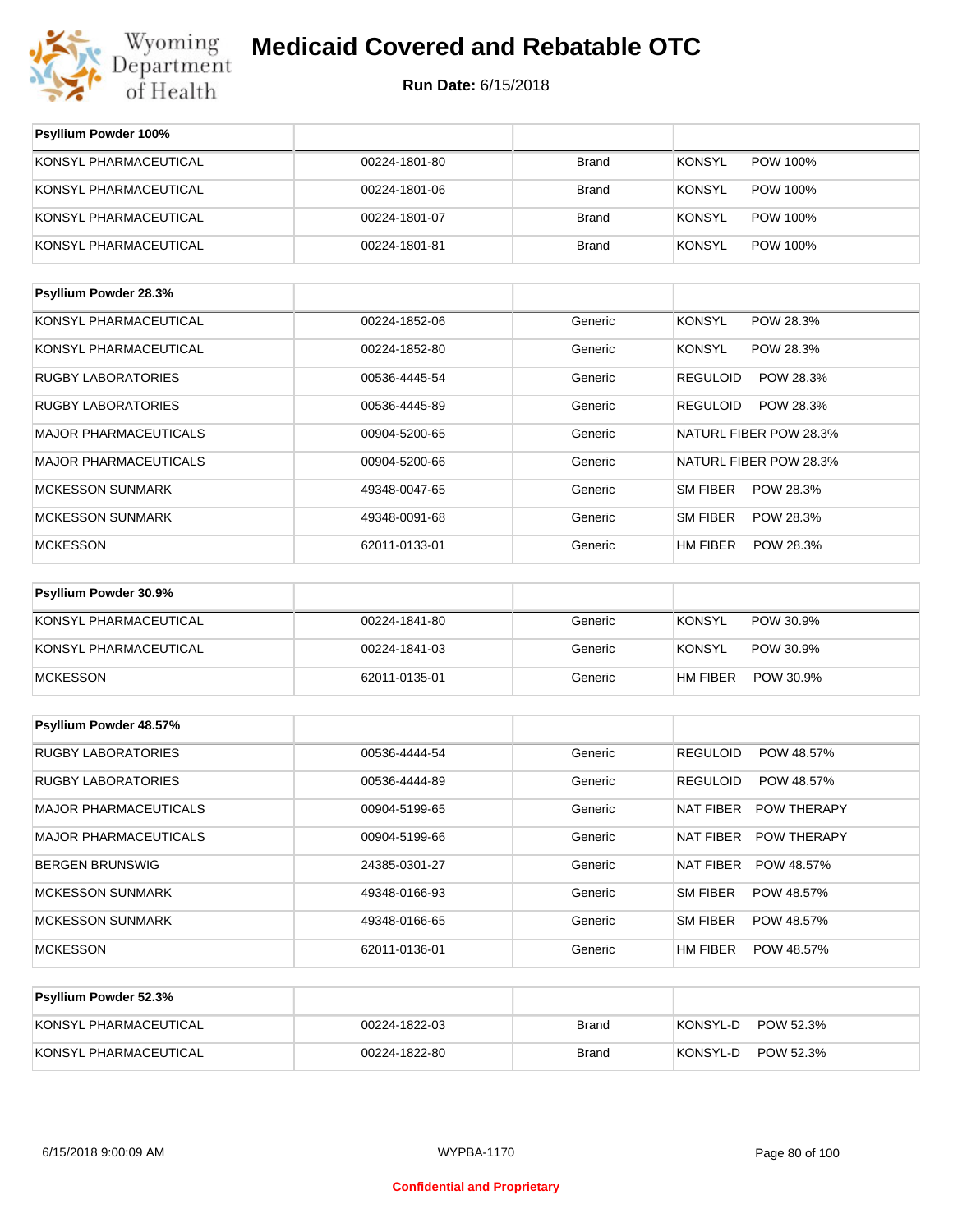# Medicaid Covered and Rebatable OTC

**Run Date:** 6/15/2018

| Psyllium Powder 100% | | | |
|---|---|---|---|
| KONSYL PHARMACEUTICAL | 00224-1801-80 | Brand | KONSYL POW 100% |
| KONSYL PHARMACEUTICAL | 00224-1801-06 | Brand | KONSYL POW 100% |
| KONSYL PHARMACEUTICAL | 00224-1801-07 | Brand | KONSYL POW 100% |
| KONSYL PHARMACEUTICAL | 00224-1801-81 | Brand | KONSYL POW 100% |

| Psyllium Powder 28.3% | | | |
|---|---|---|---|
| KONSYL PHARMACEUTICAL | 00224-1852-06 | Generic | KONSYL POW 28.3% |
| KONSYL PHARMACEUTICAL | 00224-1852-80 | Generic | KONSYL POW 28.3% |
| RUGBY LABORATORIES | 00536-4445-54 | Generic | REGULOID POW 28.3% |
| RUGBY LABORATORIES | 00536-4445-89 | Generic | REGULOID POW 28.3% |
| MAJOR PHARMACEUTICALS | 00904-5200-65 | Generic | NATURL FIBER POW 28.3% |
| MAJOR PHARMACEUTICALS | 00904-5200-66 | Generic | NATURL FIBER POW 28.3% |
| MCKESSON SUNMARK | 49348-0047-65 | Generic | SM FIBER POW 28.3% |
| MCKESSON SUNMARK | 49348-0091-68 | Generic | SM FIBER POW 28.3% |
| MCKESSON | 62011-0133-01 | Generic | HM FIBER POW 28.3% |

| Psyllium Powder 30.9% | | | |
|---|---|---|---|
| KONSYL PHARMACEUTICAL | 00224-1841-80 | Generic | KONSYL POW 30.9% |
| KONSYL PHARMACEUTICAL | 00224-1841-03 | Generic | KONSYL POW 30.9% |
| MCKESSON | 62011-0135-01 | Generic | HM FIBER POW 30.9% |

| Psyllium Powder 48.57% | | | |
|---|---|---|---|
| RUGBY LABORATORIES | 00536-4444-54 | Generic | REGULOID POW 48.57% |
| RUGBY LABORATORIES | 00536-4444-89 | Generic | REGULOID POW 48.57% |
| MAJOR PHARMACEUTICALS | 00904-5199-65 | Generic | NAT FIBER POW THERAPY |
| MAJOR PHARMACEUTICALS | 00904-5199-66 | Generic | NAT FIBER POW THERAPY |
| BERGEN BRUNSWIG | 24385-0301-27 | Generic | NAT FIBER POW 48.57% |
| MCKESSON SUNMARK | 49348-0166-93 | Generic | SM FIBER POW 48.57% |
| MCKESSON SUNMARK | 49348-0166-65 | Generic | SM FIBER POW 48.57% |
| MCKESSON | 62011-0136-01 | Generic | HM FIBER POW 48.57% |

| Psyllium Powder 52.3% | | | |
|---|---|---|---|
| KONSYL PHARMACEUTICAL | 00224-1822-03 | Brand | KONSYL-D POW 52.3% |
| KONSYL PHARMACEUTICAL | 00224-1822-80 | Brand | KONSYL-D POW 52.3% |

Confidential and Proprietary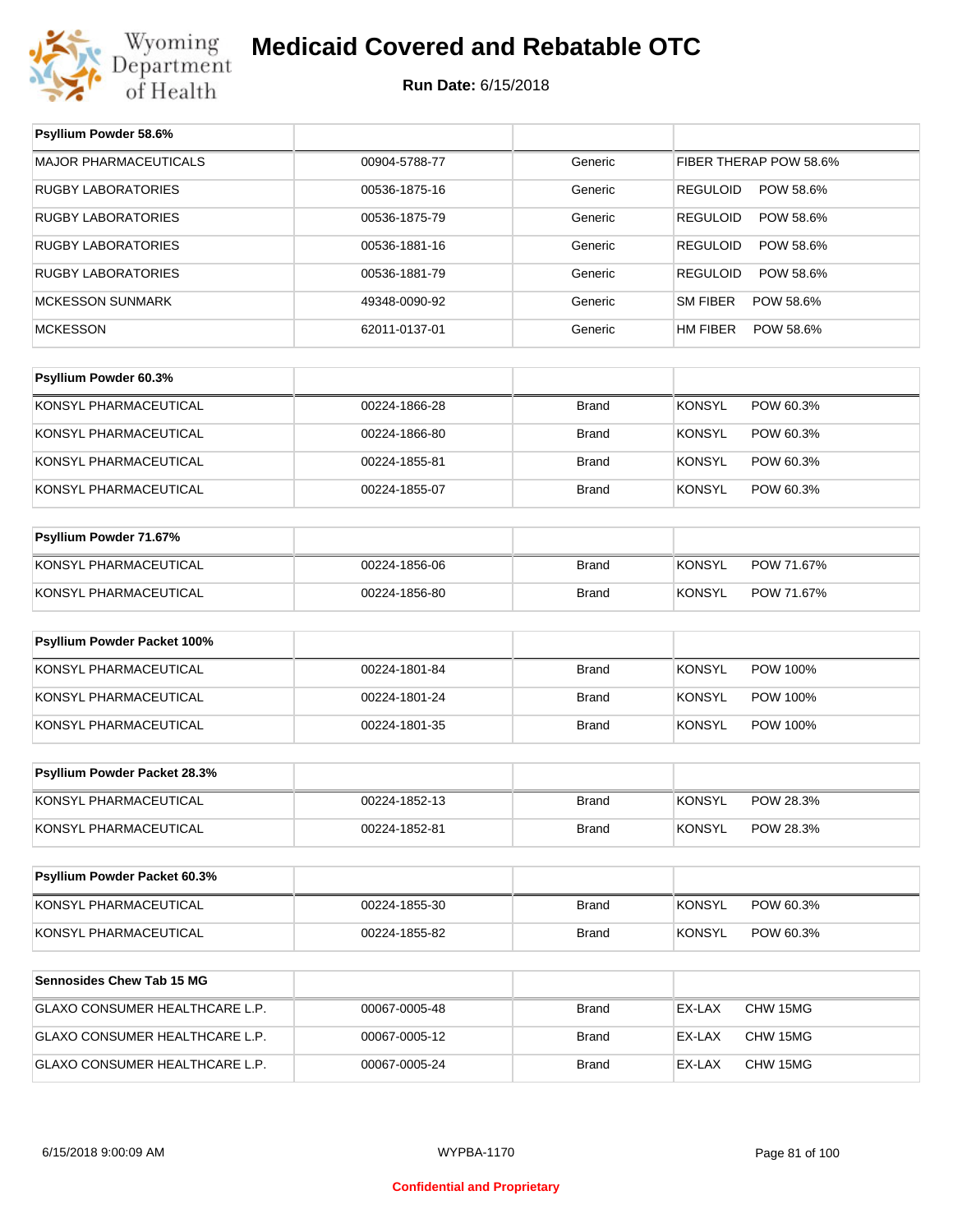# Medicaid Covered and Rebatable OTC

**Run Date:** 6/15/2018

| Psyllium Powder 58.6% | | | |
|---|---|---|---|
| MAJOR PHARMACEUTICALS | 00904-5788-77 | Generic | FIBER THERAP POW 58.6% |
| RUGBY LABORATORIES | 00536-1875-16 | Generic | REGULOID POW 58.6% |
| RUGBY LABORATORIES | 00536-1875-79 | Generic | REGULOID POW 58.6% |
| RUGBY LABORATORIES | 00536-1881-16 | Generic | REGULOID POW 58.6% |
| RUGBY LABORATORIES | 00536-1881-79 | Generic | REGULOID POW 58.6% |
| MCKESSON SUNMARK | 49348-0090-92 | Generic | SM FIBER POW 58.6% |
| MCKESSON | 62011-0137-01 | Generic | HM FIBER POW 58.6% |

| Psyllium Powder 60.3% | | | |
|---|---|---|---|
| KONSYL PHARMACEUTICAL | 00224-1866-28 | Brand | KONSYL POW 60.3% |
| KONSYL PHARMACEUTICAL | 00224-1866-80 | Brand | KONSYL POW 60.3% |
| KONSYL PHARMACEUTICAL | 00224-1855-81 | Brand | KONSYL POW 60.3% |
| KONSYL PHARMACEUTICAL | 00224-1855-07 | Brand | KONSYL POW 60.3% |

| Psyllium Powder 71.67% | | | |
|---|---|---|---|
| KONSYL PHARMACEUTICAL | 00224-1856-06 | Brand | KONSYL POW 71.67% |
| KONSYL PHARMACEUTICAL | 00224-1856-80 | Brand | KONSYL POW 71.67% |

| Psyllium Powder Packet 100% | | | |
|---|---|---|---|
| KONSYL PHARMACEUTICAL | 00224-1801-84 | Brand | KONSYL POW 100% |
| KONSYL PHARMACEUTICAL | 00224-1801-24 | Brand | KONSYL POW 100% |
| KONSYL PHARMACEUTICAL | 00224-1801-35 | Brand | KONSYL POW 100% |

| Psyllium Powder Packet 28.3% | | | |
|---|---|---|---|
| KONSYL PHARMACEUTICAL | 00224-1852-13 | Brand | KONSYL POW 28.3% |
| KONSYL PHARMACEUTICAL | 00224-1852-81 | Brand | KONSYL POW 28.3% |

| Psyllium Powder Packet 60.3% | | | |
|---|---|---|---|
| KONSYL PHARMACEUTICAL | 00224-1855-30 | Brand | KONSYL POW 60.3% |
| KONSYL PHARMACEUTICAL | 00224-1855-82 | Brand | KONSYL POW 60.3% |

| Sennosides Chew Tab 15 MG | | | |
|---|---|---|---|
| GLAXO CONSUMER HEALTHCARE L.P. | 00067-0005-48 | Brand | EX-LAX CHW 15MG |
| GLAXO CONSUMER HEALTHCARE L.P. | 00067-0005-12 | Brand | EX-LAX CHW 15MG |
| GLAXO CONSUMER HEALTHCARE L.P. | 00067-0005-24 | Brand | EX-LAX CHW 15MG |

Confidential and Proprietary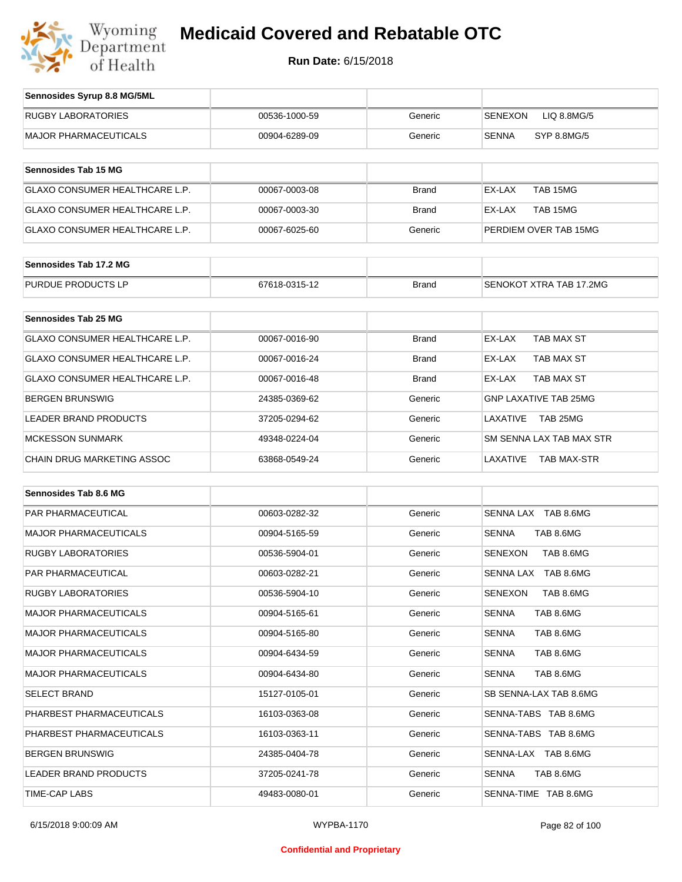| Sennosides Syrup 8.8 MG/5ML | | | |
|---|---|---|---|
| RUGBY LABORATORIES | 00536-1000-59 | Generic | SENEXON LIQ 8.8MG/5 |
| MAJOR PHARMACEUTICALS | 00904-6289-09 | Generic | SENNA SYP 8.8MG/5 |

| Sennosides Tab 15 MG | | | |
|---|---|---|---|
| GLAXO CONSUMER HEALTHCARE L.P. | 00067-0003-08 | Brand | EX-LAX TAB 15MG |
| GLAXO CONSUMER HEALTHCARE L.P. | 00067-0003-30 | Brand | EX-LAX TAB 15MG |
| GLAXO CONSUMER HEALTHCARE L.P. | 00067-6025-60 | Generic | PERDIEM OVER TAB 15MG |

| Sennosides Tab 17.2 MG | | | |
|---|---|---|---|
| PURDUE PRODUCTS LP | 67618-0315-12 | Brand | SENOKOT XTRA TAB 17.2MG |

| Sennosides Tab 25 MG | | | |
|---|---|---|---|
| GLAXO CONSUMER HEALTHCARE L.P. | 00067-0016-90 | Brand | EX-LAX TAB MAX ST |
| GLAXO CONSUMER HEALTHCARE L.P. | 00067-0016-24 | Brand | EX-LAX TAB MAX ST |
| GLAXO CONSUMER HEALTHCARE L.P. | 00067-0016-48 | Brand | EX-LAX TAB MAX ST |
| BERGEN BRUNSWIG | 24385-0369-62 | Generic | GNP LAXATIVE TAB 25MG |
| LEADER BRAND PRODUCTS | 37205-0294-62 | Generic | LAXATIVE TAB 25MG |
| MCKESSON SUNMARK | 49348-0224-04 | Generic | SM SENNA LAX TAB MAX STR |
| CHAIN DRUG MARKETING ASSOC | 63868-0549-24 | Generic | LAXATIVE TAB MAX-STR |

| Sennosides Tab 8.6 MG | | | |
|---|---|---|---|
| PAR PHARMACEUTICAL | 00603-0282-32 | Generic | SENNA LAX TAB 8.6MG |
| MAJOR PHARMACEUTICALS | 00904-5165-59 | Generic | SENNA TAB 8.6MG |
| RUGBY LABORATORIES | 00536-5904-01 | Generic | SENEXON TAB 8.6MG |
| PAR PHARMACEUTICAL | 00603-0282-21 | Generic | SENNA LAX TAB 8.6MG |
| RUGBY LABORATORIES | 00536-5904-10 | Generic | SENEXON TAB 8.6MG |
| MAJOR PHARMACEUTICALS | 00904-5165-61 | Generic | SENNA TAB 8.6MG |
| MAJOR PHARMACEUTICALS | 00904-5165-80 | Generic | SENNA TAB 8.6MG |
| MAJOR PHARMACEUTICALS | 00904-6434-59 | Generic | SENNA TAB 8.6MG |
| MAJOR PHARMACEUTICALS | 00904-6434-80 | Generic | SENNA TAB 8.6MG |
| SELECT BRAND | 15127-0105-01 | Generic | SB SENNA-LAX TAB 8.6MG |
| PHARBEST PHARMACEUTICALS | 16103-0363-08 | Generic | SENNA-TABS TAB 8.6MG |
| PHARBEST PHARMACEUTICALS | 16103-0363-11 | Generic | SENNA-TABS TAB 8.6MG |
| BERGEN BRUNSWIG | 24385-0404-78 | Generic | SENNA-LAX TAB 8.6MG |
| LEADER BRAND PRODUCTS | 37205-0241-78 | Generic | SENNA TAB 8.6MG |
| TIME-CAP LABS | 49483-0080-01 | Generic | SENNA-TIME TAB 8.6MG |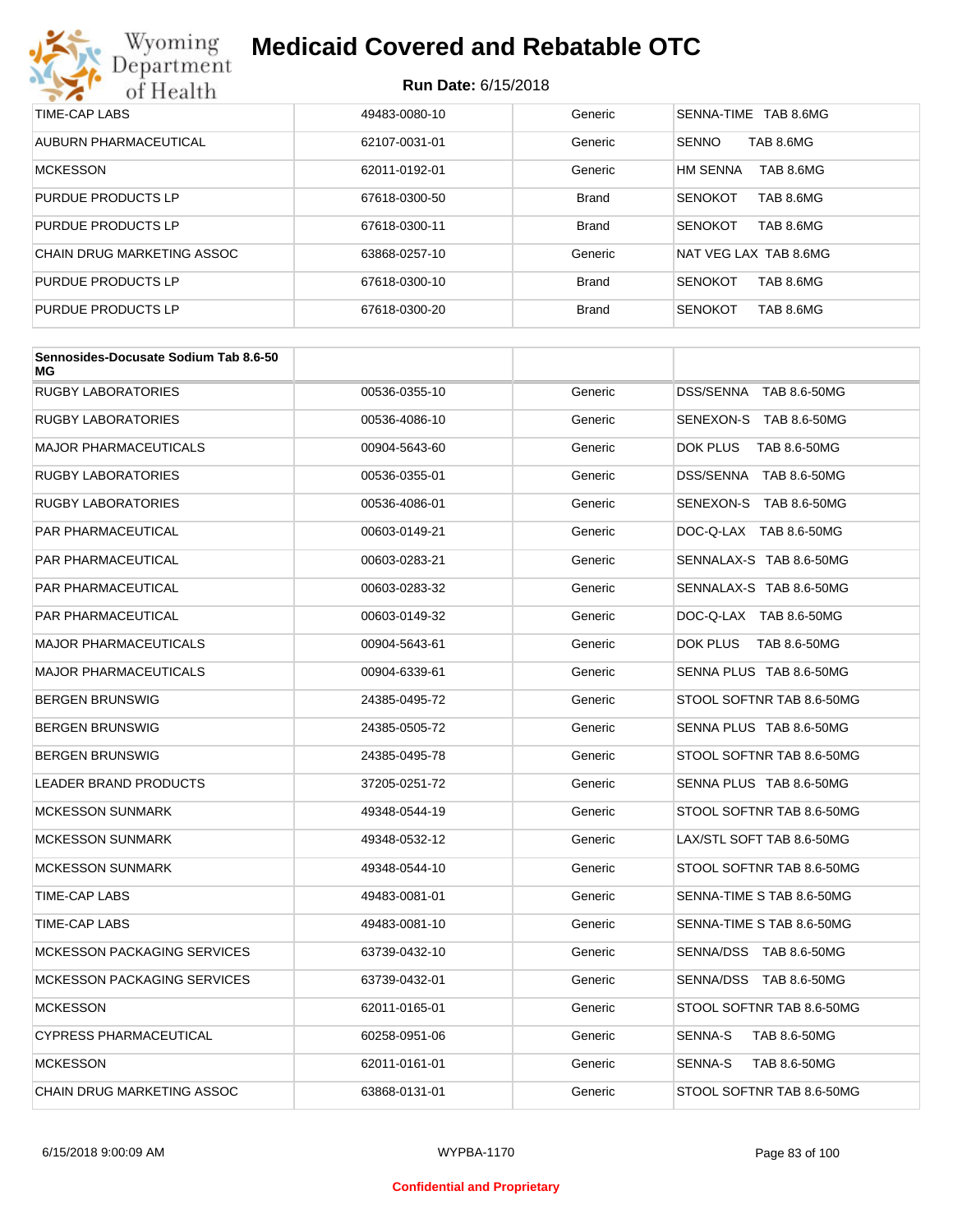| | | | |
|---|---|---|---|
| TIME-CAP LABS | 49483-0080-10 | Generic | SENNA-TIME TAB 8.6MG |
| AUBURN PHARMACEUTICAL | 62107-0031-01 | Generic | SENNO TAB 8.6MG |
| MCKESSON | 62011-0192-01 | Generic | HM SENNA TAB 8.6MG |
| PURDUE PRODUCTS LP | 67618-0300-50 | Brand | SENOKOT TAB 8.6MG |
| PURDUE PRODUCTS LP | 67618-0300-11 | Brand | SENOKOT TAB 8.6MG |
| CHAIN DRUG MARKETING ASSOC | 63868-0257-10 | Generic | NAT VEG LAX TAB 8.6MG |
| PURDUE PRODUCTS LP | 67618-0300-10 | Brand | SENOKOT TAB 8.6MG |
| PURDUE PRODUCTS LP | 67618-0300-20 | Brand | SENOKOT TAB 8.6MG |

| **Sennosides-Docusate Sodium Tab 8.6-50 MG** | | | |
|---|---|---|---|
| RUGBY LABORATORIES | 00536-0355-10 | Generic | DSS/SENNA TAB 8.6-50MG |
| RUGBY LABORATORIES | 00536-4086-10 | Generic | SENEXON-S TAB 8.6-50MG |
| MAJOR PHARMACEUTICALS | 00904-5643-60 | Generic | DOK PLUS TAB 8.6-50MG |
| RUGBY LABORATORIES | 00536-0355-01 | Generic | DSS/SENNA TAB 8.6-50MG |
| RUGBY LABORATORIES | 00536-4086-01 | Generic | SENEXON-S TAB 8.6-50MG |
| PAR PHARMACEUTICAL | 00603-0149-21 | Generic | DOC-Q-LAX TAB 8.6-50MG |
| PAR PHARMACEUTICAL | 00603-0283-21 | Generic | SENNALAX-S TAB 8.6-50MG |
| PAR PHARMACEUTICAL | 00603-0283-32 | Generic | SENNALAX-S TAB 8.6-50MG |
| PAR PHARMACEUTICAL | 00603-0149-32 | Generic | DOC-Q-LAX TAB 8.6-50MG |
| MAJOR PHARMACEUTICALS | 00904-5643-61 | Generic | DOK PLUS TAB 8.6-50MG |
| MAJOR PHARMACEUTICALS | 00904-6339-61 | Generic | SENNA PLUS TAB 8.6-50MG |
| BERGEN BRUNSWIG | 24385-0495-72 | Generic | STOOL SOFTNR TAB 8.6-50MG |
| BERGEN BRUNSWIG | 24385-0505-72 | Generic | SENNA PLUS TAB 8.6-50MG |
| BERGEN BRUNSWIG | 24385-0495-78 | Generic | STOOL SOFTNR TAB 8.6-50MG |
| LEADER BRAND PRODUCTS | 37205-0251-72 | Generic | SENNA PLUS TAB 8.6-50MG |
| MCKESSON SUNMARK | 49348-0544-19 | Generic | STOOL SOFTNR TAB 8.6-50MG |
| MCKESSON SUNMARK | 49348-0532-12 | Generic | LAX/STL SOFT TAB 8.6-50MG |
| MCKESSON SUNMARK | 49348-0544-10 | Generic | STOOL SOFTNR TAB 8.6-50MG |
| TIME-CAP LABS | 49483-0081-01 | Generic | SENNA-TIME S TAB 8.6-50MG |
| TIME-CAP LABS | 49483-0081-10 | Generic | SENNA-TIME S TAB 8.6-50MG |
| MCKESSON PACKAGING SERVICES | 63739-0432-10 | Generic | SENNA/DSS TAB 8.6-50MG |
| MCKESSON PACKAGING SERVICES | 63739-0432-01 | Generic | SENNA/DSS TAB 8.6-50MG |
| MCKESSON | 62011-0165-01 | Generic | STOOL SOFTNR TAB 8.6-50MG |
| CYPRESS PHARMACEUTICAL | 60258-0951-06 | Generic | SENNA-S TAB 8.6-50MG |
| MCKESSON | 62011-0161-01 | Generic | SENNA-S TAB 8.6-50MG |
| CHAIN DRUG MARKETING ASSOC | 63868-0131-01 | Generic | STOOL SOFTNR TAB 8.6-50MG |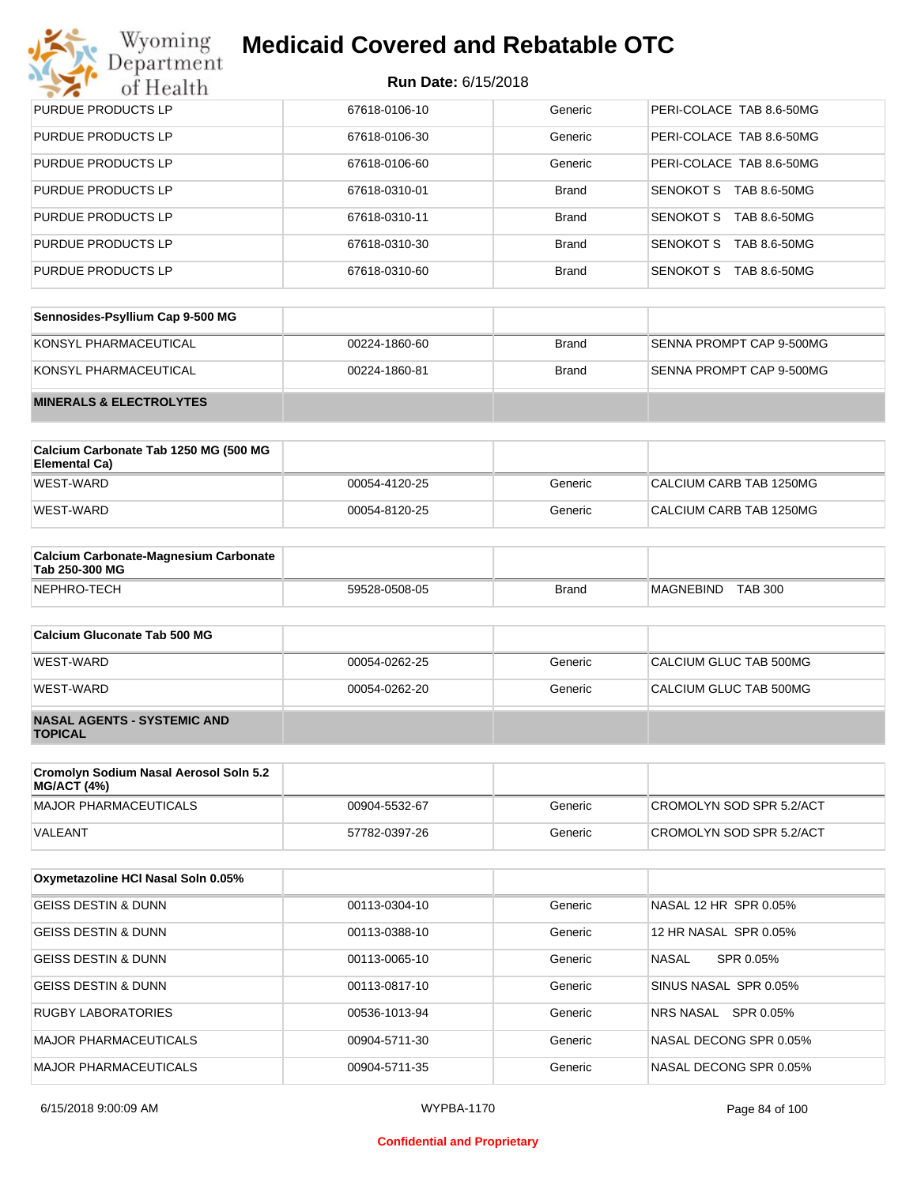| PURDUE PRODUCTS LP | 67618-0106-10 | Generic | PERI-COLACE TAB 8.6-50MG |
|---|---|---|---|
| PURDUE PRODUCTS LP | 67618-0106-30 | Generic | PERI-COLACE TAB 8.6-50MG |
| PURDUE PRODUCTS LP | 67618-0106-60 | Generic | PERI-COLACE TAB 8.6-50MG |
| PURDUE PRODUCTS LP | 67618-0310-01 | Brand | SENOKOT S TAB 8.6-50MG |
| PURDUE PRODUCTS LP | 67618-0310-11 | Brand | SENOKOT S TAB 8.6-50MG |
| PURDUE PRODUCTS LP | 67618-0310-30 | Brand | SENOKOT S TAB 8.6-50MG |
| PURDUE PRODUCTS LP | 67618-0310-60 | Brand | SENOKOT S TAB 8.6-50MG |

| Sennosides-Psyllium Cap 9-500 MG | | | |
|---|---|---|---|
| KONSYL PHARMACEUTICAL | 00224-1860-60 | Brand | SENNA PROMPT CAP 9-500MG |
| KONSYL PHARMACEUTICAL | 00224-1860-81 | Brand | SENNA PROMPT CAP 9-500MG |
| **MINERALS & ELECTROLYTES** | | | |

| Calcium Carbonate Tab 1250 MG (500 MG Elemental Ca) | | | |
|---|---|---|---|
| WEST-WARD | 00054-4120-25 | Generic | CALCIUM CARB TAB 1250MG |
| WEST-WARD | 00054-8120-25 | Generic | CALCIUM CARB TAB 1250MG |

| Calcium Carbonate-Magnesium Carbonate Tab 250-300 MG | | | |
|---|---|---|---|
| NEPHRO-TECH | 59528-0508-05 | Brand | MAGNEBIND TAB 300 |

| Calcium Gluconate Tab 500 MG | | | |
|---|---|---|---|
| WEST-WARD | 00054-0262-25 | Generic | CALCIUM GLUC TAB 500MG |
| WEST-WARD | 00054-0262-20 | Generic | CALCIUM GLUC TAB 500MG |
| **NASAL AGENTS - SYSTEMIC AND TOPICAL** | | | |

| Cromolyn Sodium Nasal Aerosol Soln 5.2 MG/ACT (4%) | | | |
|---|---|---|---|
| MAJOR PHARMACEUTICALS | 00904-5532-67 | Generic | CROMOLYN SOD SPR 5.2/ACT |
| VALEANT | 57782-0397-26 | Generic | CROMOLYN SOD SPR 5.2/ACT |

| Oxymetazoline HCl Nasal Soln 0.05% | | | |
|---|---|---|---|
| GEISS DESTIN & DUNN | 00113-0304-10 | Generic | NASAL 12 HR SPR 0.05% |
| GEISS DESTIN & DUNN | 00113-0388-10 | Generic | 12 HR NASAL SPR 0.05% |
| GEISS DESTIN & DUNN | 00113-0065-10 | Generic | NASAL SPR 0.05% |
| GEISS DESTIN & DUNN | 00113-0817-10 | Generic | SINUS NASAL SPR 0.05% |
| RUGBY LABORATORIES | 00536-1013-94 | Generic | NRS NASAL SPR 0.05% |
| MAJOR PHARMACEUTICALS | 00904-5711-30 | Generic | NASAL DECONG SPR 0.05% |
| MAJOR PHARMACEUTICALS | 00904-5711-35 | Generic | NASAL DECONG SPR 0.05% |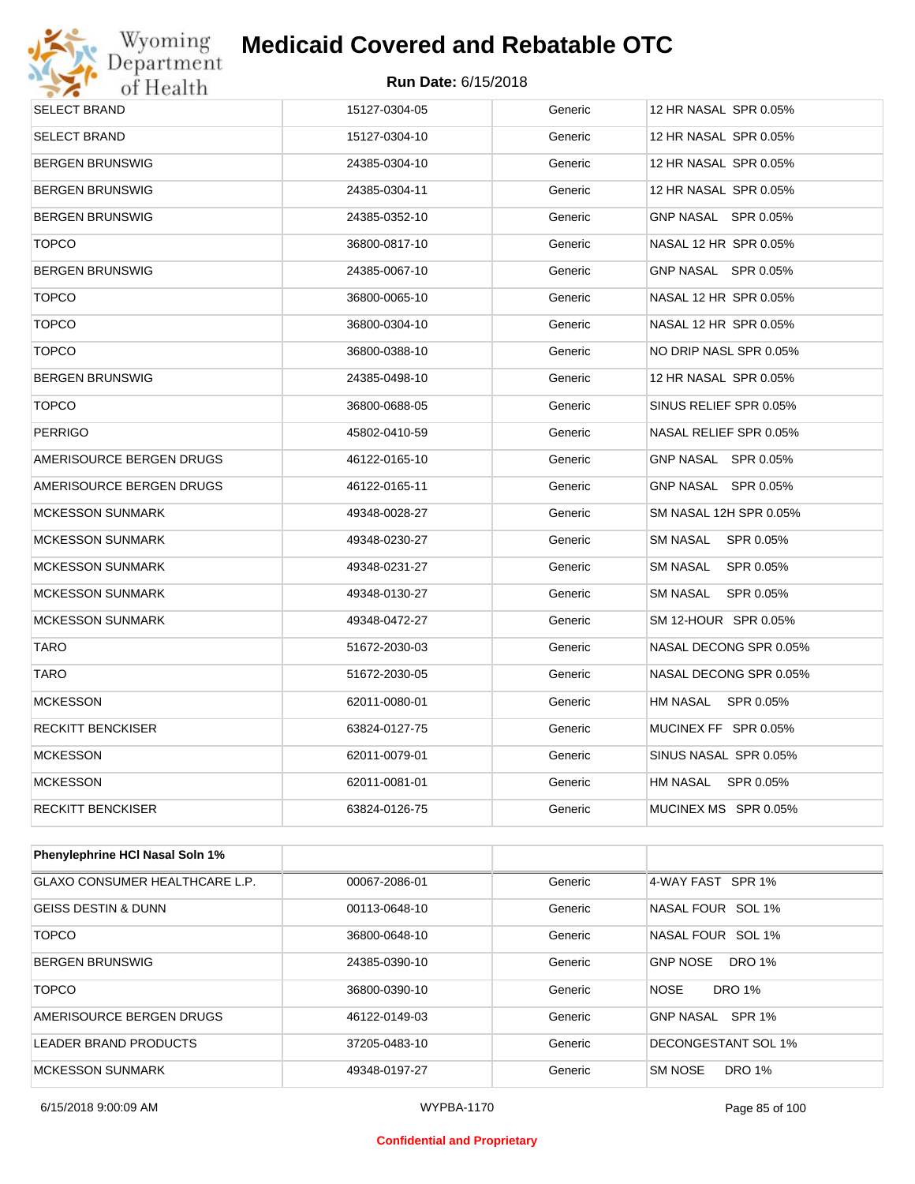| | | | |
|---|---|---|---|
| SELECT BRAND | 15127-0304-05 | Generic | 12 HR NASAL SPR 0.05% |
| SELECT BRAND | 15127-0304-10 | Generic | 12 HR NASAL SPR 0.05% |
| BERGEN BRUNSWIG | 24385-0304-10 | Generic | 12 HR NASAL SPR 0.05% |
| BERGEN BRUNSWIG | 24385-0304-11 | Generic | 12 HR NASAL SPR 0.05% |
| BERGEN BRUNSWIG | 24385-0352-10 | Generic | GNP NASAL SPR 0.05% |
| TOPCO | 36800-0817-10 | Generic | NASAL 12 HR SPR 0.05% |
| BERGEN BRUNSWIG | 24385-0067-10 | Generic | GNP NASAL SPR 0.05% |
| TOPCO | 36800-0065-10 | Generic | NASAL 12 HR SPR 0.05% |
| TOPCO | 36800-0304-10 | Generic | NASAL 12 HR SPR 0.05% |
| TOPCO | 36800-0388-10 | Generic | NO DRIP NASL SPR 0.05% |
| BERGEN BRUNSWIG | 24385-0498-10 | Generic | 12 HR NASAL SPR 0.05% |
| TOPCO | 36800-0688-05 | Generic | SINUS RELIEF SPR 0.05% |
| PERRIGO | 45802-0410-59 | Generic | NASAL RELIEF SPR 0.05% |
| AMERISOURCE BERGEN DRUGS | 46122-0165-10 | Generic | GNP NASAL SPR 0.05% |
| AMERISOURCE BERGEN DRUGS | 46122-0165-11 | Generic | GNP NASAL SPR 0.05% |
| MCKESSON SUNMARK | 49348-0028-27 | Generic | SM NASAL 12H SPR 0.05% |
| MCKESSON SUNMARK | 49348-0230-27 | Generic | SM NASAL SPR 0.05% |
| MCKESSON SUNMARK | 49348-0231-27 | Generic | SM NASAL SPR 0.05% |
| MCKESSON SUNMARK | 49348-0130-27 | Generic | SM NASAL SPR 0.05% |
| MCKESSON SUNMARK | 49348-0472-27 | Generic | SM 12-HOUR SPR 0.05% |
| TARO | 51672-2030-03 | Generic | NASAL DECONG SPR 0.05% |
| TARO | 51672-2030-05 | Generic | NASAL DECONG SPR 0.05% |
| MCKESSON | 62011-0080-01 | Generic | HM NASAL SPR 0.05% |
| RECKITT BENCKISER | 63824-0127-75 | Generic | MUCINEX FF SPR 0.05% |
| MCKESSON | 62011-0079-01 | Generic | SINUS NASAL SPR 0.05% |
| MCKESSON | 62011-0081-01 | Generic | HM NASAL SPR 0.05% |
| RECKITT BENCKISER | 63824-0126-75 | Generic | MUCINEX MS SPR 0.05% |

| **Phenylephrine HCl Nasal Soln 1%** | | | |
|---|---|---|---|
| GLAXO CONSUMER HEALTHCARE L.P. | 00067-2086-01 | Generic | 4-WAY FAST SPR 1% |
| GEISS DESTIN & DUNN | 00113-0648-10 | Generic | NASAL FOUR SOL 1% |
| TOPCO | 36800-0648-10 | Generic | NASAL FOUR SOL 1% |
| BERGEN BRUNSWIG | 24385-0390-10 | Generic | GNP NOSE DRO 1% |
| TOPCO | 36800-0390-10 | Generic | NOSE DRO 1% |
| AMERISOURCE BERGEN DRUGS | 46122-0149-03 | Generic | GNP NASAL SPR 1% |
| LEADER BRAND PRODUCTS | 37205-0483-10 | Generic | DECONGESTANT SOL 1% |
| MCKESSON SUNMARK | 49348-0197-27 | Generic | SM NOSE DRO 1% |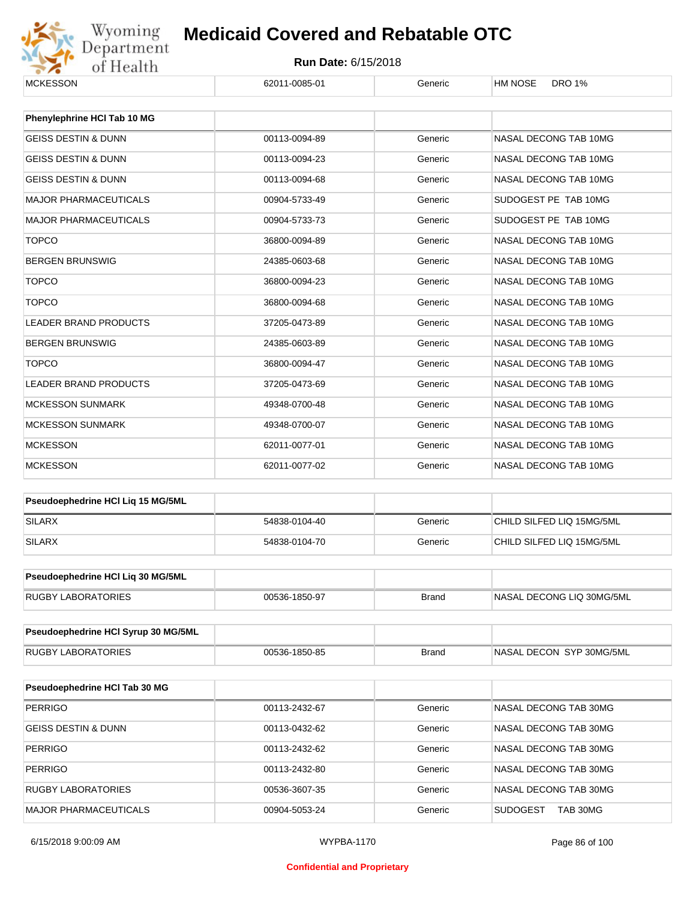| MCKESSON | 62011-0085-01 | Generic | HM NOSE DRO 1% |
|---|---|---|---|

| Phenylephrine HCl Tab 10 MG | | | |
|---|---|---|---|
| GEISS DESTIN & DUNN | 00113-0094-89 | Generic | NASAL DECONG TAB 10MG |
| GEISS DESTIN & DUNN | 00113-0094-23 | Generic | NASAL DECONG TAB 10MG |
| GEISS DESTIN & DUNN | 00113-0094-68 | Generic | NASAL DECONG TAB 10MG |
| MAJOR PHARMACEUTICALS | 00904-5733-49 | Generic | SUDOGEST PE TAB 10MG |
| MAJOR PHARMACEUTICALS | 00904-5733-73 | Generic | SUDOGEST PE TAB 10MG |
| TOPCO | 36800-0094-89 | Generic | NASAL DECONG TAB 10MG |
| BERGEN BRUNSWIG | 24385-0603-68 | Generic | NASAL DECONG TAB 10MG |
| TOPCO | 36800-0094-23 | Generic | NASAL DECONG TAB 10MG |
| TOPCO | 36800-0094-68 | Generic | NASAL DECONG TAB 10MG |
| LEADER BRAND PRODUCTS | 37205-0473-89 | Generic | NASAL DECONG TAB 10MG |
| BERGEN BRUNSWIG | 24385-0603-89 | Generic | NASAL DECONG TAB 10MG |
| TOPCO | 36800-0094-47 | Generic | NASAL DECONG TAB 10MG |
| LEADER BRAND PRODUCTS | 37205-0473-69 | Generic | NASAL DECONG TAB 10MG |
| MCKESSON SUNMARK | 49348-0700-48 | Generic | NASAL DECONG TAB 10MG |
| MCKESSON SUNMARK | 49348-0700-07 | Generic | NASAL DECONG TAB 10MG |
| MCKESSON | 62011-0077-01 | Generic | NASAL DECONG TAB 10MG |
| MCKESSON | 62011-0077-02 | Generic | NASAL DECONG TAB 10MG |

| Pseudoephedrine HCl Liq 15 MG/5ML | | | |
|---|---|---|---|
| SILARX | 54838-0104-40 | Generic | CHILD SILFED LIQ 15MG/5ML |
| SILARX | 54838-0104-70 | Generic | CHILD SILFED LIQ 15MG/5ML |

| Pseudoephedrine HCl Liq 30 MG/5ML | | | |
|---|---|---|---|
| RUGBY LABORATORIES | 00536-1850-97 | Brand | NASAL DECONG LIQ 30MG/5ML |

| Pseudoephedrine HCl Syrup 30 MG/5ML | | | |
|---|---|---|---|
| RUGBY LABORATORIES | 00536-1850-85 | Brand | NASAL DECON SYP 30MG/5ML |

| Pseudoephedrine HCl Tab 30 MG | | | |
|---|---|---|---|
| PERRIGO | 00113-2432-67 | Generic | NASAL DECONG TAB 30MG |
| GEISS DESTIN & DUNN | 00113-0432-62 | Generic | NASAL DECONG TAB 30MG |
| PERRIGO | 00113-2432-62 | Generic | NASAL DECONG TAB 30MG |
| PERRIGO | 00113-2432-80 | Generic | NASAL DECONG TAB 30MG |
| RUGBY LABORATORIES | 00536-3607-35 | Generic | NASAL DECONG TAB 30MG |
| MAJOR PHARMACEUTICALS | 00904-5053-24 | Generic | SUDOGEST TAB 30MG |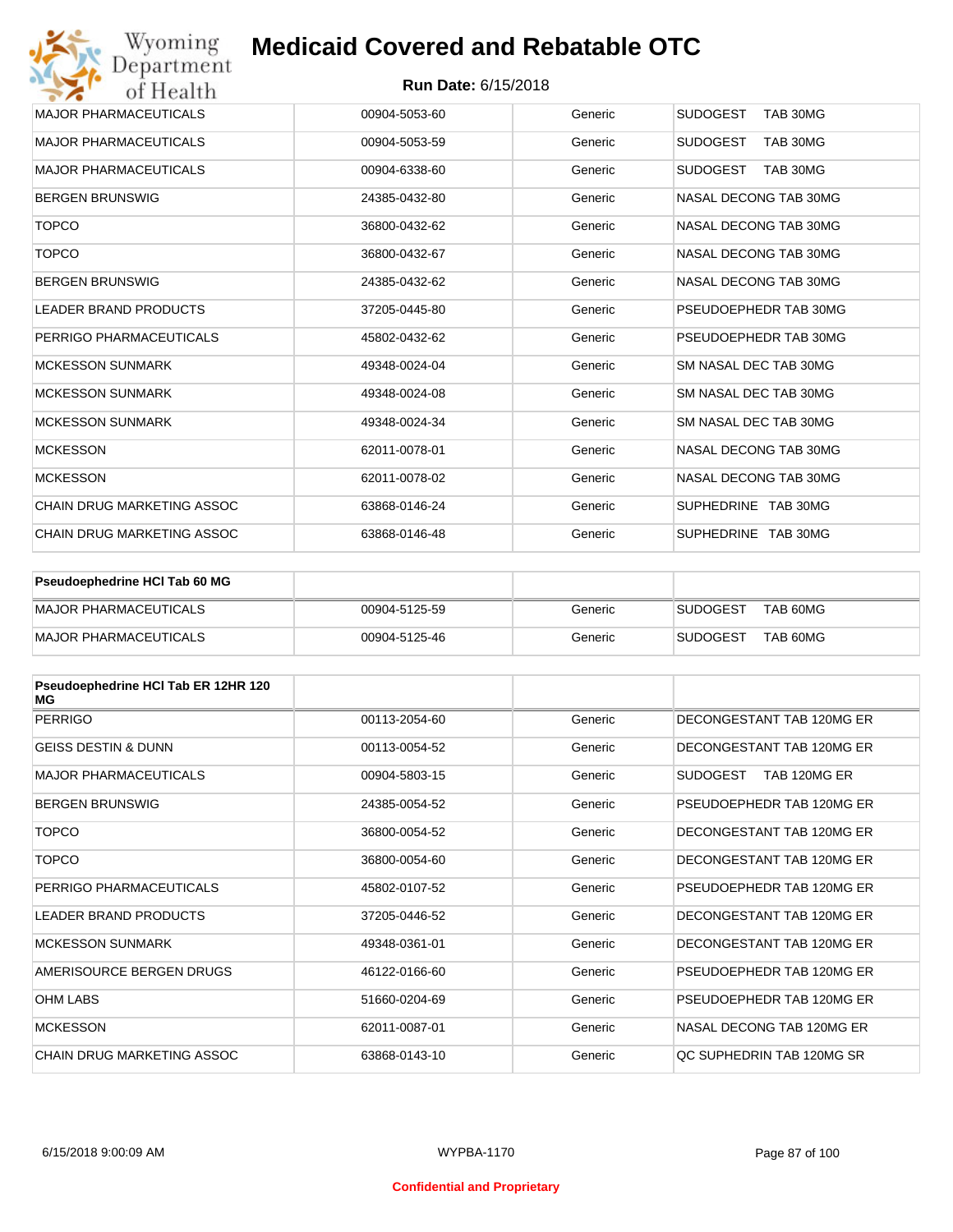| | | | |
|---|---|---|---|
| MAJOR PHARMACEUTICALS | 00904-5053-60 | Generic | SUDOGEST TAB 30MG |
| MAJOR PHARMACEUTICALS | 00904-5053-59 | Generic | SUDOGEST TAB 30MG |
| MAJOR PHARMACEUTICALS | 00904-6338-60 | Generic | SUDOGEST TAB 30MG |
| BERGEN BRUNSWIG | 24385-0432-80 | Generic | NASAL DECONG TAB 30MG |
| TOPCO | 36800-0432-62 | Generic | NASAL DECONG TAB 30MG |
| TOPCO | 36800-0432-67 | Generic | NASAL DECONG TAB 30MG |
| BERGEN BRUNSWIG | 24385-0432-62 | Generic | NASAL DECONG TAB 30MG |
| LEADER BRAND PRODUCTS | 37205-0445-80 | Generic | PSEUDOEPHEDR TAB 30MG |
| PERRIGO PHARMACEUTICALS | 45802-0432-62 | Generic | PSEUDOEPHEDR TAB 30MG |
| MCKESSON SUNMARK | 49348-0024-04 | Generic | SM NASAL DEC TAB 30MG |
| MCKESSON SUNMARK | 49348-0024-08 | Generic | SM NASAL DEC TAB 30MG |
| MCKESSON SUNMARK | 49348-0024-34 | Generic | SM NASAL DEC TAB 30MG |
| MCKESSON | 62011-0078-01 | Generic | NASAL DECONG TAB 30MG |
| MCKESSON | 62011-0078-02 | Generic | NASAL DECONG TAB 30MG |
| CHAIN DRUG MARKETING ASSOC | 63868-0146-24 | Generic | SUPHEDRINE TAB 30MG |
| CHAIN DRUG MARKETING ASSOC | 63868-0146-48 | Generic | SUPHEDRINE TAB 30MG |

| **Pseudoephedrine HCl Tab 60 MG** | | | |
|---|---|---|---|
| MAJOR PHARMACEUTICALS | 00904-5125-59 | Generic | SUDOGEST TAB 60MG |
| MAJOR PHARMACEUTICALS | 00904-5125-46 | Generic | SUDOGEST TAB 60MG |

| **Pseudoephedrine HCl Tab ER 12HR 120 MG** | | | |
|---|---|---|---|
| PERRIGO | 00113-2054-60 | Generic | DECONGESTANT TAB 120MG ER |
| GEISS DESTIN & DUNN | 00113-0054-52 | Generic | DECONGESTANT TAB 120MG ER |
| MAJOR PHARMACEUTICALS | 00904-5803-15 | Generic | SUDOGEST TAB 120MG ER |
| BERGEN BRUNSWIG | 24385-0054-52 | Generic | PSEUDOEPHEDR TAB 120MG ER |
| TOPCO | 36800-0054-52 | Generic | DECONGESTANT TAB 120MG ER |
| TOPCO | 36800-0054-60 | Generic | DECONGESTANT TAB 120MG ER |
| PERRIGO PHARMACEUTICALS | 45802-0107-52 | Generic | PSEUDOEPHEDR TAB 120MG ER |
| LEADER BRAND PRODUCTS | 37205-0446-52 | Generic | DECONGESTANT TAB 120MG ER |
| MCKESSON SUNMARK | 49348-0361-01 | Generic | DECONGESTANT TAB 120MG ER |
| AMERISOURCE BERGEN DRUGS | 46122-0166-60 | Generic | PSEUDOEPHEDR TAB 120MG ER |
| OHM LABS | 51660-0204-69 | Generic | PSEUDOEPHEDR TAB 120MG ER |
| MCKESSON | 62011-0087-01 | Generic | NASAL DECONG TAB 120MG ER |
| CHAIN DRUG MARKETING ASSOC | 63868-0143-10 | Generic | QC SUPHEDRIN TAB 120MG SR |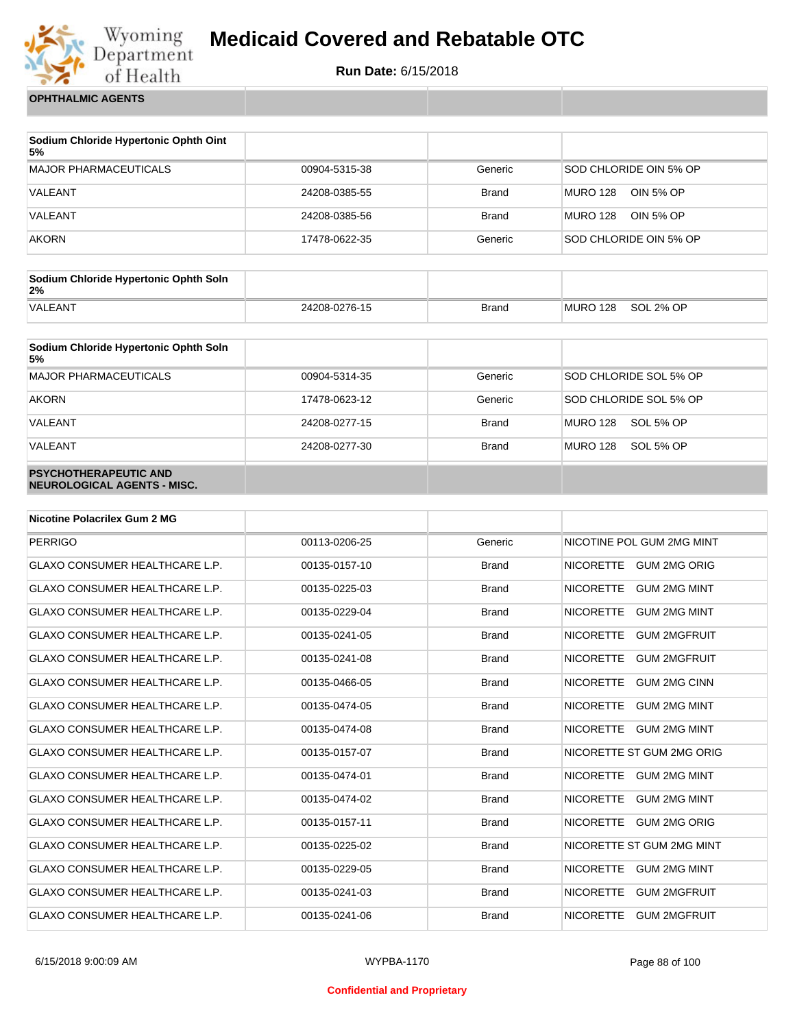| OPHTHALMIC AGENTS | | | |
|---|---|---|---|

| Sodium Chloride Hypertonic Ophth Oint 5% | | | |
|---|---|---|---|
| MAJOR PHARMACEUTICALS | 00904-5315-38 | Generic | SOD CHLORIDE OIN 5% OP |
| VALEANT | 24208-0385-55 | Brand | MURO 128 OIN 5% OP |
| VALEANT | 24208-0385-56 | Brand | MURO 128 OIN 5% OP |
| AKORN | 17478-0622-35 | Generic | SOD CHLORIDE OIN 5% OP |

| Sodium Chloride Hypertonic Ophth Soln 2% | | | |
|---|---|---|---|
| VALEANT | 24208-0276-15 | Brand | MURO 128 SOL 2% OP |

| Sodium Chloride Hypertonic Ophth Soln 5% | | | |
|---|---|---|---|
| MAJOR PHARMACEUTICALS | 00904-5314-35 | Generic | SOD CHLORIDE SOL 5% OP |
| AKORN | 17478-0623-12 | Generic | SOD CHLORIDE SOL 5% OP |
| VALEANT | 24208-0277-15 | Brand | MURO 128 SOL 5% OP |
| VALEANT | 24208-0277-30 | Brand | MURO 128 SOL 5% OP |

| PSYCHOTHERAPEUTIC AND NEUROLOGICAL AGENTS - MISC. | | | |
|---|---|---|---|

| Nicotine Polacrilex Gum 2 MG | | | |
|---|---|---|---|
| PERRIGO | 00113-0206-25 | Generic | NICOTINE POL GUM 2MG MINT |
| GLAXO CONSUMER HEALTHCARE L.P. | 00135-0157-10 | Brand | NICORETTE GUM 2MG ORIG |
| GLAXO CONSUMER HEALTHCARE L.P. | 00135-0225-03 | Brand | NICORETTE GUM 2MG MINT |
| GLAXO CONSUMER HEALTHCARE L.P. | 00135-0229-04 | Brand | NICORETTE GUM 2MG MINT |
| GLAXO CONSUMER HEALTHCARE L.P. | 00135-0241-05 | Brand | NICORETTE GUM 2MGFRUIT |
| GLAXO CONSUMER HEALTHCARE L.P. | 00135-0241-08 | Brand | NICORETTE GUM 2MGFRUIT |
| GLAXO CONSUMER HEALTHCARE L.P. | 00135-0466-05 | Brand | NICORETTE GUM 2MG CINN |
| GLAXO CONSUMER HEALTHCARE L.P. | 00135-0474-05 | Brand | NICORETTE GUM 2MG MINT |
| GLAXO CONSUMER HEALTHCARE L.P. | 00135-0474-08 | Brand | NICORETTE GUM 2MG MINT |
| GLAXO CONSUMER HEALTHCARE L.P. | 00135-0157-07 | Brand | NICORETTE ST GUM 2MG ORIG |
| GLAXO CONSUMER HEALTHCARE L.P. | 00135-0474-01 | Brand | NICORETTE GUM 2MG MINT |
| GLAXO CONSUMER HEALTHCARE L.P. | 00135-0474-02 | Brand | NICORETTE GUM 2MG MINT |
| GLAXO CONSUMER HEALTHCARE L.P. | 00135-0157-11 | Brand | NICORETTE GUM 2MG ORIG |
| GLAXO CONSUMER HEALTHCARE L.P. | 00135-0225-02 | Brand | NICORETTE ST GUM 2MG MINT |
| GLAXO CONSUMER HEALTHCARE L.P. | 00135-0229-05 | Brand | NICORETTE GUM 2MG MINT |
| GLAXO CONSUMER HEALTHCARE L.P. | 00135-0241-03 | Brand | NICORETTE GUM 2MGFRUIT |
| GLAXO CONSUMER HEALTHCARE L.P. | 00135-0241-06 | Brand | NICORETTE GUM 2MGFRUIT |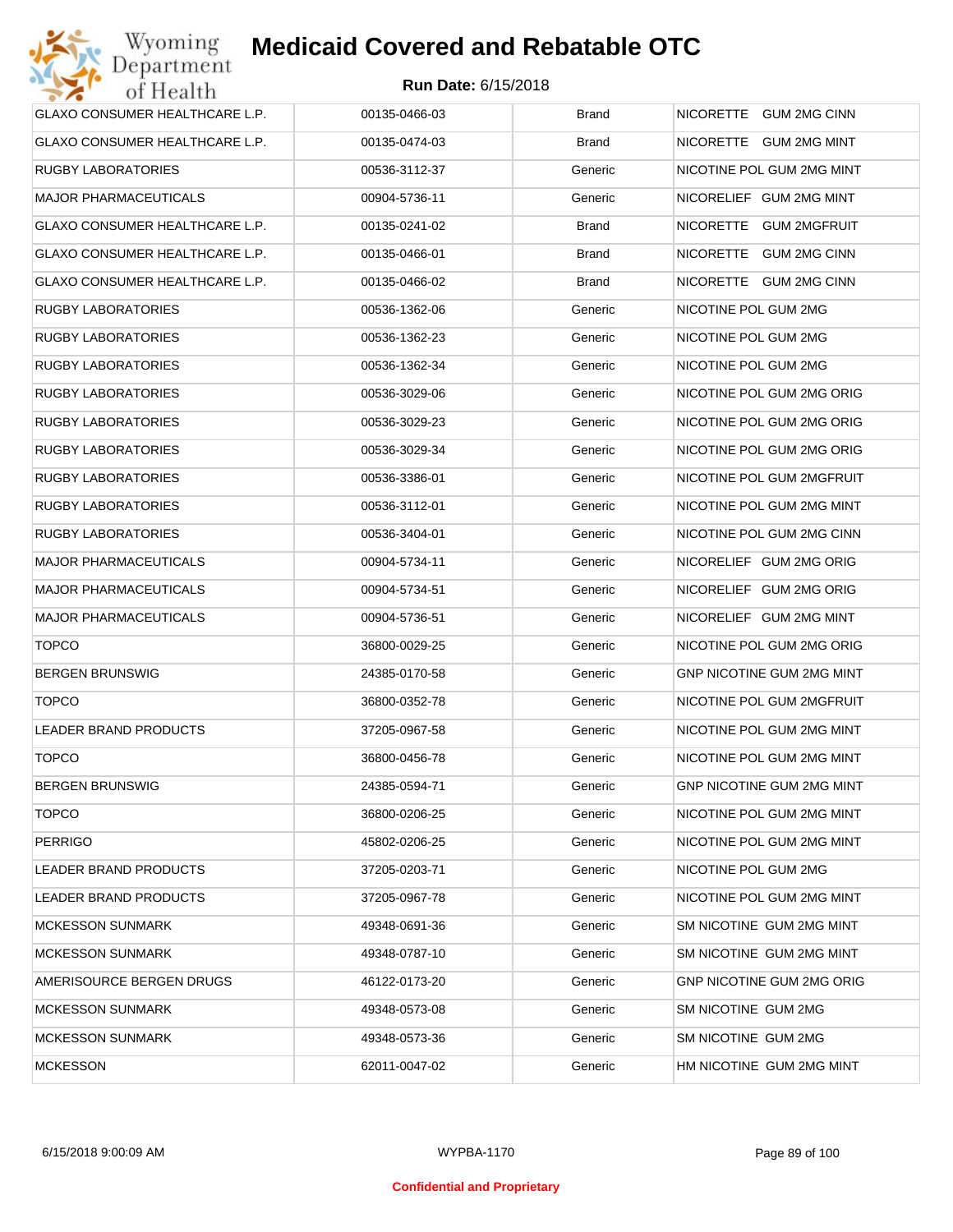# Medicaid Covered and Rebatable OTC

**Run Date:** 6/15/2018

| | | | |
|---|---|---|---|
| GLAXO CONSUMER HEALTHCARE L.P. | 00135-0466-03 | Brand | NICORETTE GUM 2MG CINN |
| GLAXO CONSUMER HEALTHCARE L.P. | 00135-0474-03 | Brand | NICORETTE GUM 2MG MINT |
| RUGBY LABORATORIES | 00536-3112-37 | Generic | NICOTINE POL GUM 2MG MINT |
| MAJOR PHARMACEUTICALS | 00904-5736-11 | Generic | NICORELIEF GUM 2MG MINT |
| GLAXO CONSUMER HEALTHCARE L.P. | 00135-0241-02 | Brand | NICORETTE GUM 2MGFRUIT |
| GLAXO CONSUMER HEALTHCARE L.P. | 00135-0466-01 | Brand | NICORETTE GUM 2MG CINN |
| GLAXO CONSUMER HEALTHCARE L.P. | 00135-0466-02 | Brand | NICORETTE GUM 2MG CINN |
| RUGBY LABORATORIES | 00536-1362-06 | Generic | NICOTINE POL GUM 2MG |
| RUGBY LABORATORIES | 00536-1362-23 | Generic | NICOTINE POL GUM 2MG |
| RUGBY LABORATORIES | 00536-1362-34 | Generic | NICOTINE POL GUM 2MG |
| RUGBY LABORATORIES | 00536-3029-06 | Generic | NICOTINE POL GUM 2MG ORIG |
| RUGBY LABORATORIES | 00536-3029-23 | Generic | NICOTINE POL GUM 2MG ORIG |
| RUGBY LABORATORIES | 00536-3029-34 | Generic | NICOTINE POL GUM 2MG ORIG |
| RUGBY LABORATORIES | 00536-3386-01 | Generic | NICOTINE POL GUM 2MGFRUIT |
| RUGBY LABORATORIES | 00536-3112-01 | Generic | NICOTINE POL GUM 2MG MINT |
| RUGBY LABORATORIES | 00536-3404-01 | Generic | NICOTINE POL GUM 2MG CINN |
| MAJOR PHARMACEUTICALS | 00904-5734-11 | Generic | NICORELIEF GUM 2MG ORIG |
| MAJOR PHARMACEUTICALS | 00904-5734-51 | Generic | NICORELIEF GUM 2MG ORIG |
| MAJOR PHARMACEUTICALS | 00904-5736-51 | Generic | NICORELIEF GUM 2MG MINT |
| TOPCO | 36800-0029-25 | Generic | NICOTINE POL GUM 2MG ORIG |
| BERGEN BRUNSWIG | 24385-0170-58 | Generic | GNP NICOTINE GUM 2MG MINT |
| TOPCO | 36800-0352-78 | Generic | NICOTINE POL GUM 2MGFRUIT |
| LEADER BRAND PRODUCTS | 37205-0967-58 | Generic | NICOTINE POL GUM 2MG MINT |
| TOPCO | 36800-0456-78 | Generic | NICOTINE POL GUM 2MG MINT |
| BERGEN BRUNSWIG | 24385-0594-71 | Generic | GNP NICOTINE GUM 2MG MINT |
| TOPCO | 36800-0206-25 | Generic | NICOTINE POL GUM 2MG MINT |
| PERRIGO | 45802-0206-25 | Generic | NICOTINE POL GUM 2MG MINT |
| LEADER BRAND PRODUCTS | 37205-0203-71 | Generic | NICOTINE POL GUM 2MG |
| LEADER BRAND PRODUCTS | 37205-0967-78 | Generic | NICOTINE POL GUM 2MG MINT |
| MCKESSON SUNMARK | 49348-0691-36 | Generic | SM NICOTINE GUM 2MG MINT |
| MCKESSON SUNMARK | 49348-0787-10 | Generic | SM NICOTINE GUM 2MG MINT |
| AMERISOURCE BERGEN DRUGS | 46122-0173-20 | Generic | GNP NICOTINE GUM 2MG ORIG |
| MCKESSON SUNMARK | 49348-0573-08 | Generic | SM NICOTINE GUM 2MG |
| MCKESSON SUNMARK | 49348-0573-36 | Generic | SM NICOTINE GUM 2MG |
| MCKESSON | 62011-0047-02 | Generic | HM NICOTINE GUM 2MG MINT |

6/15/2018 9:00:09 AM WYPBA-1170

Confidential and Proprietary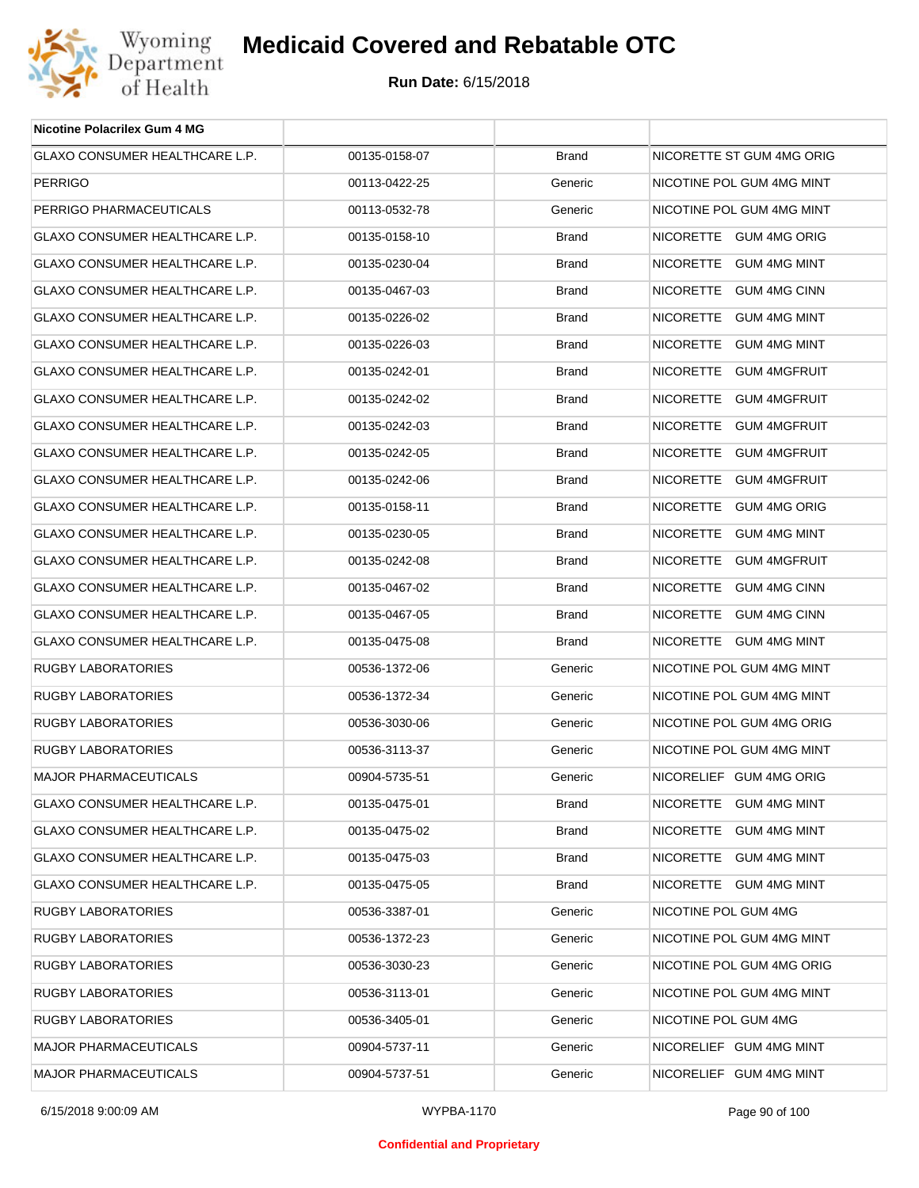| Nicotine Polacrilex Gum 4 MG | | | |
|---|---|---|---|
| GLAXO CONSUMER HEALTHCARE L.P. | 00135-0158-07 | Brand | NICORETTE ST GUM 4MG ORIG |
| PERRIGO | 00113-0422-25 | Generic | NICOTINE POL GUM 4MG MINT |
| PERRIGO PHARMACEUTICALS | 00113-0532-78 | Generic | NICOTINE POL GUM 4MG MINT |
| GLAXO CONSUMER HEALTHCARE L.P. | 00135-0158-10 | Brand | NICORETTE GUM 4MG ORIG |
| GLAXO CONSUMER HEALTHCARE L.P. | 00135-0230-04 | Brand | NICORETTE GUM 4MG MINT |
| GLAXO CONSUMER HEALTHCARE L.P. | 00135-0467-03 | Brand | NICORETTE GUM 4MG CINN |
| GLAXO CONSUMER HEALTHCARE L.P. | 00135-0226-02 | Brand | NICORETTE GUM 4MG MINT |
| GLAXO CONSUMER HEALTHCARE L.P. | 00135-0226-03 | Brand | NICORETTE GUM 4MG MINT |
| GLAXO CONSUMER HEALTHCARE L.P. | 00135-0242-01 | Brand | NICORETTE GUM 4MGFRUIT |
| GLAXO CONSUMER HEALTHCARE L.P. | 00135-0242-02 | Brand | NICORETTE GUM 4MGFRUIT |
| GLAXO CONSUMER HEALTHCARE L.P. | 00135-0242-03 | Brand | NICORETTE GUM 4MGFRUIT |
| GLAXO CONSUMER HEALTHCARE L.P. | 00135-0242-05 | Brand | NICORETTE GUM 4MGFRUIT |
| GLAXO CONSUMER HEALTHCARE L.P. | 00135-0242-06 | Brand | NICORETTE GUM 4MGFRUIT |
| GLAXO CONSUMER HEALTHCARE L.P. | 00135-0158-11 | Brand | NICORETTE GUM 4MG ORIG |
| GLAXO CONSUMER HEALTHCARE L.P. | 00135-0230-05 | Brand | NICORETTE GUM 4MG MINT |
| GLAXO CONSUMER HEALTHCARE L.P. | 00135-0242-08 | Brand | NICORETTE GUM 4MGFRUIT |
| GLAXO CONSUMER HEALTHCARE L.P. | 00135-0467-02 | Brand | NICORETTE GUM 4MG CINN |
| GLAXO CONSUMER HEALTHCARE L.P. | 00135-0467-05 | Brand | NICORETTE GUM 4MG CINN |
| GLAXO CONSUMER HEALTHCARE L.P. | 00135-0475-08 | Brand | NICORETTE GUM 4MG MINT |
| RUGBY LABORATORIES | 00536-1372-06 | Generic | NICOTINE POL GUM 4MG MINT |
| RUGBY LABORATORIES | 00536-1372-34 | Generic | NICOTINE POL GUM 4MG MINT |
| RUGBY LABORATORIES | 00536-3030-06 | Generic | NICOTINE POL GUM 4MG ORIG |
| RUGBY LABORATORIES | 00536-3113-37 | Generic | NICOTINE POL GUM 4MG MINT |
| MAJOR PHARMACEUTICALS | 00904-5735-51 | Generic | NICORELIEF GUM 4MG ORIG |
| GLAXO CONSUMER HEALTHCARE L.P. | 00135-0475-01 | Brand | NICORETTE GUM 4MG MINT |
| GLAXO CONSUMER HEALTHCARE L.P. | 00135-0475-02 | Brand | NICORETTE GUM 4MG MINT |
| GLAXO CONSUMER HEALTHCARE L.P. | 00135-0475-03 | Brand | NICORETTE GUM 4MG MINT |
| GLAXO CONSUMER HEALTHCARE L.P. | 00135-0475-05 | Brand | NICORETTE GUM 4MG MINT |
| RUGBY LABORATORIES | 00536-3387-01 | Generic | NICOTINE POL GUM 4MG |
| RUGBY LABORATORIES | 00536-1372-23 | Generic | NICOTINE POL GUM 4MG MINT |
| RUGBY LABORATORIES | 00536-3030-23 | Generic | NICOTINE POL GUM 4MG ORIG |
| RUGBY LABORATORIES | 00536-3113-01 | Generic | NICOTINE POL GUM 4MG MINT |
| RUGBY LABORATORIES | 00536-3405-01 | Generic | NICOTINE POL GUM 4MG |
| MAJOR PHARMACEUTICALS | 00904-5737-11 | Generic | NICORELIEF GUM 4MG MINT |
| MAJOR PHARMACEUTICALS | 00904-5737-51 | Generic | NICORELIEF GUM 4MG MINT |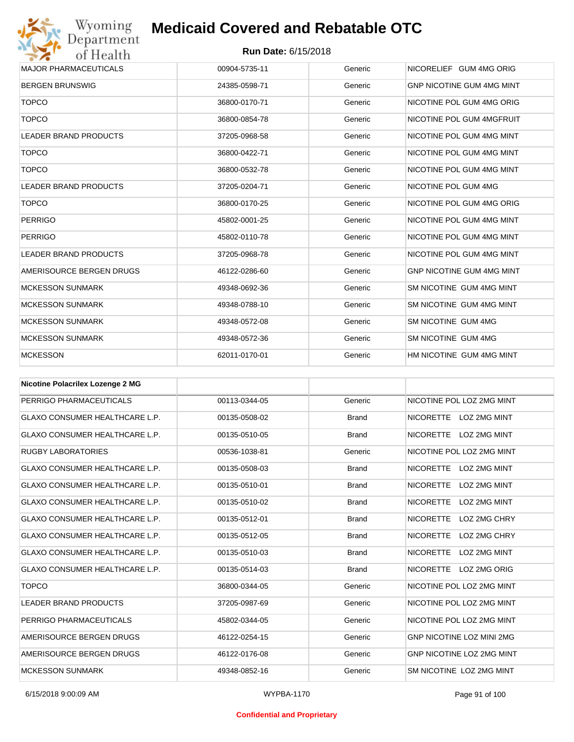| | | | |
|---|---|---|---|
| MAJOR PHARMACEUTICALS | 00904-5735-11 | Generic | NICORELIEF GUM 4MG ORIG |
| BERGEN BRUNSWIG | 24385-0598-71 | Generic | GNP NICOTINE GUM 4MG MINT |
| TOPCO | 36800-0170-71 | Generic | NICOTINE POL GUM 4MG ORIG |
| TOPCO | 36800-0854-78 | Generic | NICOTINE POL GUM 4MGFRUIT |
| LEADER BRAND PRODUCTS | 37205-0968-58 | Generic | NICOTINE POL GUM 4MG MINT |
| TOPCO | 36800-0422-71 | Generic | NICOTINE POL GUM 4MG MINT |
| TOPCO | 36800-0532-78 | Generic | NICOTINE POL GUM 4MG MINT |
| LEADER BRAND PRODUCTS | 37205-0204-71 | Generic | NICOTINE POL GUM 4MG |
| TOPCO | 36800-0170-25 | Generic | NICOTINE POL GUM 4MG ORIG |
| PERRIGO | 45802-0001-25 | Generic | NICOTINE POL GUM 4MG MINT |
| PERRIGO | 45802-0110-78 | Generic | NICOTINE POL GUM 4MG MINT |
| LEADER BRAND PRODUCTS | 37205-0968-78 | Generic | NICOTINE POL GUM 4MG MINT |
| AMERISOURCE BERGEN DRUGS | 46122-0286-60 | Generic | GNP NICOTINE GUM 4MG MINT |
| MCKESSON SUNMARK | 49348-0692-36 | Generic | SM NICOTINE GUM 4MG MINT |
| MCKESSON SUNMARK | 49348-0788-10 | Generic | SM NICOTINE GUM 4MG MINT |
| MCKESSON SUNMARK | 49348-0572-08 | Generic | SM NICOTINE GUM 4MG |
| MCKESSON SUNMARK | 49348-0572-36 | Generic | SM NICOTINE GUM 4MG |
| MCKESSON | 62011-0170-01 | Generic | HM NICOTINE GUM 4MG MINT |

| **Nicotine Polacrilex Lozenge 2 MG** | | | |
|---|---|---|---|
| PERRIGO PHARMACEUTICALS | 00113-0344-05 | Generic | NICOTINE POL LOZ 2MG MINT |
| GLAXO CONSUMER HEALTHCARE L.P. | 00135-0508-02 | Brand | NICORETTE LOZ 2MG MINT |
| GLAXO CONSUMER HEALTHCARE L.P. | 00135-0510-05 | Brand | NICORETTE LOZ 2MG MINT |
| RUGBY LABORATORIES | 00536-1038-81 | Generic | NICOTINE POL LOZ 2MG MINT |
| GLAXO CONSUMER HEALTHCARE L.P. | 00135-0508-03 | Brand | NICORETTE LOZ 2MG MINT |
| GLAXO CONSUMER HEALTHCARE L.P. | 00135-0510-01 | Brand | NICORETTE LOZ 2MG MINT |
| GLAXO CONSUMER HEALTHCARE L.P. | 00135-0510-02 | Brand | NICORETTE LOZ 2MG MINT |
| GLAXO CONSUMER HEALTHCARE L.P. | 00135-0512-01 | Brand | NICORETTE LOZ 2MG CHRY |
| GLAXO CONSUMER HEALTHCARE L.P. | 00135-0512-05 | Brand | NICORETTE LOZ 2MG CHRY |
| GLAXO CONSUMER HEALTHCARE L.P. | 00135-0510-03 | Brand | NICORETTE LOZ 2MG MINT |
| GLAXO CONSUMER HEALTHCARE L.P. | 00135-0514-03 | Brand | NICORETTE LOZ 2MG ORIG |
| TOPCO | 36800-0344-05 | Generic | NICOTINE POL LOZ 2MG MINT |
| LEADER BRAND PRODUCTS | 37205-0987-69 | Generic | NICOTINE POL LOZ 2MG MINT |
| PERRIGO PHARMACEUTICALS | 45802-0344-05 | Generic | NICOTINE POL LOZ 2MG MINT |
| AMERISOURCE BERGEN DRUGS | 46122-0254-15 | Generic | GNP NICOTINE LOZ MINI 2MG |
| AMERISOURCE BERGEN DRUGS | 46122-0176-08 | Generic | GNP NICOTINE LOZ 2MG MINT |
| MCKESSON SUNMARK | 49348-0852-16 | Generic | SM NICOTINE LOZ 2MG MINT |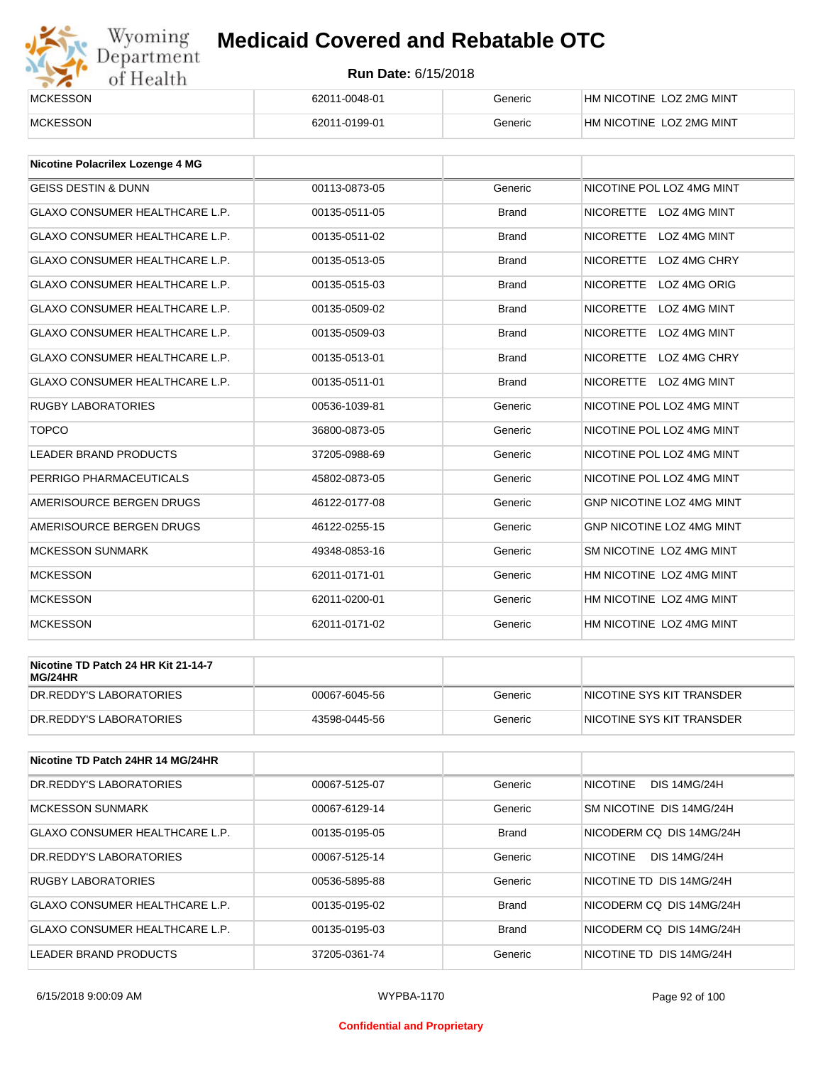| | | | |
|---|---|---|---|
| MCKESSON | 62011-0048-01 | Generic | HM NICOTINE LOZ 2MG MINT |
| MCKESSON | 62011-0199-01 | Generic | HM NICOTINE LOZ 2MG MINT |

| **Nicotine Polacrilex Lozenge 4 MG** | | | |
|---|---|---|---|
| GEISS DESTIN & DUNN | 00113-0873-05 | Generic | NICOTINE POL LOZ 4MG MINT |
| GLAXO CONSUMER HEALTHCARE L.P. | 00135-0511-05 | Brand | NICORETTE LOZ 4MG MINT |
| GLAXO CONSUMER HEALTHCARE L.P. | 00135-0511-02 | Brand | NICORETTE LOZ 4MG MINT |
| GLAXO CONSUMER HEALTHCARE L.P. | 00135-0513-05 | Brand | NICORETTE LOZ 4MG CHRY |
| GLAXO CONSUMER HEALTHCARE L.P. | 00135-0515-03 | Brand | NICORETTE LOZ 4MG ORIG |
| GLAXO CONSUMER HEALTHCARE L.P. | 00135-0509-02 | Brand | NICORETTE LOZ 4MG MINT |
| GLAXO CONSUMER HEALTHCARE L.P. | 00135-0509-03 | Brand | NICORETTE LOZ 4MG MINT |
| GLAXO CONSUMER HEALTHCARE L.P. | 00135-0513-01 | Brand | NICORETTE LOZ 4MG CHRY |
| GLAXO CONSUMER HEALTHCARE L.P. | 00135-0511-01 | Brand | NICORETTE LOZ 4MG MINT |
| RUGBY LABORATORIES | 00536-1039-81 | Generic | NICOTINE POL LOZ 4MG MINT |
| TOPCO | 36800-0873-05 | Generic | NICOTINE POL LOZ 4MG MINT |
| LEADER BRAND PRODUCTS | 37205-0988-69 | Generic | NICOTINE POL LOZ 4MG MINT |
| PERRIGO PHARMACEUTICALS | 45802-0873-05 | Generic | NICOTINE POL LOZ 4MG MINT |
| AMERISOURCE BERGEN DRUGS | 46122-0177-08 | Generic | GNP NICOTINE LOZ 4MG MINT |
| AMERISOURCE BERGEN DRUGS | 46122-0255-15 | Generic | GNP NICOTINE LOZ 4MG MINT |
| MCKESSON SUNMARK | 49348-0853-16 | Generic | SM NICOTINE LOZ 4MG MINT |
| MCKESSON | 62011-0171-01 | Generic | HM NICOTINE LOZ 4MG MINT |
| MCKESSON | 62011-0200-01 | Generic | HM NICOTINE LOZ 4MG MINT |
| MCKESSON | 62011-0171-02 | Generic | HM NICOTINE LOZ 4MG MINT |

| **Nicotine TD Patch 24 HR Kit 21-14-7 MG/24HR** | | | |
|---|---|---|---|
| DR.REDDY'S LABORATORIES | 00067-6045-56 | Generic | NICOTINE SYS KIT TRANSDER |
| DR.REDDY'S LABORATORIES | 43598-0445-56 | Generic | NICOTINE SYS KIT TRANSDER |

| **Nicotine TD Patch 24HR 14 MG/24HR** | | | |
|---|---|---|---|
| DR.REDDY'S LABORATORIES | 00067-5125-07 | Generic | NICOTINE DIS 14MG/24H |
| MCKESSON SUNMARK | 00067-6129-14 | Generic | SM NICOTINE DIS 14MG/24H |
| GLAXO CONSUMER HEALTHCARE L.P. | 00135-0195-05 | Brand | NICODERM CQ DIS 14MG/24H |
| DR.REDDY'S LABORATORIES | 00067-5125-14 | Generic | NICOTINE DIS 14MG/24H |
| RUGBY LABORATORIES | 00536-5895-88 | Generic | NICOTINE TD DIS 14MG/24H |
| GLAXO CONSUMER HEALTHCARE L.P. | 00135-0195-02 | Brand | NICODERM CQ DIS 14MG/24H |
| GLAXO CONSUMER HEALTHCARE L.P. | 00135-0195-03 | Brand | NICODERM CQ DIS 14MG/24H |
| LEADER BRAND PRODUCTS | 37205-0361-74 | Generic | NICOTINE TD DIS 14MG/24H |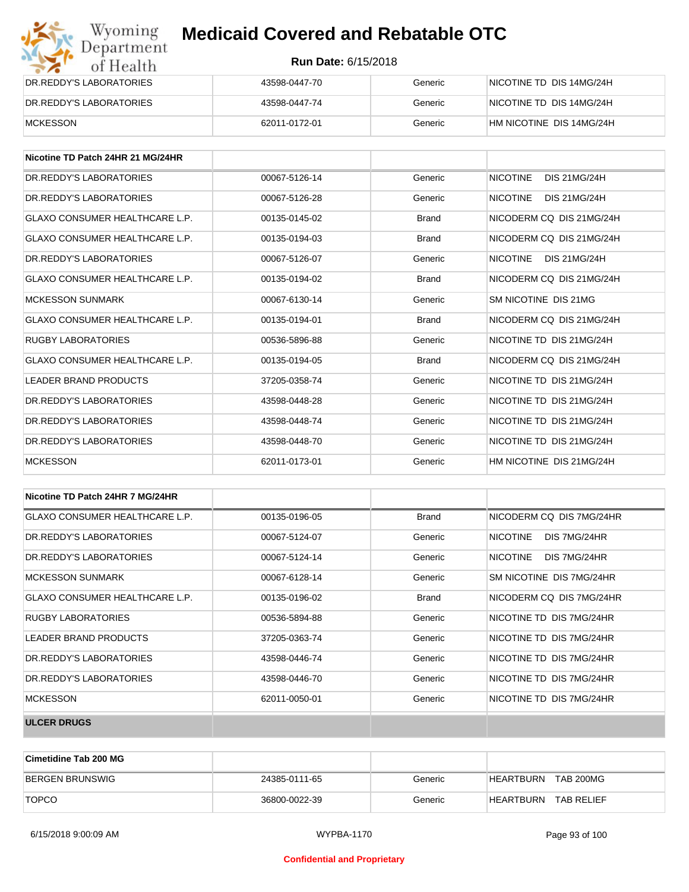| | | | |
|---|---|---|---|
| DR.REDDY'S LABORATORIES | 43598-0447-70 | Generic | NICOTINE TD DIS 14MG/24H |
| DR.REDDY'S LABORATORIES | 43598-0447-74 | Generic | NICOTINE TD DIS 14MG/24H |
| MCKESSON | 62011-0172-01 | Generic | HM NICOTINE DIS 14MG/24H |

| Nicotine TD Patch 24HR 21 MG/24HR | | | |
|---|---|---|---|
| DR.REDDY'S LABORATORIES | 00067-5126-14 | Generic | NICOTINE DIS 21MG/24H |
| DR.REDDY'S LABORATORIES | 00067-5126-28 | Generic | NICOTINE DIS 21MG/24H |
| GLAXO CONSUMER HEALTHCARE L.P. | 00135-0145-02 | Brand | NICODERM CQ DIS 21MG/24H |
| GLAXO CONSUMER HEALTHCARE L.P. | 00135-0194-03 | Brand | NICODERM CQ DIS 21MG/24H |
| DR.REDDY'S LABORATORIES | 00067-5126-07 | Generic | NICOTINE DIS 21MG/24H |
| GLAXO CONSUMER HEALTHCARE L.P. | 00135-0194-02 | Brand | NICODERM CQ DIS 21MG/24H |
| MCKESSON SUNMARK | 00067-6130-14 | Generic | SM NICOTINE DIS 21MG |
| GLAXO CONSUMER HEALTHCARE L.P. | 00135-0194-01 | Brand | NICODERM CQ DIS 21MG/24H |
| RUGBY LABORATORIES | 00536-5896-88 | Generic | NICOTINE TD DIS 21MG/24H |
| GLAXO CONSUMER HEALTHCARE L.P. | 00135-0194-05 | Brand | NICODERM CQ DIS 21MG/24H |
| LEADER BRAND PRODUCTS | 37205-0358-74 | Generic | NICOTINE TD DIS 21MG/24H |
| DR.REDDY'S LABORATORIES | 43598-0448-28 | Generic | NICOTINE TD DIS 21MG/24H |
| DR.REDDY'S LABORATORIES | 43598-0448-74 | Generic | NICOTINE TD DIS 21MG/24H |
| DR.REDDY'S LABORATORIES | 43598-0448-70 | Generic | NICOTINE TD DIS 21MG/24H |
| MCKESSON | 62011-0173-01 | Generic | HM NICOTINE DIS 21MG/24H |

| Nicotine TD Patch 24HR 7 MG/24HR | | | |
|---|---|---|---|
| GLAXO CONSUMER HEALTHCARE L.P. | 00135-0196-05 | Brand | NICODERM CQ DIS 7MG/24HR |
| DR.REDDY'S LABORATORIES | 00067-5124-07 | Generic | NICOTINE DIS 7MG/24HR |
| DR.REDDY'S LABORATORIES | 00067-5124-14 | Generic | NICOTINE DIS 7MG/24HR |
| MCKESSON SUNMARK | 00067-6128-14 | Generic | SM NICOTINE DIS 7MG/24HR |
| GLAXO CONSUMER HEALTHCARE L.P. | 00135-0196-02 | Brand | NICODERM CQ DIS 7MG/24HR |
| RUGBY LABORATORIES | 00536-5894-88 | Generic | NICOTINE TD DIS 7MG/24HR |
| LEADER BRAND PRODUCTS | 37205-0363-74 | Generic | NICOTINE TD DIS 7MG/24HR |
| DR.REDDY'S LABORATORIES | 43598-0446-74 | Generic | NICOTINE TD DIS 7MG/24HR |
| DR.REDDY'S LABORATORIES | 43598-0446-70 | Generic | NICOTINE TD DIS 7MG/24HR |
| MCKESSON | 62011-0050-01 | Generic | NICOTINE TD DIS 7MG/24HR |

**ULCER DRUGS**

| Cimetidine Tab 200 MG | | | |
|---|---|---|---|
| BERGEN BRUNSWIG | 24385-0111-65 | Generic | HEARTBURN TAB 200MG |
| TOPCO | 36800-0022-39 | Generic | HEARTBURN TAB RELIEF |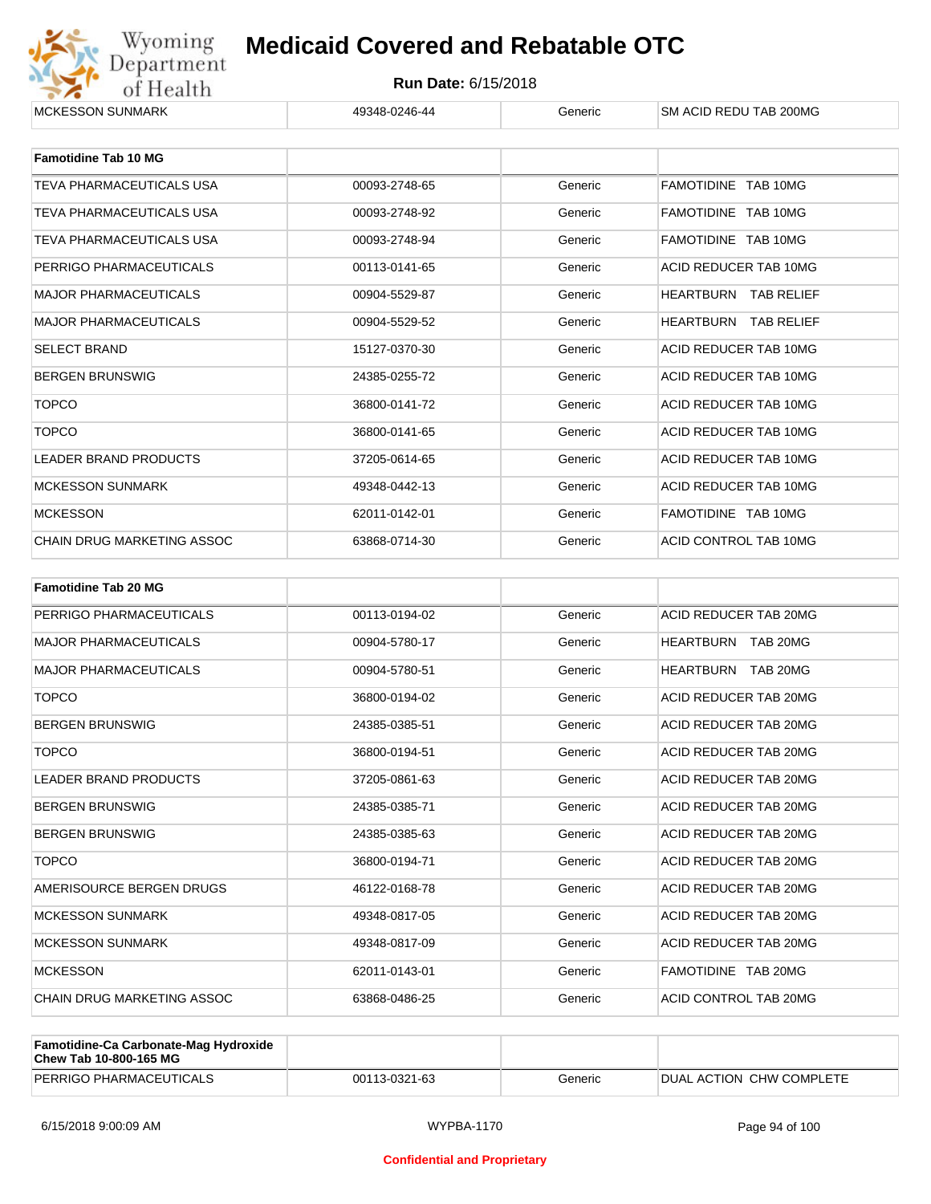| | | | |
|---|---|---|---|
| MCKESSON SUNMARK | 49348-0246-44 | Generic | SM ACID REDU TAB 200MG |

| **Famotidine Tab 10 MG** | | | |
|---|---|---|---|
| TEVA PHARMACEUTICALS USA | 00093-2748-65 | Generic | FAMOTIDINE TAB 10MG |
| TEVA PHARMACEUTICALS USA | 00093-2748-92 | Generic | FAMOTIDINE TAB 10MG |
| TEVA PHARMACEUTICALS USA | 00093-2748-94 | Generic | FAMOTIDINE TAB 10MG |
| PERRIGO PHARMACEUTICALS | 00113-0141-65 | Generic | ACID REDUCER TAB 10MG |
| MAJOR PHARMACEUTICALS | 00904-5529-87 | Generic | HEARTBURN TAB RELIEF |
| MAJOR PHARMACEUTICALS | 00904-5529-52 | Generic | HEARTBURN TAB RELIEF |
| SELECT BRAND | 15127-0370-30 | Generic | ACID REDUCER TAB 10MG |
| BERGEN BRUNSWIG | 24385-0255-72 | Generic | ACID REDUCER TAB 10MG |
| TOPCO | 36800-0141-72 | Generic | ACID REDUCER TAB 10MG |
| TOPCO | 36800-0141-65 | Generic | ACID REDUCER TAB 10MG |
| LEADER BRAND PRODUCTS | 37205-0614-65 | Generic | ACID REDUCER TAB 10MG |
| MCKESSON SUNMARK | 49348-0442-13 | Generic | ACID REDUCER TAB 10MG |
| MCKESSON | 62011-0142-01 | Generic | FAMOTIDINE TAB 10MG |
| CHAIN DRUG MARKETING ASSOC | 63868-0714-30 | Generic | ACID CONTROL TAB 10MG |

| **Famotidine Tab 20 MG** | | | |
|---|---|---|---|
| PERRIGO PHARMACEUTICALS | 00113-0194-02 | Generic | ACID REDUCER TAB 20MG |
| MAJOR PHARMACEUTICALS | 00904-5780-17 | Generic | HEARTBURN TAB 20MG |
| MAJOR PHARMACEUTICALS | 00904-5780-51 | Generic | HEARTBURN TAB 20MG |
| TOPCO | 36800-0194-02 | Generic | ACID REDUCER TAB 20MG |
| BERGEN BRUNSWIG | 24385-0385-51 | Generic | ACID REDUCER TAB 20MG |
| TOPCO | 36800-0194-51 | Generic | ACID REDUCER TAB 20MG |
| LEADER BRAND PRODUCTS | 37205-0861-63 | Generic | ACID REDUCER TAB 20MG |
| BERGEN BRUNSWIG | 24385-0385-71 | Generic | ACID REDUCER TAB 20MG |
| BERGEN BRUNSWIG | 24385-0385-63 | Generic | ACID REDUCER TAB 20MG |
| TOPCO | 36800-0194-71 | Generic | ACID REDUCER TAB 20MG |
| AMERISOURCE BERGEN DRUGS | 46122-0168-78 | Generic | ACID REDUCER TAB 20MG |
| MCKESSON SUNMARK | 49348-0817-05 | Generic | ACID REDUCER TAB 20MG |
| MCKESSON SUNMARK | 49348-0817-09 | Generic | ACID REDUCER TAB 20MG |
| MCKESSON | 62011-0143-01 | Generic | FAMOTIDINE TAB 20MG |
| CHAIN DRUG MARKETING ASSOC | 63868-0486-25 | Generic | ACID CONTROL TAB 20MG |

| **Famotidine-Ca Carbonate-Mag Hydroxide Chew Tab 10-800-165 MG** | | | |
|---|---|---|---|
| PERRIGO PHARMACEUTICALS | 00113-0321-63 | Generic | DUAL ACTION CHW COMPLETE |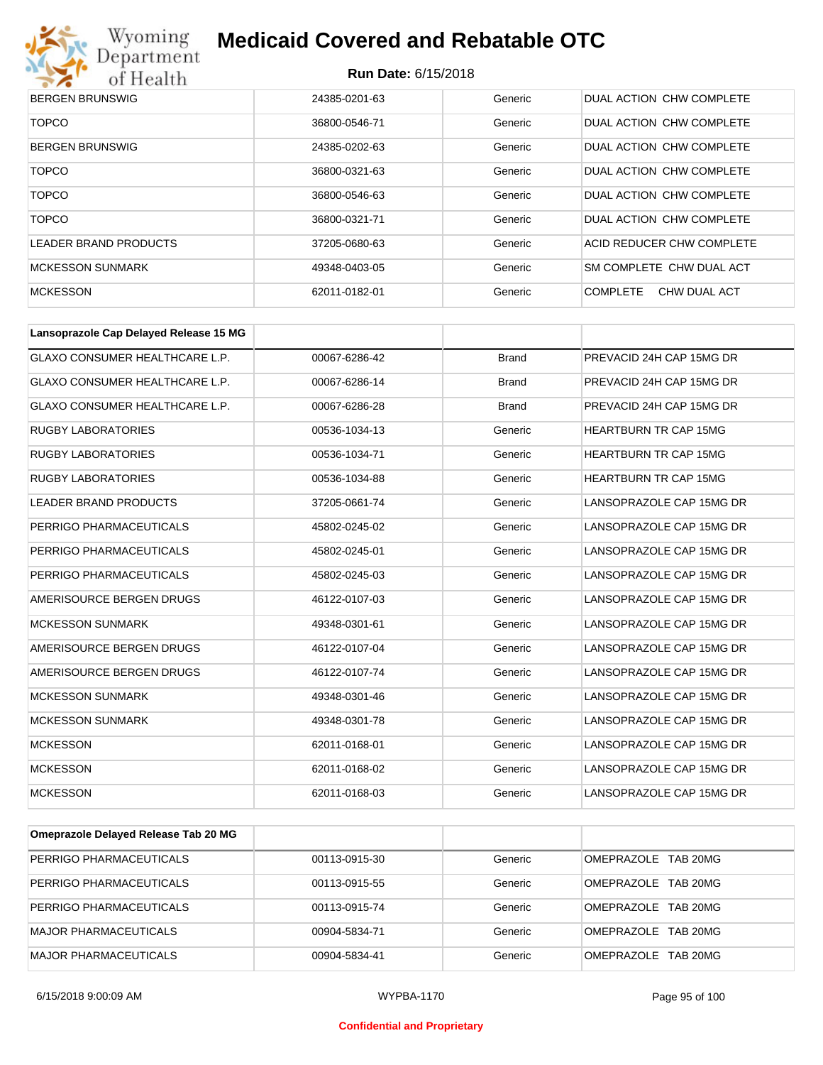| BERGEN BRUNSWIG | 24385-0201-63 | Generic | DUAL ACTION CHW COMPLETE |
|---|---|---|---|
| TOPCO | 36800-0546-71 | Generic | DUAL ACTION CHW COMPLETE |
| BERGEN BRUNSWIG | 24385-0202-63 | Generic | DUAL ACTION CHW COMPLETE |
| TOPCO | 36800-0321-63 | Generic | DUAL ACTION CHW COMPLETE |
| TOPCO | 36800-0546-63 | Generic | DUAL ACTION CHW COMPLETE |
| TOPCO | 36800-0321-71 | Generic | DUAL ACTION CHW COMPLETE |
| LEADER BRAND PRODUCTS | 37205-0680-63 | Generic | ACID REDUCER CHW COMPLETE |
| MCKESSON SUNMARK | 49348-0403-05 | Generic | SM COMPLETE CHW DUAL ACT |
| MCKESSON | 62011-0182-01 | Generic | COMPLETE CHW DUAL ACT |

| Lansoprazole Cap Delayed Release 15 MG | | | |
|---|---|---|---|
| GLAXO CONSUMER HEALTHCARE L.P. | 00067-6286-42 | Brand | PREVACID 24H CAP 15MG DR |
| GLAXO CONSUMER HEALTHCARE L.P. | 00067-6286-14 | Brand | PREVACID 24H CAP 15MG DR |
| GLAXO CONSUMER HEALTHCARE L.P. | 00067-6286-28 | Brand | PREVACID 24H CAP 15MG DR |
| RUGBY LABORATORIES | 00536-1034-13 | Generic | HEARTBURN TR CAP 15MG |
| RUGBY LABORATORIES | 00536-1034-71 | Generic | HEARTBURN TR CAP 15MG |
| RUGBY LABORATORIES | 00536-1034-88 | Generic | HEARTBURN TR CAP 15MG |
| LEADER BRAND PRODUCTS | 37205-0661-74 | Generic | LANSOPRAZOLE CAP 15MG DR |
| PERRIGO PHARMACEUTICALS | 45802-0245-02 | Generic | LANSOPRAZOLE CAP 15MG DR |
| PERRIGO PHARMACEUTICALS | 45802-0245-01 | Generic | LANSOPRAZOLE CAP 15MG DR |
| PERRIGO PHARMACEUTICALS | 45802-0245-03 | Generic | LANSOPRAZOLE CAP 15MG DR |
| AMERISOURCE BERGEN DRUGS | 46122-0107-03 | Generic | LANSOPRAZOLE CAP 15MG DR |
| MCKESSON SUNMARK | 49348-0301-61 | Generic | LANSOPRAZOLE CAP 15MG DR |
| AMERISOURCE BERGEN DRUGS | 46122-0107-04 | Generic | LANSOPRAZOLE CAP 15MG DR |
| AMERISOURCE BERGEN DRUGS | 46122-0107-74 | Generic | LANSOPRAZOLE CAP 15MG DR |
| MCKESSON SUNMARK | 49348-0301-46 | Generic | LANSOPRAZOLE CAP 15MG DR |
| MCKESSON SUNMARK | 49348-0301-78 | Generic | LANSOPRAZOLE CAP 15MG DR |
| MCKESSON | 62011-0168-01 | Generic | LANSOPRAZOLE CAP 15MG DR |
| MCKESSON | 62011-0168-02 | Generic | LANSOPRAZOLE CAP 15MG DR |
| MCKESSON | 62011-0168-03 | Generic | LANSOPRAZOLE CAP 15MG DR |

| Omeprazole Delayed Release Tab 20 MG | | | |
|---|---|---|---|
| PERRIGO PHARMACEUTICALS | 00113-0915-30 | Generic | OMEPRAZOLE TAB 20MG |
| PERRIGO PHARMACEUTICALS | 00113-0915-55 | Generic | OMEPRAZOLE TAB 20MG |
| PERRIGO PHARMACEUTICALS | 00113-0915-74 | Generic | OMEPRAZOLE TAB 20MG |
| MAJOR PHARMACEUTICALS | 00904-5834-71 | Generic | OMEPRAZOLE TAB 20MG |
| MAJOR PHARMACEUTICALS | 00904-5834-41 | Generic | OMEPRAZOLE TAB 20MG |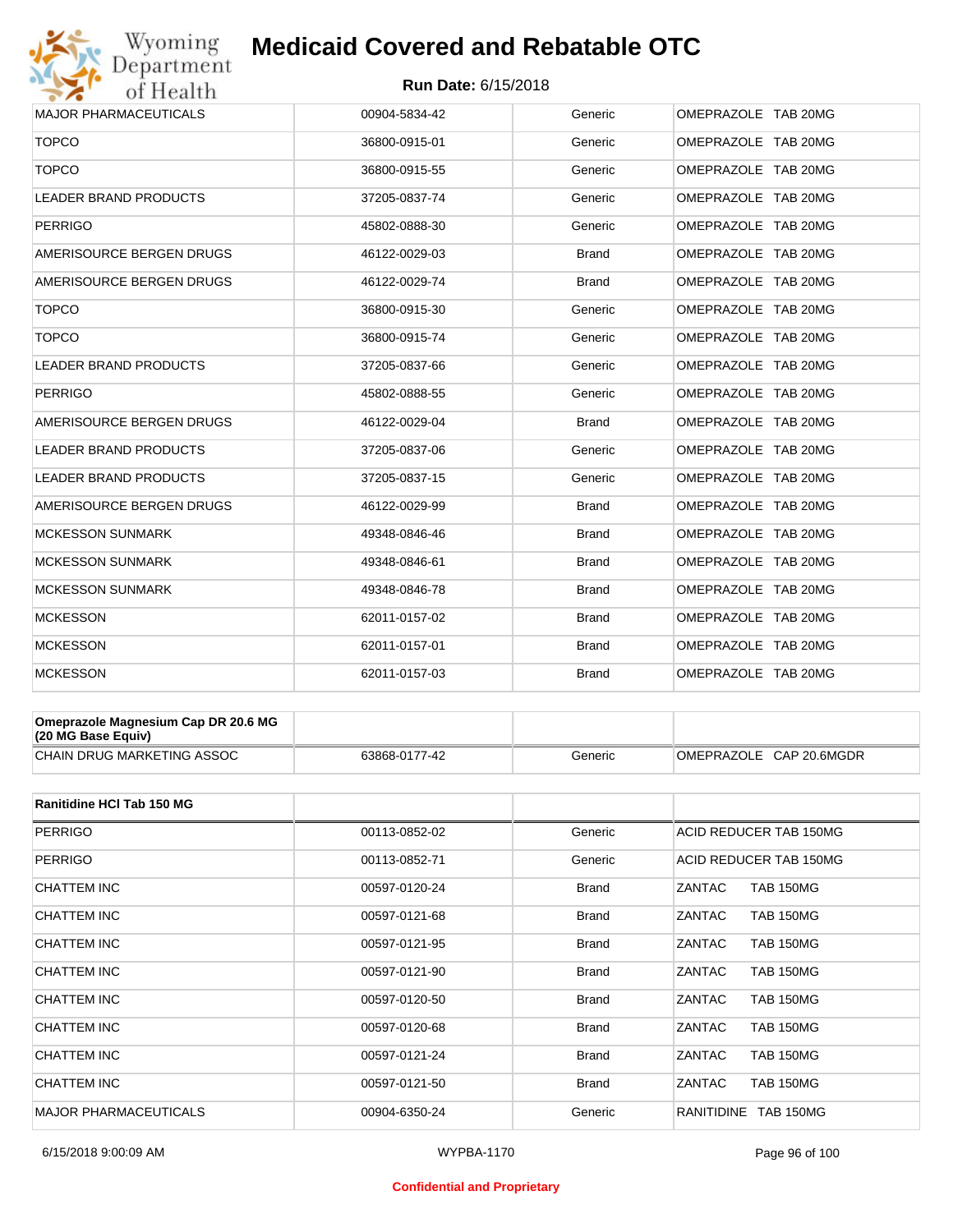| | | | |
|---|---|---|---|
| MAJOR PHARMACEUTICALS | 00904-5834-42 | Generic | OMEPRAZOLE TAB 20MG |
| TOPCO | 36800-0915-01 | Generic | OMEPRAZOLE TAB 20MG |
| TOPCO | 36800-0915-55 | Generic | OMEPRAZOLE TAB 20MG |
| LEADER BRAND PRODUCTS | 37205-0837-74 | Generic | OMEPRAZOLE TAB 20MG |
| PERRIGO | 45802-0888-30 | Generic | OMEPRAZOLE TAB 20MG |
| AMERISOURCE BERGEN DRUGS | 46122-0029-03 | Brand | OMEPRAZOLE TAB 20MG |
| AMERISOURCE BERGEN DRUGS | 46122-0029-74 | Brand | OMEPRAZOLE TAB 20MG |
| TOPCO | 36800-0915-30 | Generic | OMEPRAZOLE TAB 20MG |
| TOPCO | 36800-0915-74 | Generic | OMEPRAZOLE TAB 20MG |
| LEADER BRAND PRODUCTS | 37205-0837-66 | Generic | OMEPRAZOLE TAB 20MG |
| PERRIGO | 45802-0888-55 | Generic | OMEPRAZOLE TAB 20MG |
| AMERISOURCE BERGEN DRUGS | 46122-0029-04 | Brand | OMEPRAZOLE TAB 20MG |
| LEADER BRAND PRODUCTS | 37205-0837-06 | Generic | OMEPRAZOLE TAB 20MG |
| LEADER BRAND PRODUCTS | 37205-0837-15 | Generic | OMEPRAZOLE TAB 20MG |
| AMERISOURCE BERGEN DRUGS | 46122-0029-99 | Brand | OMEPRAZOLE TAB 20MG |
| MCKESSON SUNMARK | 49348-0846-46 | Brand | OMEPRAZOLE TAB 20MG |
| MCKESSON SUNMARK | 49348-0846-61 | Brand | OMEPRAZOLE TAB 20MG |
| MCKESSON SUNMARK | 49348-0846-78 | Brand | OMEPRAZOLE TAB 20MG |
| MCKESSON | 62011-0157-02 | Brand | OMEPRAZOLE TAB 20MG |
| MCKESSON | 62011-0157-01 | Brand | OMEPRAZOLE TAB 20MG |
| MCKESSON | 62011-0157-03 | Brand | OMEPRAZOLE TAB 20MG |

| **Omeprazole Magnesium Cap DR 20.6 MG (20 MG Base Equiv)** | | | |
|---|---|---|---|
| CHAIN DRUG MARKETING ASSOC | 63868-0177-42 | Generic | OMEPRAZOLE CAP 20.6MGDR |

| **Ranitidine HCl Tab 150 MG** | | | |
|---|---|---|---|
| PERRIGO | 00113-0852-02 | Generic | ACID REDUCER TAB 150MG |
| PERRIGO | 00113-0852-71 | Generic | ACID REDUCER TAB 150MG |
| CHATTEM INC | 00597-0120-24 | Brand | ZANTAC TAB 150MG |
| CHATTEM INC | 00597-0121-68 | Brand | ZANTAC TAB 150MG |
| CHATTEM INC | 00597-0121-95 | Brand | ZANTAC TAB 150MG |
| CHATTEM INC | 00597-0121-90 | Brand | ZANTAC TAB 150MG |
| CHATTEM INC | 00597-0120-50 | Brand | ZANTAC TAB 150MG |
| CHATTEM INC | 00597-0120-68 | Brand | ZANTAC TAB 150MG |
| CHATTEM INC | 00597-0121-24 | Brand | ZANTAC TAB 150MG |
| CHATTEM INC | 00597-0121-50 | Brand | ZANTAC TAB 150MG |
| MAJOR PHARMACEUTICALS | 00904-6350-24 | Generic | RANITIDINE TAB 150MG |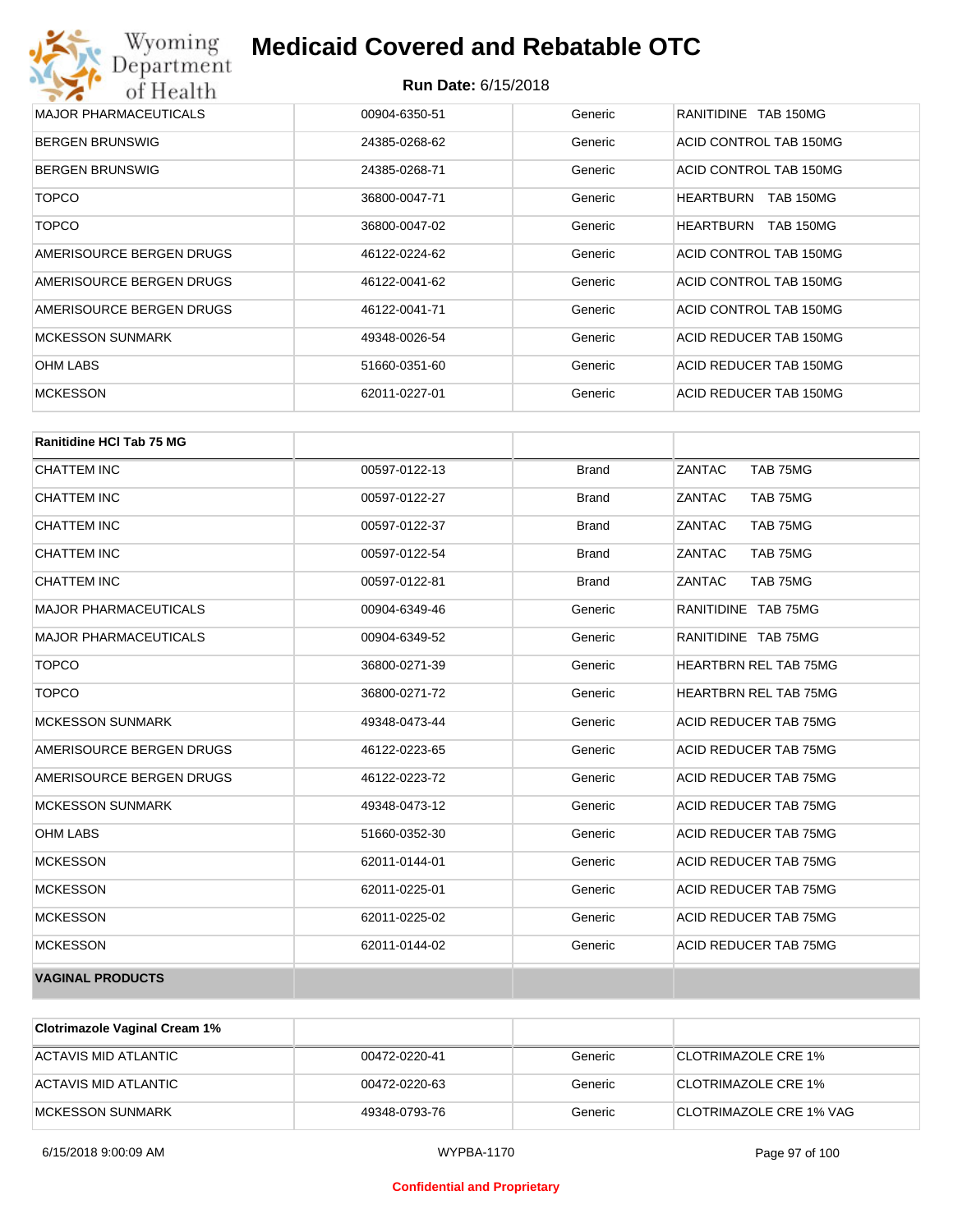| MAJOR PHARMACEUTICALS | 00904-6350-51 | Generic | RANITIDINE TAB 150MG |
|---|---|---|---|
| BERGEN BRUNSWIG | 24385-0268-62 | Generic | ACID CONTROL TAB 150MG |
| BERGEN BRUNSWIG | 24385-0268-71 | Generic | ACID CONTROL TAB 150MG |
| TOPCO | 36800-0047-71 | Generic | HEARTBURN TAB 150MG |
| TOPCO | 36800-0047-02 | Generic | HEARTBURN TAB 150MG |
| AMERISOURCE BERGEN DRUGS | 46122-0224-62 | Generic | ACID CONTROL TAB 150MG |
| AMERISOURCE BERGEN DRUGS | 46122-0041-62 | Generic | ACID CONTROL TAB 150MG |
| AMERISOURCE BERGEN DRUGS | 46122-0041-71 | Generic | ACID CONTROL TAB 150MG |
| MCKESSON SUNMARK | 49348-0026-54 | Generic | ACID REDUCER TAB 150MG |
| OHM LABS | 51660-0351-60 | Generic | ACID REDUCER TAB 150MG |
| MCKESSON | 62011-0227-01 | Generic | ACID REDUCER TAB 150MG |

| **Ranitidine HCl Tab 75 MG** | | | |
|---|---|---|---|
| CHATTEM INC | 00597-0122-13 | Brand | ZANTAC TAB 75MG |
| CHATTEM INC | 00597-0122-27 | Brand | ZANTAC TAB 75MG |
| CHATTEM INC | 00597-0122-37 | Brand | ZANTAC TAB 75MG |
| CHATTEM INC | 00597-0122-54 | Brand | ZANTAC TAB 75MG |
| CHATTEM INC | 00597-0122-81 | Brand | ZANTAC TAB 75MG |
| MAJOR PHARMACEUTICALS | 00904-6349-46 | Generic | RANITIDINE TAB 75MG |
| MAJOR PHARMACEUTICALS | 00904-6349-52 | Generic | RANITIDINE TAB 75MG |
| TOPCO | 36800-0271-39 | Generic | HEARTBRN REL TAB 75MG |
| TOPCO | 36800-0271-72 | Generic | HEARTBRN REL TAB 75MG |
| MCKESSON SUNMARK | 49348-0473-44 | Generic | ACID REDUCER TAB 75MG |
| AMERISOURCE BERGEN DRUGS | 46122-0223-65 | Generic | ACID REDUCER TAB 75MG |
| AMERISOURCE BERGEN DRUGS | 46122-0223-72 | Generic | ACID REDUCER TAB 75MG |
| MCKESSON SUNMARK | 49348-0473-12 | Generic | ACID REDUCER TAB 75MG |
| OHM LABS | 51660-0352-30 | Generic | ACID REDUCER TAB 75MG |
| MCKESSON | 62011-0144-01 | Generic | ACID REDUCER TAB 75MG |
| MCKESSON | 62011-0225-01 | Generic | ACID REDUCER TAB 75MG |
| MCKESSON | 62011-0225-02 | Generic | ACID REDUCER TAB 75MG |
| MCKESSON | 62011-0144-02 | Generic | ACID REDUCER TAB 75MG |
| **VAGINAL PRODUCTS** | | | |

| **Clotrimazole Vaginal Cream 1%** | | | |
|---|---|---|---|
| ACTAVIS MID ATLANTIC | 00472-0220-41 | Generic | CLOTRIMAZOLE CRE 1% |
| ACTAVIS MID ATLANTIC | 00472-0220-63 | Generic | CLOTRIMAZOLE CRE 1% |
| MCKESSON SUNMARK | 49348-0793-76 | Generic | CLOTRIMAZOLE CRE 1% VAG |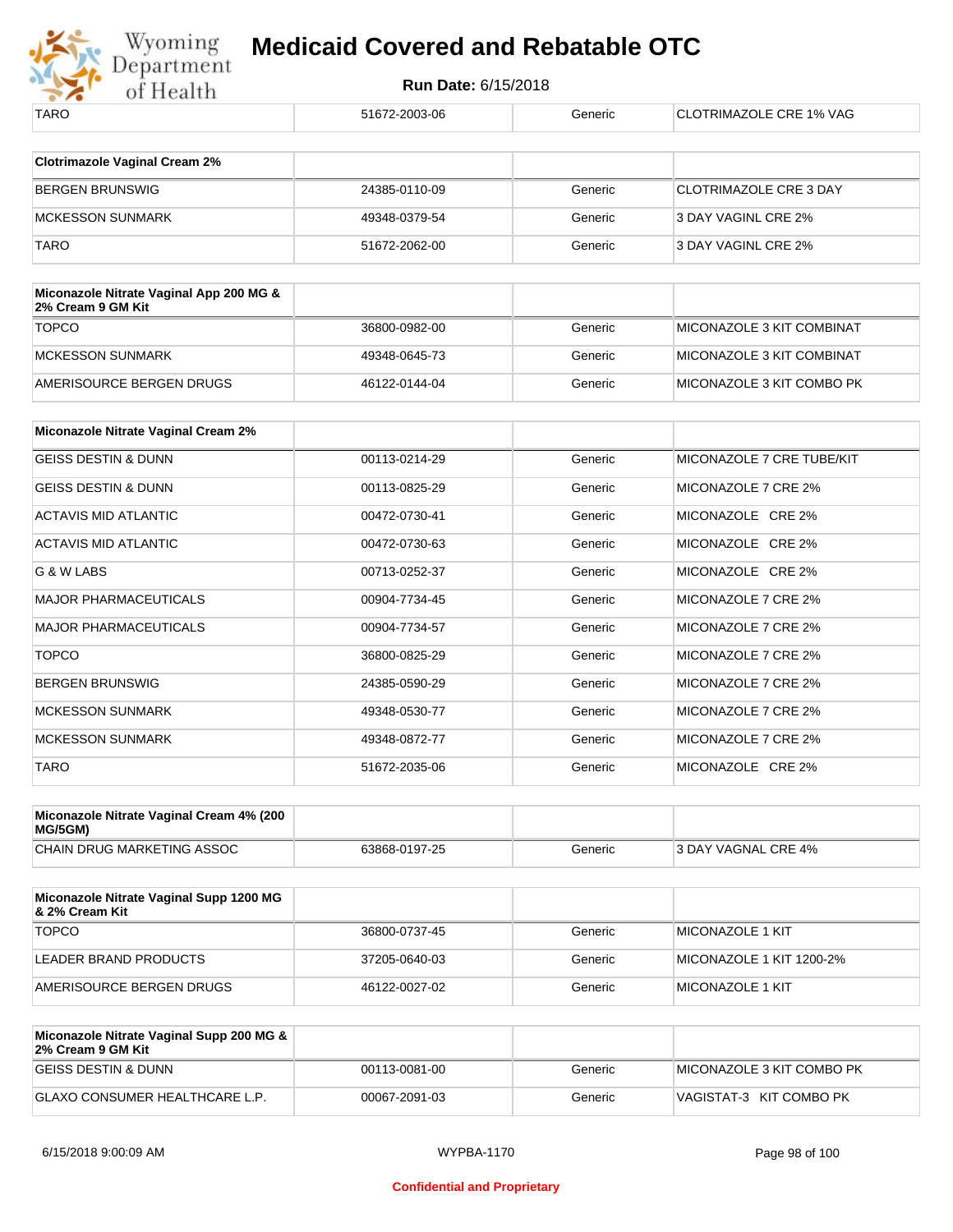| | | | |
|---|---|---|---|
| TARO | 51672-2003-06 | Generic | CLOTRIMAZOLE CRE 1% VAG |

| Clotrimazole Vaginal Cream 2% | | | |
|---|---|---|---|
| BERGEN BRUNSWIG | 24385-0110-09 | Generic | CLOTRIMAZOLE CRE 3 DAY |
| MCKESSON SUNMARK | 49348-0379-54 | Generic | 3 DAY VAGINL CRE 2% |
| TARO | 51672-2062-00 | Generic | 3 DAY VAGINL CRE 2% |

| Miconazole Nitrate Vaginal App 200 MG & 2% Cream 9 GM Kit | | | |
|---|---|---|---|
| TOPCO | 36800-0982-00 | Generic | MICONAZOLE 3 KIT COMBINAT |
| MCKESSON SUNMARK | 49348-0645-73 | Generic | MICONAZOLE 3 KIT COMBINAT |
| AMERISOURCE BERGEN DRUGS | 46122-0144-04 | Generic | MICONAZOLE 3 KIT COMBO PK |

| Miconazole Nitrate Vaginal Cream 2% | | | |
|---|---|---|---|
| GEISS DESTIN & DUNN | 00113-0214-29 | Generic | MICONAZOLE 7 CRE TUBE/KIT |
| GEISS DESTIN & DUNN | 00113-0825-29 | Generic | MICONAZOLE 7 CRE 2% |
| ACTAVIS MID ATLANTIC | 00472-0730-41 | Generic | MICONAZOLE CRE 2% |
| ACTAVIS MID ATLANTIC | 00472-0730-63 | Generic | MICONAZOLE CRE 2% |
| G & W LABS | 00713-0252-37 | Generic | MICONAZOLE CRE 2% |
| MAJOR PHARMACEUTICALS | 00904-7734-45 | Generic | MICONAZOLE 7 CRE 2% |
| MAJOR PHARMACEUTICALS | 00904-7734-57 | Generic | MICONAZOLE 7 CRE 2% |
| TOPCO | 36800-0825-29 | Generic | MICONAZOLE 7 CRE 2% |
| BERGEN BRUNSWIG | 24385-0590-29 | Generic | MICONAZOLE 7 CRE 2% |
| MCKESSON SUNMARK | 49348-0530-77 | Generic | MICONAZOLE 7 CRE 2% |
| MCKESSON SUNMARK | 49348-0872-77 | Generic | MICONAZOLE 7 CRE 2% |
| TARO | 51672-2035-06 | Generic | MICONAZOLE CRE 2% |

| Miconazole Nitrate Vaginal Cream 4% (200 MG/5GM) | | | |
|---|---|---|---|
| CHAIN DRUG MARKETING ASSOC | 63868-0197-25 | Generic | 3 DAY VAGNAL CRE 4% |

| Miconazole Nitrate Vaginal Supp 1200 MG & 2% Cream Kit | | | |
|---|---|---|---|
| TOPCO | 36800-0737-45 | Generic | MICONAZOLE 1 KIT |
| LEADER BRAND PRODUCTS | 37205-0640-03 | Generic | MICONAZOLE 1 KIT 1200-2% |
| AMERISOURCE BERGEN DRUGS | 46122-0027-02 | Generic | MICONAZOLE 1 KIT |

| Miconazole Nitrate Vaginal Supp 200 MG & 2% Cream 9 GM Kit | | | |
|---|---|---|---|
| GEISS DESTIN & DUNN | 00113-0081-00 | Generic | MICONAZOLE 3 KIT COMBO PK |
| GLAXO CONSUMER HEALTHCARE L.P. | 00067-2091-03 | Generic | VAGISTAT-3 KIT COMBO PK |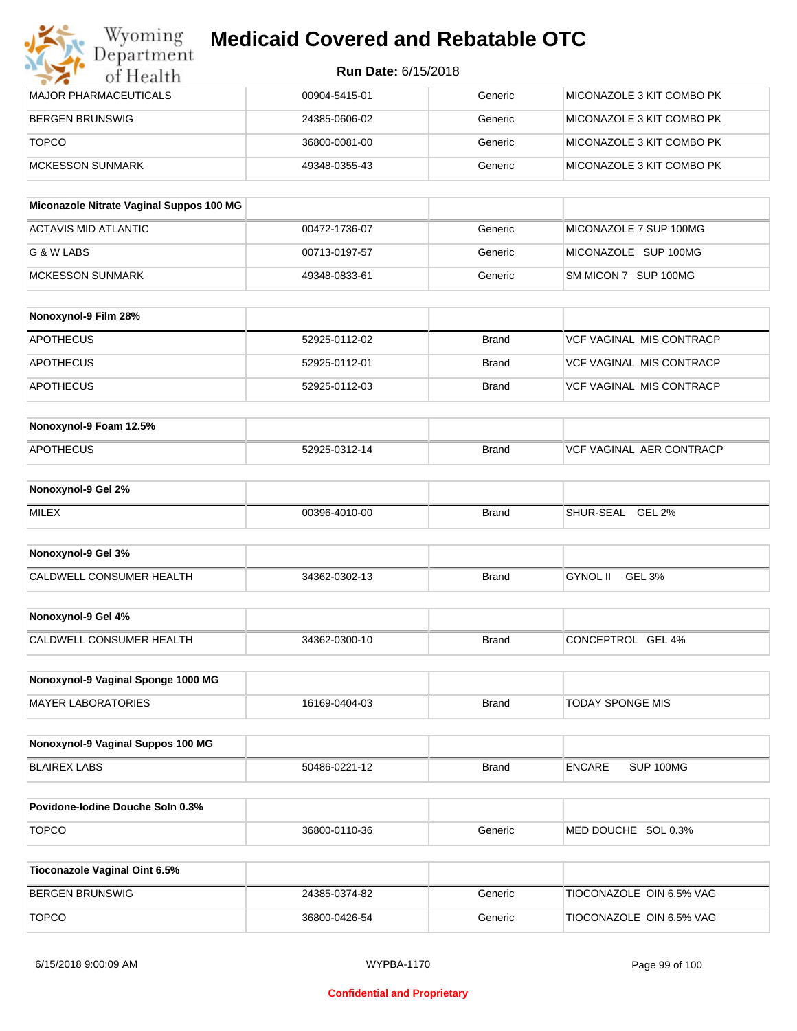| MAJOR PHARMACEUTICALS | 00904-5415-01 | Generic | MICONAZOLE 3 KIT COMBO PK |
|---|---|---|---|
| BERGEN BRUNSWIG | 24385-0606-02 | Generic | MICONAZOLE 3 KIT COMBO PK |
| TOPCO | 36800-0081-00 | Generic | MICONAZOLE 3 KIT COMBO PK |
| MCKESSON SUNMARK | 49348-0355-43 | Generic | MICONAZOLE 3 KIT COMBO PK |

| Miconazole Nitrate Vaginal Suppos 100 MG | | | |
|---|---|---|---|
| ACTAVIS MID ATLANTIC | 00472-1736-07 | Generic | MICONAZOLE 7 SUP 100MG |
| G & W LABS | 00713-0197-57 | Generic | MICONAZOLE SUP 100MG |
| MCKESSON SUNMARK | 49348-0833-61 | Generic | SM MICON 7 SUP 100MG |

| Nonoxynol-9 Film 28% | | | |
|---|---|---|---|
| APOTHECUS | 52925-0112-02 | Brand | VCF VAGINAL MIS CONTRACP |
| APOTHECUS | 52925-0112-01 | Brand | VCF VAGINAL MIS CONTRACP |
| APOTHECUS | 52925-0112-03 | Brand | VCF VAGINAL MIS CONTRACP |

| Nonoxynol-9 Foam 12.5% | | | |
|---|---|---|---|
| APOTHECUS | 52925-0312-14 | Brand | VCF VAGINAL AER CONTRACP |

| Nonoxynol-9 Gel 2% | | | |
|---|---|---|---|
| MILEX | 00396-4010-00 | Brand | SHUR-SEAL GEL 2% |

| Nonoxynol-9 Gel 3% | | | |
|---|---|---|---|
| CALDWELL CONSUMER HEALTH | 34362-0302-13 | Brand | GYNOL II GEL 3% |

| Nonoxynol-9 Gel 4% | | | |
|---|---|---|---|
| CALDWELL CONSUMER HEALTH | 34362-0300-10 | Brand | CONCEPTROL GEL 4% |

| Nonoxynol-9 Vaginal Sponge 1000 MG | | | |
|---|---|---|---|
| MAYER LABORATORIES | 16169-0404-03 | Brand | TODAY SPONGE MIS |

| Nonoxynol-9 Vaginal Suppos 100 MG | | | |
|---|---|---|---|
| BLAIREX LABS | 50486-0221-12 | Brand | ENCARE SUP 100MG |

| Povidone-Iodine Douche Soln 0.3% | | | |
|---|---|---|---|
| TOPCO | 36800-0110-36 | Generic | MED DOUCHE SOL 0.3% |

| Tioconazole Vaginal Oint 6.5% | | | |
|---|---|---|---|
| BERGEN BRUNSWIG | 24385-0374-82 | Generic | TIOCONAZOLE OIN 6.5% VAG |
| TOPCO | 36800-0426-54 | Generic | TIOCONAZOLE OIN 6.5% VAG |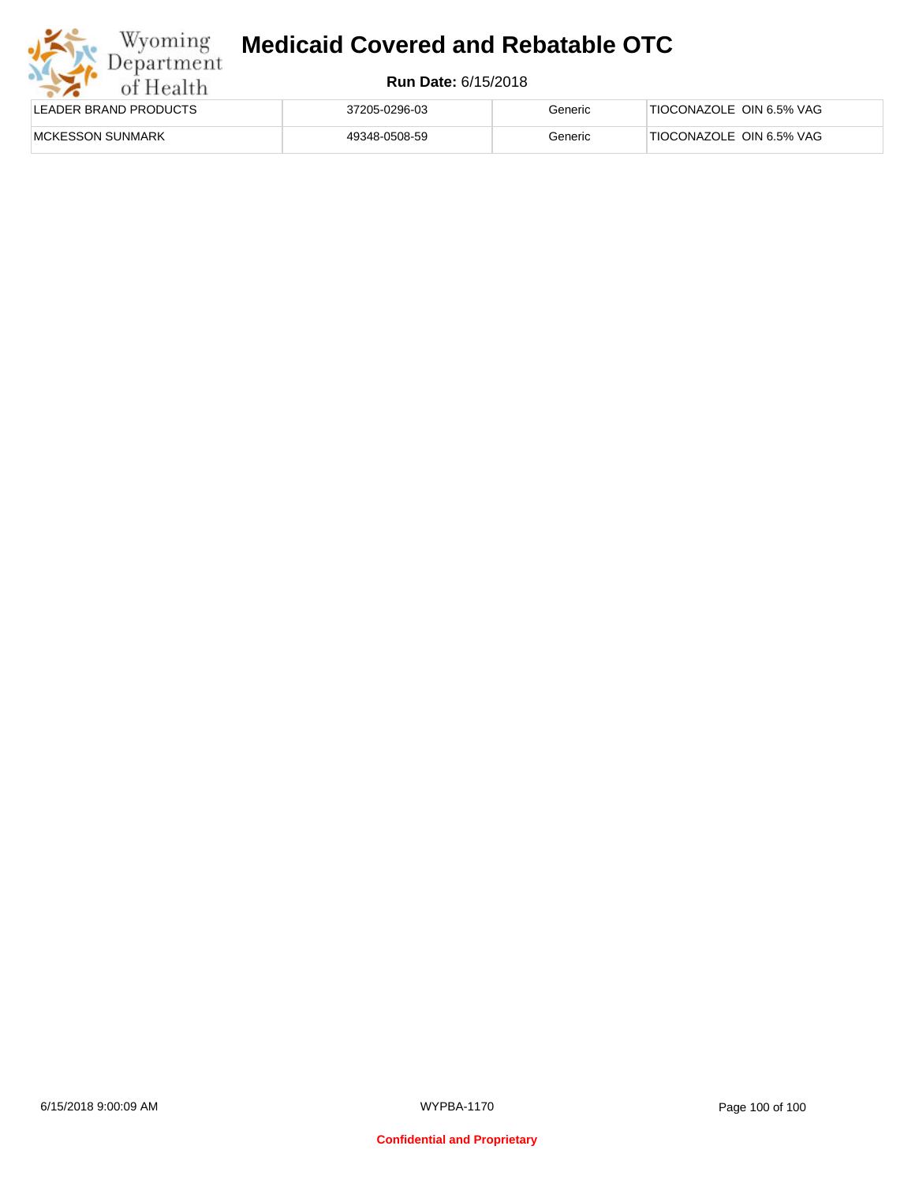| | | | |
|---|---|---|---|
| LEADER BRAND PRODUCTS | 37205-0296-03 | Generic | TIOCONAZOLE OIN 6.5% VAG |
| MCKESSON SUNMARK | 49348-0508-59 | Generic | TIOCONAZOLE OIN 6.5% VAG |